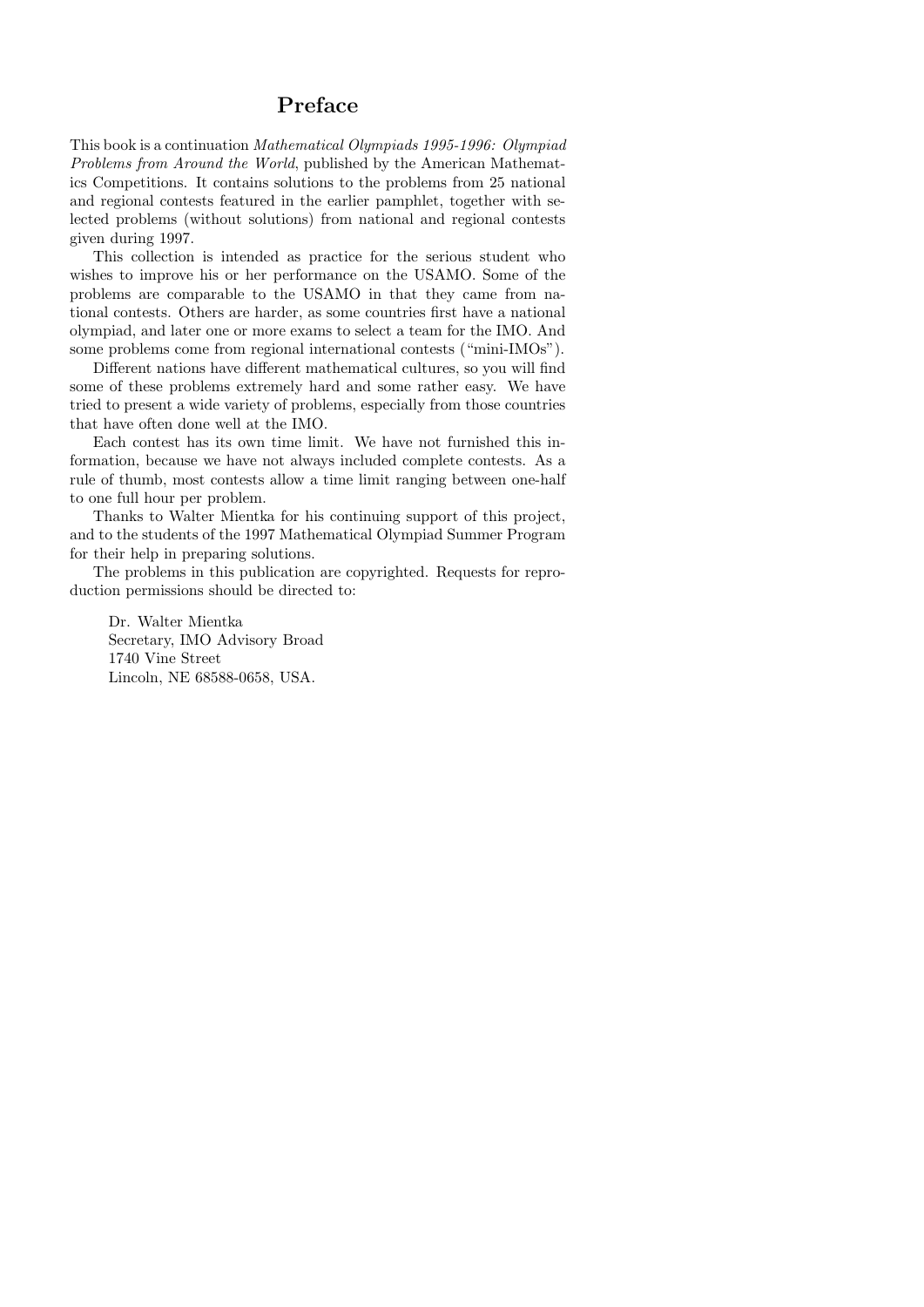# Preface

This book is a continuation *Mathematical Olympiads 1995-1996: Olympiad Problems from Around the World*, published by the American Mathematics Competitions. It contains solutions to the problems from 25 national and regional contests featured in the earlier pamphlet, together with selected problems (without solutions) from national and regional contests given during 1997.

This collection is intended as practice for the serious student who wishes to improve his or her performance on the USAMO. Some of the problems are comparable to the USAMO in that they came from national contests. Others are harder, as some countries first have a national olympiad, and later one or more exams to select a team for the IMO. And some problems come from regional international contests ("mini-IMOs").

Different nations have different mathematical cultures, so you will find some of these problems extremely hard and some rather easy. We have tried to present a wide variety of problems, especially from those countries that have often done well at the IMO.

Each contest has its own time limit. We have not furnished this information, because we have not always included complete contests. As a rule of thumb, most contests allow a time limit ranging between one-half to one full hour per problem.

Thanks to Walter Mientka for his continuing support of this project, and to the students of the 1997 Mathematical Olympiad Summer Program for their help in preparing solutions.

The problems in this publication are copyrighted. Requests for reproduction permissions should be directed to:

Dr. Walter Mientka
Secretary, IMO Advisory Broad
1740 Vine Street
Lincoln, NE 68588-0658, USA.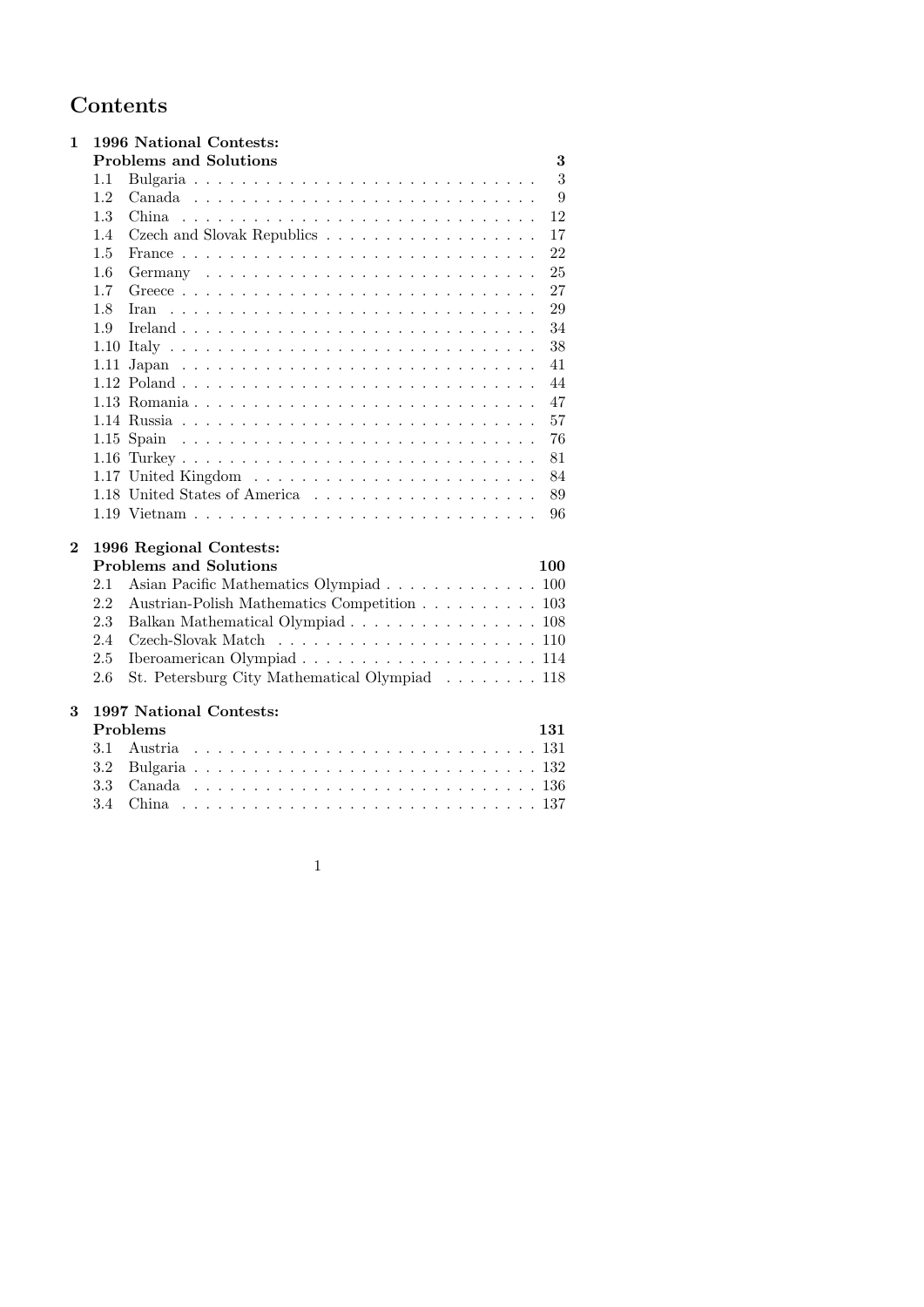# Contents

**1 1996 National Contests: Problems and Solutions** — **3**

- 1.1 Bulgaria . . . . . 3
- 1.2 Canada . . . . . 9
- 1.3 China . . . . . 12
- 1.4 Czech and Slovak Republics . . . . . 17
- 1.5 France . . . . . 22
- 1.6 Germany . . . . . 25
- 1.7 Greece . . . . . 27
- 1.8 Iran . . . . . 29
- 1.9 Ireland . . . . . 34
- 1.10 Italy . . . . . 38
- 1.11 Japan . . . . . 41
- 1.12 Poland . . . . . 44
- 1.13 Romania . . . . . 47
- 1.14 Russia . . . . . 57
- 1.15 Spain . . . . . 76
- 1.16 Turkey . . . . . 81
- 1.17 United Kingdom . . . . . 84
- 1.18 United States of America . . . . . 89
- 1.19 Vietnam . . . . . 96

**2 1996 Regional Contests: Problems and Solutions** — **100**

- 2.1 Asian Pacific Mathematics Olympiad . . . . . 100
- 2.2 Austrian-Polish Mathematics Competition . . . . . 103
- 2.3 Balkan Mathematical Olympiad . . . . . 108
- 2.4 Czech-Slovak Match . . . . . 110
- 2.5 Iberoamerican Olympiad . . . . . 114
- 2.6 St. Petersburg City Mathematical Olympiad . . . . . 118

**3 1997 National Contests: Problems** — **131**

- 3.1 Austria . . . . . 131
- 3.2 Bulgaria . . . . . 132
- 3.3 Canada . . . . . 136
- 3.4 China . . . . . 137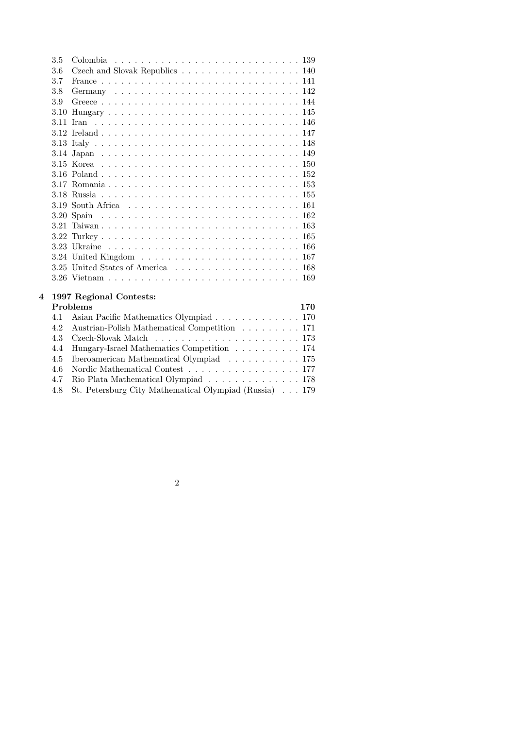- 3.5 Colombia . . . . . . . . . . . . . . . . . . . . . . . . . . . 139
- 3.6 Czech and Slovak Republics . . . . . . . . . . . . . . . . . . 140
- 3.7 France . . . . . . . . . . . . . . . . . . . . . . . . . . . . . 141
- 3.8 Germany . . . . . . . . . . . . . . . . . . . . . . . . . . . . 142
- 3.9 Greece . . . . . . . . . . . . . . . . . . . . . . . . . . . . . 144
- 3.10 Hungary . . . . . . . . . . . . . . . . . . . . . . . . . . . . 145
- 3.11 Iran . . . . . . . . . . . . . . . . . . . . . . . . . . . . . . 146
- 3.12 Ireland . . . . . . . . . . . . . . . . . . . . . . . . . . . . . 147
- 3.13 Italy . . . . . . . . . . . . . . . . . . . . . . . . . . . . . . 148
- 3.14 Japan . . . . . . . . . . . . . . . . . . . . . . . . . . . . . 149
- 3.15 Korea . . . . . . . . . . . . . . . . . . . . . . . . . . . . . 150
- 3.16 Poland . . . . . . . . . . . . . . . . . . . . . . . . . . . . . 152
- 3.17 Romania . . . . . . . . . . . . . . . . . . . . . . . . . . . . 153
- 3.18 Russia . . . . . . . . . . . . . . . . . . . . . . . . . . . . . 155
- 3.19 South Africa . . . . . . . . . . . . . . . . . . . . . . . . . 161
- 3.20 Spain . . . . . . . . . . . . . . . . . . . . . . . . . . . . . 162
- 3.21 Taiwan . . . . . . . . . . . . . . . . . . . . . . . . . . . . . 163
- 3.22 Turkey . . . . . . . . . . . . . . . . . . . . . . . . . . . . . 165
- 3.23 Ukraine . . . . . . . . . . . . . . . . . . . . . . . . . . . . 166
- 3.24 United Kingdom . . . . . . . . . . . . . . . . . . . . . . . 167
- 3.25 United States of America . . . . . . . . . . . . . . . . . . . 168
- 3.26 Vietnam . . . . . . . . . . . . . . . . . . . . . . . . . . . . 169

**4 1997 Regional Contests: Problems** **170**

- 4.1 Asian Pacific Mathematics Olympiad . . . . . . . . . . . . . 170
- 4.2 Austrian-Polish Mathematical Competition . . . . . . . . . 171
- 4.3 Czech-Slovak Match . . . . . . . . . . . . . . . . . . . . . . 173
- 4.4 Hungary-Israel Mathematics Competition . . . . . . . . . . 174
- 4.5 Iberoamerican Mathematical Olympiad . . . . . . . . . . . 175
- 4.6 Nordic Mathematical Contest . . . . . . . . . . . . . . . . . 177
- 4.7 Rio Plata Mathematical Olympiad . . . . . . . . . . . . . . 178
- 4.8 St. Petersburg City Mathematical Olympiad (Russia) . . . 179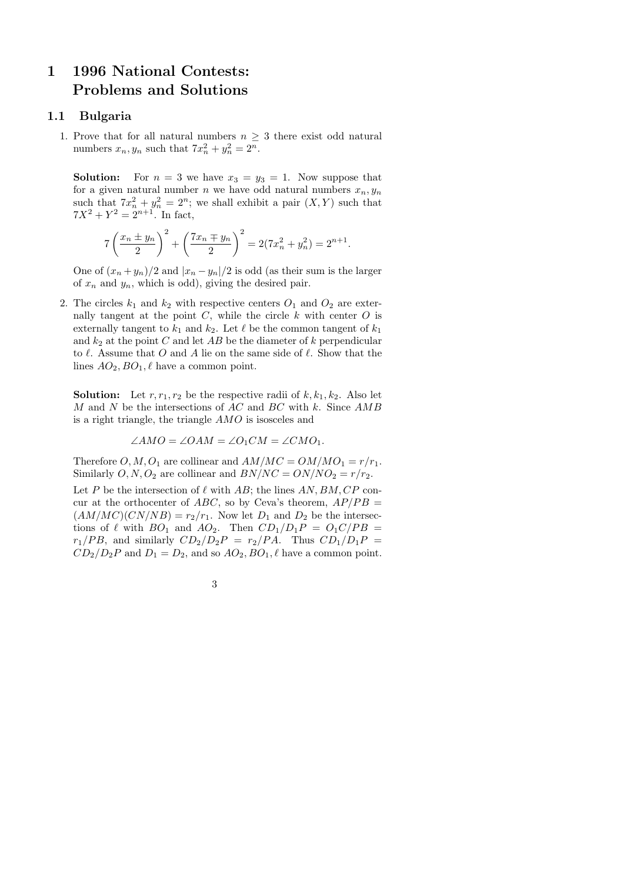# 1 1996 National Contests: Problems and Solutions

## 1.1 Bulgaria

1. Prove that for all natural numbers $n \geq 3$ there exist odd natural numbers $x_n, y_n$ such that $7x_n^2 + y_n^2 = 2^n$.

   **Solution:** For $n = 3$ we have $x_3 = y_3 = 1$. Now suppose that for a given natural number $n$ we have odd natural numbers $x_n, y_n$ such that $7x_n^2 + y_n^2 = 2^n$; we shall exhibit a pair $(X, Y)$ such that $7X^2 + Y^2 = 2^{n+1}$. In fact,

   $$7\left(\frac{x_n \pm y_n}{2}\right)^2 + \left(\frac{7x_n \mp y_n}{2}\right)^2 = 2(7x_n^2 + y_n^2) = 2^{n+1}.$$

   One of $(x_n + y_n)/2$ and $|x_n - y_n|/2$ is odd (as their sum is the larger of $x_n$ and $y_n$, which is odd), giving the desired pair.

2. The circles $k_1$ and $k_2$ with respective centers $O_1$ and $O_2$ are externally tangent at the point $C$, while the circle $k$ with center $O$ is externally tangent to $k_1$ and $k_2$. Let $\ell$ be the common tangent of $k_1$ and $k_2$ at the point $C$ and let $AB$ be the diameter of $k$ perpendicular to $\ell$. Assume that $O$ and $A$ lie on the same side of $\ell$. Show that the lines $AO_2, BO_1, \ell$ have a common point.

   **Solution:** Let $r, r_1, r_2$ be the respective radii of $k, k_1, k_2$. Also let $M$ and $N$ be the intersections of $AC$ and $BC$ with $k$. Since $AMB$ is a right triangle, the triangle $AMO$ is isosceles and

   $$\angle AMO = \angle OAM = \angle O_1CM = \angle CMO_1.$$

   Therefore $O, M, O_1$ are collinear and $AM/MC = OM/MO_1 = r/r_1$. Similarly $O, N, O_2$ are collinear and $BN/NC = ON/NO_2 = r/r_2$.

   Let $P$ be the intersection of $\ell$ with $AB$; the lines $AN, BM, CP$ concur at the orthocenter of $ABC$, so by Ceva's theorem, $AP/PB = (AM/MC)(CN/NB) = r_2/r_1$. Now let $D_1$ and $D_2$ be the intersections of $\ell$ with $BO_1$ and $AO_2$. Then $CD_1/D_1P = O_1C/PB = r_1/PB$, and similarly $CD_2/D_2P = r_2/PA$. Thus $CD_1/D_1P = CD_2/D_2P$ and $D_1 = D_2$, and so $AO_2, BO_1, \ell$ have a common point.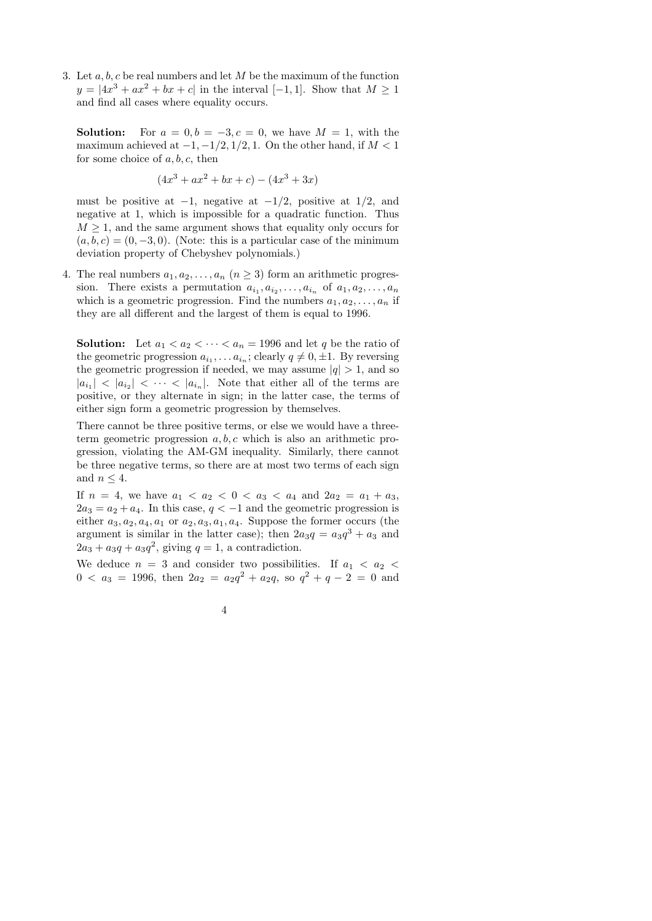3. Let $a, b, c$ be real numbers and let $M$ be the maximum of the function $y = |4x^3 + ax^2 + bx + c|$ in the interval $[-1, 1]$. Show that $M \geq 1$ and find all cases where equality occurs.

**Solution:** For $a = 0, b = -3, c = 0$, we have $M = 1$, with the maximum achieved at $-1, -1/2, 1/2, 1$. On the other hand, if $M < 1$ for some choice of $a, b, c$, then

$$(4x^3 + ax^2 + bx + c) - (4x^3 + 3x)$$

must be positive at $-1$, negative at $-1/2$, positive at $1/2$, and negative at 1, which is impossible for a quadratic function. Thus $M \geq 1$, and the same argument shows that equality only occurs for $(a, b, c) = (0, -3, 0)$. (Note: this is a particular case of the minimum deviation property of Chebyshev polynomials.)

4. The real numbers $a_1, a_2, \dots, a_n$ ($n \geq 3$) form an arithmetic progression. There exists a permutation $a_{i_1}, a_{i_2}, \dots, a_{i_n}$ of $a_1, a_2, \dots, a_n$ which is a geometric progression. Find the numbers $a_1, a_2, \dots, a_n$ if they are all different and the largest of them is equal to 1996.

**Solution:** Let $a_1 < a_2 < \cdots < a_n = 1996$ and let $q$ be the ratio of the geometric progression $a_{i_1}, \dots a_{i_n}$; clearly $q \neq 0, \pm 1$. By reversing the geometric progression if needed, we may assume $|q| > 1$, and so $|a_{i_1}| < |a_{i_2}| < \cdots < |a_{i_n}|$. Note that either all of the terms are positive, or they alternate in sign; in the latter case, the terms of either sign form a geometric progression by themselves.

There cannot be three positive terms, or else we would have a three-term geometric progression $a, b, c$ which is also an arithmetic progression, violating the AM-GM inequality. Similarly, there cannot be three negative terms, so there are at most two terms of each sign and $n \leq 4$.

If $n = 4$, we have $a_1 < a_2 < 0 < a_3 < a_4$ and $2a_2 = a_1 + a_3$, $2a_3 = a_2 + a_4$. In this case, $q < -1$ and the geometric progression is either $a_3, a_2, a_4, a_1$ or $a_2, a_3, a_1, a_4$. Suppose the former occurs (the argument is similar in the latter case); then $2a_3q = a_3q^3 + a_3$ and $2a_3 + a_3q + a_3q^2$, giving $q = 1$, a contradiction.

We deduce $n = 3$ and consider two possibilities. If $a_1 < a_2 < 0 < a_3 = 1996$, then $2a_2 = a_2q^2 + a_2q$, so $q^2 + q - 2 = 0$ and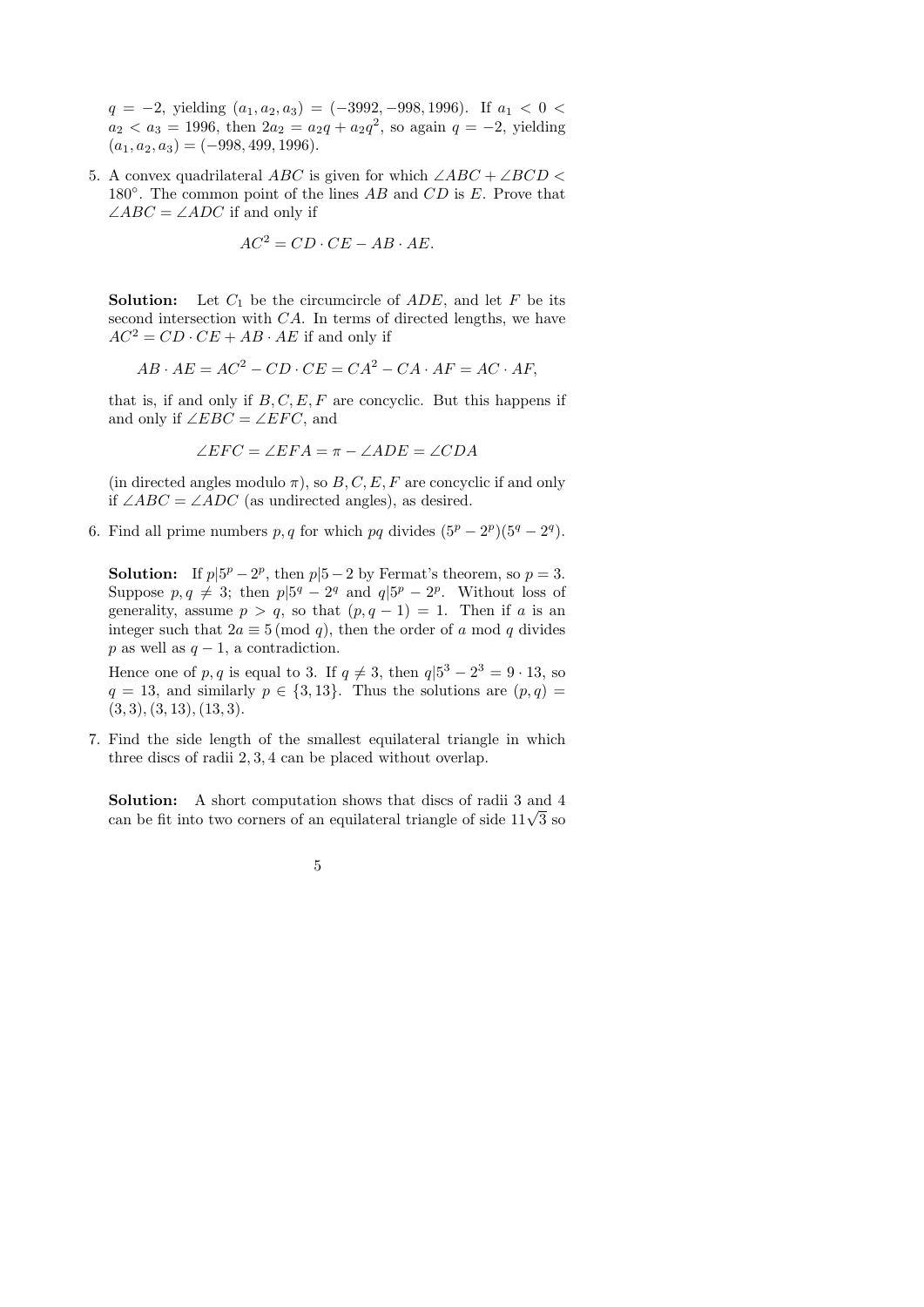$q = -2$, yielding $(a_1, a_2, a_3) = (-3992, -998, 1996)$. If $a_1 < 0 < a_2 < a_3 = 1996$, then $2a_2 = a_2 q + a_2 q^2$, so again $q = -2$, yielding $(a_1, a_2, a_3) = (-998, 499, 1996)$.

5. A convex quadrilateral $ABC$ is given for which $\angle ABC + \angle BCD < 180°$. The common point of the lines $AB$ and $CD$ is $E$. Prove that $\angle ABC = \angle ADC$ if and only if

$$AC^2 = CD \cdot CE - AB \cdot AE.$$

**Solution:** Let $C_1$ be the circumcircle of $ADE$, and let $F$ be its second intersection with $CA$. In terms of directed lengths, we have $AC^2 = CD \cdot CE + AB \cdot AE$ if and only if

$$AB \cdot AE = AC^2 - CD \cdot CE = CA^2 - CA \cdot AF = AC \cdot AF,$$

that is, if and only if $B, C, E, F$ are concyclic. But this happens if and only if $\angle EBC = \angle EFC$, and

$$\angle EFC = \angle EFA = \pi - \angle ADE = \angle CDA$$

(in directed angles modulo $\pi$), so $B, C, E, F$ are concyclic if and only if $\angle ABC = \angle ADC$ (as undirected angles), as desired.

6. Find all prime numbers $p, q$ for which $pq$ divides $(5^p - 2^p)(5^q - 2^q)$.

**Solution:** If $p | 5^p - 2^p$, then $p | 5 - 2$ by Fermat's theorem, so $p = 3$. Suppose $p, q \neq 3$; then $p | 5^q - 2^q$ and $q | 5^p - 2^p$. Without loss of generality, assume $p > q$, so that $(p, q - 1) = 1$. Then if $a$ is an integer such that $2a \equiv 5 \pmod{q}$, then the order of $a$ mod $q$ divides $p$ as well as $q - 1$, a contradiction.

Hence one of $p, q$ is equal to 3. If $q \neq 3$, then $q | 5^3 - 2^3 = 9 \cdot 13$, so $q = 13$, and similarly $p \in \{3, 13\}$. Thus the solutions are $(p, q) = (3, 3), (3, 13), (13, 3)$.

7. Find the side length of the smallest equilateral triangle in which three discs of radii 2, 3, 4 can be placed without overlap.

**Solution:** A short computation shows that discs of radii 3 and 4 can be fit into two corners of an equilateral triangle of side $11\sqrt{3}$ so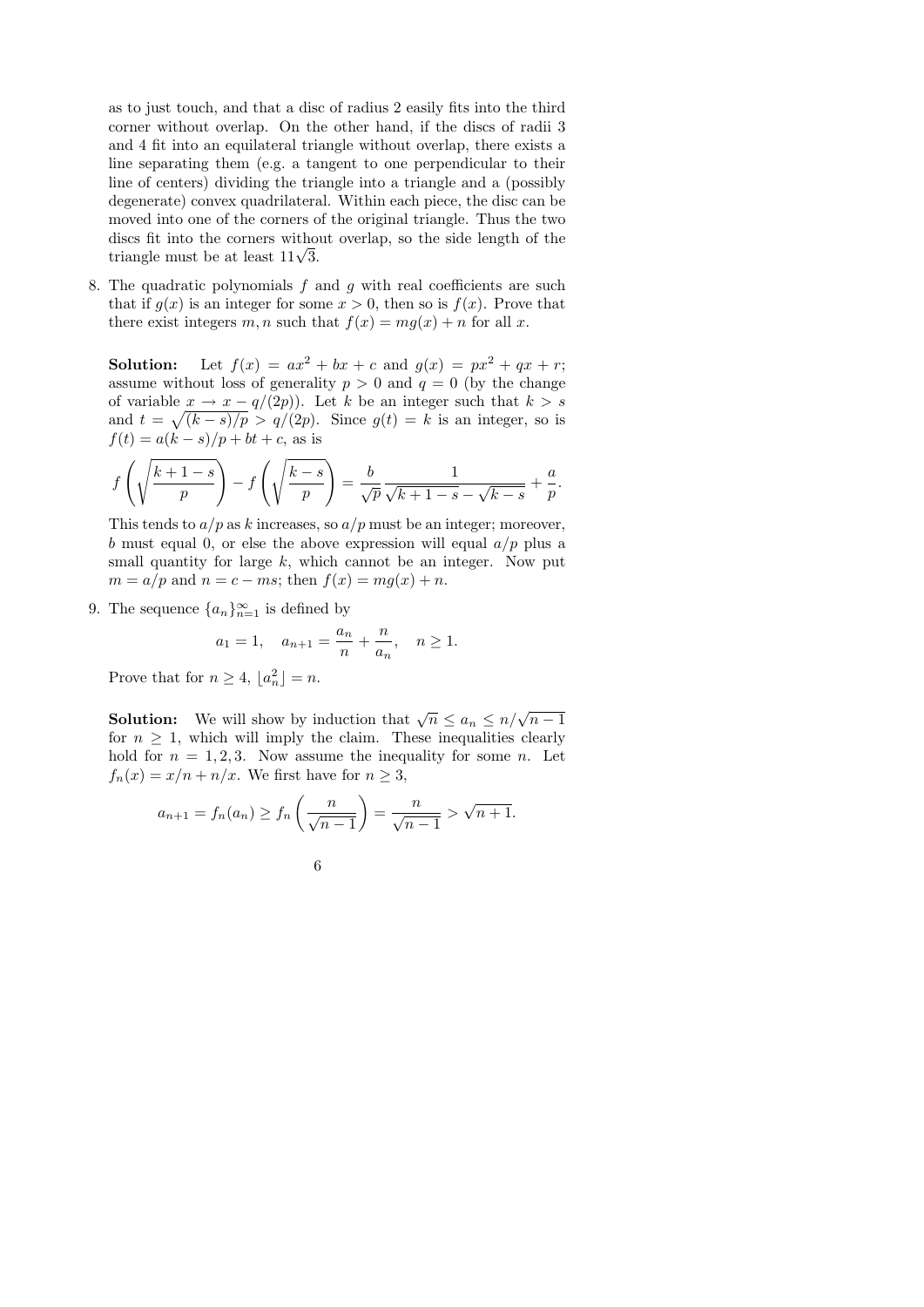as to just touch, and that a disc of radius 2 easily fits into the third corner without overlap. On the other hand, if the discs of radii 3 and 4 fit into an equilateral triangle without overlap, there exists a line separating them (e.g. a tangent to one perpendicular to their line of centers) dividing the triangle into a triangle and a (possibly degenerate) convex quadrilateral. Within each piece, the disc can be moved into one of the corners of the original triangle. Thus the two discs fit into the corners without overlap, so the side length of the triangle must be at least $11\sqrt{3}$.

8. The quadratic polynomials $f$ and $g$ with real coefficients are such that if $g(x)$ is an integer for some $x > 0$, then so is $f(x)$. Prove that there exist integers $m, n$ such that $f(x) = mg(x) + n$ for all $x$.

   **Solution:** Let $f(x) = ax^2 + bx + c$ and $g(x) = px^2 + qx + r$; assume without loss of generality $p > 0$ and $q = 0$ (by the change of variable $x \to x - q/(2p)$). Let $k$ be an integer such that $k > s$ and $t = \sqrt{(k-s)/p} > q/(2p)$. Since $g(t) = k$ is an integer, so is $f(t) = a(k-s)/p + bt + c$, as is

   $$f\left(\sqrt{\frac{k+1-s}{p}}\right) - f\left(\sqrt{\frac{k-s}{p}}\right) = \frac{b}{\sqrt{p}} \frac{1}{\sqrt{k+1-s} - \sqrt{k-s}} + \frac{a}{p}.$$

   This tends to $a/p$ as $k$ increases, so $a/p$ must be an integer; moreover, $b$ must equal 0, or else the above expression will equal $a/p$ plus a small quantity for large $k$, which cannot be an integer. Now put $m = a/p$ and $n = c - ms$; then $f(x) = mg(x) + n$.

9. The sequence $\{a_n\}_{n=1}^{\infty}$ is defined by

   $$a_1 = 1, \quad a_{n+1} = \frac{a_n}{n} + \frac{n}{a_n}, \quad n \geq 1.$$

   Prove that for $n \geq 4$, $\lfloor a_n^2 \rfloor = n$.

   **Solution:** We will show by induction that $\sqrt{n} \leq a_n \leq n/\sqrt{n-1}$ for $n \geq 1$, which will imply the claim. These inequalities clearly hold for $n = 1, 2, 3$. Now assume the inequality for some $n$. Let $f_n(x) = x/n + n/x$. We first have for $n \geq 3$,

   $$a_{n+1} = f_n(a_n) \geq f_n\left(\frac{n}{\sqrt{n-1}}\right) = \frac{n}{\sqrt{n-1}} > \sqrt{n+1}.$$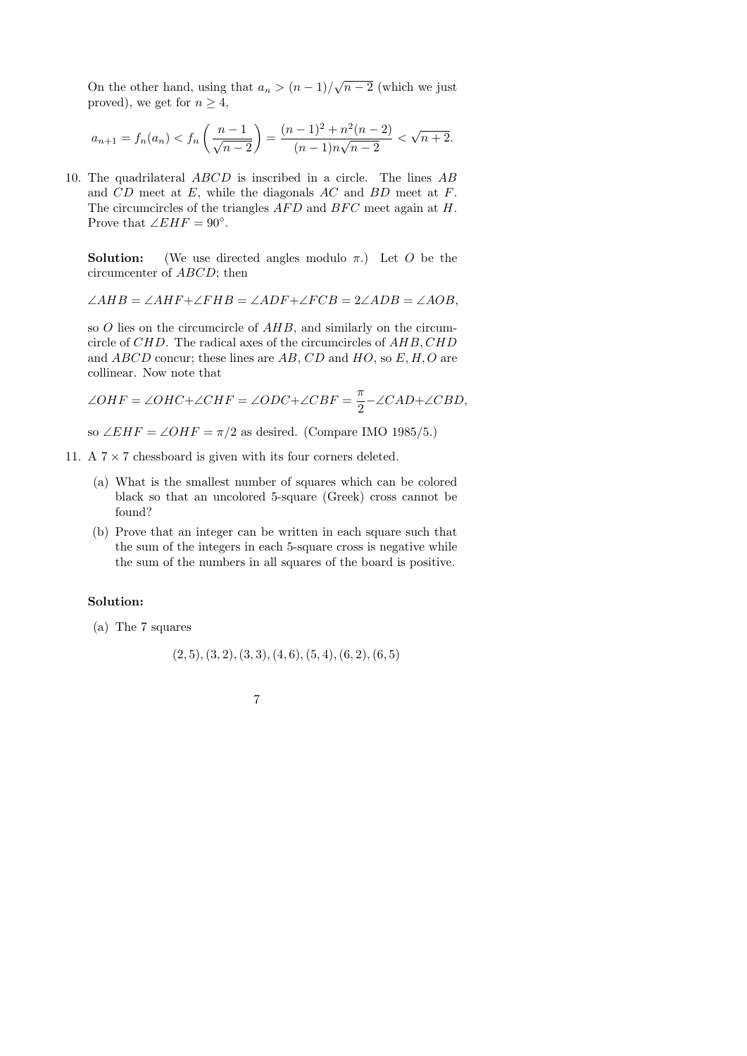On the other hand, using that $a_n > (n-1)/\sqrt{n-2}$ (which we just proved), we get for $n \geq 4$,

$$a_{n+1} = f_n(a_n) < f_n\left(\frac{n-1}{\sqrt{n-2}}\right) = \frac{(n-1)^2 + n^2(n-2)}{(n-1)n\sqrt{n-2}} < \sqrt{n+2}.$$

10. The quadrilateral $ABCD$ is inscribed in a circle. The lines $AB$ and $CD$ meet at $E$, while the diagonals $AC$ and $BD$ meet at $F$. The circumcircles of the triangles $AFD$ and $BFC$ meet again at $H$. Prove that $\angle EHF = 90^\circ$.

    **Solution:** (We use directed angles modulo $\pi$.) Let $O$ be the circumcenter of $ABCD$; then

    $$\angle AHB = \angle AHF + \angle FHB = \angle ADF + \angle FCB = 2\angle ADB = \angle AOB,$$

    so $O$ lies on the circumcircle of $AHB$, and similarly on the circumcircle of $CHD$. The radical axes of the circumcircles of $AHB, CHD$ and $ABCD$ concur; these lines are $AB$, $CD$ and $HO$, so $E, H, O$ are collinear. Now note that

    $$\angle OHF = \angle OHC + \angle CHF = \angle ODC + \angle CBF = \frac{\pi}{2} - \angle CAD + \angle CBD,$$

    so $\angle EHF = \angle OHF = \pi/2$ as desired. (Compare IMO 1985/5.)

11. A $7 \times 7$ chessboard is given with its four corners deleted.

    (a) What is the smallest number of squares which can be colored black so that an uncolored 5-square (Greek) cross cannot be found?

    (b) Prove that an integer can be written in each square such that the sum of the integers in each 5-square cross is negative while the sum of the numbers in all squares of the board is positive.

    **Solution:**

    (a) The 7 squares

    $$(2,5), (3,2), (3,3), (4,6), (5,4), (6,2), (6,5)$$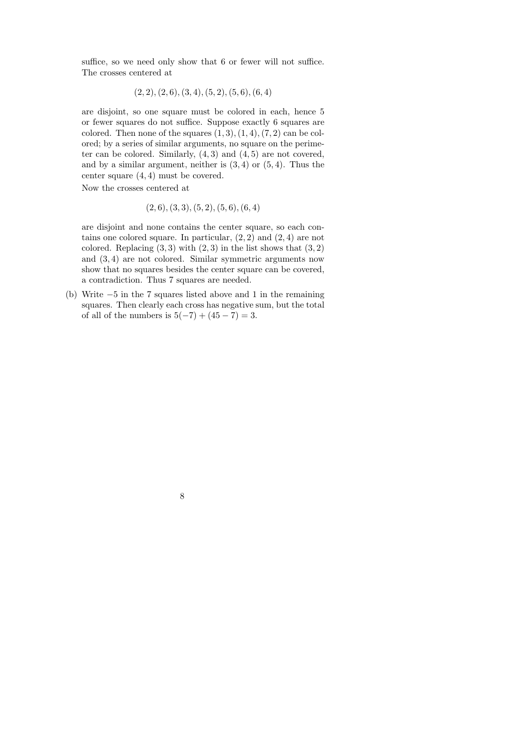suffice, so we need only show that 6 or fewer will not suffice. The crosses centered at

$$(2,2),(2,6),(3,4),(5,2),(5,6),(6,4)$$

are disjoint, so one square must be colored in each, hence 5 or fewer squares do not suffice. Suppose exactly 6 squares are colored. Then none of the squares $(1,3),(1,4),(7,2)$ can be colored; by a series of similar arguments, no square on the perimeter can be colored. Similarly, $(4,3)$ and $(4,5)$ are not covered, and by a similar argument, neither is $(3,4)$ or $(5,4)$. Thus the center square $(4,4)$ must be covered.

Now the crosses centered at

$$(2,6),(3,3),(5,2),(5,6),(6,4)$$

are disjoint and none contains the center square, so each contains one colored square. In particular, $(2,2)$ and $(2,4)$ are not colored. Replacing $(3,3)$ with $(2,3)$ in the list shows that $(3,2)$ and $(3,4)$ are not colored. Similar symmetric arguments now show that no squares besides the center square can be covered, a contradiction. Thus 7 squares are needed.

(b) Write $-5$ in the 7 squares listed above and 1 in the remaining squares. Then clearly each cross has negative sum, but the total of all of the numbers is $5(-7)+(45-7)=3$.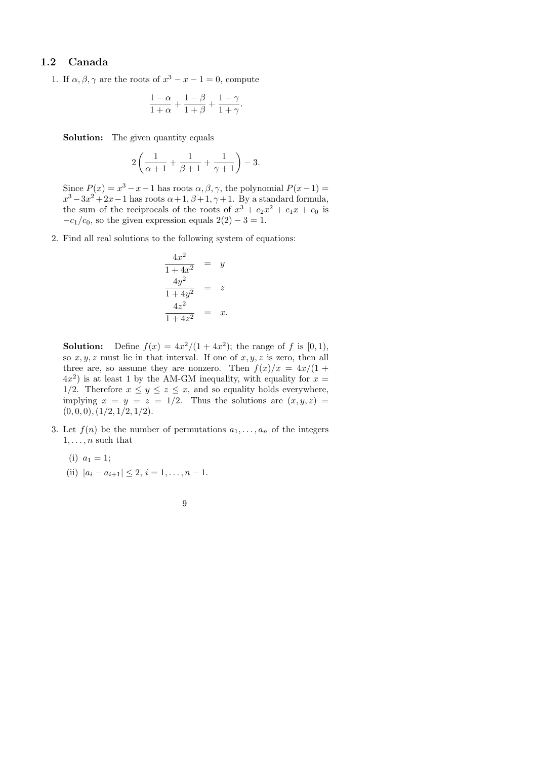## 1.2 Canada

1. If $\alpha, \beta, \gamma$ are the roots of $x^3 - x - 1 = 0$, compute

$$\frac{1-\alpha}{1+\alpha} + \frac{1-\beta}{1+\beta} + \frac{1-\gamma}{1+\gamma}.$$

**Solution:** The given quantity equals

$$2\left(\frac{1}{\alpha+1} + \frac{1}{\beta+1} + \frac{1}{\gamma+1}\right) - 3.$$

Since $P(x) = x^3 - x - 1$ has roots $\alpha, \beta, \gamma$, the polynomial $P(x-1) = x^3 - 3x^2 + 2x - 1$ has roots $\alpha+1, \beta+1, \gamma+1$. By a standard formula, the sum of the reciprocals of the roots of $x^3 + c_2x^2 + c_1x + c_0$ is $-c_1/c_0$, so the given expression equals $2(2) - 3 = 1$.

2. Find all real solutions to the following system of equations:

$$\begin{aligned}
\frac{4x^2}{1+4x^2} &= y \\
\frac{4y^2}{1+4y^2} &= z \\
\frac{4z^2}{1+4z^2} &= x.
\end{aligned}$$

**Solution:** Define $f(x) = 4x^2/(1+4x^2)$; the range of $f$ is $[0,1)$, so $x, y, z$ must lie in that interval. If one of $x, y, z$ is zero, then all three are, so assume they are nonzero. Then $f(x)/x = 4x/(1+4x^2)$ is at least 1 by the AM-GM inequality, with equality for $x = 1/2$. Therefore $x \leq y \leq z \leq x$, and so equality holds everywhere, implying $x = y = z = 1/2$. Thus the solutions are $(x, y, z) = (0,0,0), (1/2, 1/2, 1/2)$.

3. Let $f(n)$ be the number of permutations $a_1, \ldots, a_n$ of the integers $1, \ldots, n$ such that

   (i) $a_1 = 1$;

   (ii) $|a_i - a_{i+1}| \leq 2$, $i = 1, \ldots, n-1$.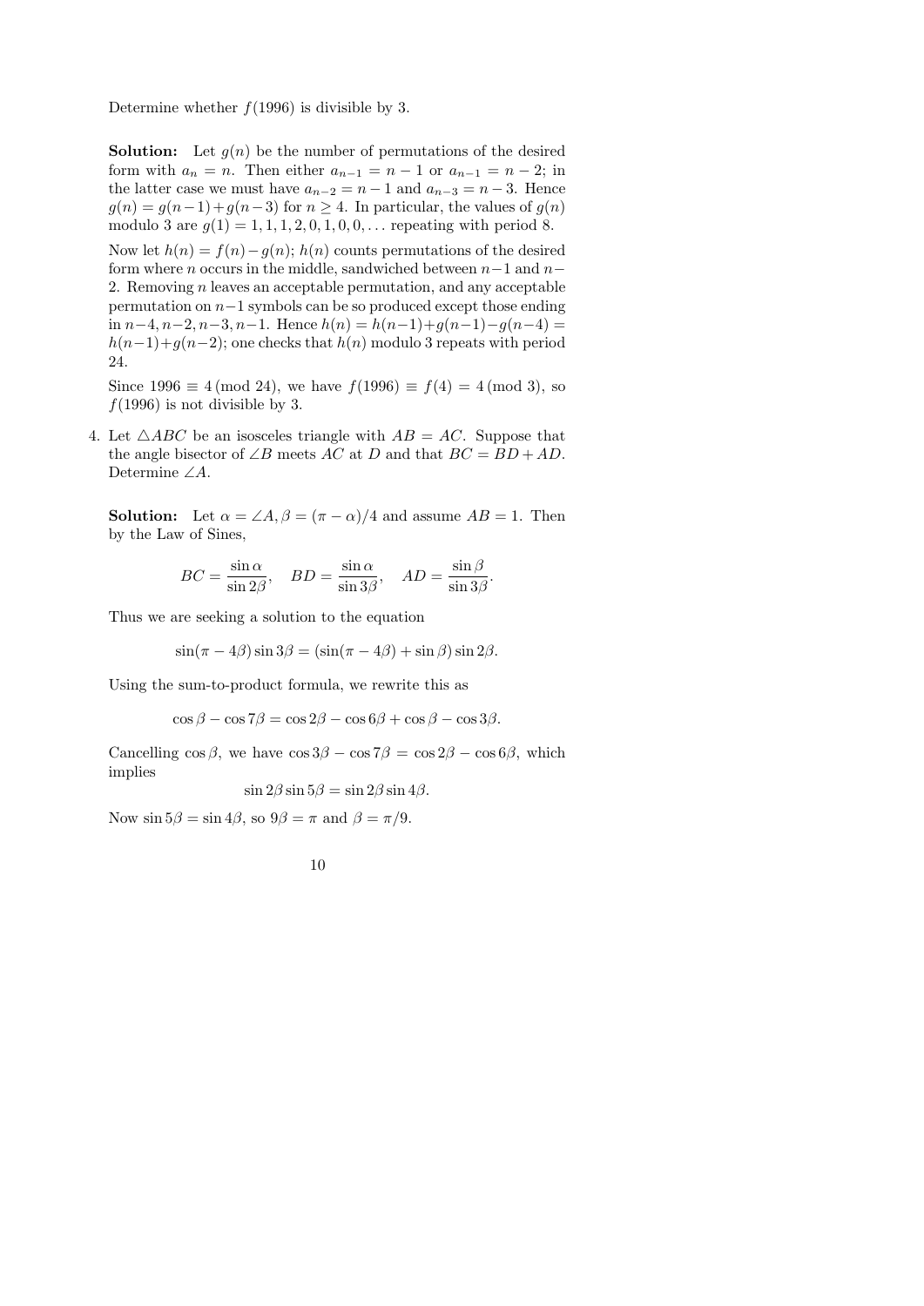Determine whether $f(1996)$ is divisible by 3.

**Solution:** Let $g(n)$ be the number of permutations of the desired form with $a_n = n$. Then either $a_{n-1} = n-1$ or $a_{n-1} = n-2$; in the latter case we must have $a_{n-2} = n-1$ and $a_{n-3} = n-3$. Hence $g(n) = g(n-1) + g(n-3)$ for $n \geq 4$. In particular, the values of $g(n)$ modulo 3 are $g(1) = 1, 1, 1, 2, 0, 1, 0, 0, \ldots$ repeating with period 8.

Now let $h(n) = f(n) - g(n)$; $h(n)$ counts permutations of the desired form where $n$ occurs in the middle, sandwiched between $n-1$ and $n-2$. Removing $n$ leaves an acceptable permutation, and any acceptable permutation on $n-1$ symbols can be so produced except those ending in $n-4, n-2, n-3, n-1$. Hence $h(n) = h(n-1) + g(n-1) - g(n-4) = h(n-1) + g(n-2)$; one checks that $h(n)$ modulo 3 repeats with period 24.

Since $1996 \equiv 4 \pmod{24}$, we have $f(1996) \equiv f(4) = 4 \pmod 3$, so $f(1996)$ is not divisible by 3.

4. Let $\triangle ABC$ be an isosceles triangle with $AB = AC$. Suppose that the angle bisector of $\angle B$ meets $AC$ at $D$ and that $BC = BD + AD$. Determine $\angle A$.

**Solution:** Let $\alpha = \angle A, \beta = (\pi - \alpha)/4$ and assume $AB = 1$. Then by the Law of Sines,

$$BC = \frac{\sin \alpha}{\sin 2\beta}, \quad BD = \frac{\sin \alpha}{\sin 3\beta}, \quad AD = \frac{\sin \beta}{\sin 3\beta}.$$

Thus we are seeking a solution to the equation

$$\sin(\pi - 4\beta) \sin 3\beta = (\sin(\pi - 4\beta) + \sin \beta) \sin 2\beta.$$

Using the sum-to-product formula, we rewrite this as

$$\cos \beta - \cos 7\beta = \cos 2\beta - \cos 6\beta + \cos \beta - \cos 3\beta.$$

Cancelling $\cos \beta$, we have $\cos 3\beta - \cos 7\beta = \cos 2\beta - \cos 6\beta$, which implies

$$\sin 2\beta \sin 5\beta = \sin 2\beta \sin 4\beta.$$

Now $\sin 5\beta = \sin 4\beta$, so $9\beta = \pi$ and $\beta = \pi/9$.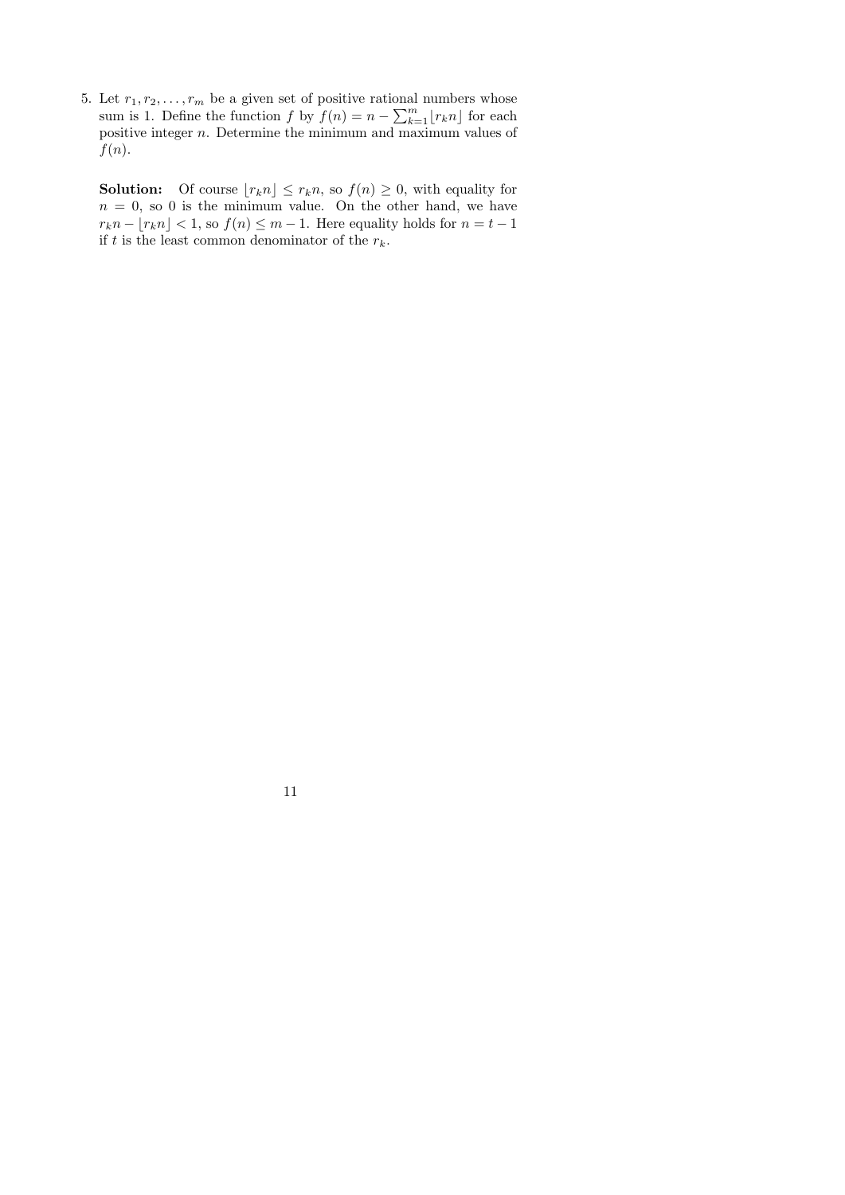5. Let $r_1, r_2, \ldots, r_m$ be a given set of positive rational numbers whose sum is 1. Define the function $f$ by $f(n) = n - \sum_{k=1}^{m} \lfloor r_k n \rfloor$ for each positive integer $n$. Determine the minimum and maximum values of $f(n)$.

**Solution:** Of course $\lfloor r_k n \rfloor \le r_k n$, so $f(n) \ge 0$, with equality for $n = 0$, so 0 is the minimum value. On the other hand, we have $r_k n - \lfloor r_k n \rfloor < 1$, so $f(n) \le m - 1$. Here equality holds for $n = t - 1$ if $t$ is the least common denominator of the $r_k$.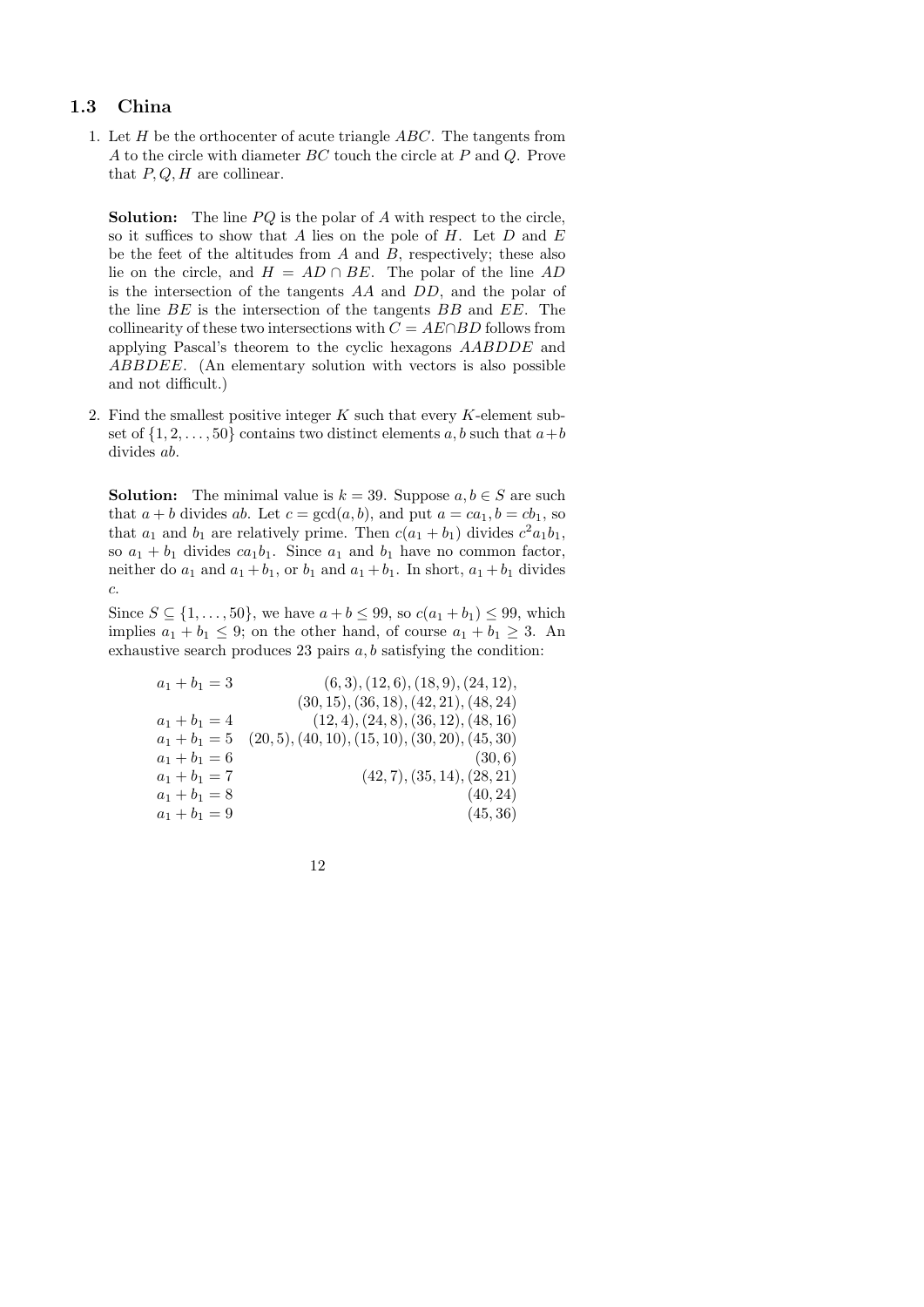## 1.3 China

1. Let $H$ be the orthocenter of acute triangle $ABC$. The tangents from $A$ to the circle with diameter $BC$ touch the circle at $P$ and $Q$. Prove that $P, Q, H$ are collinear.

   **Solution:** The line $PQ$ is the polar of $A$ with respect to the circle, so it suffices to show that $A$ lies on the pole of $H$. Let $D$ and $E$ be the feet of the altitudes from $A$ and $B$, respectively; these also lie on the circle, and $H = AD \cap BE$. The polar of the line $AD$ is the intersection of the tangents $AA$ and $DD$, and the polar of the line $BE$ is the intersection of the tangents $BB$ and $EE$. The collinearity of these two intersections with $C = AE \cap BD$ follows from applying Pascal's theorem to the cyclic hexagons $AABDDE$ and $ABBDEE$. (An elementary solution with vectors is also possible and not difficult.)

2. Find the smallest positive integer $K$ such that every $K$-element subset of $\{1, 2, \dots, 50\}$ contains two distinct elements $a, b$ such that $a+b$ divides $ab$.

   **Solution:** The minimal value is $k = 39$. Suppose $a, b \in S$ are such that $a + b$ divides $ab$. Let $c = \gcd(a, b)$, and put $a = ca_1, b = cb_1$, so that $a_1$ and $b_1$ are relatively prime. Then $c(a_1 + b_1)$ divides $c^2 a_1 b_1$, so $a_1 + b_1$ divides $ca_1b_1$. Since $a_1$ and $b_1$ have no common factor, neither do $a_1$ and $a_1 + b_1$, or $b_1$ and $a_1 + b_1$. In short, $a_1 + b_1$ divides $c$.

   Since $S \subseteq \{1, \dots, 50\}$, we have $a + b \leq 99$, so $c(a_1 + b_1) \leq 99$, which implies $a_1 + b_1 \leq 9$; on the other hand, of course $a_1 + b_1 \geq 3$. An exhaustive search produces 23 pairs $a, b$ satisfying the condition:

$$
\begin{array}{lr}
a_1 + b_1 = 3 & (6,3), (12,6), (18,9), (24,12), \\
 & (30,15), (36,18), (42,21), (48,24) \\
a_1 + b_1 = 4 & (12,4), (24,8), (36,12), (48,16) \\
a_1 + b_1 = 5 & (20,5), (40,10), (15,10), (30,20), (45,30) \\
a_1 + b_1 = 6 & (30,6) \\
a_1 + b_1 = 7 & (42,7), (35,14), (28,21) \\
a_1 + b_1 = 8 & (40,24) \\
a_1 + b_1 = 9 & (45,36)
\end{array}
$$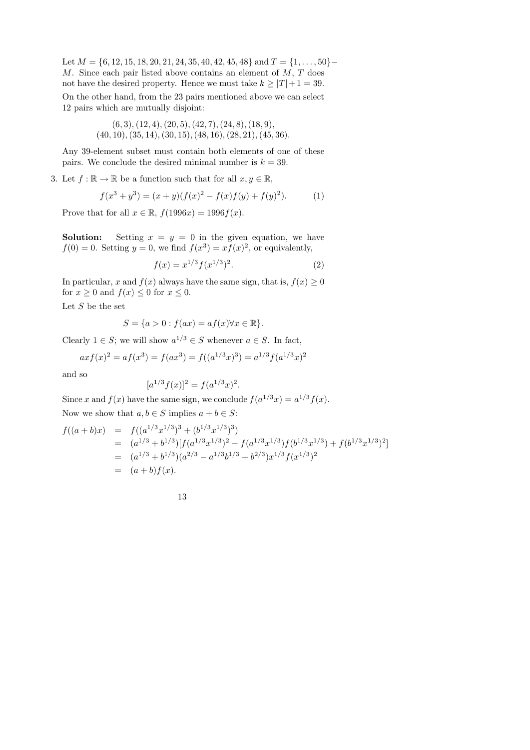Let $M = \{6, 12, 15, 18, 20, 21, 24, 35, 40, 42, 45, 48\}$ and $T = \{1, \ldots, 50\} - M$. Since each pair listed above contains an element of $M$, $T$ does not have the desired property. Hence we must take $k \geq |T| + 1 = 39$.

On the other hand, from the 23 pairs mentioned above we can select 12 pairs which are mutually disjoint:

$$(6, 3), (12, 4), (20, 5), (42, 7), (24, 8), (18, 9),$$
$$(40, 10), (35, 14), (30, 15), (48, 16), (28, 21), (45, 36).$$

Any 39-element subset must contain both elements of one of these pairs. We conclude the desired minimal number is $k = 39$.

3. Let $f : \mathbb{R} \to \mathbb{R}$ be a function such that for all $x, y \in \mathbb{R}$,

$$f(x^3 + y^3) = (x + y)(f(x)^2 - f(x)f(y) + f(y)^2). \qquad (1)$$

Prove that for all $x \in \mathbb{R}$, $f(1996x) = 1996f(x)$.

**Solution:** Setting $x = y = 0$ in the given equation, we have $f(0) = 0$. Setting $y = 0$, we find $f(x^3) = xf(x)^2$, or equivalently,

$$f(x) = x^{1/3} f(x^{1/3})^2. \qquad (2)$$

In particular, $x$ and $f(x)$ always have the same sign, that is, $f(x) \geq 0$ for $x \geq 0$ and $f(x) \leq 0$ for $x \leq 0$.

Let $S$ be the set

$$S = \{a > 0 : f(ax) = af(x) \forall x \in \mathbb{R}\}.$$

Clearly $1 \in S$; we will show $a^{1/3} \in S$ whenever $a \in S$. In fact,

$$axf(x)^2 = af(x^3) = f(ax^3) = f((a^{1/3}x)^3) = a^{1/3}f(a^{1/3}x)^2$$

and so

$$[a^{1/3}f(x)]^2 = f(a^{1/3}x)^2.$$

Since $x$ and $f(x)$ have the same sign, we conclude $f(a^{1/3}x) = a^{1/3}f(x)$.

Now we show that $a, b \in S$ implies $a + b \in S$:

$$\begin{aligned}
f((a+b)x) &= f((a^{1/3}x^{1/3})^3 + (b^{1/3}x^{1/3})^3) \\
&= (a^{1/3} + b^{1/3})[f(a^{1/3}x^{1/3})^2 - f(a^{1/3}x^{1/3})f(b^{1/3}x^{1/3}) + f(b^{1/3}x^{1/3})^2] \\
&= (a^{1/3} + b^{1/3})(a^{2/3} - a^{1/3}b^{1/3} + b^{2/3})x^{1/3}f(x^{1/3})^2 \\
&= (a + b)f(x).
\end{aligned}$$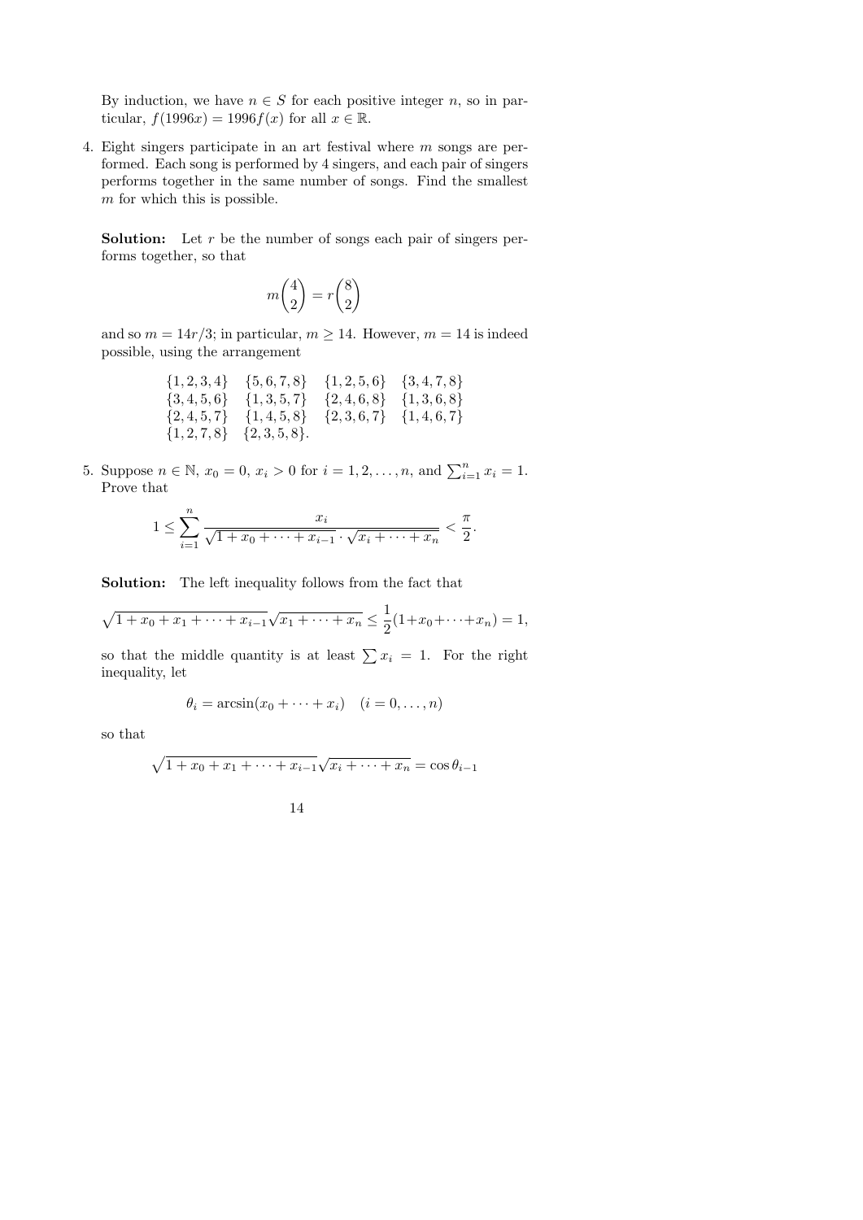By induction, we have $n \in S$ for each positive integer $n$, so in particular, $f(1996x) = 1996f(x)$ for all $x \in \mathbb{R}$.

4. Eight singers participate in an art festival where $m$ songs are performed. Each song is performed by 4 singers, and each pair of singers performs together in the same number of songs. Find the smallest $m$ for which this is possible.

   **Solution:** Let $r$ be the number of songs each pair of singers performs together, so that

   $$m\binom{4}{2} = r\binom{8}{2}$$

   and so $m = 14r/3$; in particular, $m \geq 14$. However, $m = 14$ is indeed possible, using the arrangement

   $$\begin{array}{llll} \{1,2,3,4\} & \{5,6,7,8\} & \{1,2,5,6\} & \{3,4,7,8\} \\ \{3,4,5,6\} & \{1,3,5,7\} & \{2,4,6,8\} & \{1,3,6,8\} \\ \{2,4,5,7\} & \{1,4,5,8\} & \{2,3,6,7\} & \{1,4,6,7\} \\ \{1,2,7,8\} & \{2,3,5,8\}. & & \end{array}$$

5. Suppose $n \in \mathbb{N}$, $x_0 = 0$, $x_i > 0$ for $i = 1, 2, \ldots, n$, and $\sum_{i=1}^n x_i = 1$. Prove that

   $$1 \leq \sum_{i=1}^{n} \frac{x_i}{\sqrt{1 + x_0 + \cdots + x_{i-1}} \cdot \sqrt{x_i + \cdots + x_n}} < \frac{\pi}{2}.$$

   **Solution:** The left inequality follows from the fact that

   $$\sqrt{1 + x_0 + x_1 + \cdots + x_{i-1}}\sqrt{x_1 + \cdots + x_n} \leq \frac{1}{2}(1 + x_0 + \cdots + x_n) = 1,$$

   so that the middle quantity is at least $\sum x_i = 1$. For the right inequality, let

   $$\theta_i = \arcsin(x_0 + \cdots + x_i) \quad (i = 0, \ldots, n)$$

   so that

   $$\sqrt{1 + x_0 + x_1 + \cdots + x_{i-1}}\sqrt{x_i + \cdots + x_n} = \cos\theta_{i-1}$$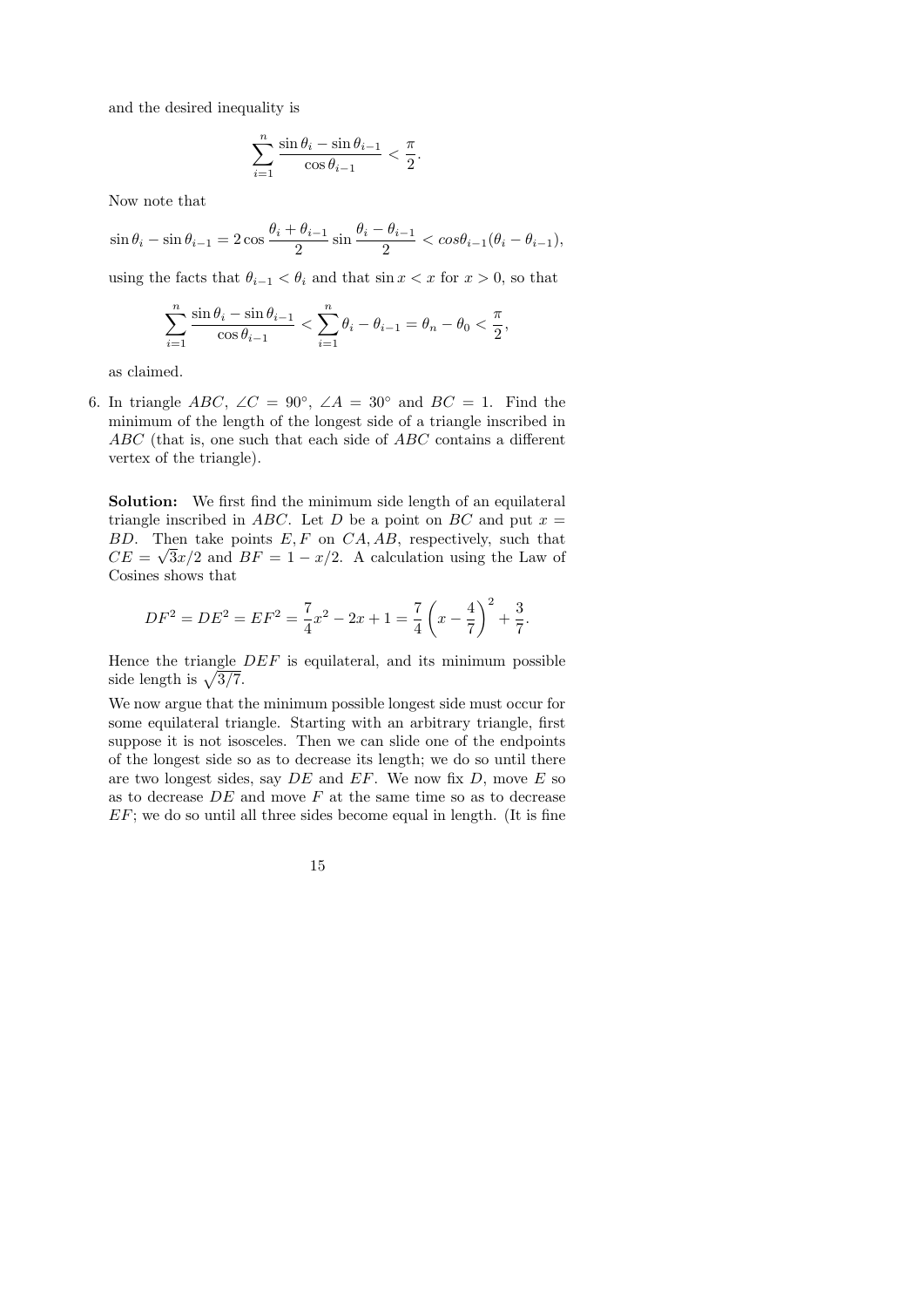and the desired inequality is

$$\sum_{i=1}^{n} \frac{\sin\theta_i - \sin\theta_{i-1}}{\cos\theta_{i-1}} < \frac{\pi}{2}.$$

Now note that

$$\sin\theta_i - \sin\theta_{i-1} = 2\cos\frac{\theta_i + \theta_{i-1}}{2}\sin\frac{\theta_i - \theta_{i-1}}{2} < cos\theta_{i-1}(\theta_i - \theta_{i-1}),$$

using the facts that $\theta_{i-1} < \theta_i$ and that $\sin x < x$ for $x > 0$, so that

$$\sum_{i=1}^{n} \frac{\sin\theta_i - \sin\theta_{i-1}}{\cos\theta_{i-1}} < \sum_{i=1}^{n} \theta_i - \theta_{i-1} = \theta_n - \theta_0 < \frac{\pi}{2},$$

as claimed.

6. In triangle $ABC$, $\angle C = 90^\circ$, $\angle A = 30^\circ$ and $BC = 1$. Find the minimum of the length of the longest side of a triangle inscribed in $ABC$ (that is, one such that each side of $ABC$ contains a different vertex of the triangle).

**Solution:** We first find the minimum side length of an equilateral triangle inscribed in $ABC$. Let $D$ be a point on $BC$ and put $x = BD$. Then take points $E, F$ on $CA, AB$, respectively, such that $CE = \sqrt{3}x/2$ and $BF = 1 - x/2$. A calculation using the Law of Cosines shows that

$$DF^2 = DE^2 = EF^2 = \frac{7}{4}x^2 - 2x + 1 = \frac{7}{4}\left(x - \frac{4}{7}\right)^2 + \frac{3}{7}.$$

Hence the triangle $DEF$ is equilateral, and its minimum possible side length is $\sqrt{3/7}$.

We now argue that the minimum possible longest side must occur for some equilateral triangle. Starting with an arbitrary triangle, first suppose it is not isosceles. Then we can slide one of the endpoints of the longest side so as to decrease its length; we do so until there are two longest sides, say $DE$ and $EF$. We now fix $D$, move $E$ so as to decrease $DE$ and move $F$ at the same time so as to decrease $EF$; we do so until all three sides become equal in length. (It is fine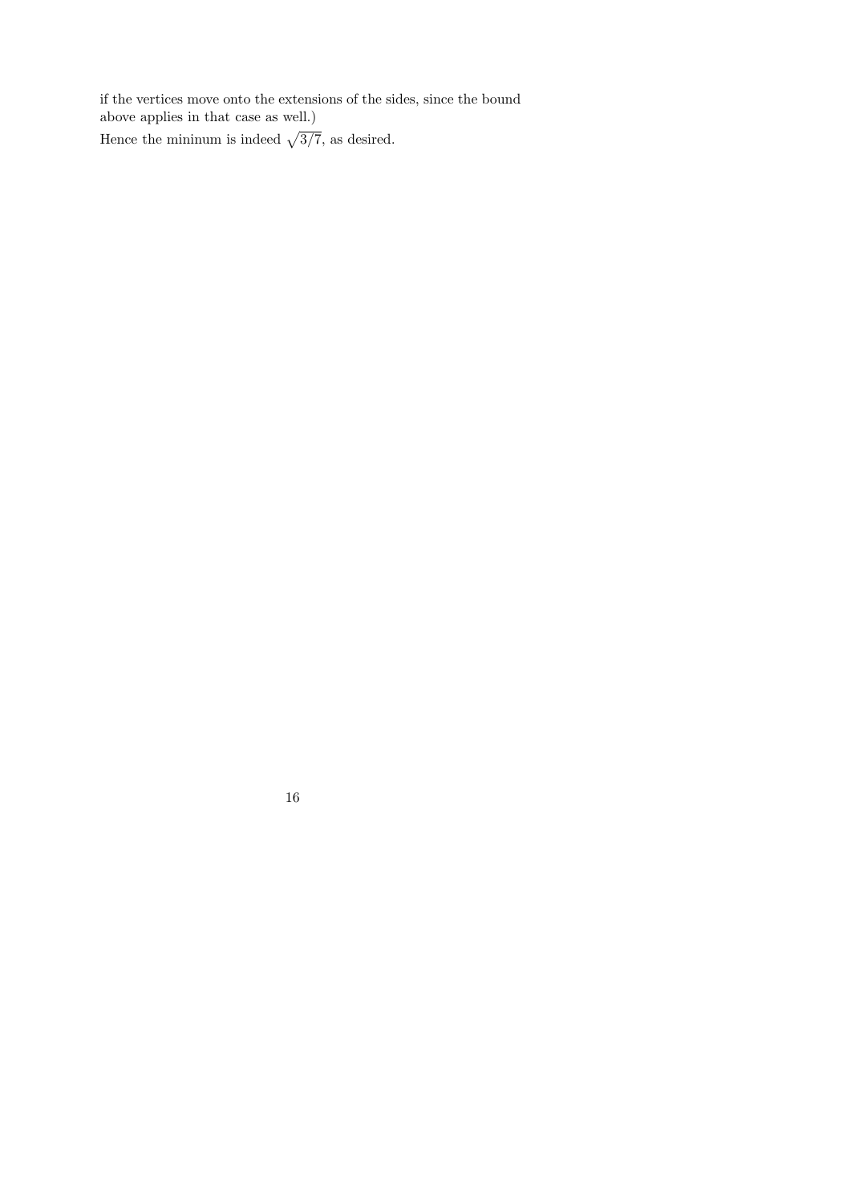if the vertices move onto the extensions of the sides, since the bound above applies in that case as well.)

Hence the mininum is indeed $\sqrt{3/7}$, as desired.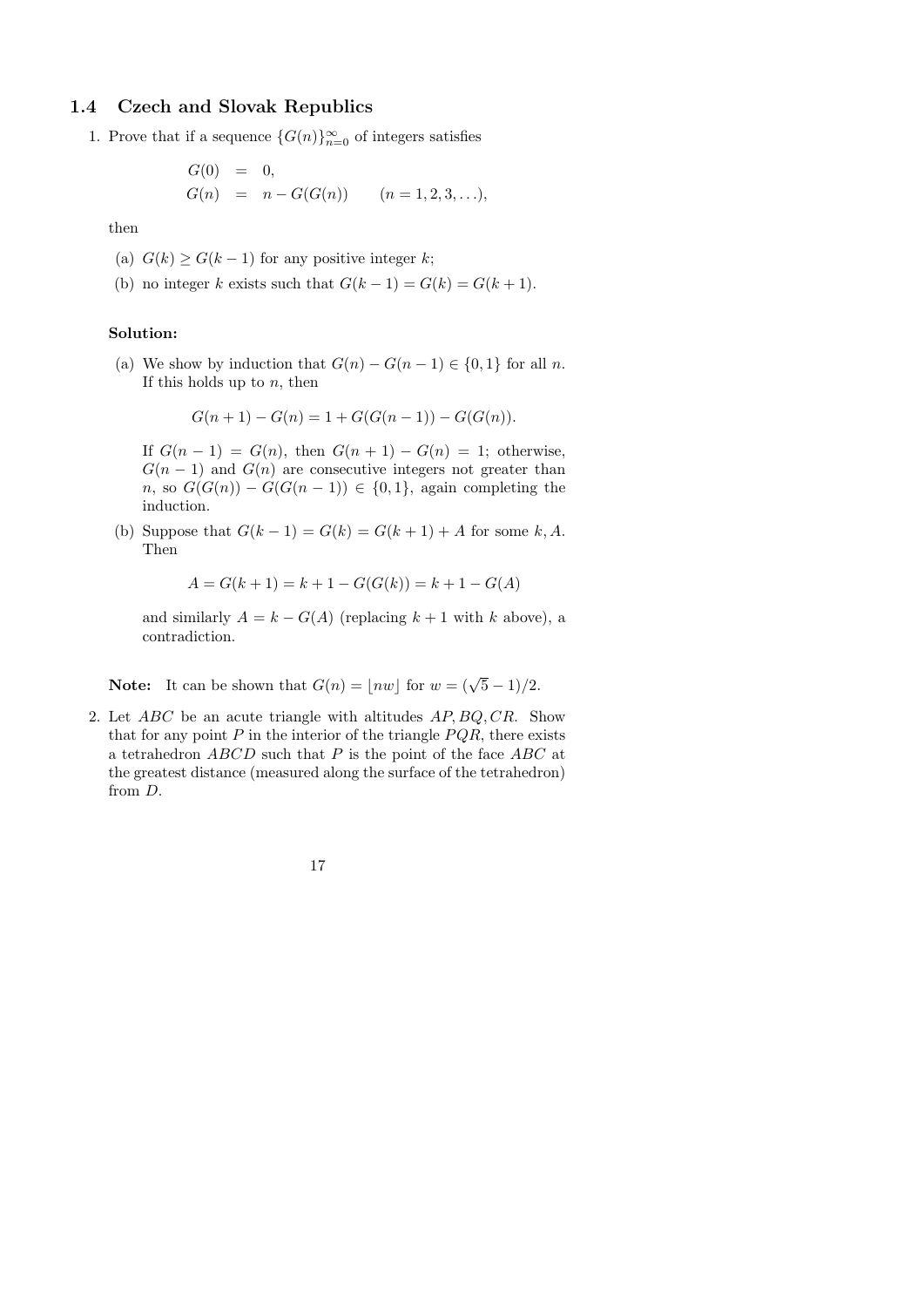## 1.4 Czech and Slovak Republics

1. Prove that if a sequence $\{G(n)\}_{n=0}^{\infty}$ of integers satisfies

$$\begin{aligned} G(0) &= 0, \\ G(n) &= n - G(G(n)) \qquad (n = 1, 2, 3, \ldots), \end{aligned}$$

then

   (a) $G(k) \geq G(k-1)$ for any positive integer $k$;

   (b) no integer $k$ exists such that $G(k-1) = G(k) = G(k+1)$.

**Solution:**

   (a) We show by induction that $G(n) - G(n-1) \in \{0, 1\}$ for all $n$. If this holds up to $n$, then

$$G(n+1) - G(n) = 1 + G(G(n-1)) - G(G(n)).$$

   If $G(n-1) = G(n)$, then $G(n+1) - G(n) = 1$; otherwise, $G(n-1)$ and $G(n)$ are consecutive integers not greater than $n$, so $G(G(n)) - G(G(n-1)) \in \{0, 1\}$, again completing the induction.

   (b) Suppose that $G(k-1) = G(k) = G(k+1) + A$ for some $k, A$. Then

$$A = G(k+1) = k + 1 - G(G(k)) = k + 1 - G(A)$$

   and similarly $A = k - G(A)$ (replacing $k+1$ with $k$ above), a contradiction.

**Note:** It can be shown that $G(n) = \lfloor nw \rfloor$ for $w = (\sqrt{5} - 1)/2$.

2. Let $ABC$ be an acute triangle with altitudes $AP, BQ, CR$. Show that for any point $P$ in the interior of the triangle $PQR$, there exists a tetrahedron $ABCD$ such that $P$ is the point of the face $ABC$ at the greatest distance (measured along the surface of the tetrahedron) from $D$.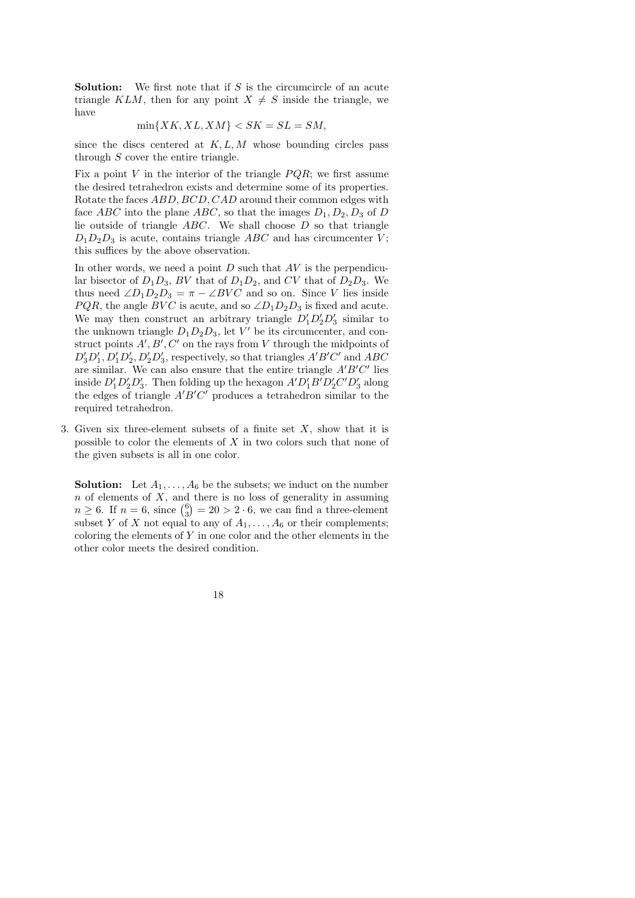**Solution:** We first note that if $S$ is the circumcircle of an acute triangle $KLM$, then for any point $X \neq S$ inside the triangle, we have

$$\min\{XK, XL, XM\} < SK = SL = SM,$$

since the discs centered at $K, L, M$ whose bounding circles pass through $S$ cover the entire triangle.

Fix a point $V$ in the interior of the triangle $PQR$; we first assume the desired tetrahedron exists and determine some of its properties. Rotate the faces $ABD, BCD, CAD$ around their common edges with face $ABC$ into the plane $ABC$, so that the images $D_1, D_2, D_3$ of $D$ lie outside of triangle $ABC$. We shall choose $D$ so that triangle $D_1D_2D_3$ is acute, contains triangle $ABC$ and has circumcenter $V$; this suffices by the above observation.

In other words, we need a point $D$ such that $AV$ is the perpendicular bisector of $D_1D_3$, $BV$ that of $D_1D_2$, and $CV$ that of $D_2D_3$. We thus need $\angle D_1D_2D_3 = \pi - \angle BVC$ and so on. Since $V$ lies inside $PQR$, the angle $BVC$ is acute, and so $\angle D_1D_2D_3$ is fixed and acute. We may then construct an arbitrary triangle $D_1'D_2'D_3'$ similar to the unknown triangle $D_1D_2D_3$, let $V'$ be its circumcenter, and construct points $A', B', C'$ on the rays from $V$ through the midpoints of $D_3'D_1'$, $D_1'D_2'$, $D_2'D_3'$, respectively, so that triangles $A'B'C'$ and $ABC$ are similar. We can also ensure that the entire triangle $A'B'C'$ lies inside $D_1'D_2'D_3'$. Then folding up the hexagon $A'D_1'B'D_2'C'D_3'$ along the edges of triangle $A'B'C'$ produces a tetrahedron similar to the required tetrahedron.

3. Given six three-element subsets of a finite set $X$, show that it is possible to color the elements of $X$ in two colors such that none of the given subsets is all in one color.

**Solution:** Let $A_1, \dots, A_6$ be the subsets; we induct on the number $n$ of elements of $X$, and there is no loss of generality in assuming $n \geq 6$. If $n = 6$, since $\binom{6}{3} = 20 > 2 \cdot 6$, we can find a three-element subset $Y$ of $X$ not equal to any of $A_1, \dots, A_6$ or their complements; coloring the elements of $Y$ in one color and the other elements in the other color meets the desired condition.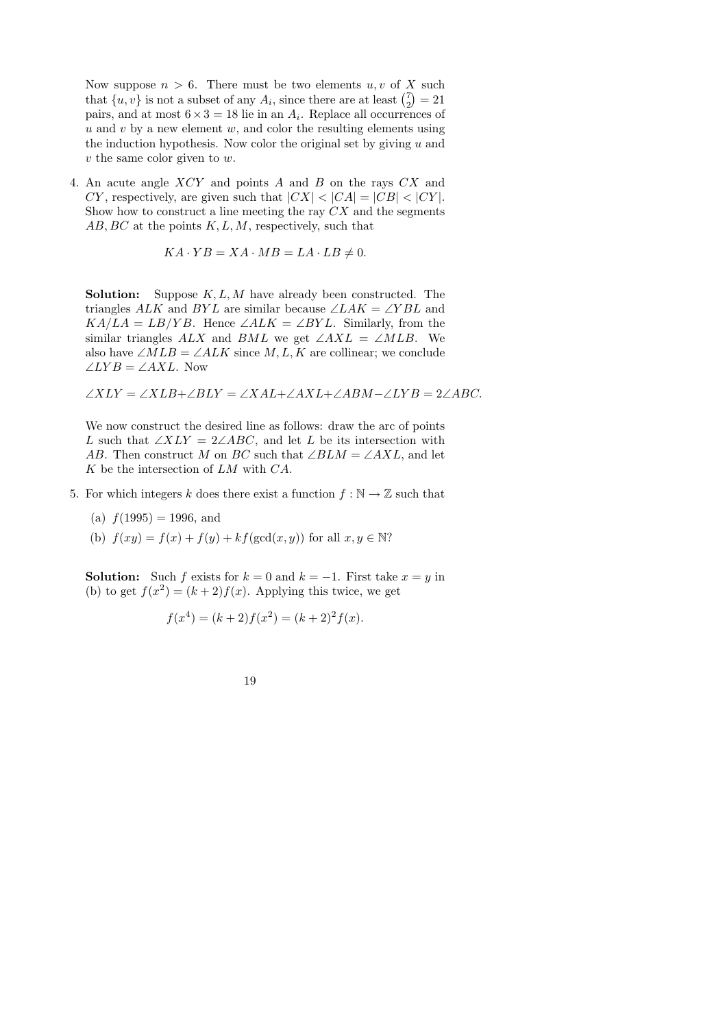Now suppose $n > 6$. There must be two elements $u, v$ of $X$ such that $\{u, v\}$ is not a subset of any $A_i$, since there are at least $\binom{7}{2} = 21$ pairs, and at most $6 \times 3 = 18$ lie in an $A_i$. Replace all occurrences of $u$ and $v$ by a new element $w$, and color the resulting elements using the induction hypothesis. Now color the original set by giving $u$ and $v$ the same color given to $w$.

4. An acute angle $XCY$ and points $A$ and $B$ on the rays $CX$ and $CY$, respectively, are given such that $|CX| < |CA| = |CB| < |CY|$. Show how to construct a line meeting the ray $CX$ and the segments $AB, BC$ at the points $K, L, M$, respectively, such that

$$KA \cdot YB = XA \cdot MB = LA \cdot LB \neq 0.$$

**Solution:** Suppose $K, L, M$ have already been constructed. The triangles $ALK$ and $BYL$ are similar because $\angle LAK = \angle YBL$ and $KA/LA = LB/YB$. Hence $\angle ALK = \angle BYL$. Similarly, from the similar triangles $ALX$ and $BML$ we get $\angle AXL = \angle MLB$. We also have $\angle MLB = \angle ALK$ since $M, L, K$ are collinear; we conclude $\angle LYB = \angle AXL$. Now

$$\angle XLY = \angle XLB + \angle BLY = \angle XAL + \angle AXL + \angle ABM - \angle LYB = 2\angle ABC.$$

We now construct the desired line as follows: draw the arc of points $L$ such that $\angle XLY = 2\angle ABC$, and let $L$ be its intersection with $AB$. Then construct $M$ on $BC$ such that $\angle BLM = \angle AXL$, and let $K$ be the intersection of $LM$ with $CA$.

5. For which integers $k$ does there exist a function $f : \mathbb{N} \to \mathbb{Z}$ such that

   (a) $f(1995) = 1996$, and

   (b) $f(xy) = f(x) + f(y) + kf(\gcd(x, y))$ for all $x, y \in \mathbb{N}$?

**Solution:** Such $f$ exists for $k = 0$ and $k = -1$. First take $x = y$ in (b) to get $f(x^2) = (k+2)f(x)$. Applying this twice, we get

$$f(x^4) = (k+2)f(x^2) = (k+2)^2 f(x).$$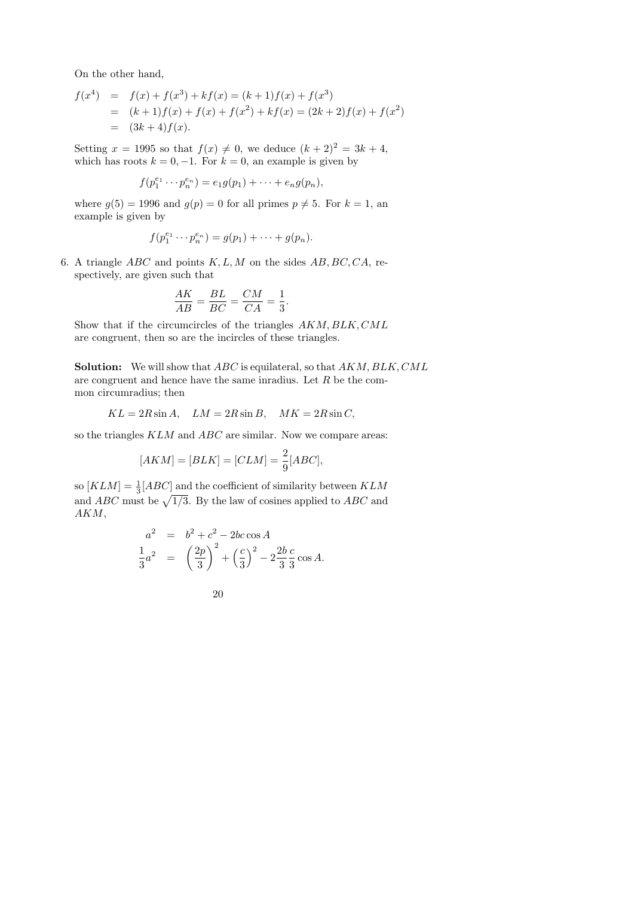On the other hand,

$$\begin{aligned}
f(x^4) &= f(x) + f(x^3) + kf(x) = (k+1)f(x) + f(x^3) \\
&= (k+1)f(x) + f(x) + f(x^2) + kf(x) = (2k+2)f(x) + f(x^2) \\
&= (3k+4)f(x).
\end{aligned}$$

Setting $x = 1995$ so that $f(x) \neq 0$, we deduce $(k+2)^2 = 3k+4$, which has roots $k = 0, -1$. For $k = 0$, an example is given by

$$f(p_1^{e_1} \cdots p_n^{e_n}) = e_1 g(p_1) + \cdots + e_n g(p_n),$$

where $g(5) = 1996$ and $g(p) = 0$ for all primes $p \neq 5$. For $k = 1$, an example is given by

$$f(p_1^{e_1} \cdots p_n^{e_n}) = g(p_1) + \cdots + g(p_n).$$

6. A triangle $ABC$ and points $K, L, M$ on the sides $AB, BC, CA$, respectively, are given such that

$$\frac{AK}{AB} = \frac{BL}{BC} = \frac{CM}{CA} = \frac{1}{3}.$$

Show that if the circumcircles of the triangles $AKM, BLK, CML$ are congruent, then so are the incircles of these triangles.

**Solution:** We will show that $ABC$ is equilateral, so that $AKM, BLK, CML$ are congruent and hence have the same inradius. Let $R$ be the common circumradius; then

$$KL = 2R\sin A, \quad LM = 2R\sin B, \quad MK = 2R\sin C,$$

so the triangles $KLM$ and $ABC$ are similar. Now we compare areas:

$$[AKM] = [BLK] = [CLM] = \frac{2}{9}[ABC],$$

so $[KLM] = \frac{1}{3}[ABC]$ and the coefficient of similarity between $KLM$ and $ABC$ must be $\sqrt{1/3}$. By the law of cosines applied to $ABC$ and $AKM$,

$$\begin{aligned}
a^2 &= b^2 + c^2 - 2bc\cos A \\
\frac{1}{3}a^2 &= \left(\frac{2p}{3}\right)^2 + \left(\frac{c}{3}\right)^2 - 2\frac{2b}{3}\frac{c}{3}\cos A.
\end{aligned}$$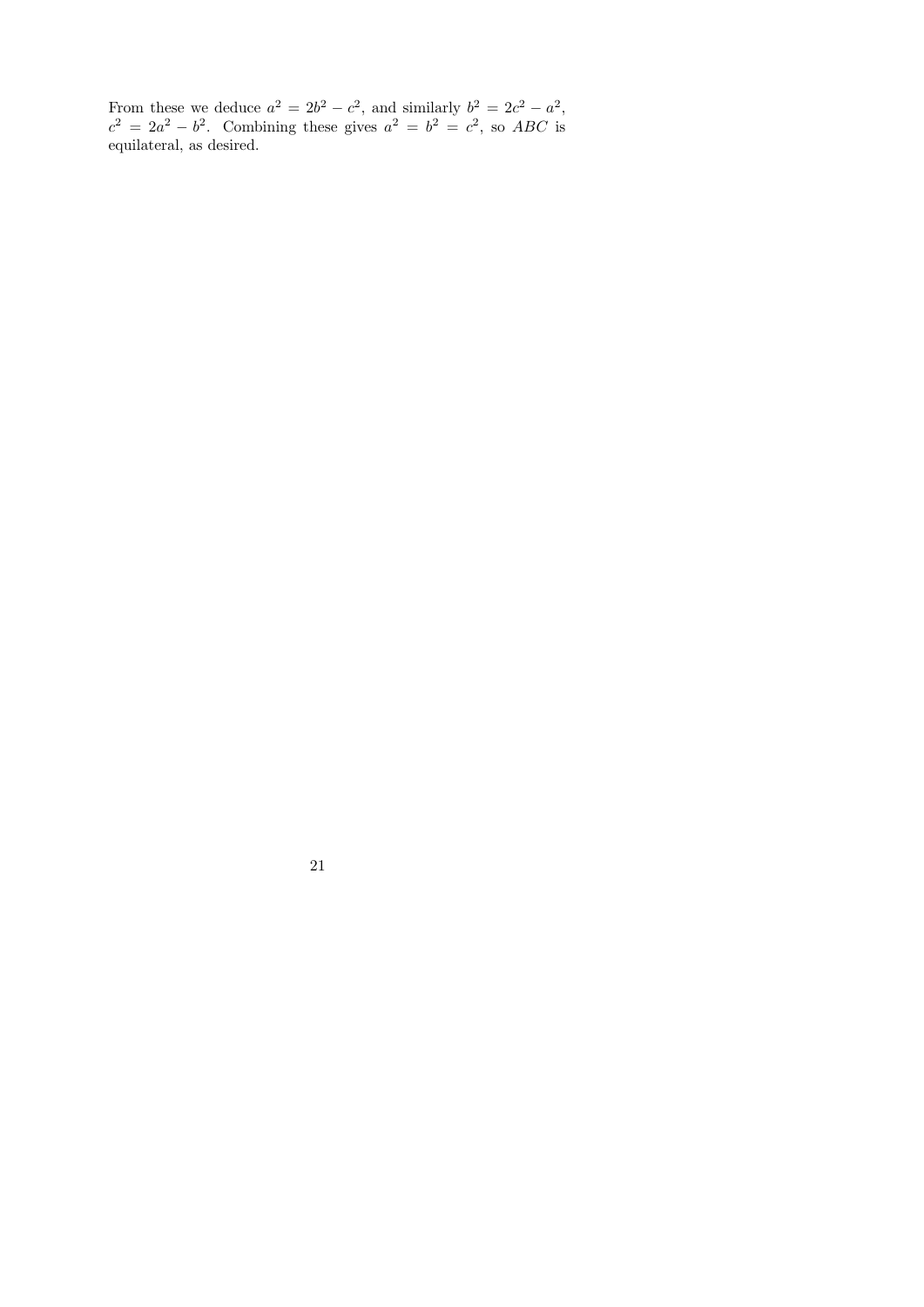From these we deduce $a^2 = 2b^2 - c^2$, and similarly $b^2 = 2c^2 - a^2$, $c^2 = 2a^2 - b^2$. Combining these gives $a^2 = b^2 = c^2$, so $ABC$ is equilateral, as desired.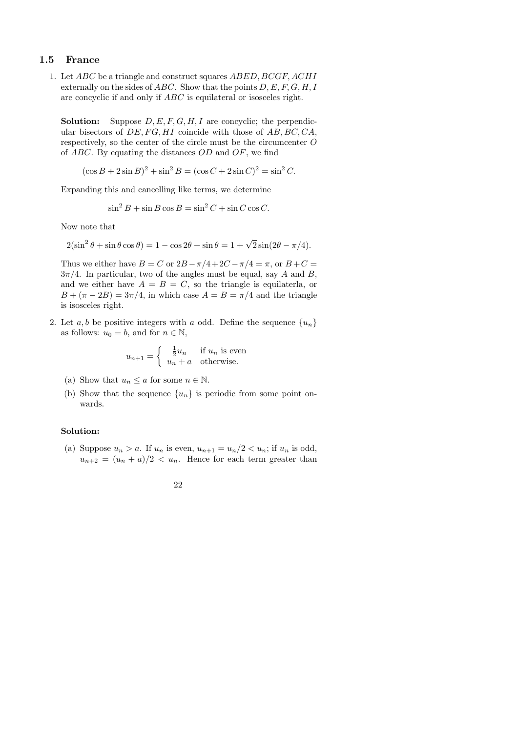## 1.5 France

1. Let $ABC$ be a triangle and construct squares $ABED, BCGF, ACHI$ externally on the sides of $ABC$. Show that the points $D, E, F, G, H, I$ are concyclic if and only if $ABC$ is equilateral or isosceles right.

   **Solution:** Suppose $D, E, F, G, H, I$ are concyclic; the perpendicular bisectors of $DE, FG, HI$ coincide with those of $AB, BC, CA$, respectively, so the center of the circle must be the circumcenter $O$ of $ABC$. By equating the distances $OD$ and $OF$, we find

   $$(\cos B + 2\sin B)^2 + \sin^2 B = (\cos C + 2\sin C)^2 = \sin^2 C.$$

   Expanding this and cancelling like terms, we determine

   $$\sin^2 B + \sin B \cos B = \sin^2 C + \sin C \cos C.$$

   Now note that

   $$2(\sin^2\theta + \sin\theta\cos\theta) = 1 - \cos 2\theta + \sin\theta = 1 + \sqrt{2}\sin(2\theta - \pi/4).$$

   Thus we either have $B = C$ or $2B - \pi/4 + 2C - \pi/4 = \pi$, or $B + C = 3\pi/4$. In particular, two of the angles must be equal, say $A$ and $B$, and we either have $A = B = C$, so the triangle is equilaterla, or $B + (\pi - 2B) = 3\pi/4$, in which case $A = B = \pi/4$ and the triangle is isosceles right.

2. Let $a, b$ be positive integers with $a$ odd. Define the sequence $\{u_n\}$ as follows: $u_0 = b$, and for $n \in \mathbb{N}$,

   $$u_{n+1} = \begin{cases} \frac{1}{2}u_n & \text{if } u_n \text{ is even} \\ u_n + a & \text{otherwise.} \end{cases}$$

   (a) Show that $u_n \leq a$ for some $n \in \mathbb{N}$.

   (b) Show that the sequence $\{u_n\}$ is periodic from some point onwards.

   **Solution:**

   (a) Suppose $u_n > a$. If $u_n$ is even, $u_{n+1} = u_n/2 < u_n$; if $u_n$ is odd, $u_{n+2} = (u_n + a)/2 < u_n$. Hence for each term greater than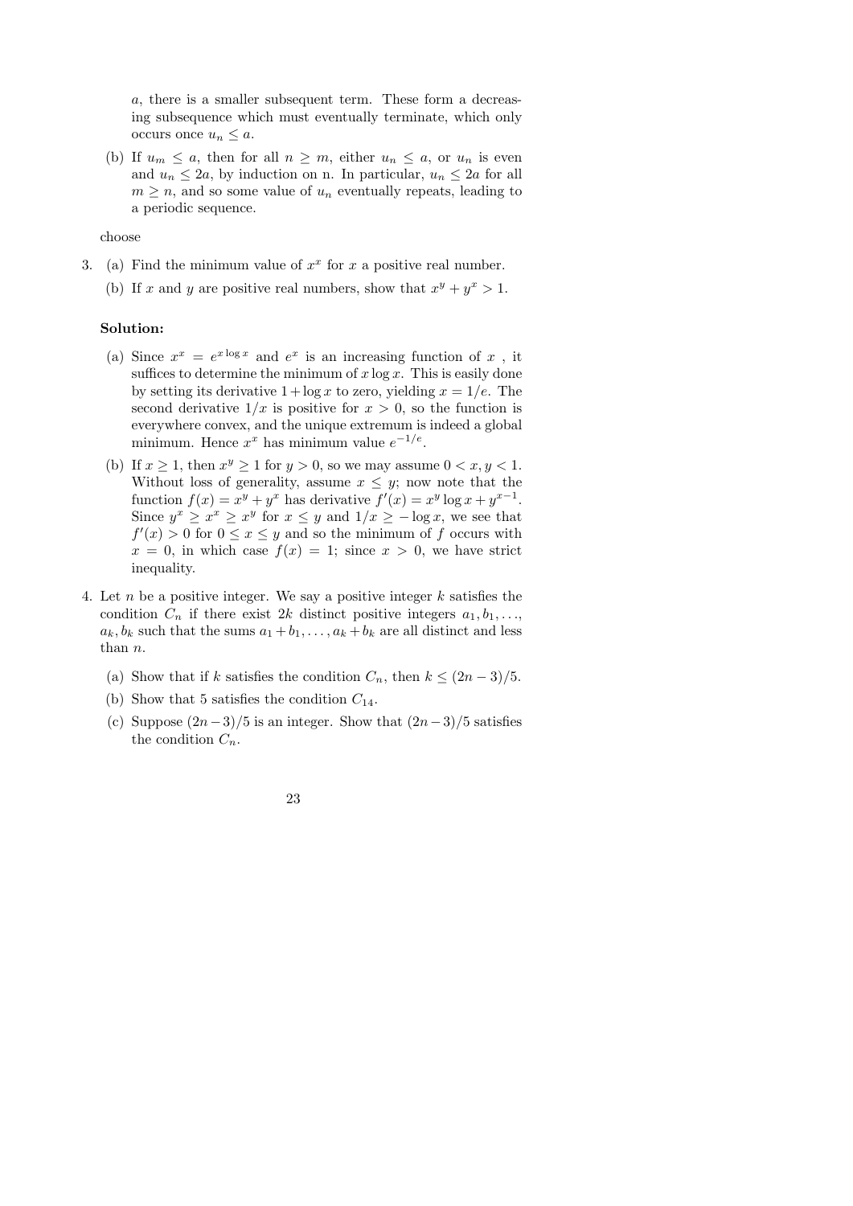$a$, there is a smaller subsequent term. These form a decreasing subsequence which must eventually terminate, which only occurs once $u_n \leq a$.

(b) If $u_m \leq a$, then for all $n \geq m$, either $u_n \leq a$, or $u_n$ is even and $u_n \leq 2a$, by induction on n. In particular, $u_n \leq 2a$ for all $m \geq n$, and so some value of $u_n$ eventually repeats, leading to a periodic sequence.

choose

3. (a) Find the minimum value of $x^x$ for $x$ a positive real number.

   (b) If $x$ and $y$ are positive real numbers, show that $x^y + y^x > 1$.

**Solution:**

(a) Since $x^x = e^{x \log x}$ and $e^x$ is an increasing function of $x$ , it suffices to determine the minimum of $x \log x$. This is easily done by setting its derivative $1 + \log x$ to zero, yielding $x = 1/e$. The second derivative $1/x$ is positive for $x > 0$, so the function is everywhere convex, and the unique extremum is indeed a global minimum. Hence $x^x$ has minimum value $e^{-1/e}$.

(b) If $x \geq 1$, then $x^y \geq 1$ for $y > 0$, so we may assume $0 < x, y < 1$. Without loss of generality, assume $x \leq y$; now note that the function $f(x) = x^y + y^x$ has derivative $f'(x) = x^y \log x + y^{x-1}$. Since $y^x \geq x^x \geq x^y$ for $x \leq y$ and $1/x \geq -\log x$, we see that $f'(x) > 0$ for $0 \leq x \leq y$ and so the minimum of $f$ occurs with $x = 0$, in which case $f(x) = 1$; since $x > 0$, we have strict inequality.

4. Let $n$ be a positive integer. We say a positive integer $k$ satisfies the condition $C_n$ if there exist $2k$ distinct positive integers $a_1, b_1, \ldots,$ $a_k, b_k$ such that the sums $a_1 + b_1, \ldots, a_k + b_k$ are all distinct and less than $n$.

   (a) Show that if $k$ satisfies the condition $C_n$, then $k \leq (2n - 3)/5$.

   (b) Show that 5 satisfies the condition $C_{14}$.

   (c) Suppose $(2n-3)/5$ is an integer. Show that $(2n-3)/5$ satisfies the condition $C_n$.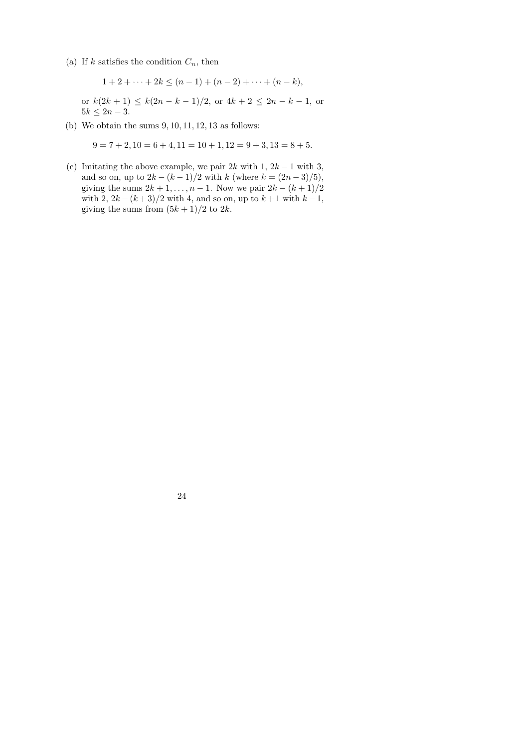(a) If $k$ satisfies the condition $C_n$, then

$$1 + 2 + \cdots + 2k \leq (n-1) + (n-2) + \cdots + (n-k),$$

or $k(2k+1) \leq k(2n-k-1)/2$, or $4k+2 \leq 2n-k-1$, or $5k \leq 2n-3$.

(b) We obtain the sums $9, 10, 11, 12, 13$ as follows:

$$9 = 7 + 2, 10 = 6 + 4, 11 = 10 + 1, 12 = 9 + 3, 13 = 8 + 5.$$

(c) Imitating the above example, we pair $2k$ with $1$, $2k-1$ with $3$, and so on, up to $2k - (k-1)/2$ with $k$ (where $k = (2n-3)/5$), giving the sums $2k+1, \ldots, n-1$. Now we pair $2k - (k+1)/2$ with $2$, $2k - (k+3)/2$ with $4$, and so on, up to $k+1$ with $k-1$, giving the sums from $(5k+1)/2$ to $2k$.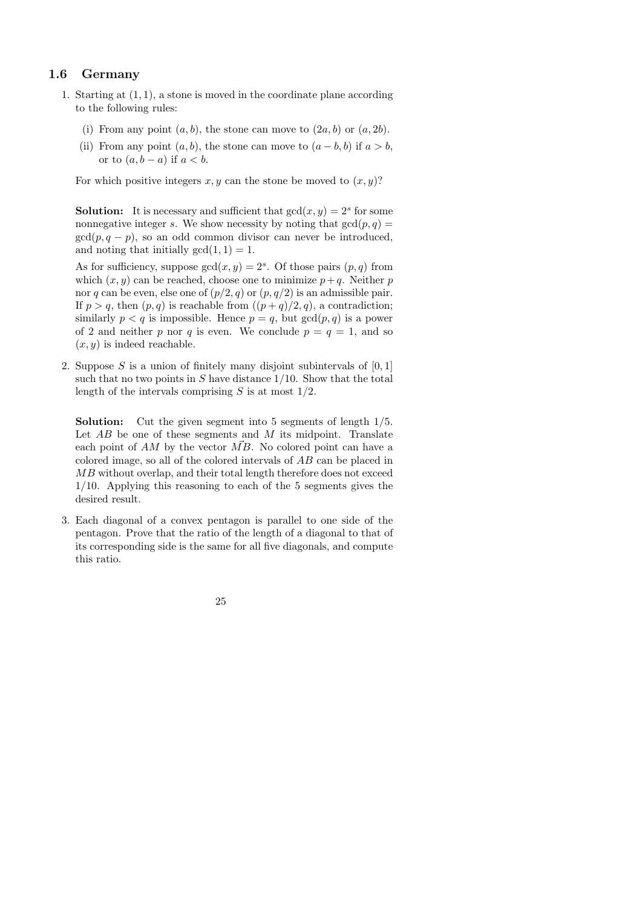## 1.6 Germany

1. Starting at $(1, 1)$, a stone is moved in the coordinate plane according to the following rules:

   (i) From any point $(a, b)$, the stone can move to $(2a, b)$ or $(a, 2b)$.

   (ii) From any point $(a, b)$, the stone can move to $(a - b, b)$ if $a > b$, or to $(a, b - a)$ if $a < b$.

   For which positive integers $x, y$ can the stone be moved to $(x, y)$?

   **Solution:** It is necessary and sufficient that $\gcd(x, y) = 2^s$ for some nonnegative integer $s$. We show necessity by noting that $\gcd(p, q) = \gcd(p, q - p)$, so an odd common divisor can never be introduced, and noting that initially $\gcd(1, 1) = 1$.

   As for sufficiency, suppose $\gcd(x, y) = 2^s$. Of those pairs $(p, q)$ from which $(x, y)$ can be reached, choose one to minimize $p + q$. Neither $p$ nor $q$ can be even, else one of $(p/2, q)$ or $(p, q/2)$ is an admissible pair. If $p > q$, then $(p, q)$ is reachable from $((p + q)/2, q)$, a contradiction; similarly $p < q$ is impossible. Hence $p = q$, but $\gcd(p, q)$ is a power of 2 and neither $p$ nor $q$ is even. We conclude $p = q = 1$, and so $(x, y)$ is indeed reachable.

2. Suppose $S$ is a union of finitely many disjoint subintervals of $[0, 1]$ such that no two points in $S$ have distance $1/10$. Show that the total length of the intervals comprising $S$ is at most $1/2$.

   **Solution:** Cut the given segment into 5 segments of length $1/5$. Let $AB$ be one of these segments and $M$ its midpoint. Translate each point of $AM$ by the vector $\vec{MB}$. No colored point can have a colored image, so all of the colored intervals of $AB$ can be placed in $MB$ without overlap, and their total length therefore does not exceed $1/10$. Applying this reasoning to each of the 5 segments gives the desired result.

3. Each diagonal of a convex pentagon is parallel to one side of the pentagon. Prove that the ratio of the length of a diagonal to that of its corresponding side is the same for all five diagonals, and compute this ratio.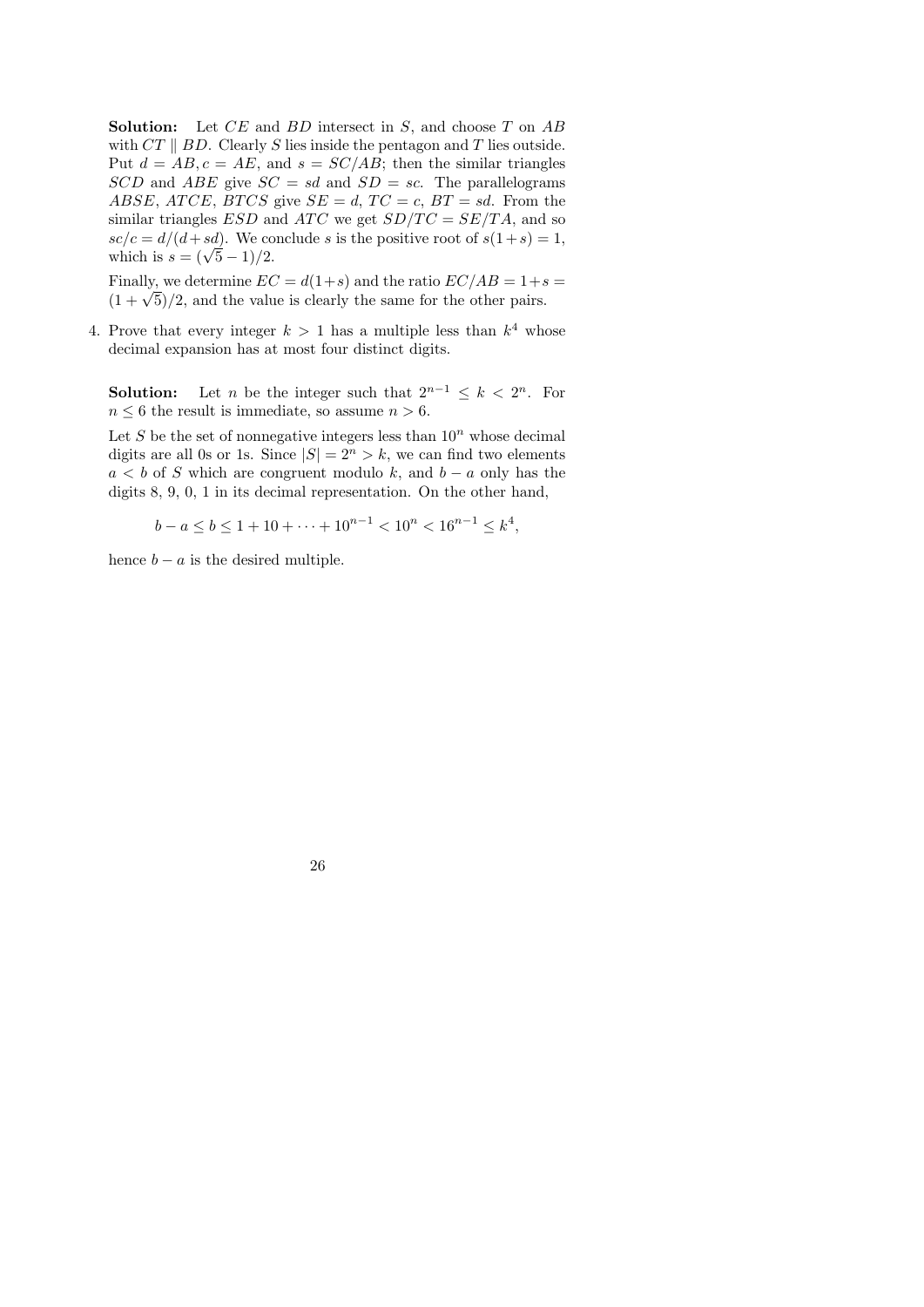**Solution:** Let $CE$ and $BD$ intersect in $S$, and choose $T$ on $AB$ with $CT \parallel BD$. Clearly $S$ lies inside the pentagon and $T$ lies outside. Put $d = AB, c = AE$, and $s = SC/AB$; then the similar triangles $SCD$ and $ABE$ give $SC = sd$ and $SD = sc$. The parallelograms $ABSE$, $ATCE$, $BTCS$ give $SE = d$, $TC = c$, $BT = sd$. From the similar triangles $ESD$ and $ATC$ we get $SD/TC = SE/TA$, and so $sc/c = d/(d+sd)$. We conclude $s$ is the positive root of $s(1+s) = 1$, which is $s = (\sqrt{5}-1)/2$.

Finally, we determine $EC = d(1+s)$ and the ratio $EC/AB = 1+s = (1+\sqrt{5})/2$, and the value is clearly the same for the other pairs.

4. Prove that every integer $k > 1$ has a multiple less than $k^4$ whose decimal expansion has at most four distinct digits.

**Solution:** Let $n$ be the integer such that $2^{n-1} \leq k < 2^n$. For $n \leq 6$ the result is immediate, so assume $n > 6$.

Let $S$ be the set of nonnegative integers less than $10^n$ whose decimal digits are all 0s or 1s. Since $|S| = 2^n > k$, we can find two elements $a < b$ of $S$ which are congruent modulo $k$, and $b - a$ only has the digits 8, 9, 0, 1 in its decimal representation. On the other hand,

$$b - a \leq b \leq 1 + 10 + \cdots + 10^{n-1} < 10^n < 16^{n-1} \leq k^4,$$

hence $b - a$ is the desired multiple.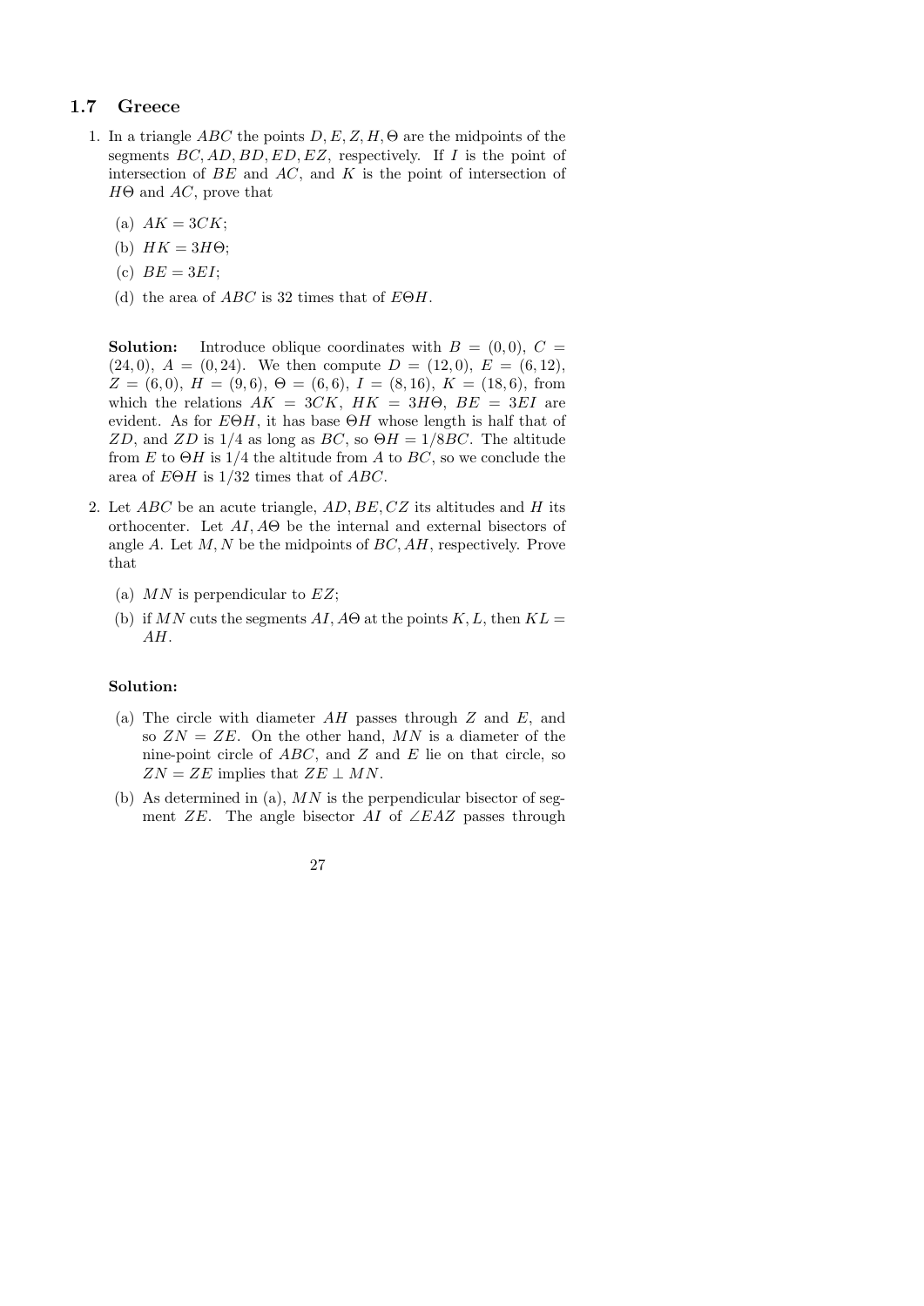## 1.7 Greece

1. In a triangle $ABC$ the points $D, E, Z, H, \Theta$ are the midpoints of the segments $BC, AD, BD, ED, EZ$, respectively. If $I$ is the point of intersection of $BE$ and $AC$, and $K$ is the point of intersection of $H\Theta$ and $AC$, prove that

   (a) $AK = 3CK$;

   (b) $HK = 3H\Theta$;

   (c) $BE = 3EI$;

   (d) the area of $ABC$ is 32 times that of $E\Theta H$.

   **Solution:** Introduce oblique coordinates with $B = (0, 0)$, $C = (24, 0)$, $A = (0, 24)$. We then compute $D = (12, 0)$, $E = (6, 12)$, $Z = (6, 0)$, $H = (9, 6)$, $\Theta = (6, 6)$, $I = (8, 16)$, $K = (18, 6)$, from which the relations $AK = 3CK$, $HK = 3H\Theta$, $BE = 3EI$ are evident. As for $E\Theta H$, it has base $\Theta H$ whose length is half that of $ZD$, and $ZD$ is $1/4$ as long as $BC$, so $\Theta H = 1/8BC$. The altitude from $E$ to $\Theta H$ is $1/4$ the altitude from $A$ to $BC$, so we conclude the area of $E\Theta H$ is $1/32$ times that of $ABC$.

2. Let $ABC$ be an acute triangle, $AD, BE, CZ$ its altitudes and $H$ its orthocenter. Let $AI, A\Theta$ be the internal and external bisectors of angle $A$. Let $M, N$ be the midpoints of $BC, AH$, respectively. Prove that

   (a) $MN$ is perpendicular to $EZ$;

   (b) if $MN$ cuts the segments $AI, A\Theta$ at the points $K, L$, then $KL = AH$.

   **Solution:**

   (a) The circle with diameter $AH$ passes through $Z$ and $E$, and so $ZN = ZE$. On the other hand, $MN$ is a diameter of the nine-point circle of $ABC$, and $Z$ and $E$ lie on that circle, so $ZN = ZE$ implies that $ZE \perp MN$.

   (b) As determined in (a), $MN$ is the perpendicular bisector of segment $ZE$. The angle bisector $AI$ of $\angle EAZ$ passes through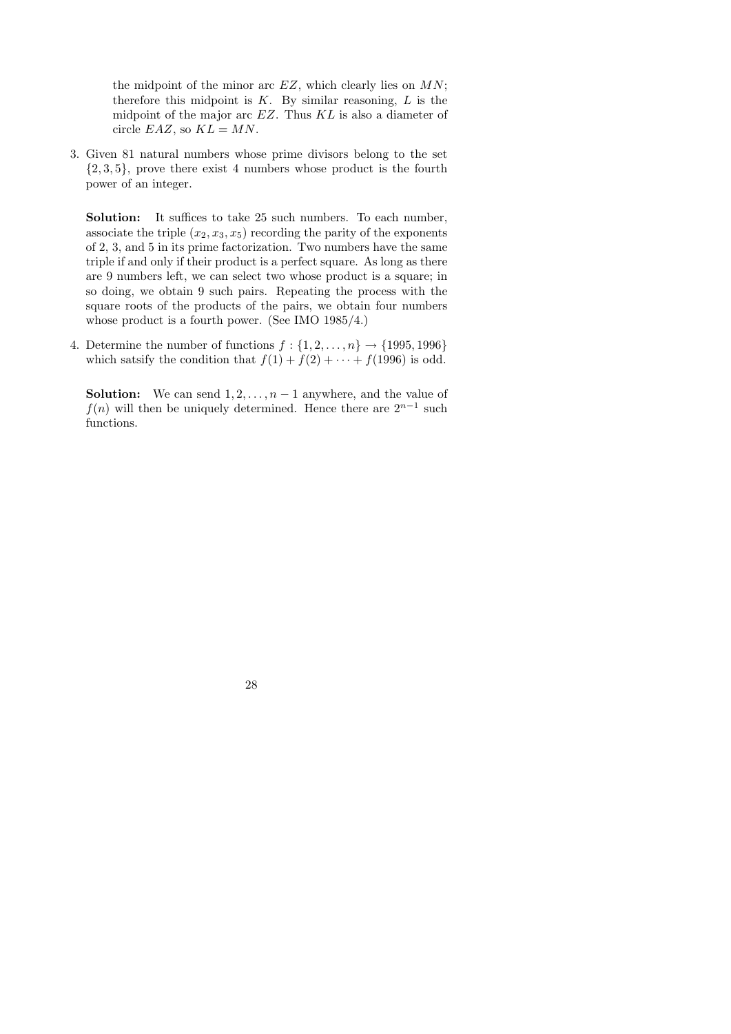the midpoint of the minor arc $EZ$, which clearly lies on $MN$; therefore this midpoint is $K$. By similar reasoning, $L$ is the midpoint of the major arc $EZ$. Thus $KL$ is also a diameter of circle $EAZ$, so $KL = MN$.

3. Given 81 natural numbers whose prime divisors belong to the set $\{2, 3, 5\}$, prove there exist 4 numbers whose product is the fourth power of an integer.

   **Solution:** It suffices to take 25 such numbers. To each number, associate the triple $(x_2, x_3, x_5)$ recording the parity of the exponents of 2, 3, and 5 in its prime factorization. Two numbers have the same triple if and only if their product is a perfect square. As long as there are 9 numbers left, we can select two whose product is a square; in so doing, we obtain 9 such pairs. Repeating the process with the square roots of the products of the pairs, we obtain four numbers whose product is a fourth power. (See IMO 1985/4.)

4. Determine the number of functions $f : \{1, 2, \ldots, n\} \to \{1995, 1996\}$ which satsify the condition that $f(1) + f(2) + \cdots + f(1996)$ is odd.

   **Solution:** We can send $1, 2, \ldots, n-1$ anywhere, and the value of $f(n)$ will then be uniquely determined. Hence there are $2^{n-1}$ such functions.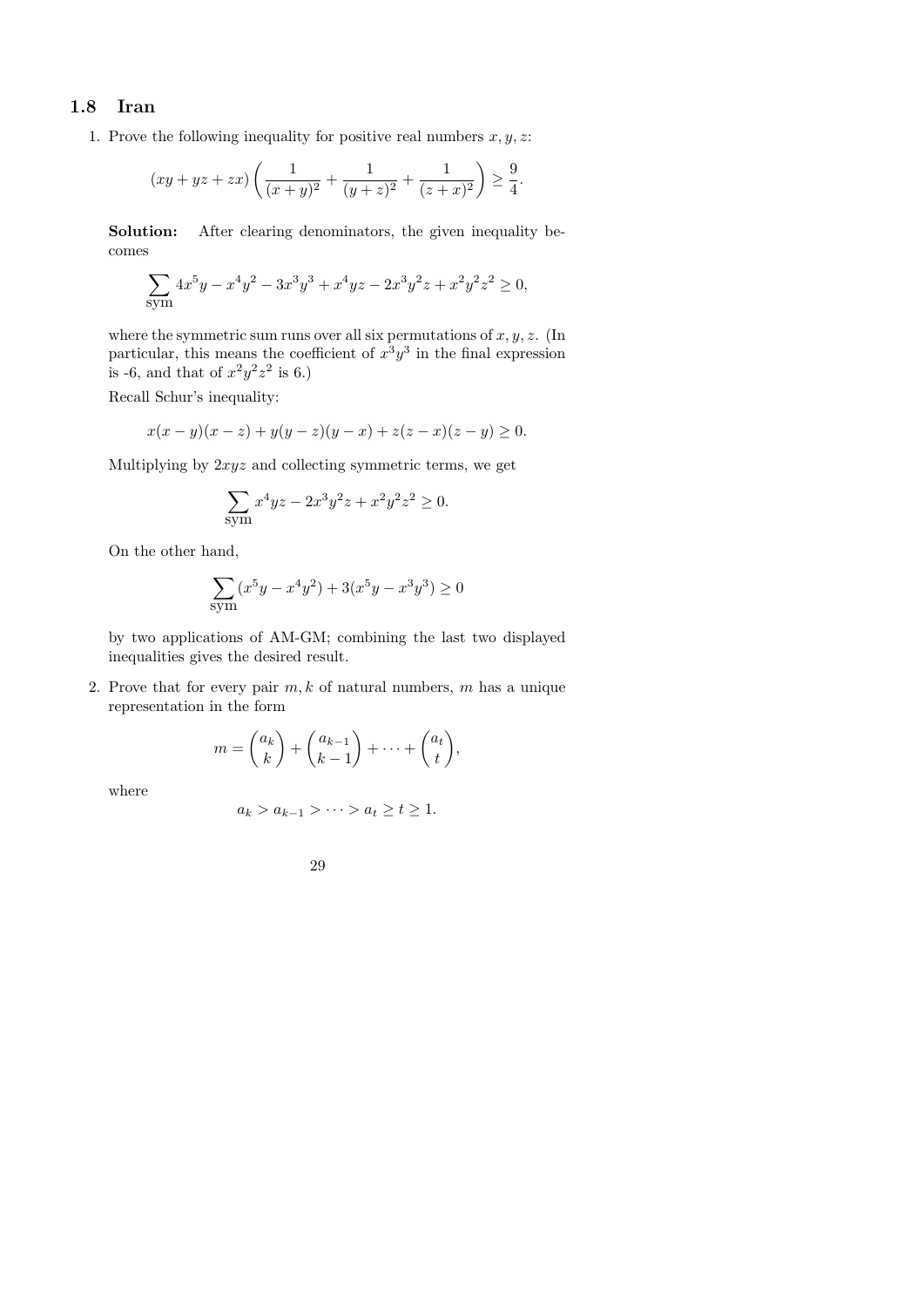## 1.8 Iran

1. Prove the following inequality for positive real numbers $x, y, z$:

$$(xy + yz + zx)\left(\frac{1}{(x+y)^2} + \frac{1}{(y+z)^2} + \frac{1}{(z+x)^2}\right) \geq \frac{9}{4}.$$

**Solution:** After clearing denominators, the given inequality becomes

$$\sum_{\text{sym}} 4x^5y - x^4y^2 - 3x^3y^3 + x^4yz - 2x^3y^2z + x^2y^2z^2 \geq 0,$$

where the symmetric sum runs over all six permutations of $x, y, z$. (In particular, this means the coefficient of $x^3y^3$ in the final expression is -6, and that of $x^2y^2z^2$ is 6.)

Recall Schur's inequality:

$$x(x-y)(x-z) + y(y-z)(y-x) + z(z-x)(z-y) \geq 0.$$

Multiplying by $2xyz$ and collecting symmetric terms, we get

$$\sum_{\text{sym}} x^4yz - 2x^3y^2z + x^2y^2z^2 \geq 0.$$

On the other hand,

$$\sum_{\text{sym}} (x^5y - x^4y^2) + 3(x^5y - x^3y^3) \geq 0$$

by two applications of AM-GM; combining the last two displayed inequalities gives the desired result.

2. Prove that for every pair $m, k$ of natural numbers, $m$ has a unique representation in the form

$$m = \binom{a_k}{k} + \binom{a_{k-1}}{k-1} + \cdots + \binom{a_t}{t},$$

where

$$a_k > a_{k-1} > \cdots > a_t \geq t \geq 1.$$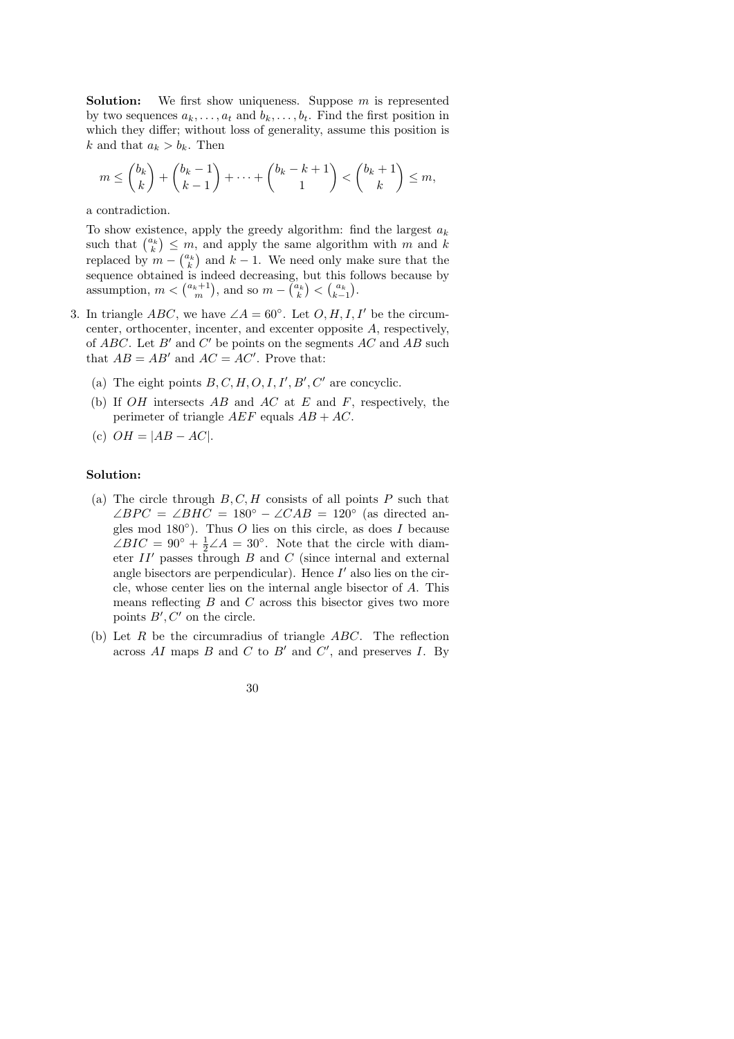**Solution:** We first show uniqueness. Suppose $m$ is represented by two sequences $a_k, \dots, a_t$ and $b_k, \dots, b_t$. Find the first position in which they differ; without loss of generality, assume this position is $k$ and that $a_k > b_k$. Then

$$m \le \binom{b_k}{k} + \binom{b_k - 1}{k-1} + \cdots + \binom{b_k - k + 1}{1} < \binom{b_k + 1}{k} \le m,$$

a contradiction.

To show existence, apply the greedy algorithm: find the largest $a_k$ such that $\binom{a_k}{k} \le m$, and apply the same algorithm with $m$ and $k$ replaced by $m - \binom{a_k}{k}$ and $k-1$. We need only make sure that the sequence obtained is indeed decreasing, but this follows because by assumption, $m < \binom{a_k+1}{m}$, and so $m - \binom{a_k}{k} < \binom{a_k}{k-1}$.

3. In triangle $ABC$, we have $\angle A = 60^\circ$. Let $O, H, I, I'$ be the circumcenter, orthocenter, incenter, and excenter opposite $A$, respectively, of $ABC$. Let $B'$ and $C'$ be points on the segments $AC$ and $AB$ such that $AB = AB'$ and $AC = AC'$. Prove that:

   (a) The eight points $B, C, H, O, I, I', B', C'$ are concyclic.

   (b) If $OH$ intersects $AB$ and $AC$ at $E$ and $F$, respectively, the perimeter of triangle $AEF$ equals $AB + AC$.

   (c) $OH = |AB - AC|$.

**Solution:**

(a) The circle through $B, C, H$ consists of all points $P$ such that $\angle BPC = \angle BHC = 180^\circ - \angle CAB = 120^\circ$ (as directed angles mod $180^\circ$). Thus $O$ lies on this circle, as does $I$ because $\angle BIC = 90^\circ + \frac{1}{2}\angle A = 30^\circ$. Note that the circle with diameter $II'$ passes through $B$ and $C$ (since internal and external angle bisectors are perpendicular). Hence $I'$ also lies on the circle, whose center lies on the internal angle bisector of $A$. This means reflecting $B$ and $C$ across this bisector gives two more points $B', C'$ on the circle.

(b) Let $R$ be the circumradius of triangle $ABC$. The reflection across $AI$ maps $B$ and $C$ to $B'$ and $C'$, and preserves $I$. By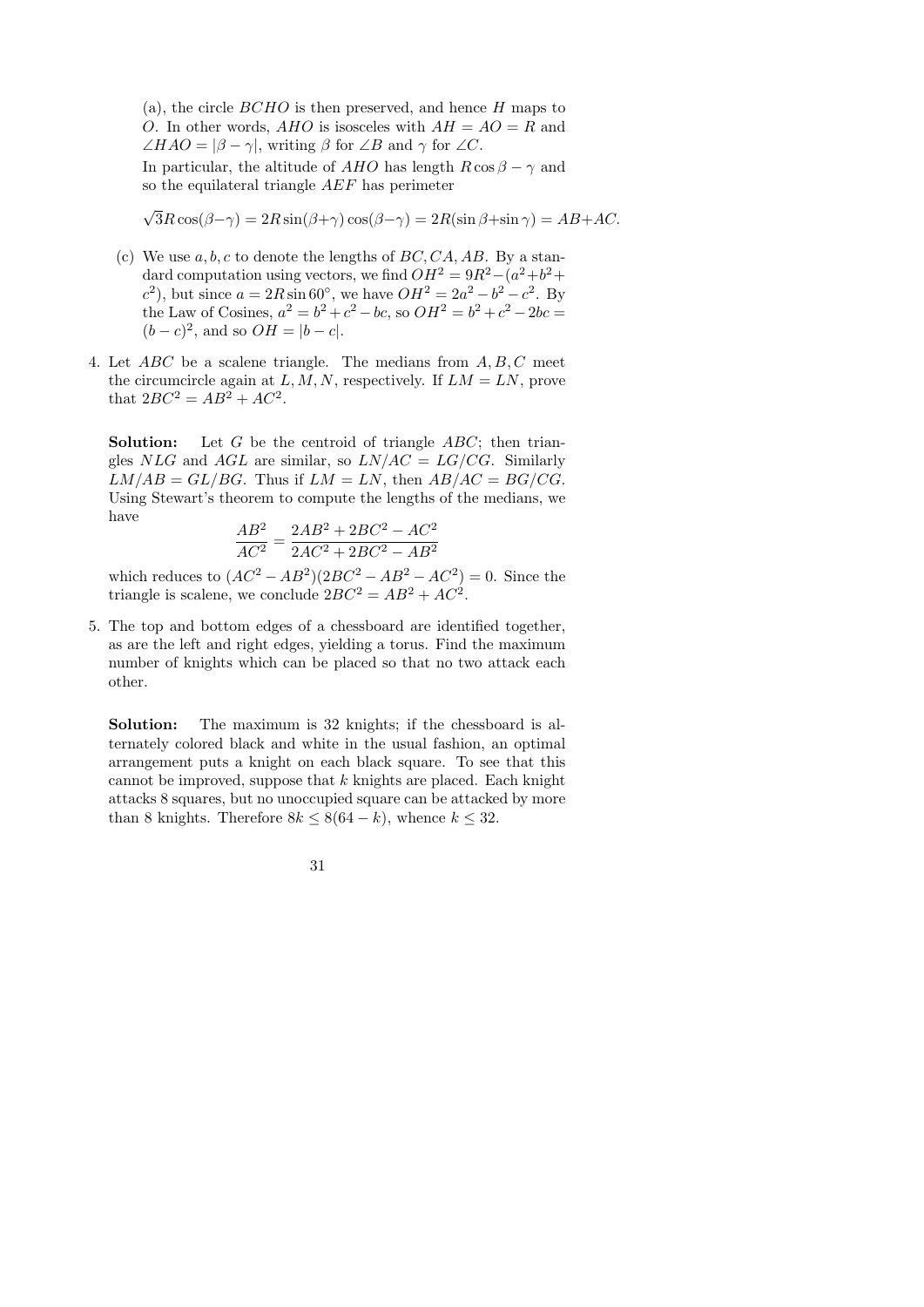(a), the circle $BCHO$ is then preserved, and hence $H$ maps to $O$. In other words, $AHO$ is isosceles with $AH = AO = R$ and $\angle HAO = |\beta - \gamma|$, writing $\beta$ for $\angle B$ and $\gamma$ for $\angle C$.

In particular, the altitude of $AHO$ has length $R \cos \beta - \gamma$ and so the equilateral triangle $AEF$ has perimeter

$$\sqrt{3}R\cos(\beta-\gamma) = 2R\sin(\beta+\gamma)\cos(\beta-\gamma) = 2R(\sin\beta+\sin\gamma) = AB+AC.$$

(c) We use $a, b, c$ to denote the lengths of $BC, CA, AB$. By a standard computation using vectors, we find $OH^2 = 9R^2 - (a^2+b^2+c^2)$, but since $a = 2R\sin 60^\circ$, we have $OH^2 = 2a^2 - b^2 - c^2$. By the Law of Cosines, $a^2 = b^2 + c^2 - bc$, so $OH^2 = b^2 + c^2 - 2bc = (b-c)^2$, and so $OH = |b - c|$.

4. Let $ABC$ be a scalene triangle. The medians from $A, B, C$ meet the circumcircle again at $L, M, N$, respectively. If $LM = LN$, prove that $2BC^2 = AB^2 + AC^2$.

**Solution:** Let $G$ be the centroid of triangle $ABC$; then triangles $NLG$ and $AGL$ are similar, so $LN/AC = LG/CG$. Similarly $LM/AB = GL/BG$. Thus if $LM = LN$, then $AB/AC = BG/CG$. Using Stewart's theorem to compute the lengths of the medians, we have

$$\frac{AB^2}{AC^2} = \frac{2AB^2 + 2BC^2 - AC^2}{2AC^2 + 2BC^2 - AB^2}$$

which reduces to $(AC^2 - AB^2)(2BC^2 - AB^2 - AC^2) = 0$. Since the triangle is scalene, we conclude $2BC^2 = AB^2 + AC^2$.

5. The top and bottom edges of a chessboard are identified together, as are the left and right edges, yielding a torus. Find the maximum number of knights which can be placed so that no two attack each other.

**Solution:** The maximum is 32 knights; if the chessboard is alternately colored black and white in the usual fashion, an optimal arrangement puts a knight on each black square. To see that this cannot be improved, suppose that $k$ knights are placed. Each knight attacks 8 squares, but no unoccupied square can be attacked by more than 8 knights. Therefore $8k \leq 8(64 - k)$, whence $k \leq 32$.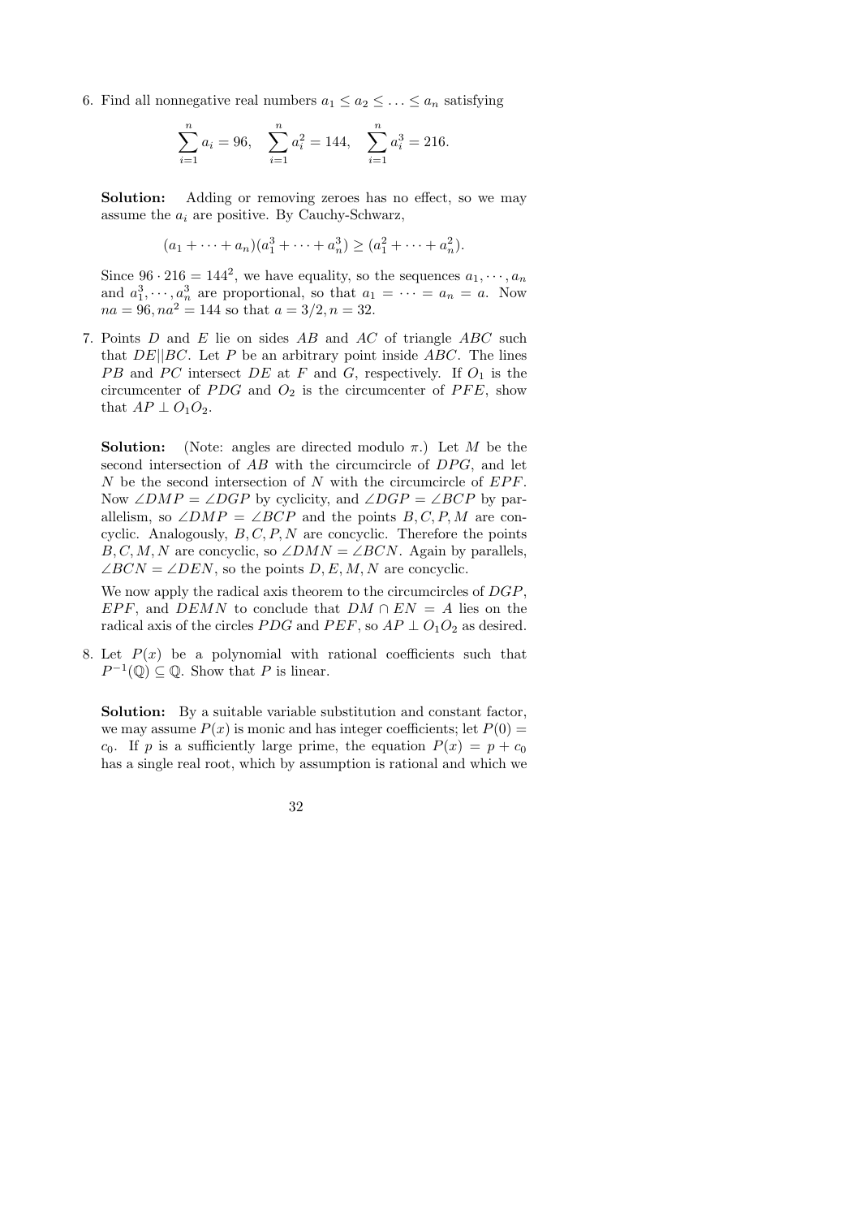6. Find all nonnegative real numbers $a_1 \leq a_2 \leq \ldots \leq a_n$ satisfying

$$\sum_{i=1}^{n} a_i = 96, \quad \sum_{i=1}^{n} a_i^2 = 144, \quad \sum_{i=1}^{n} a_i^3 = 216.$$

**Solution:** Adding or removing zeroes has no effect, so we may assume the $a_i$ are positive. By Cauchy-Schwarz,

$$(a_1 + \cdots + a_n)(a_1^3 + \cdots + a_n^3) \geq (a_1^2 + \cdots + a_n^2).$$

Since $96 \cdot 216 = 144^2$, we have equality, so the sequences $a_1, \cdots, a_n$ and $a_1^3, \cdots, a_n^3$ are proportional, so that $a_1 = \cdots = a_n = a$. Now $na = 96, na^2 = 144$ so that $a = 3/2, n = 32$.

7. Points $D$ and $E$ lie on sides $AB$ and $AC$ of triangle $ABC$ such that $DE||BC$. Let $P$ be an arbitrary point inside $ABC$. The lines $PB$ and $PC$ intersect $DE$ at $F$ and $G$, respectively. If $O_1$ is the circumcenter of $PDG$ and $O_2$ is the circumcenter of $PFE$, show that $AP \perp O_1O_2$.

**Solution:** (Note: angles are directed modulo $\pi$.) Let $M$ be the second intersection of $AB$ with the circumcircle of $DPG$, and let $N$ be the second intersection of $N$ with the circumcircle of $EPF$. Now $\angle DMP = \angle DGP$ by cyclicity, and $\angle DGP = \angle BCP$ by parallelism, so $\angle DMP = \angle BCP$ and the points $B, C, P, M$ are concyclic. Analogously, $B, C, P, N$ are concyclic. Therefore the points $B, C, M, N$ are concyclic, so $\angle DMN = \angle BCN$. Again by parallels, $\angle BCN = \angle DEN$, so the points $D, E, M, N$ are concyclic.

We now apply the radical axis theorem to the circumcircles of $DGP$, $EPF$, and $DEMN$ to conclude that $DM \cap EN = A$ lies on the radical axis of the circles $PDG$ and $PEF$, so $AP \perp O_1O_2$ as desired.

8. Let $P(x)$ be a polynomial with rational coefficients such that $P^{-1}(\mathbb{Q}) \subseteq \mathbb{Q}$. Show that $P$ is linear.

**Solution:** By a suitable variable substitution and constant factor, we may assume $P(x)$ is monic and has integer coefficients; let $P(0) = c_0$. If $p$ is a sufficiently large prime, the equation $P(x) = p + c_0$ has a single real root, which by assumption is rational and which we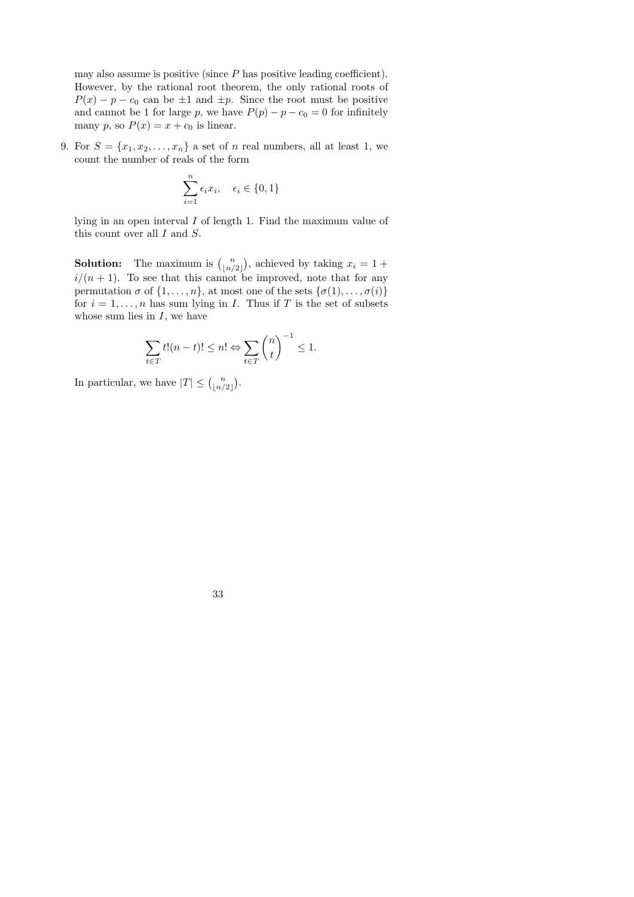may also assume is positive (since $P$ has positive leading coefficient). However, by the rational root theorem, the only rational roots of $P(x) - p - c_0$ can be $\pm 1$ and $\pm p$. Since the root must be positive and cannot be 1 for large $p$, we have $P(p) - p - c_0 = 0$ for infinitely many $p$, so $P(x) = x + c_0$ is linear.

9. For $S = \{x_1, x_2, \ldots, x_n\}$ a set of $n$ real numbers, all at least 1, we count the number of reals of the form

$$\sum_{i=1}^{n} \epsilon_i x_i, \quad \epsilon_i \in \{0, 1\}$$

lying in an open interval $I$ of length 1. Find the maximum value of this count over all $I$ and $S$.

**Solution:** The maximum is $\binom{n}{\lfloor n/2 \rfloor}$, achieved by taking $x_i = 1 + i/(n+1)$. To see that this cannot be improved, note that for any permutation $\sigma$ of $\{1, \ldots, n\}$, at most one of the sets $\{\sigma(1), \ldots, \sigma(i)\}$ for $i = 1, \ldots, n$ has sum lying in $I$. Thus if $T$ is the set of subsets whose sum lies in $I$, we have

$$\sum_{t \in T} t!(n-t)! \leq n! \Leftrightarrow \sum_{t \in T} \binom{n}{t}^{-1} \leq 1.$$

In particular, we have $|T| \leq \binom{n}{\lfloor n/2 \rfloor}$.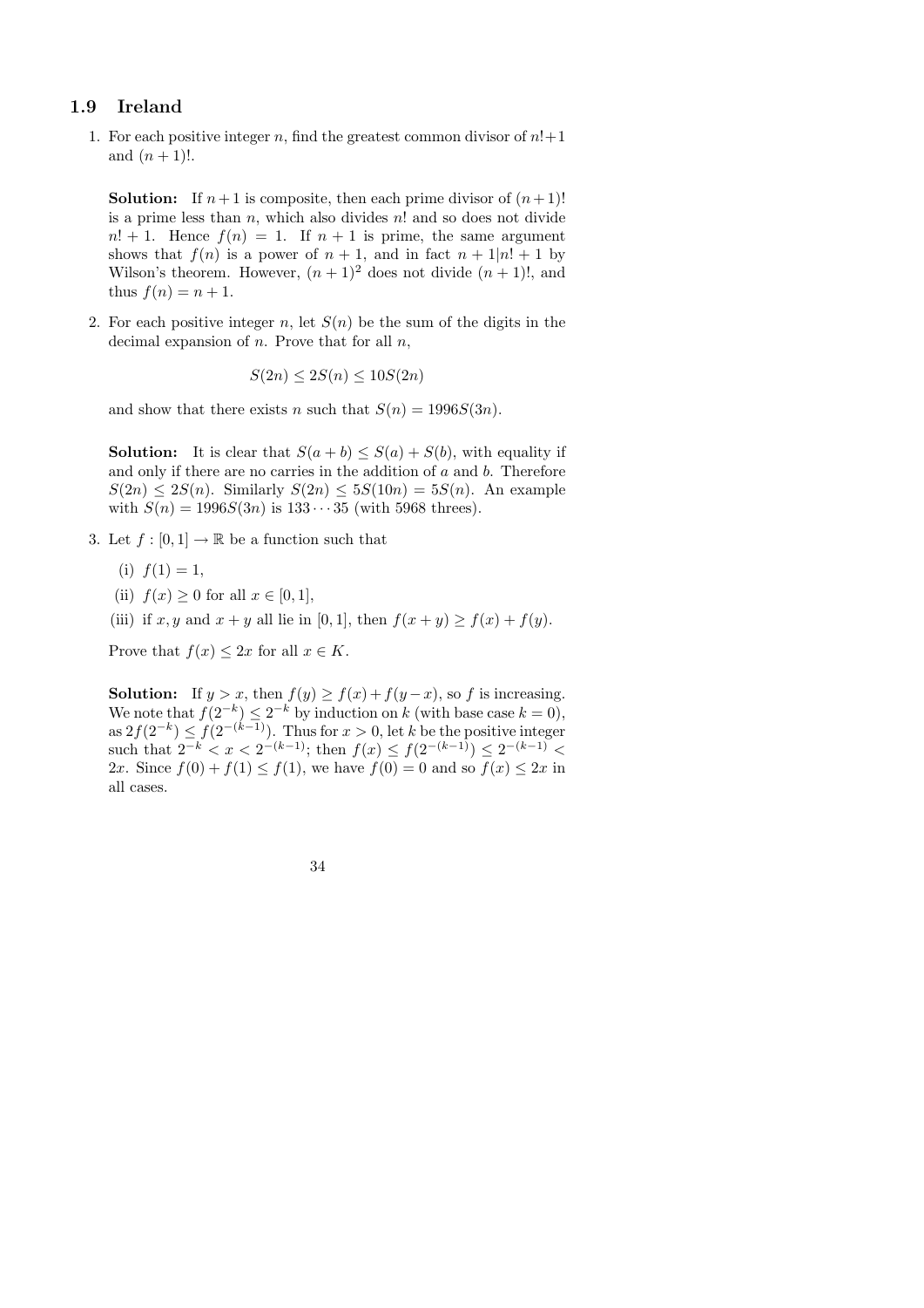## 1.9 Ireland

1. For each positive integer $n$, find the greatest common divisor of $n!+1$ and $(n+1)!$.

   **Solution:** If $n+1$ is composite, then each prime divisor of $(n+1)!$ is a prime less than $n$, which also divides $n!$ and so does not divide $n!+1$. Hence $f(n) = 1$. If $n+1$ is prime, the same argument shows that $f(n)$ is a power of $n+1$, and in fact $n+1|n!+1$ by Wilson's theorem. However, $(n+1)^2$ does not divide $(n+1)!$, and thus $f(n) = n+1$.

2. For each positive integer $n$, let $S(n)$ be the sum of the digits in the decimal expansion of $n$. Prove that for all $n$,

   $$S(2n) \leq 2S(n) \leq 10S(2n)$$

   and show that there exists $n$ such that $S(n) = 1996S(3n)$.

   **Solution:** It is clear that $S(a+b) \leq S(a) + S(b)$, with equality if and only if there are no carries in the addition of $a$ and $b$. Therefore $S(2n) \leq 2S(n)$. Similarly $S(2n) \leq 5S(10n) = 5S(n)$. An example with $S(n) = 1996S(3n)$ is $133\cdots35$ (with 5968 threes).

3. Let $f : [0,1] \to \mathbb{R}$ be a function such that

   (i) $f(1) = 1$,

   (ii) $f(x) \geq 0$ for all $x \in [0,1]$,

   (iii) if $x, y$ and $x+y$ all lie in $[0,1]$, then $f(x+y) \geq f(x) + f(y)$.

   Prove that $f(x) \leq 2x$ for all $x \in K$.

   **Solution:** If $y > x$, then $f(y) \geq f(x) + f(y-x)$, so $f$ is increasing. We note that $f(2^{-k}) \leq 2^{-k}$ by induction on $k$ (with base case $k=0$), as $2f(2^{-k}) \leq f(2^{-(k-1)})$. Thus for $x > 0$, let $k$ be the positive integer such that $2^{-k} < x < 2^{-(k-1)}$; then $f(x) \leq f(2^{-(k-1)}) \leq 2^{-(k-1)} < 2x$. Since $f(0) + f(1) \leq f(1)$, we have $f(0) = 0$ and so $f(x) \leq 2x$ in all cases.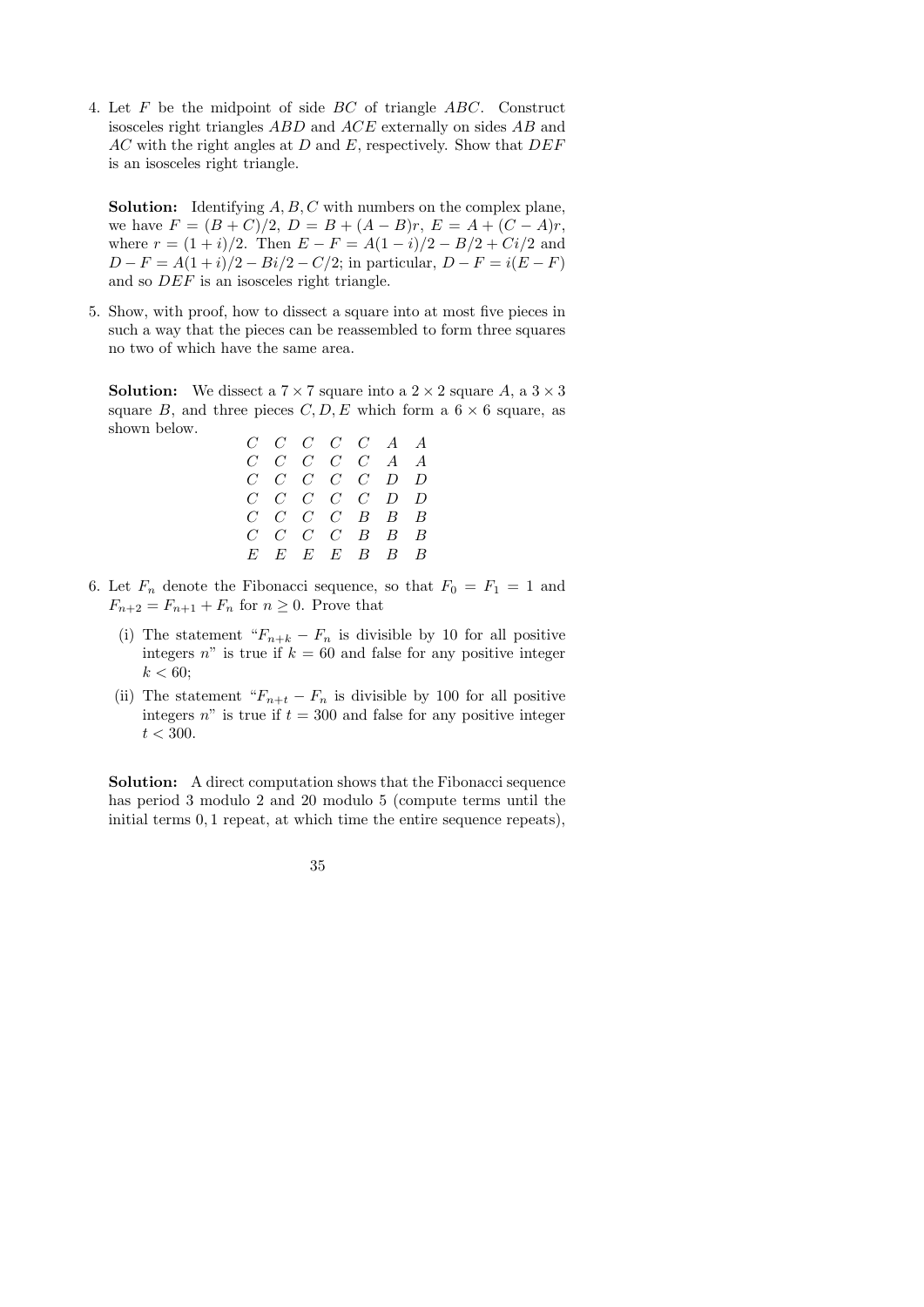4. Let $F$ be the midpoint of side $BC$ of triangle $ABC$. Construct isosceles right triangles $ABD$ and $ACE$ externally on sides $AB$ and $AC$ with the right angles at $D$ and $E$, respectively. Show that $DEF$ is an isosceles right triangle.

**Solution:** Identifying $A, B, C$ with numbers on the complex plane, we have $F = (B + C)/2$, $D = B + (A - B)r$, $E = A + (C - A)r$, where $r = (1 + i)/2$. Then $E - F = A(1 - i)/2 - B/2 + Ci/2$ and $D - F = A(1 + i)/2 - Bi/2 - C/2$; in particular, $D - F = i(E - F)$ and so $DEF$ is an isosceles right triangle.

5. Show, with proof, how to dissect a square into at most five pieces in such a way that the pieces can be reassembled to form three squares no two of which have the same area.

**Solution:** We dissect a $7 \times 7$ square into a $2 \times 2$ square $A$, a $3 \times 3$ square $B$, and three pieces $C, D, E$ which form a $6 \times 6$ square, as shown below.

```
C C C C C A A
C C C C C A A
C C C C C D D
C C C C C D D
C C C C B B B
C C C C B B B
E E E E B B B
```

6. Let $F_n$ denote the Fibonacci sequence, so that $F_0 = F_1 = 1$ and $F_{n+2} = F_{n+1} + F_n$ for $n \geq 0$. Prove that

   (i) The statement "$F_{n+k} - F_n$ is divisible by 10 for all positive integers $n$" is true if $k = 60$ and false for any positive integer $k < 60$;

   (ii) The statement "$F_{n+t} - F_n$ is divisible by 100 for all positive integers $n$" is true if $t = 300$ and false for any positive integer $t < 300$.

**Solution:** A direct computation shows that the Fibonacci sequence has period 3 modulo 2 and 20 modulo 5 (compute terms until the initial terms $0, 1$ repeat, at which time the entire sequence repeats),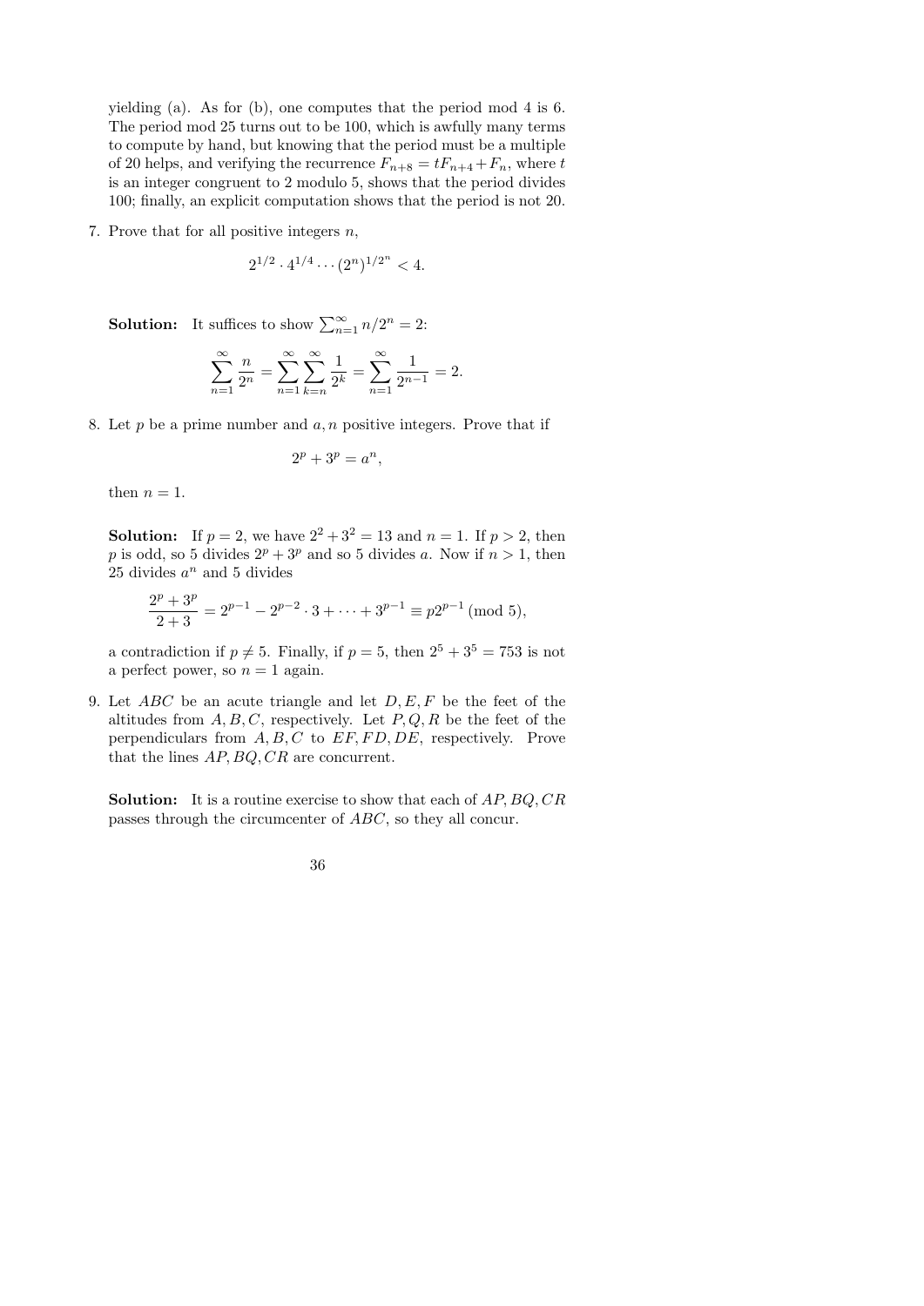yielding (a). As for (b), one computes that the period mod 4 is 6. The period mod 25 turns out to be 100, which is awfully many terms to compute by hand, but knowing that the period must be a multiple of 20 helps, and verifying the recurrence $F_{n+8} = tF_{n+4} + F_n$, where $t$ is an integer congruent to 2 modulo 5, shows that the period divides 100; finally, an explicit computation shows that the period is not 20.

7. Prove that for all positive integers $n$,

$$2^{1/2} \cdot 4^{1/4} \cdots (2^n)^{1/2^n} < 4.$$

**Solution:** It suffices to show $\sum_{n=1}^{\infty} n/2^n = 2$:

$$\sum_{n=1}^{\infty} \frac{n}{2^n} = \sum_{n=1}^{\infty} \sum_{k=n}^{\infty} \frac{1}{2^k} = \sum_{n=1}^{\infty} \frac{1}{2^{n-1}} = 2.$$

8. Let $p$ be a prime number and $a, n$ positive integers. Prove that if

$$2^p + 3^p = a^n,$$

then $n = 1$.

**Solution:** If $p = 2$, we have $2^2 + 3^2 = 13$ and $n = 1$. If $p > 2$, then $p$ is odd, so 5 divides $2^p + 3^p$ and so 5 divides $a$. Now if $n > 1$, then 25 divides $a^n$ and 5 divides

$$\frac{2^p + 3^p}{2 + 3} = 2^{p-1} - 2^{p-2} \cdot 3 + \cdots + 3^{p-1} \equiv p2^{p-1} \pmod 5,$$

a contradiction if $p \neq 5$. Finally, if $p = 5$, then $2^5 + 3^5 = 753$ is not a perfect power, so $n = 1$ again.

9. Let $ABC$ be an acute triangle and let $D, E, F$ be the feet of the altitudes from $A, B, C$, respectively. Let $P, Q, R$ be the feet of the perpendiculars from $A, B, C$ to $EF, FD, DE$, respectively. Prove that the lines $AP, BQ, CR$ are concurrent.

**Solution:** It is a routine exercise to show that each of $AP, BQ, CR$ passes through the circumcenter of $ABC$, so they all concur.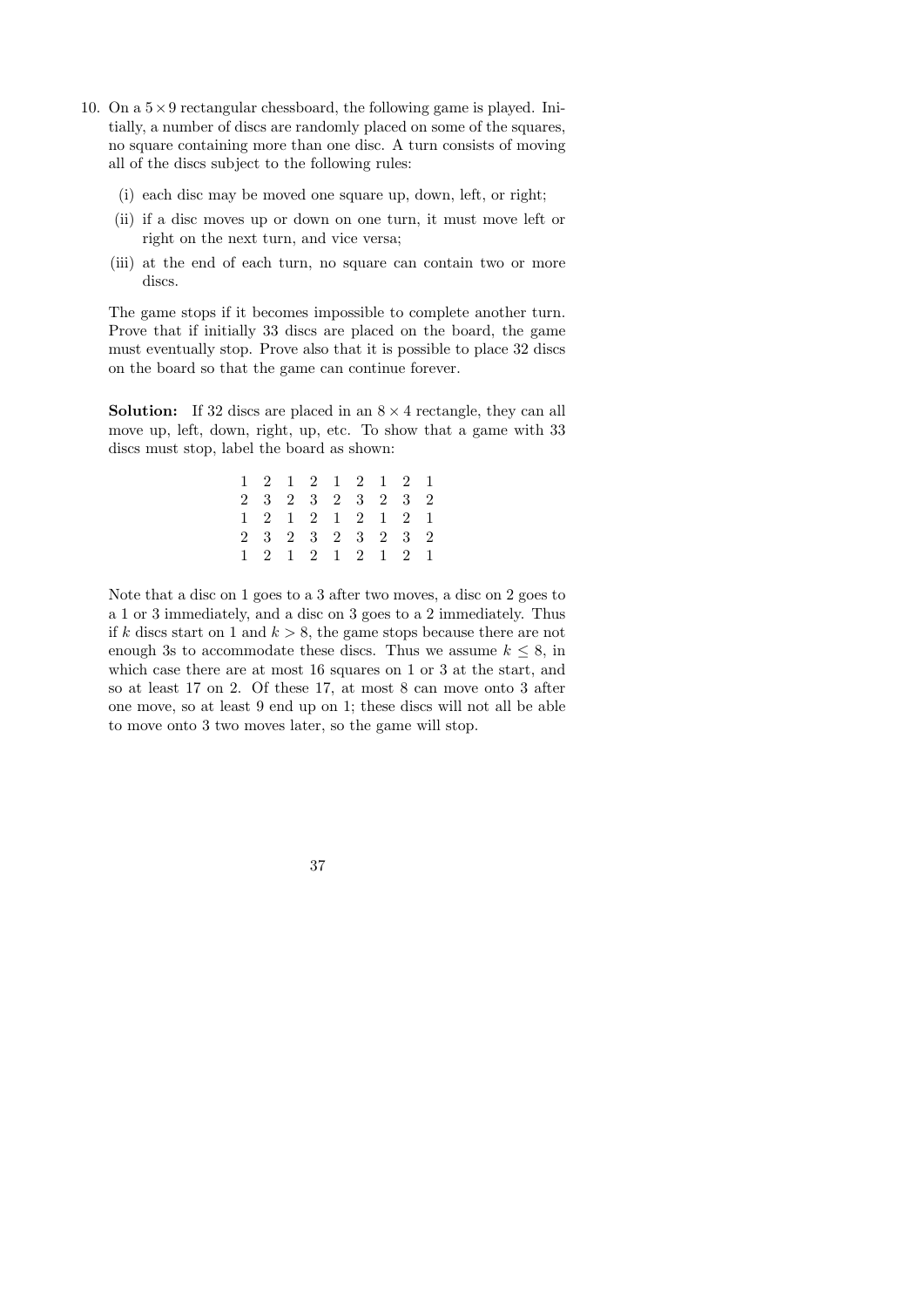10. On a $5 \times 9$ rectangular chessboard, the following game is played. Initially, a number of discs are randomly placed on some of the squares, no square containing more than one disc. A turn consists of moving all of the discs subject to the following rules:

    (i) each disc may be moved one square up, down, left, or right;

    (ii) if a disc moves up or down on one turn, it must move left or right on the next turn, and vice versa;

    (iii) at the end of each turn, no square can contain two or more discs.

    The game stops if it becomes impossible to complete another turn. Prove that if initially 33 discs are placed on the board, the game must eventually stop. Prove also that it is possible to place 32 discs on the board so that the game can continue forever.

    **Solution:** If 32 discs are placed in an $8 \times 4$ rectangle, they can all move up, left, down, right, up, etc. To show that a game with 33 discs must stop, label the board as shown:

    ```
    1 2 1 2 1 2 1 2 1
    2 3 2 3 2 3 2 3 2
    1 2 1 2 1 2 1 2 1
    2 3 2 3 2 3 2 3 2
    1 2 1 2 1 2 1 2 1
    ```

    Note that a disc on 1 goes to a 3 after two moves, a disc on 2 goes to a 1 or 3 immediately, and a disc on 3 goes to a 2 immediately. Thus if $k$ discs start on 1 and $k > 8$, the game stops because there are not enough 3s to accommodate these discs. Thus we assume $k \leq 8$, in which case there are at most 16 squares on 1 or 3 at the start, and so at least 17 on 2. Of these 17, at most 8 can move onto 3 after one move, so at least 9 end up on 1; these discs will not all be able to move onto 3 two moves later, so the game will stop.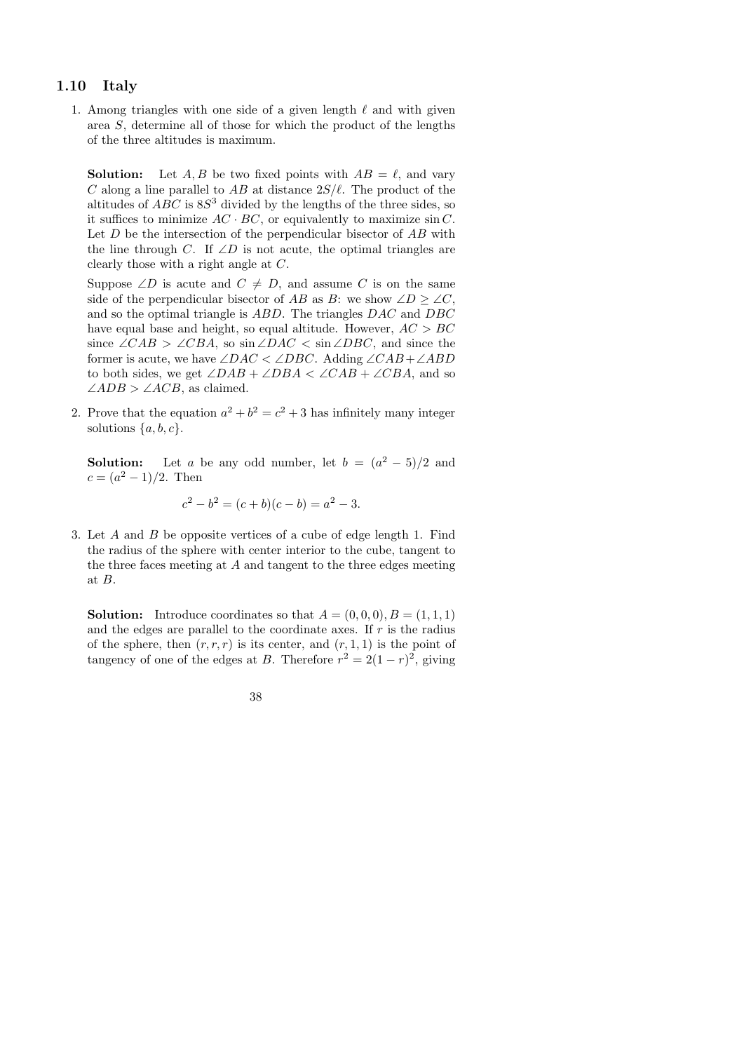## 1.10 Italy

1. Among triangles with one side of a given length $\ell$ and with given area $S$, determine all of those for which the product of the lengths of the three altitudes is maximum.

   **Solution:** Let $A, B$ be two fixed points with $AB = \ell$, and vary $C$ along a line parallel to $AB$ at distance $2S/\ell$. The product of the altitudes of $ABC$ is $8S^3$ divided by the lengths of the three sides, so it suffices to minimize $AC \cdot BC$, or equivalently to maximize $\sin C$. Let $D$ be the intersection of the perpendicular bisector of $AB$ with the line through $C$. If $\angle D$ is not acute, the optimal triangles are clearly those with a right angle at $C$.

   Suppose $\angle D$ is acute and $C \neq D$, and assume $C$ is on the same side of the perpendicular bisector of $AB$ as $B$: we show $\angle D \geq \angle C$, and so the optimal triangle is $ABD$. The triangles $DAC$ and $DBC$ have equal base and height, so equal altitude. However, $AC > BC$ since $\angle CAB > \angle CBA$, so $\sin \angle DAC < \sin \angle DBC$, and since the former is acute, we have $\angle DAC < \angle DBC$. Adding $\angle CAB + \angle ABD$ to both sides, we get $\angle DAB + \angle DBA < \angle CAB + \angle CBA$, and so $\angle ADB > \angle ACB$, as claimed.

2. Prove that the equation $a^2 + b^2 = c^2 + 3$ has infinitely many integer solutions $\{a, b, c\}$.

   **Solution:** Let $a$ be any odd number, let $b = (a^2 - 5)/2$ and $c = (a^2 - 1)/2$. Then

   $$c^2 - b^2 = (c + b)(c - b) = a^2 - 3.$$

3. Let $A$ and $B$ be opposite vertices of a cube of edge length 1. Find the radius of the sphere with center interior to the cube, tangent to the three faces meeting at $A$ and tangent to the three edges meeting at $B$.

   **Solution:** Introduce coordinates so that $A = (0, 0, 0), B = (1, 1, 1)$ and the edges are parallel to the coordinate axes. If $r$ is the radius of the sphere, then $(r, r, r)$ is its center, and $(r, 1, 1)$ is the point of tangency of one of the edges at $B$. Therefore $r^2 = 2(1 - r)^2$, giving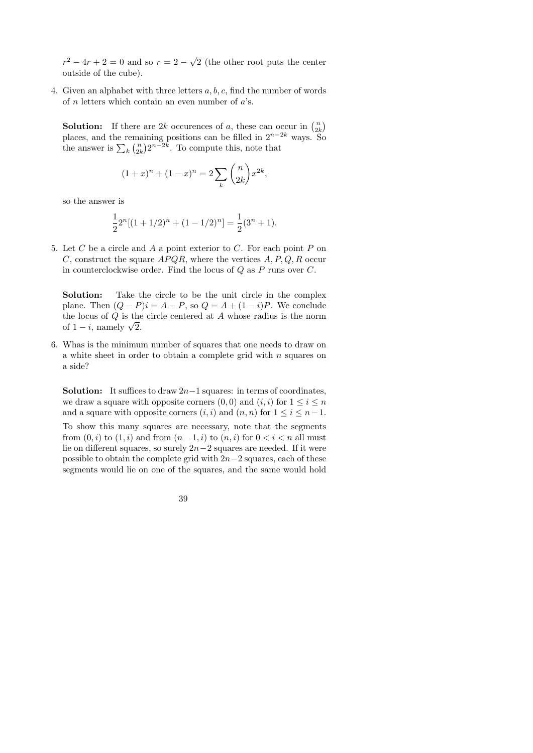$r^2 - 4r + 2 = 0$ and so $r = 2 - \sqrt{2}$ (the other root puts the center outside of the cube).

4. Given an alphabet with three letters $a, b, c$, find the number of words of $n$ letters which contain an even number of $a$'s.

   **Solution:** If there are $2k$ occurences of $a$, these can occur in $\binom{n}{2k}$ places, and the remaining positions can be filled in $2^{n-2k}$ ways. So the answer is $\sum_k \binom{n}{2k} 2^{n-2k}$. To compute this, note that

   $$(1+x)^n + (1-x)^n = 2\sum_k \binom{n}{2k} x^{2k},$$

   so the answer is

   $$\frac{1}{2}2^n[(1+1/2)^n + (1-1/2)^n] = \frac{1}{2}(3^n + 1).$$

5. Let $C$ be a circle and $A$ a point exterior to $C$. For each point $P$ on $C$, construct the square $APQR$, where the vertices $A, P, Q, R$ occur in counterclockwise order. Find the locus of $Q$ as $P$ runs over $C$.

   **Solution:** Take the circle to be the unit circle in the complex plane. Then $(Q - P)i = A - P$, so $Q = A + (1 - i)P$. We conclude the locus of $Q$ is the circle centered at $A$ whose radius is the norm of $1 - i$, namely $\sqrt{2}$.

6. Whas is the minimum number of squares that one needs to draw on a white sheet in order to obtain a complete grid with $n$ squares on a side?

   **Solution:** It suffices to draw $2n-1$ squares: in terms of coordinates, we draw a square with opposite corners $(0, 0)$ and $(i, i)$ for $1 \leq i \leq n$ and a square with opposite corners $(i, i)$ and $(n, n)$ for $1 \leq i \leq n-1$.

   To show this many squares are necessary, note that the segments from $(0, i)$ to $(1, i)$ and from $(n-1, i)$ to $(n, i)$ for $0 < i < n$ all must lie on different squares, so surely $2n-2$ squares are needed. If it were possible to obtain the complete grid with $2n-2$ squares, each of these segments would lie on one of the squares, and the same would hold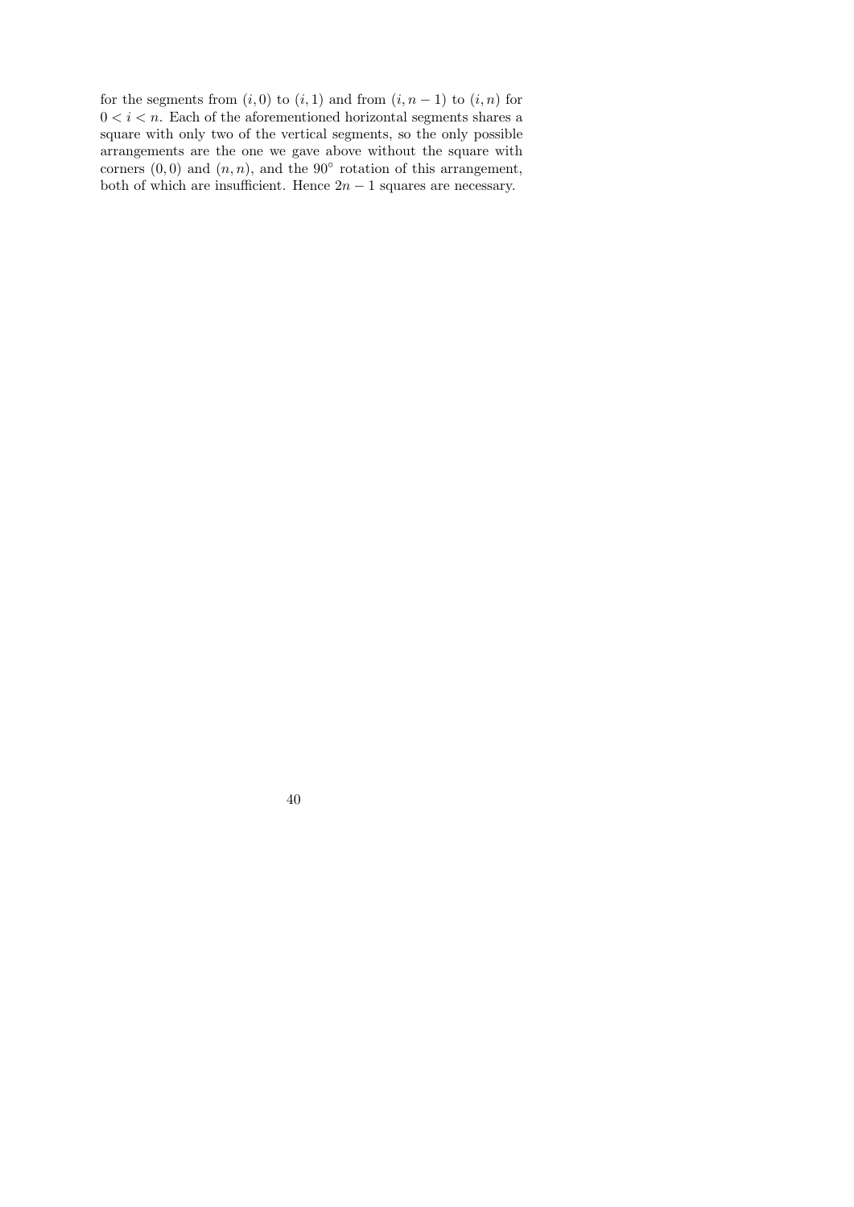for the segments from $(i, 0)$ to $(i, 1)$ and from $(i, n-1)$ to $(i, n)$ for $0 < i < n$. Each of the aforementioned horizontal segments shares a square with only two of the vertical segments, so the only possible arrangements are the one we gave above without the square with corners $(0, 0)$ and $(n, n)$, and the $90^\circ$ rotation of this arrangement, both of which are insufficient. Hence $2n - 1$ squares are necessary.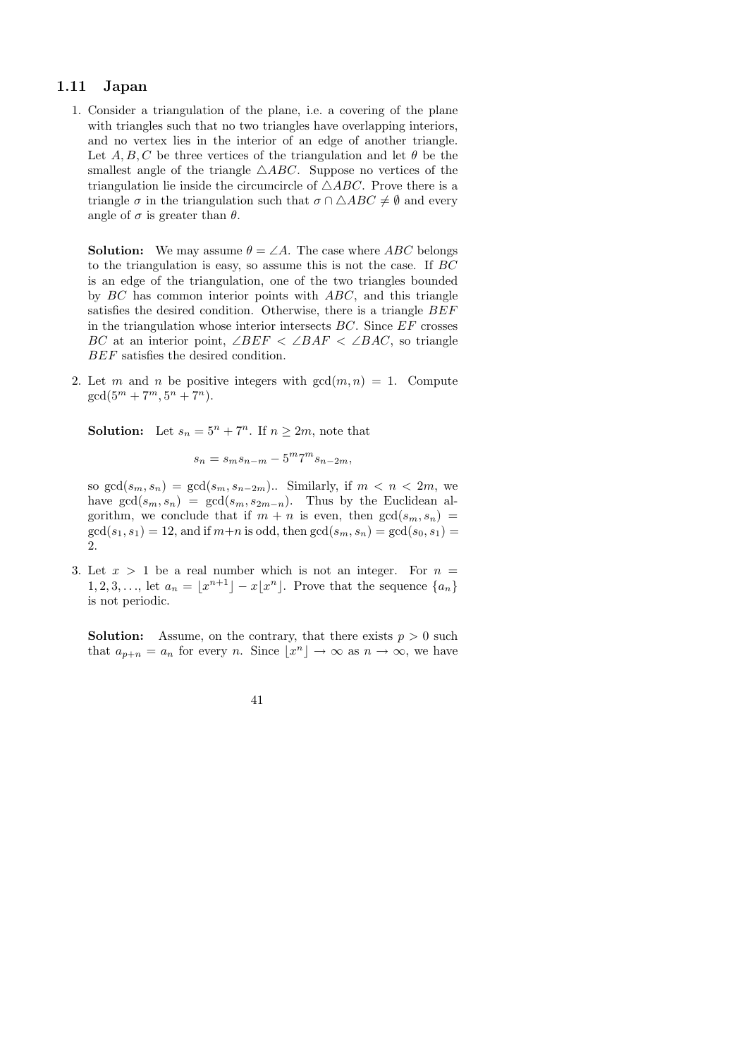## 1.11 Japan

1. Consider a triangulation of the plane, i.e. a covering of the plane with triangles such that no two triangles have overlapping interiors, and no vertex lies in the interior of an edge of another triangle. Let $A, B, C$ be three vertices of the triangulation and let $\theta$ be the smallest angle of the triangle $\triangle ABC$. Suppose no vertices of the triangulation lie inside the circumcircle of $\triangle ABC$. Prove there is a triangle $\sigma$ in the triangulation such that $\sigma \cap \triangle ABC \neq \emptyset$ and every angle of $\sigma$ is greater than $\theta$.

   **Solution:** We may assume $\theta = \angle A$. The case where $ABC$ belongs to the triangulation is easy, so assume this is not the case. If $BC$ is an edge of the triangulation, one of the two triangles bounded by $BC$ has common interior points with $ABC$, and this triangle satisfies the desired condition. Otherwise, there is a triangle $BEF$ in the triangulation whose interior intersects $BC$. Since $EF$ crosses $BC$ at an interior point, $\angle BEF < \angle BAF < \angle BAC$, so triangle $BEF$ satisfies the desired condition.

2. Let $m$ and $n$ be positive integers with $\gcd(m, n) = 1$. Compute $\gcd(5^m + 7^m, 5^n + 7^n)$.

   **Solution:** Let $s_n = 5^n + 7^n$. If $n \geq 2m$, note that

   $$s_n = s_m s_{n-m} - 5^m 7^m s_{n-2m},$$

   so $\gcd(s_m, s_n) = \gcd(s_m, s_{n-2m})$.. Similarly, if $m < n < 2m$, we have $\gcd(s_m, s_n) = \gcd(s_m, s_{2m-n})$. Thus by the Euclidean algorithm, we conclude that if $m + n$ is even, then $\gcd(s_m, s_n) = \gcd(s_1, s_1) = 12$, and if $m+n$ is odd, then $\gcd(s_m, s_n) = \gcd(s_0, s_1) = 2$.

3. Let $x > 1$ be a real number which is not an integer. For $n = 1, 2, 3, \ldots$, let $a_n = \lfloor x^{n+1} \rfloor - x\lfloor x^n \rfloor$. Prove that the sequence $\{a_n\}$ is not periodic.

   **Solution:** Assume, on the contrary, that there exists $p > 0$ such that $a_{p+n} = a_n$ for every $n$. Since $\lfloor x^n \rfloor \to \infty$ as $n \to \infty$, we have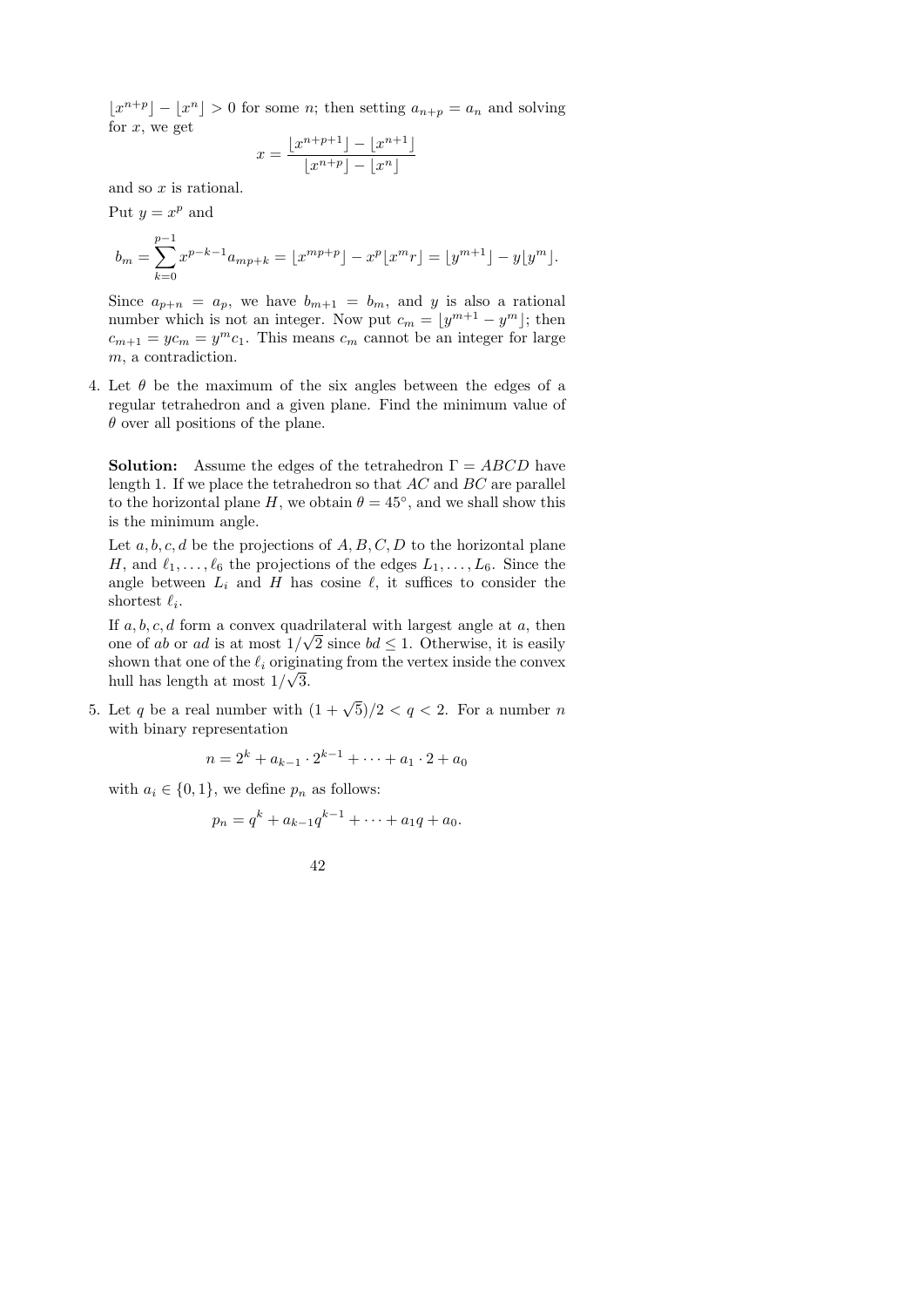$\lfloor x^{n+p} \rfloor - \lfloor x^n \rfloor > 0$ for some $n$; then setting $a_{n+p} = a_n$ and solving for $x$, we get

$$x = \frac{\lfloor x^{n+p+1} \rfloor - \lfloor x^{n+1} \rfloor}{\lfloor x^{n+p} \rfloor - \lfloor x^n \rfloor}$$

and so $x$ is rational.

Put $y = x^p$ and

$$b_m = \sum_{k=0}^{p-1} x^{p-k-1} a_{mp+k} = \lfloor x^{mp+p} \rfloor - x^p \lfloor x^m r \rfloor = \lfloor y^{m+1} \rfloor - y \lfloor y^m \rfloor.$$

Since $a_{p+n} = a_p$, we have $b_{m+1} = b_m$, and $y$ is also a rational number which is not an integer. Now put $c_m = \lfloor y^{m+1} - y^m \rfloor$; then $c_{m+1} = yc_m = y^m c_1$. This means $c_m$ cannot be an integer for large $m$, a contradiction.

4. Let $\theta$ be the maximum of the six angles between the edges of a regular tetrahedron and a given plane. Find the minimum value of $\theta$ over all positions of the plane.

**Solution:** Assume the edges of the tetrahedron $\Gamma = ABCD$ have length 1. If we place the tetrahedron so that $AC$ and $BC$ are parallel to the horizontal plane $H$, we obtain $\theta = 45^\circ$, and we shall show this is the minimum angle.

Let $a, b, c, d$ be the projections of $A, B, C, D$ to the horizontal plane $H$, and $\ell_1, \ldots, \ell_6$ the projections of the edges $L_1, \ldots, L_6$. Since the angle between $L_i$ and $H$ has cosine $\ell$, it suffices to consider the shortest $\ell_i$.

If $a, b, c, d$ form a convex quadrilateral with largest angle at $a$, then one of $ab$ or $ad$ is at most $1/\sqrt{2}$ since $bd \leq 1$. Otherwise, it is easily shown that one of the $\ell_i$ originating from the vertex inside the convex hull has length at most $1/\sqrt{3}$.

5. Let $q$ be a real number with $(1 + \sqrt{5})/2 < q < 2$. For a number $n$ with binary representation

$$n = 2^k + a_{k-1} \cdot 2^{k-1} + \cdots + a_1 \cdot 2 + a_0$$

with $a_i \in \{0, 1\}$, we define $p_n$ as follows:

$$p_n = q^k + a_{k-1} q^{k-1} + \cdots + a_1 q + a_0.$$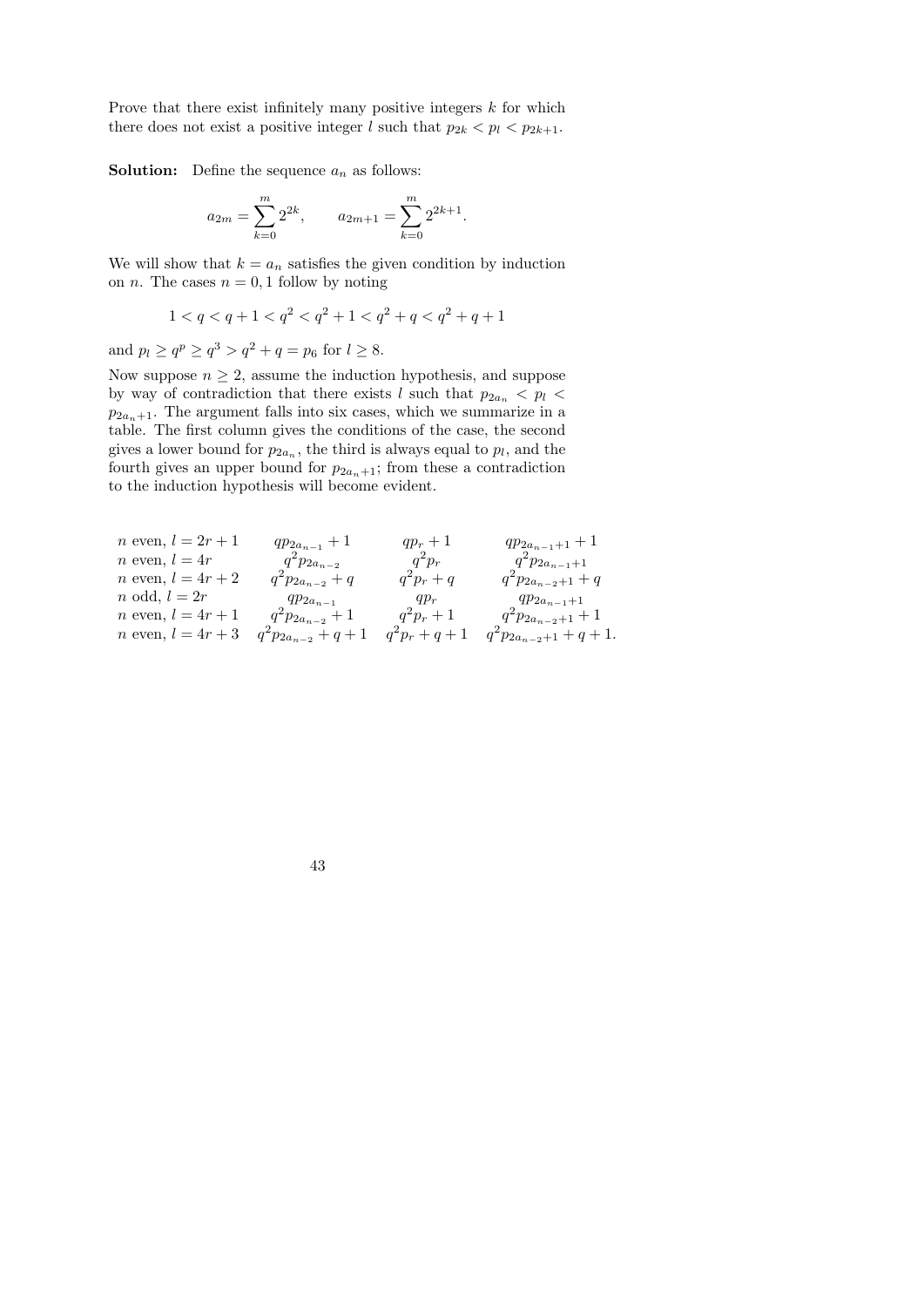Prove that there exist infinitely many positive integers $k$ for which there does not exist a positive integer $l$ such that $p_{2k} < p_l < p_{2k+1}$.

**Solution:** Define the sequence $a_n$ as follows:

$$a_{2m} = \sum_{k=0}^{m} 2^{2k}, \qquad a_{2m+1} = \sum_{k=0}^{m} 2^{2k+1}.$$

We will show that $k = a_n$ satisfies the given condition by induction on $n$. The cases $n = 0, 1$ follow by noting

$$1 < q < q + 1 < q^2 < q^2 + 1 < q^2 + q < q^2 + q + 1$$

and $p_l \geq q^p \geq q^3 > q^2 + q = p_6$ for $l \geq 8$.

Now suppose $n \geq 2$, assume the induction hypothesis, and suppose by way of contradiction that there exists $l$ such that $p_{2a_n} < p_l < p_{2a_n+1}$. The argument falls into six cases, which we summarize in a table. The first column gives the conditions of the case, the second gives a lower bound for $p_{2a_n}$, the third is always equal to $p_l$, and the fourth gives an upper bound for $p_{2a_n+1}$; from these a contradiction to the induction hypothesis will become evident.

| | | | |
|---|---|---|---|
| $n$ even, $l = 2r + 1$ | $qp_{2a_{n-1}} + 1$ | $qp_r + 1$ | $qp_{2a_{n-1}+1} + 1$ |
| $n$ even, $l = 4r$ | $q^2 p_{2a_{n-2}}$ | $q^2 p_r$ | $q^2 p_{2a_{n-1}+1}$ |
| $n$ even, $l = 4r + 2$ | $q^2 p_{2a_{n-2}} + q$ | $q^2 p_r + q$ | $q^2 p_{2a_{n-2}+1} + q$ |
| $n$ odd, $l = 2r$ | $qp_{2a_{n-1}}$ | $qp_r$ | $qp_{2a_{n-1}+1}$ |
| $n$ even, $l = 4r + 1$ | $q^2 p_{2a_{n-2}} + 1$ | $q^2 p_r + 1$ | $q^2 p_{2a_{n-2}+1} + 1$ |
| $n$ even, $l = 4r + 3$ | $q^2 p_{2a_{n-2}} + q + 1$ | $q^2 p_r + q + 1$ | $q^2 p_{2a_{n-2}+1} + q + 1$. |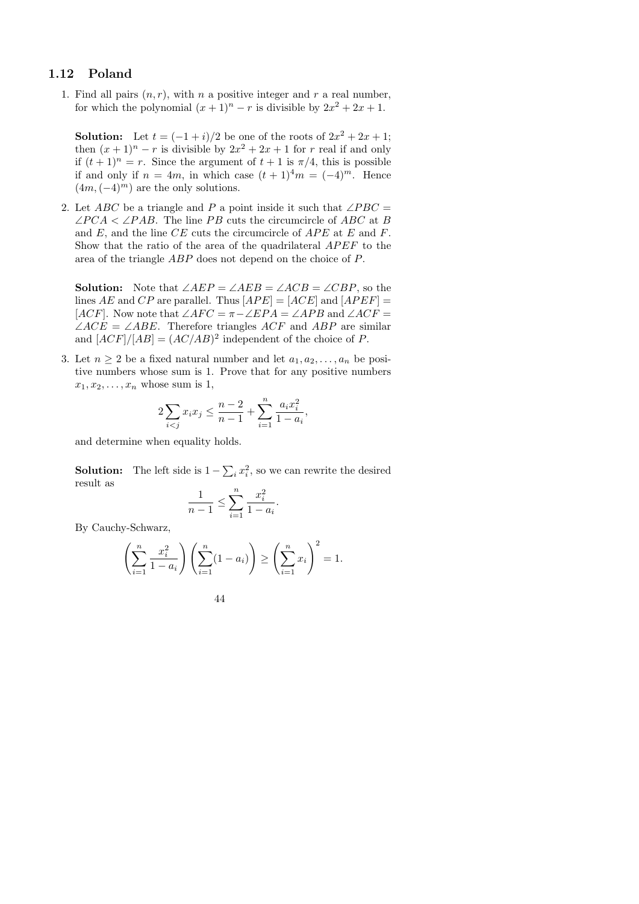## 1.12 Poland

1. Find all pairs $(n, r)$, with $n$ a positive integer and $r$ a real number, for which the polynomial $(x+1)^n - r$ is divisible by $2x^2 + 2x + 1$.

   **Solution:** Let $t = (-1+i)/2$ be one of the roots of $2x^2 + 2x + 1$; then $(x+1)^n - r$ is divisible by $2x^2 + 2x + 1$ for $r$ real if and only if $(t+1)^n = r$. Since the argument of $t+1$ is $\pi/4$, this is possible if and only if $n = 4m$, in which case $(t+1)^4 m = (-4)^m$. Hence $(4m, (-4)^m)$ are the only solutions.

2. Let $ABC$ be a triangle and $P$ a point inside it such that $\angle PBC = \angle PCA < \angle PAB$. The line $PB$ cuts the circumcircle of $ABC$ at $B$ and $E$, and the line $CE$ cuts the circumcircle of $APE$ at $E$ and $F$. Show that the ratio of the area of the quadrilateral $APEF$ to the area of the triangle $ABP$ does not depend on the choice of $P$.

   **Solution:** Note that $\angle AEP = \angle AEB = \angle ACB = \angle CBP$, so the lines $AE$ and $CP$ are parallel. Thus $[APE] = [ACE]$ and $[APEF] = [ACF]$. Now note that $\angle AFC = \pi - \angle EPA = \angle APB$ and $\angle ACF = \angle ACE = \angle ABE$. Therefore triangles $ACF$ and $ABP$ are similar and $[ACF]/[AB] = (AC/AB)^2$ independent of the choice of $P$.

3. Let $n \geq 2$ be a fixed natural number and let $a_1, a_2, \ldots, a_n$ be positive numbers whose sum is 1. Prove that for any positive numbers $x_1, x_2, \ldots, x_n$ whose sum is 1,

$$2\sum_{i<j} x_i x_j \leq \frac{n-2}{n-1} + \sum_{i=1}^{n} \frac{a_i x_i^2}{1-a_i},$$

   and determine when equality holds.

   **Solution:** The left side is $1 - \sum_i x_i^2$, so we can rewrite the desired result as

$$\frac{1}{n-1} \leq \sum_{i=1}^{n} \frac{x_i^2}{1-a_i}.$$

   By Cauchy-Schwarz,

$$\left(\sum_{i=1}^{n} \frac{x_i^2}{1-a_i}\right)\left(\sum_{i=1}^{n}(1-a_i)\right) \geq \left(\sum_{i=1}^{n} x_i\right)^2 = 1.$$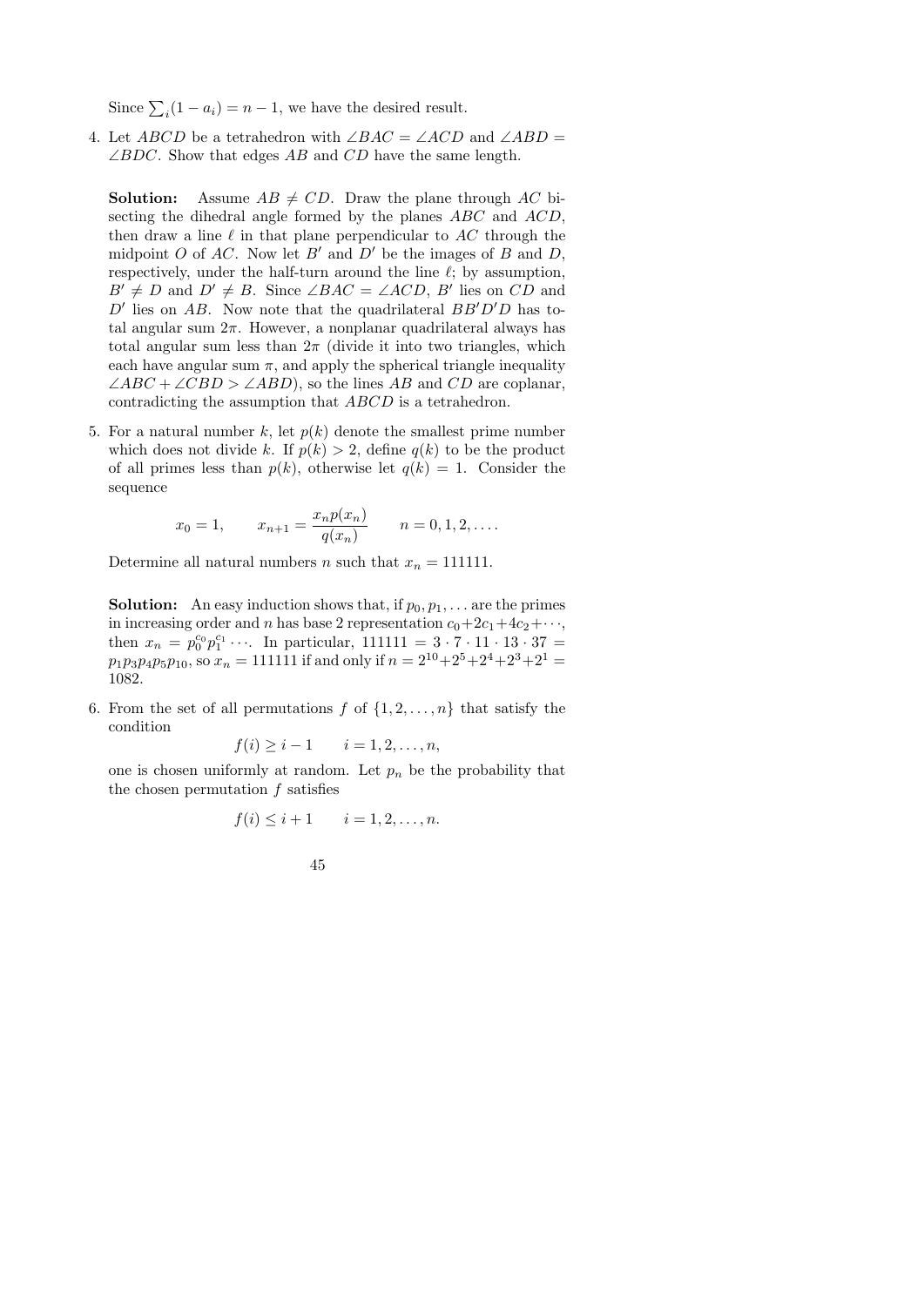Since $\sum_i (1 - a_i) = n - 1$, we have the desired result.

4. Let $ABCD$ be a tetrahedron with $\angle BAC = \angle ACD$ and $\angle ABD = \angle BDC$. Show that edges $AB$ and $CD$ have the same length.

   **Solution:** Assume $AB \neq CD$. Draw the plane through $AC$ bisecting the dihedral angle formed by the planes $ABC$ and $ACD$, then draw a line $\ell$ in that plane perpendicular to $AC$ through the midpoint $O$ of $AC$. Now let $B'$ and $D'$ be the images of $B$ and $D$, respectively, under the half-turn around the line $\ell$; by assumption, $B' \neq D$ and $D' \neq B$. Since $\angle BAC = \angle ACD$, $B'$ lies on $CD$ and $D'$ lies on $AB$. Now note that the quadrilateral $BB'D'D$ has total angular sum $2\pi$. However, a nonplanar quadrilateral always has total angular sum less than $2\pi$ (divide it into two triangles, which each have angular sum $\pi$, and apply the spherical triangle inequality $\angle ABC + \angle CBD > \angle ABD$), so the lines $AB$ and $CD$ are coplanar, contradicting the assumption that $ABCD$ is a tetrahedron.

5. For a natural number $k$, let $p(k)$ denote the smallest prime number which does not divide $k$. If $p(k) > 2$, define $q(k)$ to be the product of all primes less than $p(k)$, otherwise let $q(k) = 1$. Consider the sequence

   $$x_0 = 1, \qquad x_{n+1} = \frac{x_n p(x_n)}{q(x_n)} \qquad n = 0, 1, 2, \ldots.$$

   Determine all natural numbers $n$ such that $x_n = 111111$.

   **Solution:** An easy induction shows that, if $p_0, p_1, \ldots$ are the primes in increasing order and $n$ has base 2 representation $c_0 + 2c_1 + 4c_2 + \cdots$, then $x_n = p_0^{c_0} p_1^{c_1} \cdots$. In particular, $111111 = 3 \cdot 7 \cdot 11 \cdot 13 \cdot 37 = p_1 p_3 p_4 p_5 p_{10}$, so $x_n = 111111$ if and only if $n = 2^{10} + 2^5 + 2^4 + 2^3 + 2^1 = 1082$.

6. From the set of all permutations $f$ of $\{1, 2, \ldots, n\}$ that satisfy the condition

   $$f(i) \geq i - 1 \qquad i = 1, 2, \ldots, n,$$

   one is chosen uniformly at random. Let $p_n$ be the probability that the chosen permutation $f$ satisfies

   $$f(i) \leq i + 1 \qquad i = 1, 2, \ldots, n.$$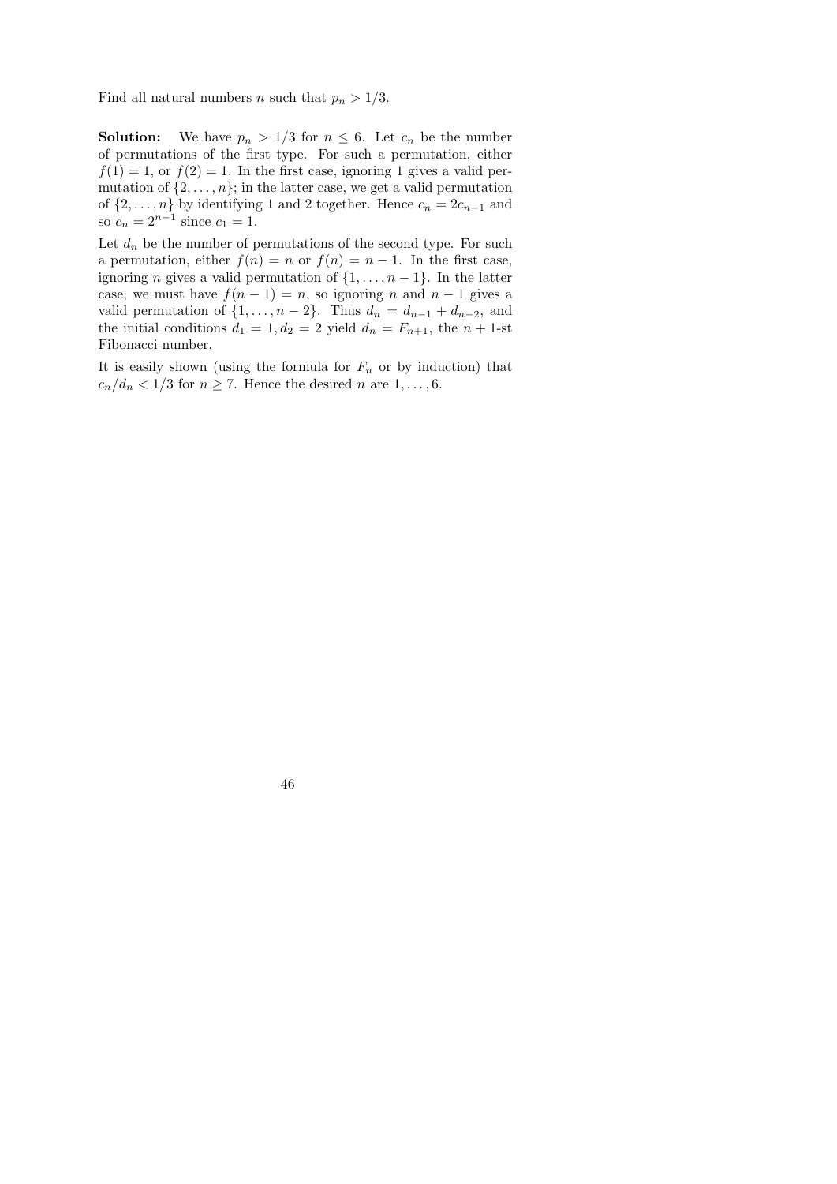Find all natural numbers $n$ such that $p_n > 1/3$.

**Solution:** We have $p_n > 1/3$ for $n \leq 6$. Let $c_n$ be the number of permutations of the first type. For such a permutation, either $f(1) = 1$, or $f(2) = 1$. In the first case, ignoring 1 gives a valid permutation of $\{2, \ldots, n\}$; in the latter case, we get a valid permutation of $\{2, \ldots, n\}$ by identifying 1 and 2 together. Hence $c_n = 2c_{n-1}$ and so $c_n = 2^{n-1}$ since $c_1 = 1$.

Let $d_n$ be the number of permutations of the second type. For such a permutation, either $f(n) = n$ or $f(n) = n-1$. In the first case, ignoring $n$ gives a valid permutation of $\{1, \ldots, n-1\}$. In the latter case, we must have $f(n-1) = n$, so ignoring $n$ and $n-1$ gives a valid permutation of $\{1, \ldots, n-2\}$. Thus $d_n = d_{n-1} + d_{n-2}$, and the initial conditions $d_1 = 1, d_2 = 2$ yield $d_n = F_{n+1}$, the $n+1$-st Fibonacci number.

It is easily shown (using the formula for $F_n$ or by induction) that $c_n/d_n < 1/3$ for $n \geq 7$. Hence the desired $n$ are $1, \ldots, 6$.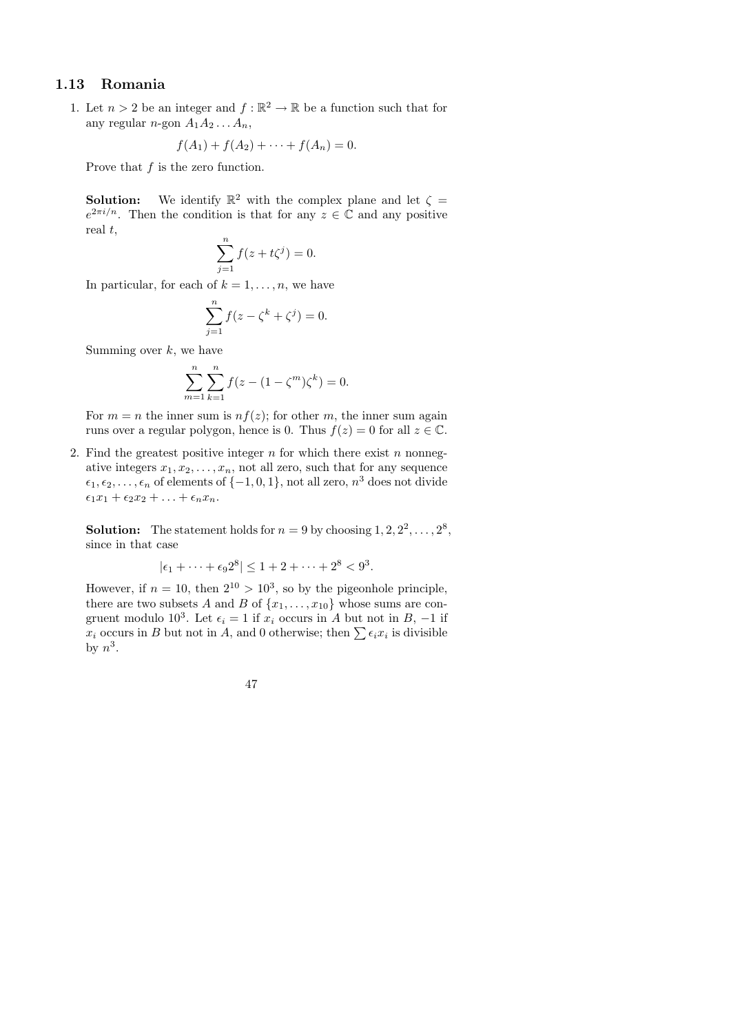## 1.13 Romania

1. Let $n > 2$ be an integer and $f : \mathbb{R}^2 \to \mathbb{R}$ be a function such that for any regular $n$-gon $A_1A_2 \dots A_n$,

$$f(A_1) + f(A_2) + \cdots + f(A_n) = 0.$$

Prove that $f$ is the zero function.

**Solution:** We identify $\mathbb{R}^2$ with the complex plane and let $\zeta = e^{2\pi i/n}$. Then the condition is that for any $z \in \mathbb{C}$ and any positive real $t$,

$$\sum_{j=1}^{n} f(z + t\zeta^j) = 0.$$

In particular, for each of $k = 1, \dots, n$, we have

$$\sum_{j=1}^{n} f(z - \zeta^k + \zeta^j) = 0.$$

Summing over $k$, we have

$$\sum_{m=1}^{n} \sum_{k=1}^{n} f(z - (1 - \zeta^m)\zeta^k) = 0.$$

For $m = n$ the inner sum is $nf(z)$; for other $m$, the inner sum again runs over a regular polygon, hence is 0. Thus $f(z) = 0$ for all $z \in \mathbb{C}$.

2. Find the greatest positive integer $n$ for which there exist $n$ nonnegative integers $x_1, x_2, \dots, x_n$, not all zero, such that for any sequence $\epsilon_1, \epsilon_2, \dots, \epsilon_n$ of elements of $\{-1, 0, 1\}$, not all zero, $n^3$ does not divide $\epsilon_1 x_1 + \epsilon_2 x_2 + \dots + \epsilon_n x_n$.

**Solution:** The statement holds for $n = 9$ by choosing $1, 2, 2^2, \dots, 2^8$, since in that case

$$|\epsilon_1 + \cdots + \epsilon_9 2^8| \leq 1 + 2 + \cdots + 2^8 < 9^3.$$

However, if $n = 10$, then $2^{10} > 10^3$, so by the pigeonhole principle, there are two subsets $A$ and $B$ of $\{x_1, \dots, x_{10}\}$ whose sums are congruent modulo $10^3$. Let $\epsilon_i = 1$ if $x_i$ occurs in $A$ but not in $B$, $-1$ if $x_i$ occurs in $B$ but not in $A$, and 0 otherwise; then $\sum \epsilon_i x_i$ is divisible by $n^3$.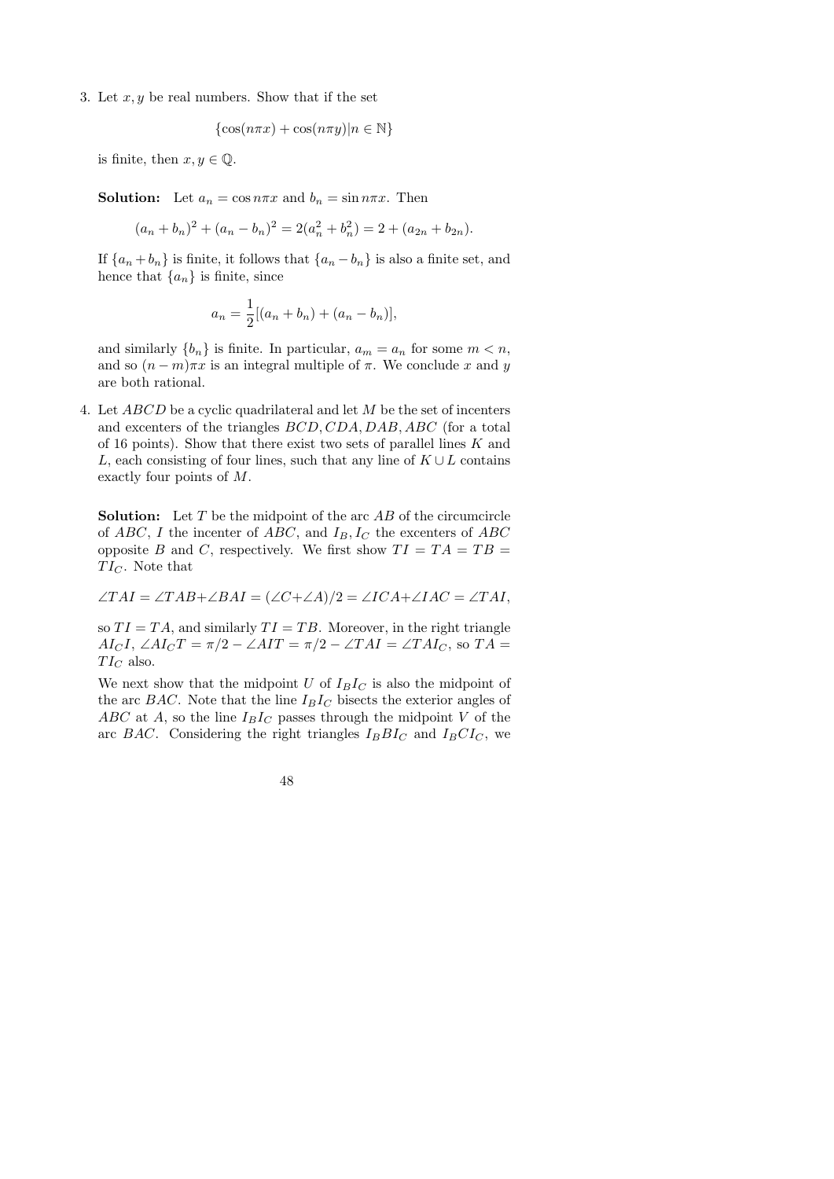3. Let $x, y$ be real numbers. Show that if the set

$$\{\cos(n\pi x) + \cos(n\pi y) | n \in \mathbb{N}\}$$

is finite, then $x, y \in \mathbb{Q}$.

**Solution:** Let $a_n = \cos n\pi x$ and $b_n = \sin n\pi x$. Then

$$(a_n + b_n)^2 + (a_n - b_n)^2 = 2(a_n^2 + b_n^2) = 2 + (a_{2n} + b_{2n}).$$

If $\{a_n + b_n\}$ is finite, it follows that $\{a_n - b_n\}$ is also a finite set, and hence that $\{a_n\}$ is finite, since

$$a_n = \frac{1}{2}[(a_n + b_n) + (a_n - b_n)],$$

and similarly $\{b_n\}$ is finite. In particular, $a_m = a_n$ for some $m < n$, and so $(n - m)\pi x$ is an integral multiple of $\pi$. We conclude $x$ and $y$ are both rational.

4. Let $ABCD$ be a cyclic quadrilateral and let $M$ be the set of incenters and excenters of the triangles $BCD, CDA, DAB, ABC$ (for a total of 16 points). Show that there exist two sets of parallel lines $K$ and $L$, each consisting of four lines, such that any line of $K \cup L$ contains exactly four points of $M$.

**Solution:** Let $T$ be the midpoint of the arc $AB$ of the circumcircle of $ABC$, $I$ the incenter of $ABC$, and $I_B, I_C$ the excenters of $ABC$ opposite $B$ and $C$, respectively. We first show $TI = TA = TB = TI_C$. Note that

$$\angle TAI = \angle TAB + \angle BAI = (\angle C + \angle A)/2 = \angle ICA + \angle IAC = \angle TAI,$$

so $TI = TA$, and similarly $TI = TB$. Moreover, in the right triangle $AI_CI$, $\angle AI_CT = \pi/2 - \angle AIT = \pi/2 - \angle TAI = \angle TAI_C$, so $TA = TI_C$ also.

We next show that the midpoint $U$ of $I_BI_C$ is also the midpoint of the arc $BAC$. Note that the line $I_BI_C$ bisects the exterior angles of $ABC$ at $A$, so the line $I_BI_C$ passes through the midpoint $V$ of the arc $BAC$. Considering the right triangles $I_BBI_C$ and $I_BCI_C$, we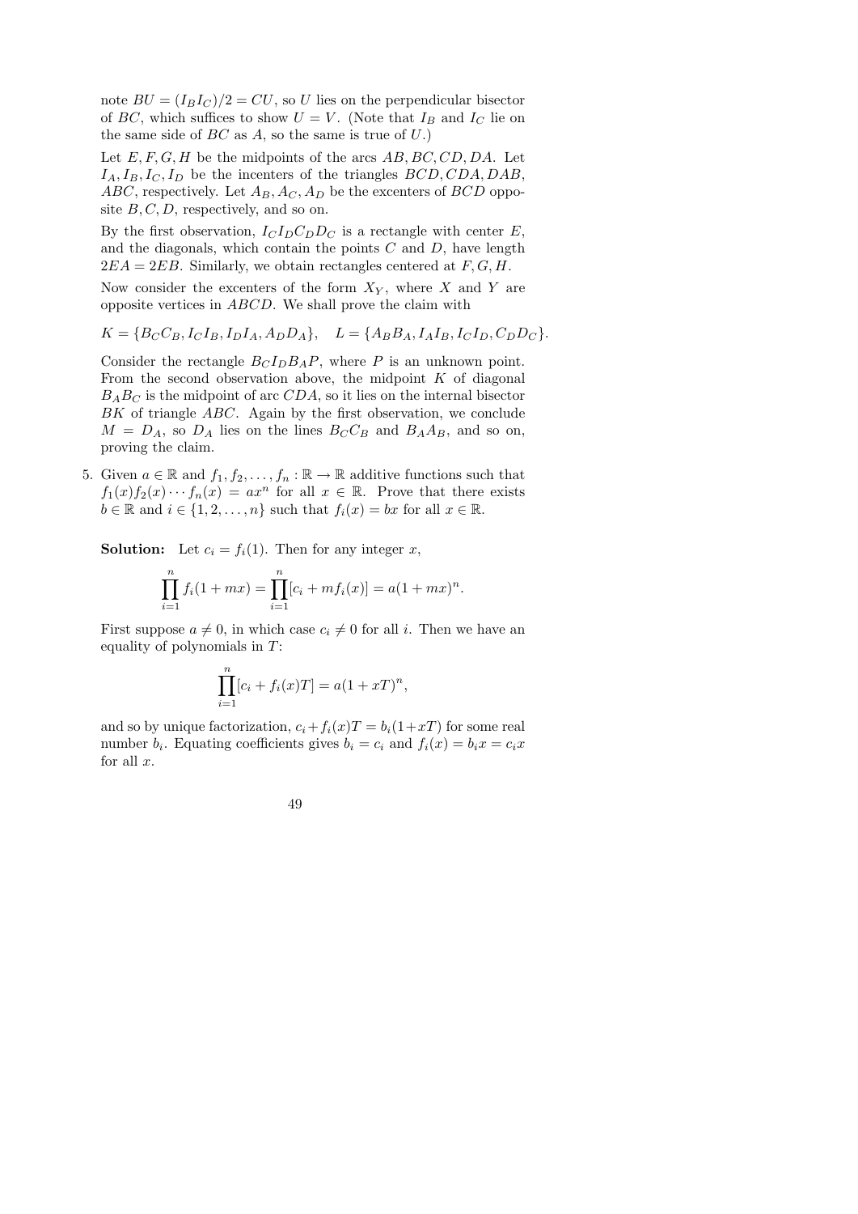note $BU = (I_BI_C)/2 = CU$, so $U$ lies on the perpendicular bisector of $BC$, which suffices to show $U = V$. (Note that $I_B$ and $I_C$ lie on the same side of $BC$ as $A$, so the same is true of $U$.)

Let $E, F, G, H$ be the midpoints of the arcs $AB, BC, CD, DA$. Let $I_A, I_B, I_C, I_D$ be the incenters of the triangles $BCD, CDA, DAB, ABC$, respectively. Let $A_B, A_C, A_D$ be the excenters of $BCD$ opposite $B, C, D$, respectively, and so on.

By the first observation, $I_CI_DC_DD_C$ is a rectangle with center $E$, and the diagonals, which contain the points $C$ and $D$, have length $2EA = 2EB$. Similarly, we obtain rectangles centered at $F, G, H$.

Now consider the excenters of the form $X_Y$, where $X$ and $Y$ are opposite vertices in $ABCD$. We shall prove the claim with

$$K = \{B_CC_B, I_CI_B, I_DI_A, A_DD_A\}, \quad L = \{A_BB_A, I_AI_B, I_CI_D, C_DD_C\}.$$

Consider the rectangle $B_CI_DB_AP$, where $P$ is an unknown point. From the second observation above, the midpoint $K$ of diagonal $B_AB_C$ is the midpoint of arc $CDA$, so it lies on the internal bisector $BK$ of triangle $ABC$. Again by the first observation, we conclude $M = D_A$, so $D_A$ lies on the lines $B_CC_B$ and $B_AA_B$, and so on, proving the claim.

5. Given $a \in \mathbb{R}$ and $f_1, f_2, \ldots, f_n : \mathbb{R} \to \mathbb{R}$ additive functions such that $f_1(x)f_2(x)\cdots f_n(x) = ax^n$ for all $x \in \mathbb{R}$. Prove that there exists $b \in \mathbb{R}$ and $i \in \{1, 2, \ldots, n\}$ such that $f_i(x) = bx$ for all $x \in \mathbb{R}$.

**Solution:** Let $c_i = f_i(1)$. Then for any integer $x$,

$$\prod_{i=1}^{n} f_i(1 + mx) = \prod_{i=1}^{n} [c_i + mf_i(x)] = a(1 + mx)^n.$$

First suppose $a \neq 0$, in which case $c_i \neq 0$ for all $i$. Then we have an equality of polynomials in $T$:

$$\prod_{i=1}^{n} [c_i + f_i(x)T] = a(1 + xT)^n,$$

and so by unique factorization, $c_i + f_i(x)T = b_i(1 + xT)$ for some real number $b_i$. Equating coefficients gives $b_i = c_i$ and $f_i(x) = b_ix = c_ix$ for all $x$.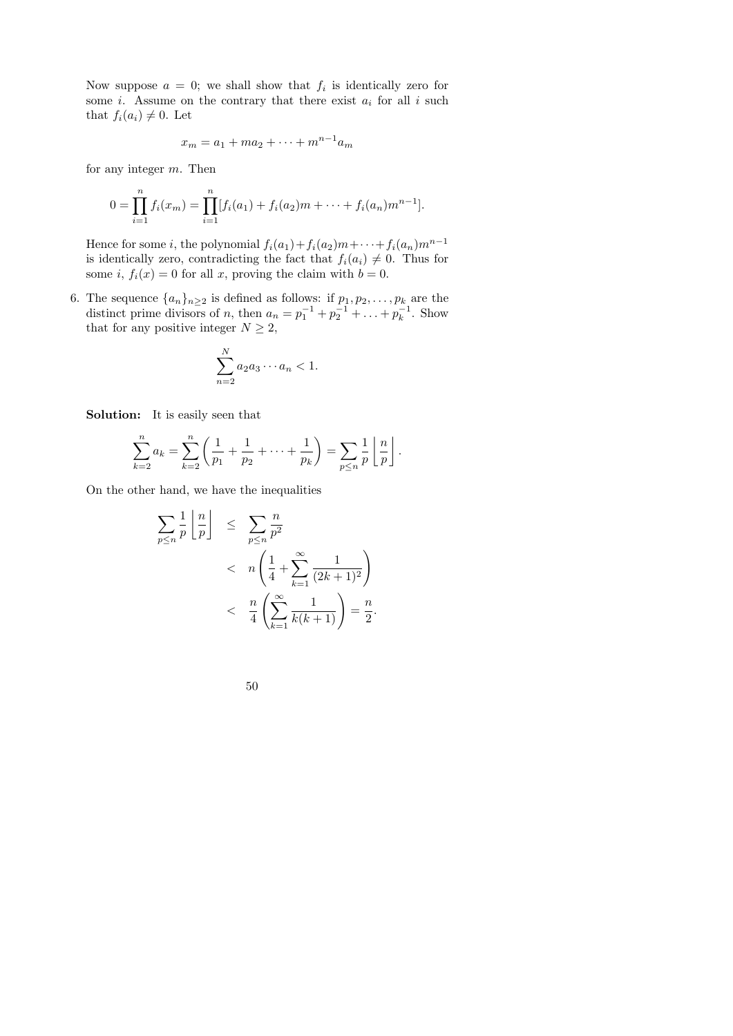Now suppose $a = 0$; we shall show that $f_i$ is identically zero for some $i$. Assume on the contrary that there exist $a_i$ for all $i$ such that $f_i(a_i) \neq 0$. Let

$$x_m = a_1 + ma_2 + \cdots + m^{n-1}a_m$$

for any integer $m$. Then

$$0 = \prod_{i=1}^{n} f_i(x_m) = \prod_{i=1}^{n} [f_i(a_1) + f_i(a_2)m + \cdots + f_i(a_n)m^{n-1}].$$

Hence for some $i$, the polynomial $f_i(a_1) + f_i(a_2)m + \cdots + f_i(a_n)m^{n-1}$ is identically zero, contradicting the fact that $f_i(a_i) \neq 0$. Thus for some $i$, $f_i(x) = 0$ for all $x$, proving the claim with $b = 0$.

6. The sequence $\{a_n\}_{n \geq 2}$ is defined as follows: if $p_1, p_2, \ldots, p_k$ are the distinct prime divisors of $n$, then $a_n = p_1^{-1} + p_2^{-1} + \ldots + p_k^{-1}$. Show that for any positive integer $N \geq 2$,

$$\sum_{n=2}^{N} a_2 a_3 \cdots a_n < 1.$$

**Solution:** It is easily seen that

$$\sum_{k=2}^{n} a_k = \sum_{k=2}^{n} \left( \frac{1}{p_1} + \frac{1}{p_2} + \cdots + \frac{1}{p_k} \right) = \sum_{p \leq n} \frac{1}{p} \left\lfloor \frac{n}{p} \right\rfloor.$$

On the other hand, we have the inequalities

$$\begin{aligned}
\sum_{p \leq n} \frac{1}{p} \left\lfloor \frac{n}{p} \right\rfloor &\leq \sum_{p \leq n} \frac{n}{p^2} \\
&< n \left( \frac{1}{4} + \sum_{k=1}^{\infty} \frac{1}{(2k+1)^2} \right) \\
&< \frac{n}{4} \left( \sum_{k=1}^{\infty} \frac{1}{k(k+1)} \right) = \frac{n}{2}.
\end{aligned}$$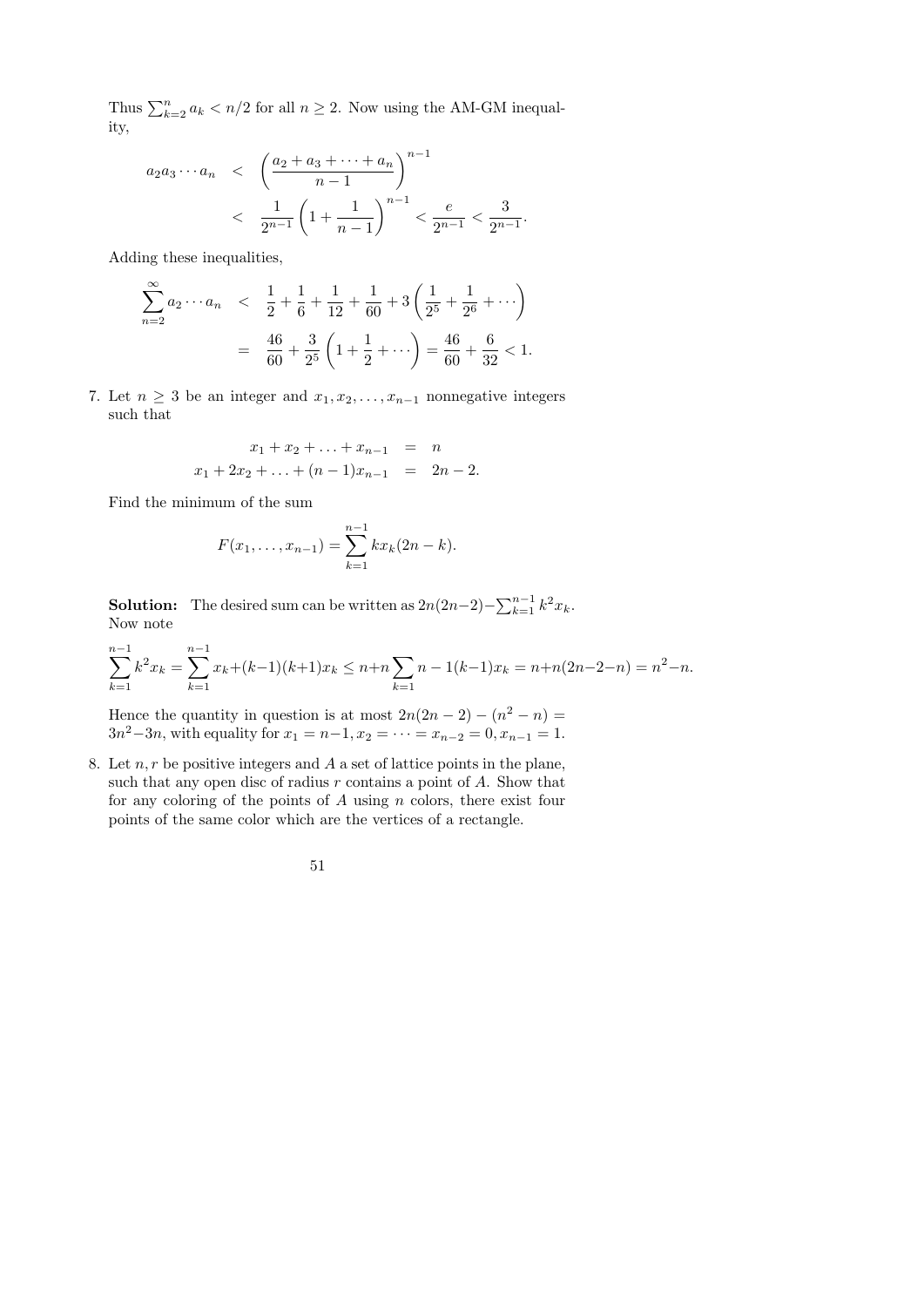Thus $\sum_{k=2}^{n} a_k < n/2$ for all $n \geq 2$. Now using the AM-GM inequality,

$$
\begin{aligned}
a_2 a_3 \cdots a_n &< \left(\frac{a_2 + a_3 + \cdots + a_n}{n-1}\right)^{n-1} \\
&< \frac{1}{2^{n-1}}\left(1 + \frac{1}{n-1}\right)^{n-1} < \frac{e}{2^{n-1}} < \frac{3}{2^{n-1}}.
\end{aligned}
$$

Adding these inequalities,

$$
\begin{aligned}
\sum_{n=2}^{\infty} a_2 \cdots a_n &< \frac{1}{2} + \frac{1}{6} + \frac{1}{12} + \frac{1}{60} + 3\left(\frac{1}{2^5} + \frac{1}{2^6} + \cdots\right) \\
&= \frac{46}{60} + \frac{3}{2^5}\left(1 + \frac{1}{2} + \cdots\right) = \frac{46}{60} + \frac{6}{32} < 1.
\end{aligned}
$$

7. Let $n \geq 3$ be an integer and $x_1, x_2, \ldots, x_{n-1}$ nonnegative integers such that

$$
\begin{aligned}
x_1 + x_2 + \ldots + x_{n-1} &= n \\
x_1 + 2x_2 + \ldots + (n-1)x_{n-1} &= 2n - 2.
\end{aligned}
$$

Find the minimum of the sum

$$
F(x_1, \ldots, x_{n-1}) = \sum_{k=1}^{n-1} k x_k (2n - k).
$$

**Solution:** The desired sum can be written as $2n(2n-2) - \sum_{k=1}^{n-1} k^2 x_k$. Now note

$$
\sum_{k=1}^{n-1} k^2 x_k = \sum_{k=1}^{n-1} x_k + (k-1)(k+1)x_k \leq n + n\sum_{k=1} n - 1(k-1)x_k = n + n(2n-2-n) = n^2 - n.
$$

Hence the quantity in question is at most $2n(2n-2) - (n^2 - n) = 3n^2 - 3n$, with equality for $x_1 = n-1, x_2 = \cdots = x_{n-2} = 0, x_{n-1} = 1$.

8. Let $n, r$ be positive integers and $A$ a set of lattice points in the plane, such that any open disc of radius $r$ contains a point of $A$. Show that for any coloring of the points of $A$ using $n$ colors, there exist four points of the same color which are the vertices of a rectangle.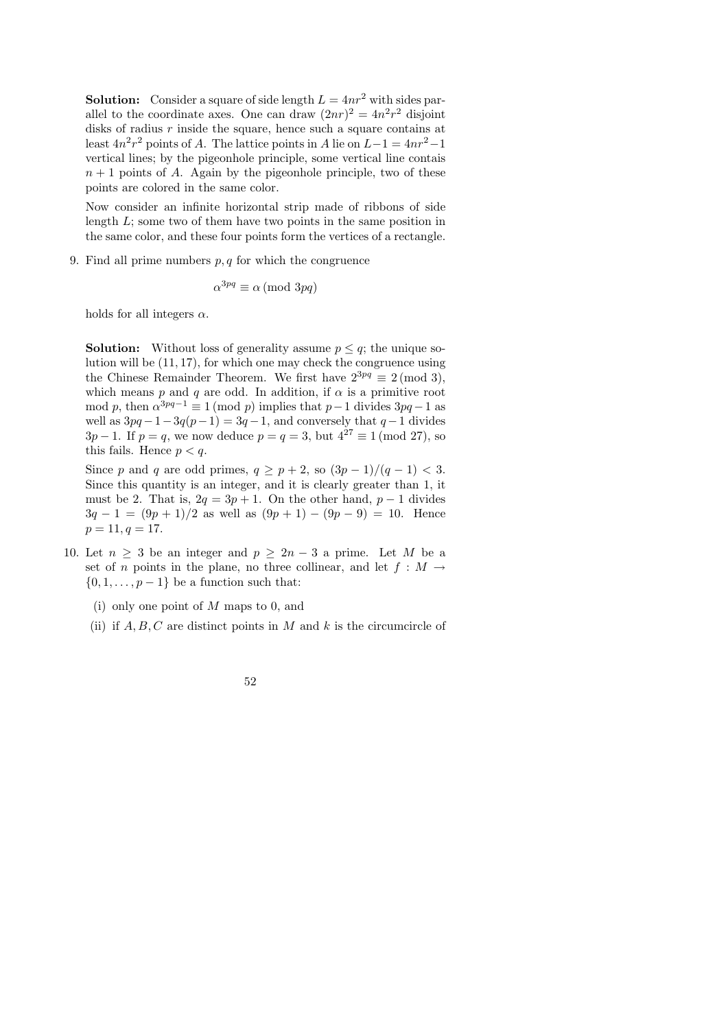**Solution:** Consider a square of side length $L = 4nr^2$ with sides parallel to the coordinate axes. One can draw $(2nr)^2 = 4n^2r^2$ disjoint disks of radius $r$ inside the square, hence such a square contains at least $4n^2r^2$ points of $A$. The lattice points in $A$ lie on $L-1 = 4nr^2-1$ vertical lines; by the pigeonhole principle, some vertical line contais $n+1$ points of $A$. Again by the pigeonhole principle, two of these points are colored in the same color.

Now consider an infinite horizontal strip made of ribbons of side length $L$; some two of them have two points in the same position in the same color, and these four points form the vertices of a rectangle.

9. Find all prime numbers $p, q$ for which the congruence

$$\alpha^{3pq} \equiv \alpha \pmod{3pq}$$

holds for all integers $\alpha$.

**Solution:** Without loss of generality assume $p \leq q$; the unique solution will be $(11, 17)$, for which one may check the congruence using the Chinese Remainder Theorem. We first have $2^{3pq} \equiv 2 \pmod 3$, which means $p$ and $q$ are odd. In addition, if $\alpha$ is a primitive root mod $p$, then $\alpha^{3pq-1} \equiv 1 \pmod p$ implies that $p-1$ divides $3pq-1$ as well as $3pq-1-3q(p-1) = 3q-1$, and conversely that $q-1$ divides $3p-1$. If $p = q$, we now deduce $p = q = 3$, but $4^{27} \equiv 1 \pmod{27}$, so this fails. Hence $p < q$.

Since $p$ and $q$ are odd primes, $q \geq p+2$, so $(3p-1)/(q-1) < 3$. Since this quantity is an integer, and it is clearly greater than 1, it must be 2. That is, $2q = 3p+1$. On the other hand, $p-1$ divides $3q-1 = (9p+1)/2$ as well as $(9p+1)-(9p-9) = 10$. Hence $p = 11, q = 17$.

10. Let $n \geq 3$ be an integer and $p \geq 2n-3$ a prime. Let $M$ be a set of $n$ points in the plane, no three collinear, and let $f : M \to \{0, 1, \ldots, p-1\}$ be a function such that:

   (i) only one point of $M$ maps to 0, and

   (ii) if $A, B, C$ are distinct points in $M$ and $k$ is the circumcircle of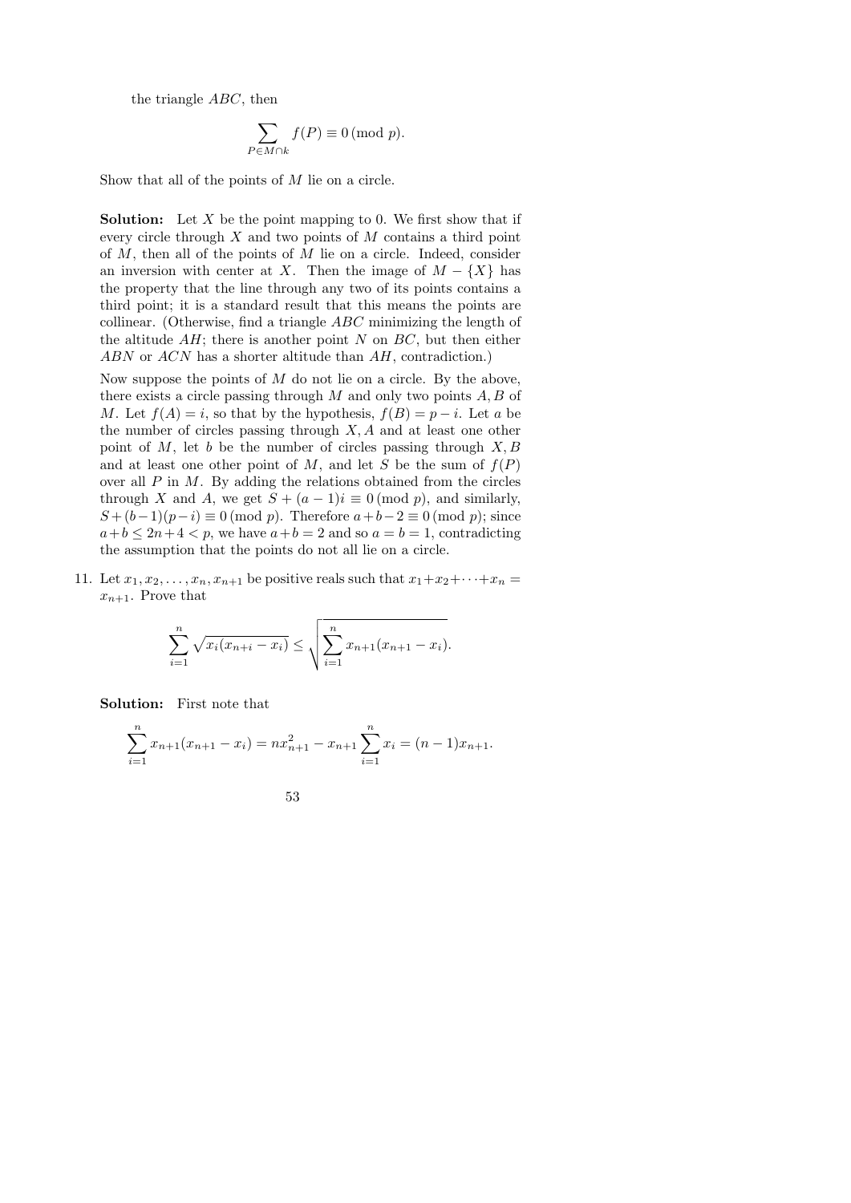the triangle $ABC$, then

$$\sum_{P \in M \cap k} f(P) \equiv 0 \,(\text{mod } p).$$

Show that all of the points of $M$ lie on a circle.

**Solution:** Let $X$ be the point mapping to 0. We first show that if every circle through $X$ and two points of $M$ contains a third point of $M$, then all of the points of $M$ lie on a circle. Indeed, consider an inversion with center at $X$. Then the image of $M - \{X\}$ has the property that the line through any two of its points contains a third point; it is a standard result that this means the points are collinear. (Otherwise, find a triangle $ABC$ minimizing the length of the altitude $AH$; there is another point $N$ on $BC$, but then either $ABN$ or $ACN$ has a shorter altitude than $AH$, contradiction.)

Now suppose the points of $M$ do not lie on a circle. By the above, there exists a circle passing through $M$ and only two points $A, B$ of $M$. Let $f(A) = i$, so that by the hypothesis, $f(B) = p - i$. Let $a$ be the number of circles passing through $X, A$ and at least one other point of $M$, let $b$ be the number of circles passing through $X, B$ and at least one other point of $M$, and let $S$ be the sum of $f(P)$ over all $P$ in $M$. By adding the relations obtained from the circles through $X$ and $A$, we get $S + (a-1)i \equiv 0 \,(\text{mod } p)$, and similarly, $S + (b-1)(p-i) \equiv 0 \,(\text{mod } p)$. Therefore $a + b - 2 \equiv 0 \,(\text{mod } p)$; since $a + b \le 2n + 4 < p$, we have $a + b = 2$ and so $a = b = 1$, contradicting the assumption that the points do not all lie on a circle.

11. Let $x_1, x_2, \ldots, x_n, x_{n+1}$ be positive reals such that $x_1 + x_2 + \cdots + x_n = x_{n+1}$. Prove that

$$\sum_{i=1}^{n} \sqrt{x_i(x_{n+i} - x_i)} \le \sqrt{\sum_{i=1}^{n} x_{n+1}(x_{n+1} - x_i)}.$$

**Solution:** First note that

$$\sum_{i=1}^{n} x_{n+1}(x_{n+1} - x_i) = n x_{n+1}^2 - x_{n+1} \sum_{i=1}^{n} x_i = (n-1)x_{n+1}.$$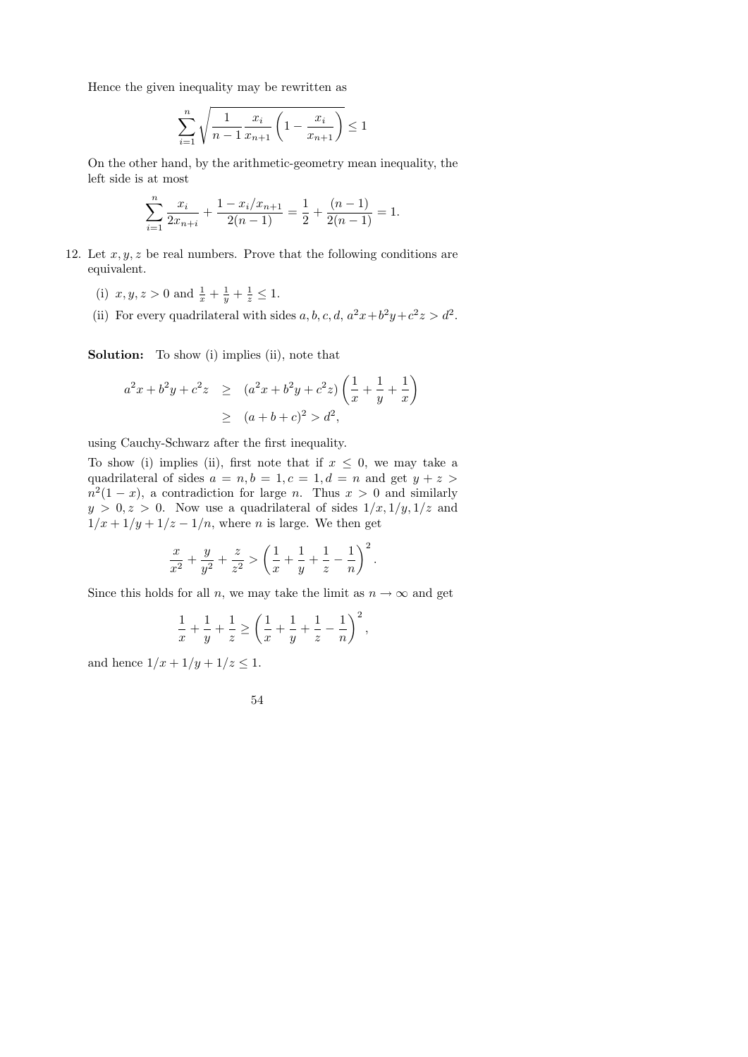Hence the given inequality may be rewritten as

$$\sum_{i=1}^{n} \sqrt{\frac{1}{n-1} \frac{x_i}{x_{n+1}} \left(1 - \frac{x_i}{x_{n+1}}\right)} \leq 1$$

On the other hand, by the arithmetic-geometry mean inequality, the left side is at most

$$\sum_{i=1}^{n} \frac{x_i}{2x_{n+i}} + \frac{1 - x_i/x_{n+1}}{2(n-1)} = \frac{1}{2} + \frac{(n-1)}{2(n-1)} = 1.$$

12. Let $x, y, z$ be real numbers. Prove that the following conditions are equivalent.

    (i) $x, y, z > 0$ and $\frac{1}{x} + \frac{1}{y} + \frac{1}{z} \leq 1$.

    (ii) For every quadrilateral with sides $a, b, c, d$, $a^2x + b^2y + c^2z > d^2$.

**Solution:** To show (i) implies (ii), note that

$$\begin{aligned} a^2x + b^2y + c^2z &\geq (a^2x + b^2y + c^2z)\left(\frac{1}{x} + \frac{1}{y} + \frac{1}{x}\right) \\ &\geq (a+b+c)^2 > d^2, \end{aligned}$$

using Cauchy-Schwarz after the first inequality.

To show (i) implies (ii), first note that if $x \leq 0$, we may take a quadrilateral of sides $a = n, b = 1, c = 1, d = n$ and get $y + z > n^2(1 - x)$, a contradiction for large $n$. Thus $x > 0$ and similarly $y > 0, z > 0$. Now use a quadrilateral of sides $1/x, 1/y, 1/z$ and $1/x + 1/y + 1/z - 1/n$, where $n$ is large. We then get

$$\frac{x}{x^2} + \frac{y}{y^2} + \frac{z}{z^2} > \left(\frac{1}{x} + \frac{1}{y} + \frac{1}{z} - \frac{1}{n}\right)^2.$$

Since this holds for all $n$, we may take the limit as $n \to \infty$ and get

$$\frac{1}{x} + \frac{1}{y} + \frac{1}{z} \geq \left(\frac{1}{x} + \frac{1}{y} + \frac{1}{z} - \frac{1}{n}\right)^2,$$

and hence $1/x + 1/y + 1/z \leq 1$.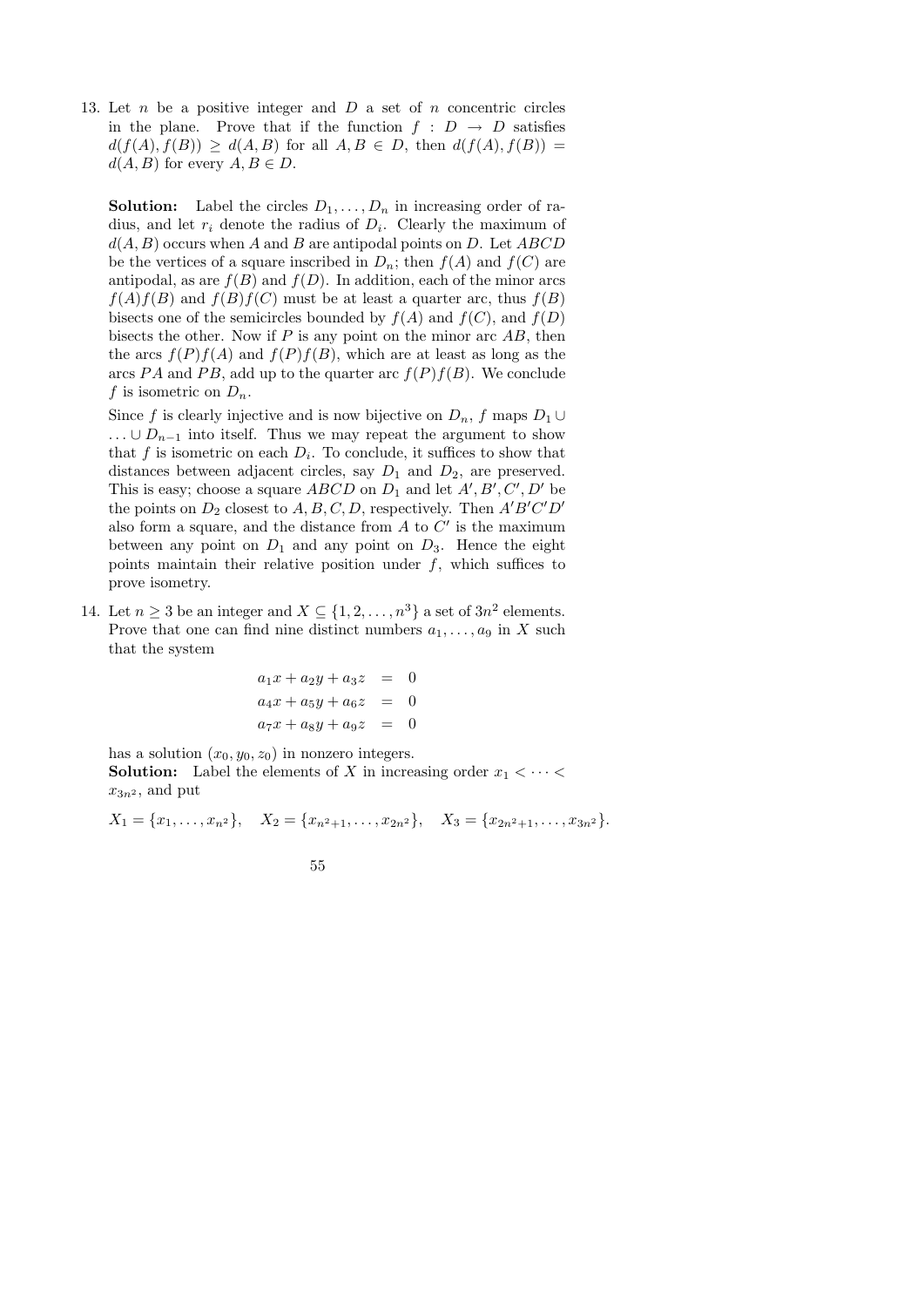13. Let $n$ be a positive integer and $D$ a set of $n$ concentric circles in the plane. Prove that if the function $f : D \to D$ satisfies $d(f(A), f(B)) \geq d(A, B)$ for all $A, B \in D$, then $d(f(A), f(B)) = d(A, B)$ for every $A, B \in D$.

   **Solution:** Label the circles $D_1, \dots, D_n$ in increasing order of radius, and let $r_i$ denote the radius of $D_i$. Clearly the maximum of $d(A, B)$ occurs when $A$ and $B$ are antipodal points on $D$. Let $ABCD$ be the vertices of a square inscribed in $D_n$; then $f(A)$ and $f(C)$ are antipodal, as are $f(B)$ and $f(D)$. In addition, each of the minor arcs $f(A)f(B)$ and $f(B)f(C)$ must be at least a quarter arc, thus $f(B)$ bisects one of the semicircles bounded by $f(A)$ and $f(C)$, and $f(D)$ bisects the other. Now if $P$ is any point on the minor arc $AB$, then the arcs $f(P)f(A)$ and $f(P)f(B)$, which are at least as long as the arcs $PA$ and $PB$, add up to the quarter arc $f(P)f(B)$. We conclude $f$ is isometric on $D_n$.

   Since $f$ is clearly injective and is now bijective on $D_n$, $f$ maps $D_1 \cup \dots \cup D_{n-1}$ into itself. Thus we may repeat the argument to show that $f$ is isometric on each $D_i$. To conclude, it suffices to show that distances between adjacent circles, say $D_1$ and $D_2$, are preserved. This is easy; choose a square $ABCD$ on $D_1$ and let $A', B', C', D'$ be the points on $D_2$ closest to $A, B, C, D$, respectively. Then $A'B'C'D'$ also form a square, and the distance from $A$ to $C'$ is the maximum between any point on $D_1$ and any point on $D_3$. Hence the eight points maintain their relative position under $f$, which suffices to prove isometry.

14. Let $n \geq 3$ be an integer and $X \subseteq \{1, 2, \dots, n^3\}$ a set of $3n^2$ elements. Prove that one can find nine distinct numbers $a_1, \dots, a_9$ in $X$ such that the system

$$\begin{aligned} a_1x + a_2y + a_3z &= 0 \\ a_4x + a_5y + a_6z &= 0 \\ a_7x + a_8y + a_9z &= 0 \end{aligned}$$

   has a solution $(x_0, y_0, z_0)$ in nonzero integers.

   **Solution:** Label the elements of $X$ in increasing order $x_1 < \cdots < x_{3n^2}$, and put

$$X_1 = \{x_1, \dots, x_{n^2}\}, \quad X_2 = \{x_{n^2+1}, \dots, x_{2n^2}\}, \quad X_3 = \{x_{2n^2+1}, \dots, x_{3n^2}\}.$$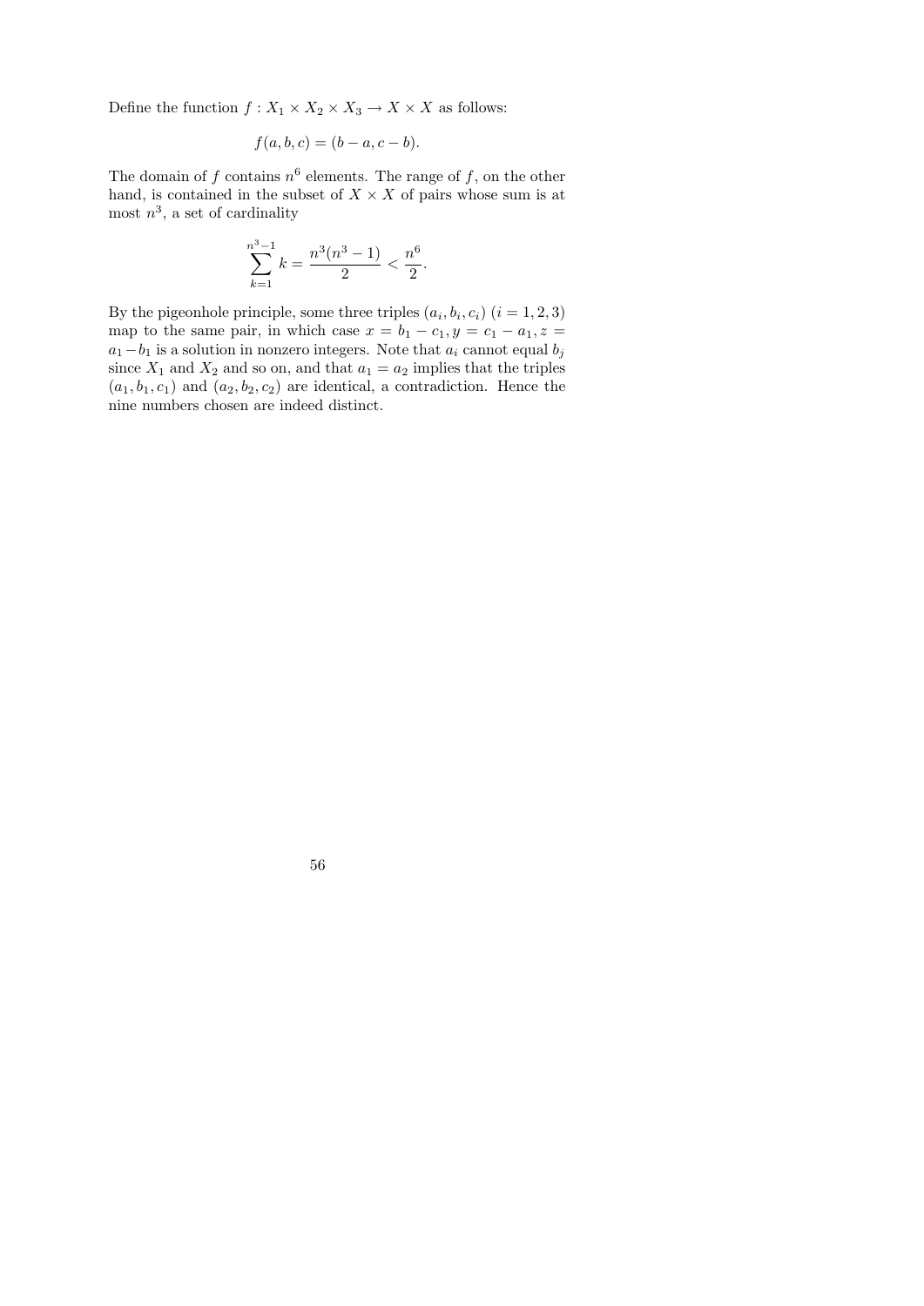Define the function $f : X_1 \times X_2 \times X_3 \to X \times X$ as follows:

$$f(a, b, c) = (b - a, c - b).$$

The domain of $f$ contains $n^6$ elements. The range of $f$, on the other hand, is contained in the subset of $X \times X$ of pairs whose sum is at most $n^3$, a set of cardinality

$$\sum_{k=1}^{n^3-1} k = \frac{n^3(n^3 - 1)}{2} < \frac{n^6}{2}.$$

By the pigeonhole principle, some three triples $(a_i, b_i, c_i)$ $(i = 1, 2, 3)$ map to the same pair, in which case $x = b_1 - c_1, y = c_1 - a_1, z = a_1 - b_1$ is a solution in nonzero integers. Note that $a_i$ cannot equal $b_j$ since $X_1$ and $X_2$ and so on, and that $a_1 = a_2$ implies that the triples $(a_1, b_1, c_1)$ and $(a_2, b_2, c_2)$ are identical, a contradiction. Hence the nine numbers chosen are indeed distinct.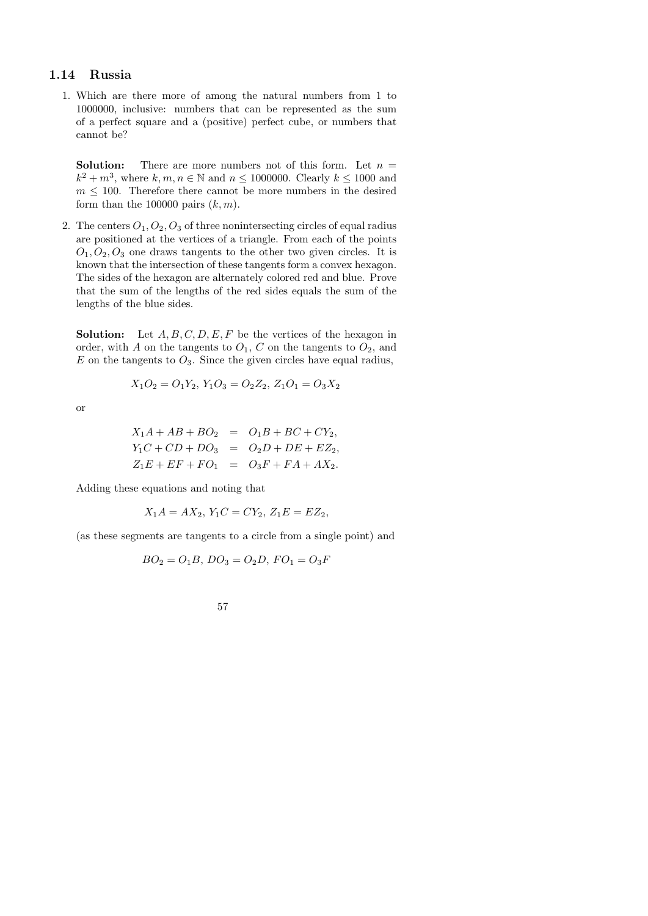## 1.14 Russia

1. Which are there more of among the natural numbers from 1 to 1000000, inclusive: numbers that can be represented as the sum of a perfect square and a (positive) perfect cube, or numbers that cannot be?

   **Solution:** There are more numbers not of this form. Let $n = k^2 + m^3$, where $k, m, n \in \mathbb{N}$ and $n \leq 1000000$. Clearly $k \leq 1000$ and $m \leq 100$. Therefore there cannot be more numbers in the desired form than the 100000 pairs $(k, m)$.

2. The centers $O_1, O_2, O_3$ of three nonintersecting circles of equal radius are positioned at the vertices of a triangle. From each of the points $O_1, O_2, O_3$ one draws tangents to the other two given circles. It is known that the intersection of these tangents form a convex hexagon. The sides of the hexagon are alternately colored red and blue. Prove that the sum of the lengths of the red sides equals the sum of the lengths of the blue sides.

   **Solution:** Let $A, B, C, D, E, F$ be the vertices of the hexagon in order, with $A$ on the tangents to $O_1$, $C$ on the tangents to $O_2$, and $E$ on the tangents to $O_3$. Since the given circles have equal radius,

   $$X_1O_2 = O_1Y_2,\ Y_1O_3 = O_2Z_2,\ Z_1O_1 = O_3X_2$$

   or

   $$\begin{aligned}
   X_1A + AB + BO_2 &= O_1B + BC + CY_2, \\
   Y_1C + CD + DO_3 &= O_2D + DE + EZ_2, \\
   Z_1E + EF + FO_1 &= O_3F + FA + AX_2.
   \end{aligned}$$

   Adding these equations and noting that

   $$X_1A = AX_2,\ Y_1C = CY_2,\ Z_1E = EZ_2,$$

   (as these segments are tangents to a circle from a single point) and

   $$BO_2 = O_1B,\ DO_3 = O_2D,\ FO_1 = O_3F$$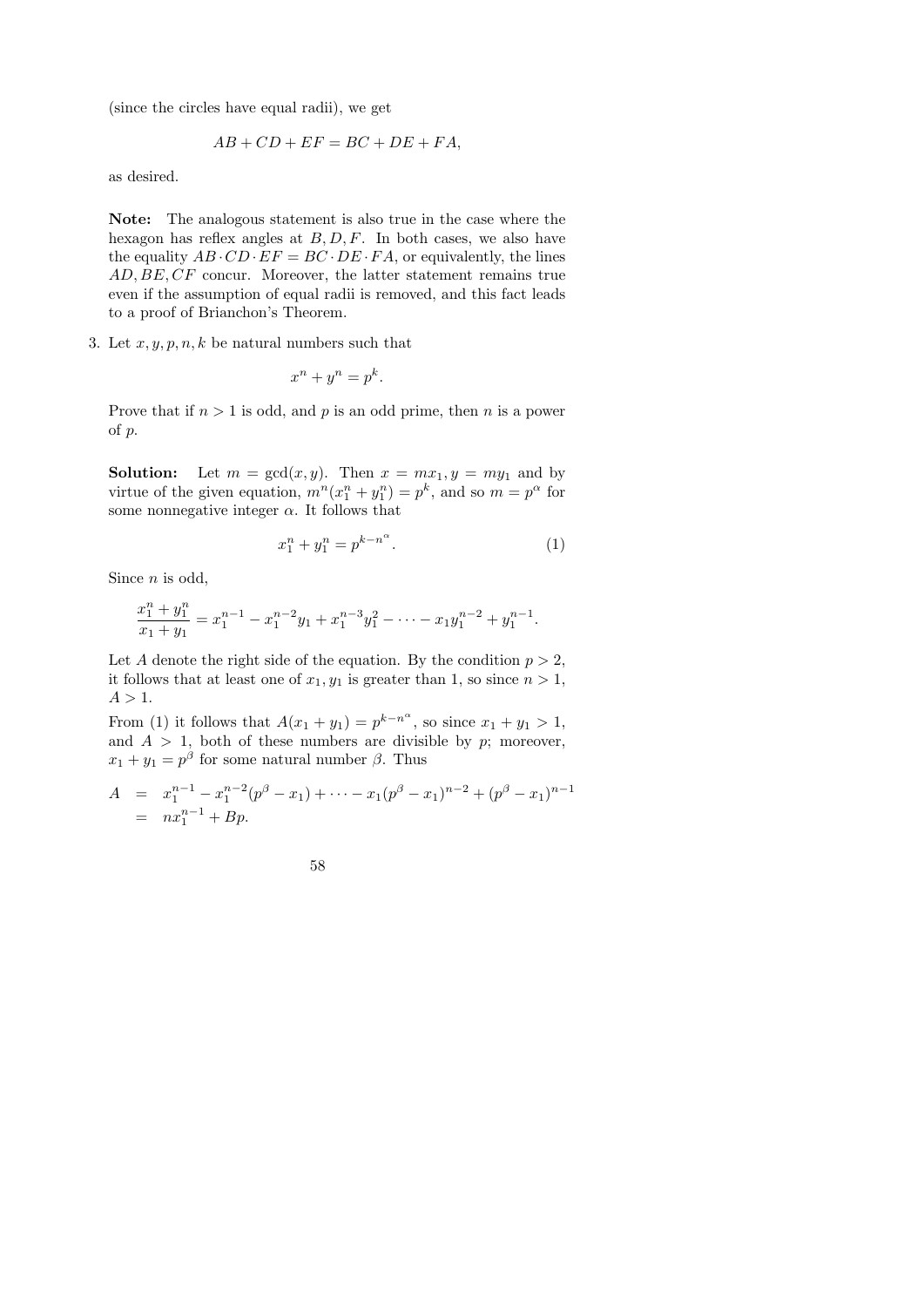(since the circles have equal radii), we get

$$AB + CD + EF = BC + DE + FA,$$

as desired.

**Note:** The analogous statement is also true in the case where the hexagon has reflex angles at $B, D, F$. In both cases, we also have the equality $AB \cdot CD \cdot EF = BC \cdot DE \cdot FA$, or equivalently, the lines $AD, BE, CF$ concur. Moreover, the latter statement remains true even if the assumption of equal radii is removed, and this fact leads to a proof of Brianchon's Theorem.

3. Let $x, y, p, n, k$ be natural numbers such that

$$x^n + y^n = p^k.$$

Prove that if $n > 1$ is odd, and $p$ is an odd prime, then $n$ is a power of $p$.

**Solution:** Let $m = \gcd(x, y)$. Then $x = mx_1, y = my_1$ and by virtue of the given equation, $m^n(x_1^n + y_1^n) = p^k$, and so $m = p^\alpha$ for some nonnegative integer $\alpha$. It follows that

$$x_1^n + y_1^n = p^{k-n^\alpha}. \tag{1}$$

Since $n$ is odd,

$$\frac{x_1^n + y_1^n}{x_1 + y_1} = x_1^{n-1} - x_1^{n-2}y_1 + x_1^{n-3}y_1^2 - \cdots - x_1 y_1^{n-2} + y_1^{n-1}.$$

Let $A$ denote the right side of the equation. By the condition $p > 2$, it follows that at least one of $x_1, y_1$ is greater than 1, so since $n > 1$, $A > 1$.

From (1) it follows that $A(x_1 + y_1) = p^{k-n^\alpha}$, so since $x_1 + y_1 > 1$, and $A > 1$, both of these numbers are divisible by $p$; moreover, $x_1 + y_1 = p^\beta$ for some natural number $\beta$. Thus

$$\begin{aligned} A &= x_1^{n-1} - x_1^{n-2}(p^\beta - x_1) + \cdots - x_1(p^\beta - x_1)^{n-2} + (p^\beta - x_1)^{n-1} \\ &= nx_1^{n-1} + Bp. \end{aligned}$$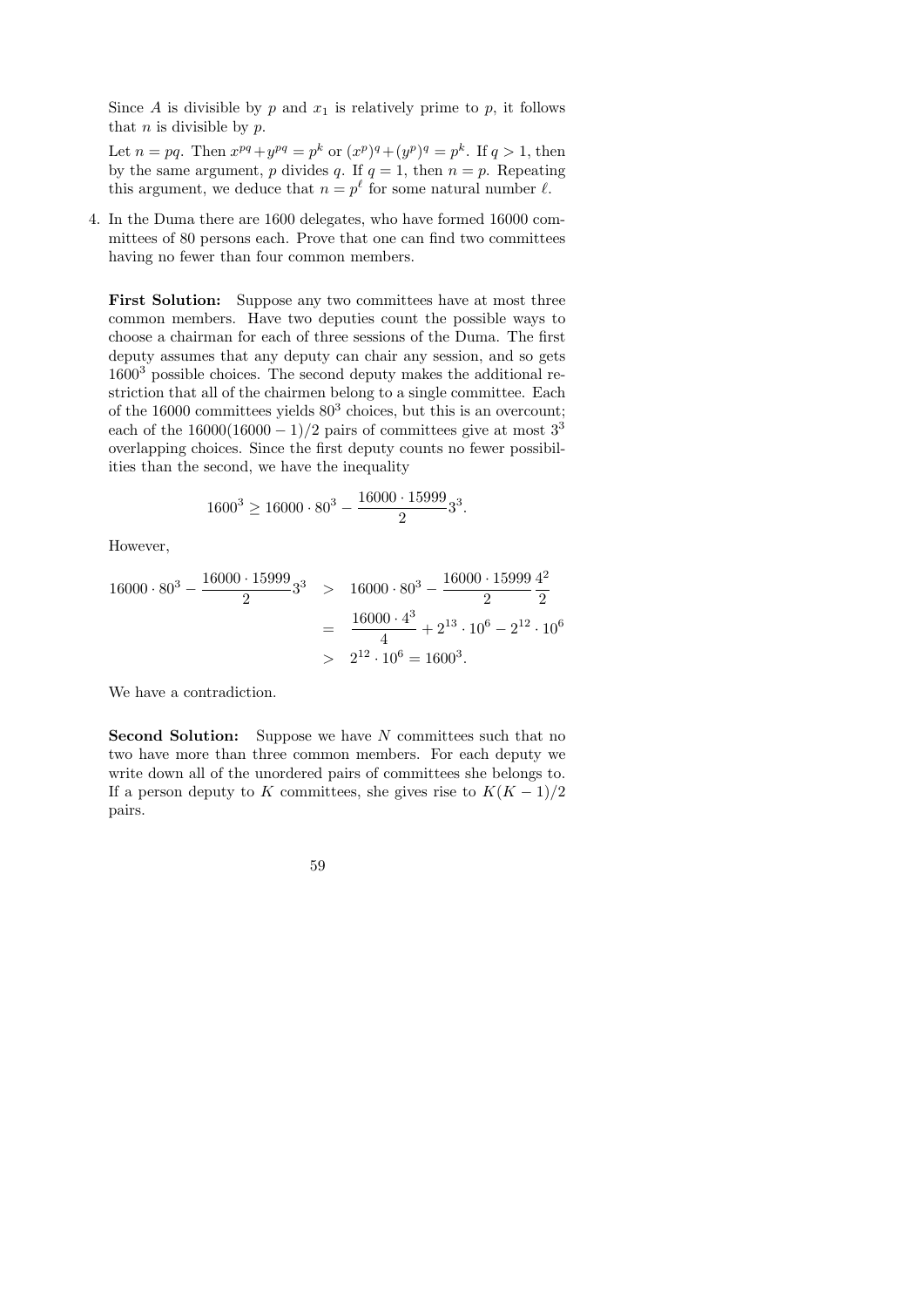Since $A$ is divisible by $p$ and $x_1$ is relatively prime to $p$, it follows that $n$ is divisible by $p$.

Let $n = pq$. Then $x^{pq} + y^{pq} = p^k$ or $(x^p)^q + (y^p)^q = p^k$. If $q > 1$, then by the same argument, $p$ divides $q$. If $q = 1$, then $n = p$. Repeating this argument, we deduce that $n = p^\ell$ for some natural number $\ell$.

4. In the Duma there are 1600 delegates, who have formed 16000 committees of 80 persons each. Prove that one can find two committees having no fewer than four common members.

**First Solution:** Suppose any two committees have at most three common members. Have two deputies count the possible ways to choose a chairman for each of three sessions of the Duma. The first deputy assumes that any deputy can chair any session, and so gets $1600^3$ possible choices. The second deputy makes the additional restriction that all of the chairmen belong to a single committee. Each of the 16000 committees yields $80^3$ choices, but this is an overcount; each of the $16000(16000-1)/2$ pairs of committees give at most $3^3$ overlapping choices. Since the first deputy counts no fewer possibilities than the second, we have the inequality

$$1600^3 \geq 16000 \cdot 80^3 - \frac{16000 \cdot 15999}{2} 3^3.$$

However,

$$\begin{aligned} 16000 \cdot 80^3 - \frac{16000 \cdot 15999}{2} 3^3 &> 16000 \cdot 80^3 - \frac{16000 \cdot 15999}{2} \frac{4^2}{2} \\ &= \frac{16000 \cdot 4^3}{4} + 2^{13} \cdot 10^6 - 2^{12} \cdot 10^6 \\ &> 2^{12} \cdot 10^6 = 1600^3. \end{aligned}$$

We have a contradiction.

**Second Solution:** Suppose we have $N$ committees such that no two have more than three common members. For each deputy we write down all of the unordered pairs of committees she belongs to. If a person deputy to $K$ committees, she gives rise to $K(K-1)/2$ pairs.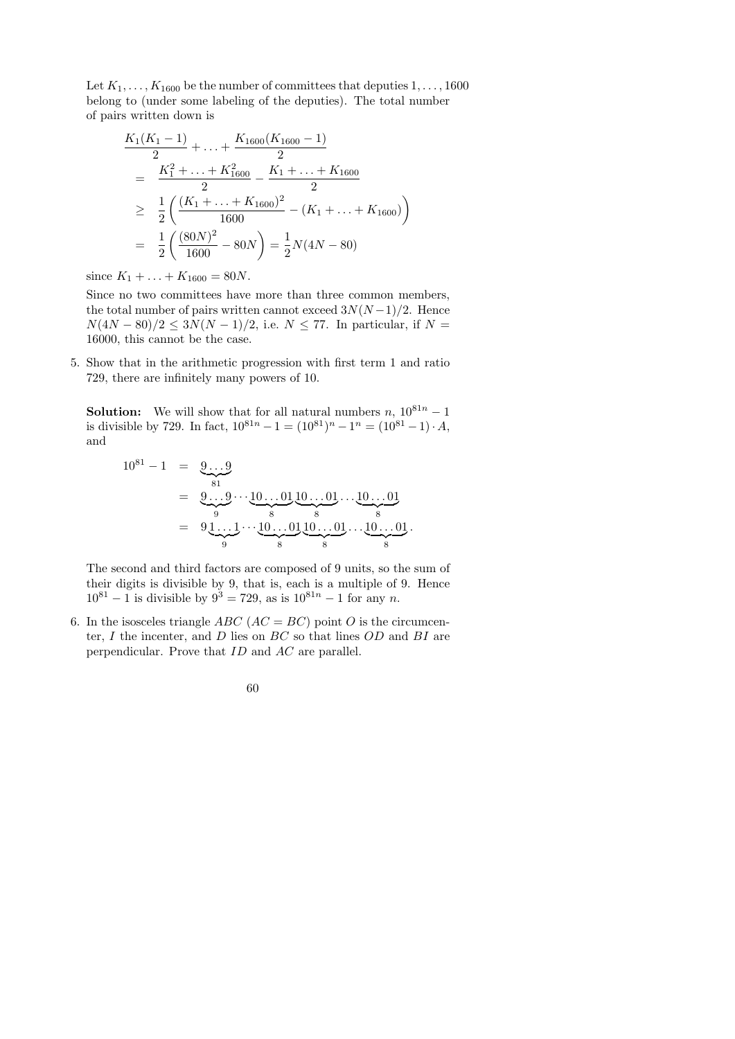Let $K_1, \ldots, K_{1600}$ be the number of committees that deputies $1, \ldots, 1600$ belong to (under some labeling of the deputies). The total number of pairs written down is

$$
\begin{aligned}
& \frac{K_1(K_1-1)}{2} + \ldots + \frac{K_{1600}(K_{1600}-1)}{2} \\
= \quad & \frac{K_1^2 + \ldots + K_{1600}^2}{2} - \frac{K_1 + \ldots + K_{1600}}{2} \\
\geq \quad & \frac{1}{2}\left(\frac{(K_1 + \ldots + K_{1600})^2}{1600} - (K_1 + \ldots + K_{1600})\right) \\
= \quad & \frac{1}{2}\left(\frac{(80N)^2}{1600} - 80N\right) = \frac{1}{2}N(4N-80)
\end{aligned}
$$

since $K_1 + \ldots + K_{1600} = 80N$.

Since no two committees have more than three common members, the total number of pairs written cannot exceed $3N(N-1)/2$. Hence $N(4N-80)/2 \leq 3N(N-1)/2$, i.e. $N \leq 77$. In particular, if $N = 16000$, this cannot be the case.

5. Show that in the arithmetic progression with first term 1 and ratio 729, there are infinitely many powers of 10.

**Solution:** We will show that for all natural numbers $n$, $10^{81n} - 1$ is divisible by 729. In fact, $10^{81n} - 1 = (10^{81})^n - 1^n = (10^{81} - 1) \cdot A$, and

$$
\begin{aligned}
10^{81} - 1 &= \underbrace{9\ldots9}_{81} \\
&= \underbrace{9\ldots9}_{9} \cdots \underbrace{10\ldots01}_{8}\underbrace{10\ldots01}_{8} \cdots \underbrace{10\ldots01}_{8} \\
&= 9\underbrace{1\ldots1}_{9} \cdots \underbrace{10\ldots01}_{8}\underbrace{10\ldots01}_{8} \cdots \underbrace{10\ldots01}_{8}.
\end{aligned}
$$

The second and third factors are composed of 9 units, so the sum of their digits is divisible by 9, that is, each is a multiple of 9. Hence $10^{81} - 1$ is divisible by $9^3 = 729$, as is $10^{81n} - 1$ for any $n$.

6. In the isosceles triangle $ABC$ ($AC = BC$) point $O$ is the circumcenter, $I$ the incenter, and $D$ lies on $BC$ so that lines $OD$ and $BI$ are perpendicular. Prove that $ID$ and $AC$ are parallel.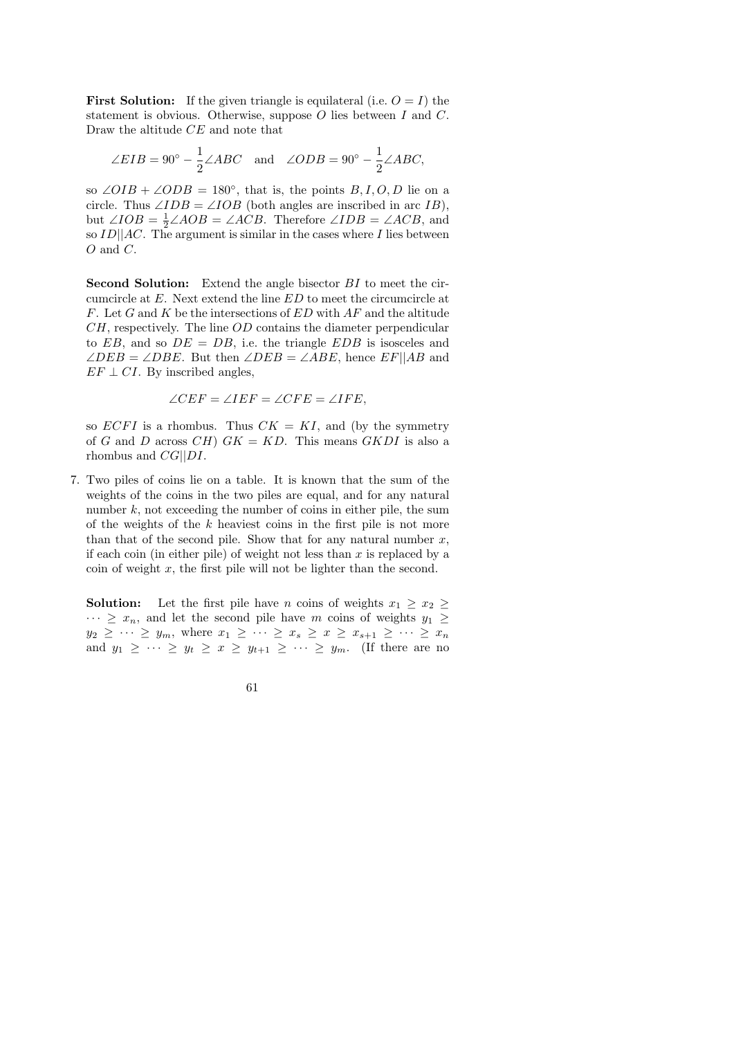**First Solution:** If the given triangle is equilateral (i.e. $O = I$) the statement is obvious. Otherwise, suppose $O$ lies between $I$ and $C$. Draw the altitude $CE$ and note that

$$\angle EIB = 90^\circ - \frac{1}{2}\angle ABC \quad \text{and} \quad \angle ODB = 90^\circ - \frac{1}{2}\angle ABC,$$

so $\angle OIB + \angle ODB = 180^\circ$, that is, the points $B, I, O, D$ lie on a circle. Thus $\angle IDB = \angle IOB$ (both angles are inscribed in arc $IB$), but $\angle IOB = \frac{1}{2}\angle AOB = \angle ACB$. Therefore $\angle IDB = \angle ACB$, and so $ID || AC$. The argument is similar in the cases where $I$ lies between $O$ and $C$.

**Second Solution:** Extend the angle bisector $BI$ to meet the circumcircle at $E$. Next extend the line $ED$ to meet the circumcircle at $F$. Let $G$ and $K$ be the intersections of $ED$ with $AF$ and the altitude $CH$, respectively. The line $OD$ contains the diameter perpendicular to $EB$, and so $DE = DB$, i.e. the triangle $EDB$ is isosceles and $\angle DEB = \angle DBE$. But then $\angle DEB = \angle ABE$, hence $EF || AB$ and $EF \perp CI$. By inscribed angles,

$$\angle CEF = \angle IEF = \angle CFE = \angle IFE,$$

so $ECFI$ is a rhombus. Thus $CK = KI$, and (by the symmetry of $G$ and $D$ across $CH$) $GK = KD$. This means $GKDI$ is also a rhombus and $CG || DI$.

7. Two piles of coins lie on a table. It is known that the sum of the weights of the coins in the two piles are equal, and for any natural number $k$, not exceeding the number of coins in either pile, the sum of the weights of the $k$ heaviest coins in the first pile is not more than that of the second pile. Show that for any natural number $x$, if each coin (in either pile) of weight not less than $x$ is replaced by a coin of weight $x$, the first pile will not be lighter than the second.

**Solution:** Let the first pile have $n$ coins of weights $x_1 \geq x_2 \geq \cdots \geq x_n$, and let the second pile have $m$ coins of weights $y_1 \geq y_2 \geq \cdots \geq y_m$, where $x_1 \geq \cdots \geq x_s \geq x \geq x_{s+1} \geq \cdots \geq x_n$ and $y_1 \geq \cdots \geq y_t \geq x \geq y_{t+1} \geq \cdots \geq y_m$. (If there are no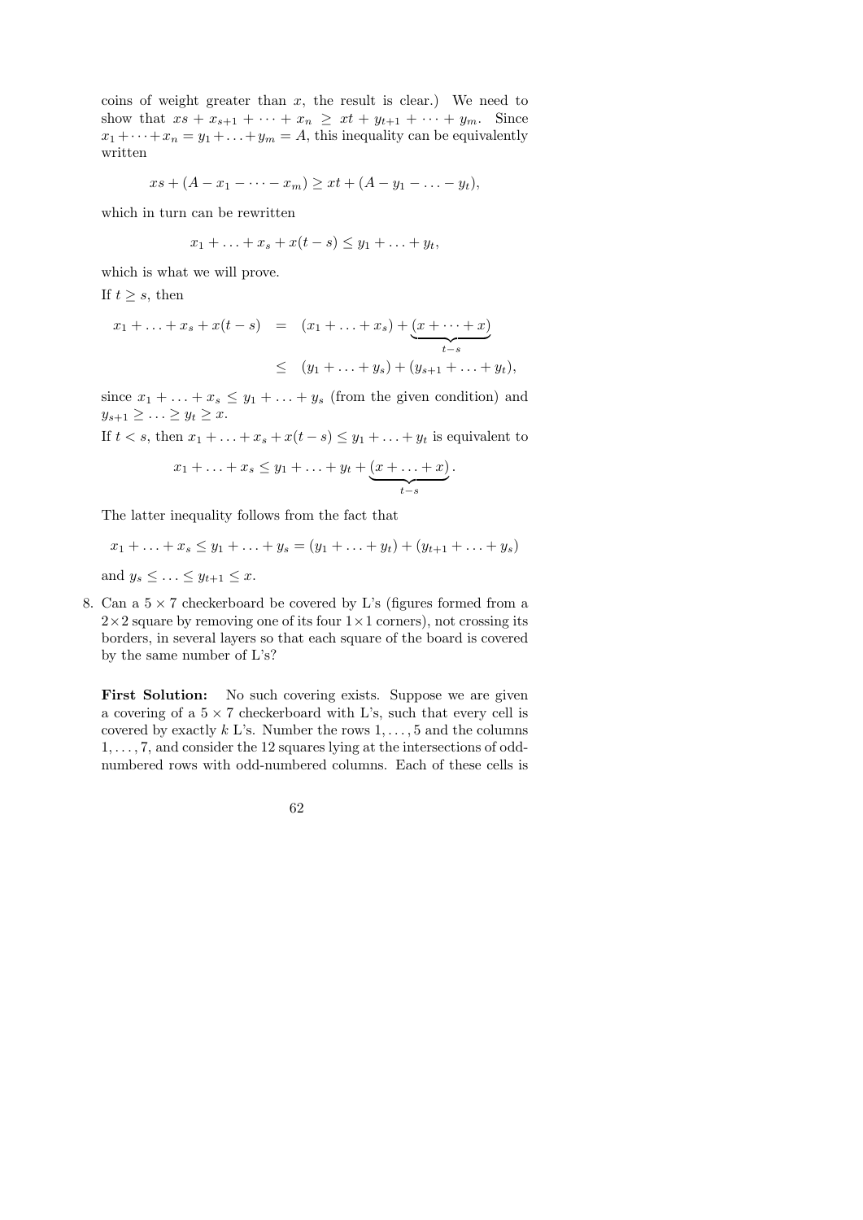coins of weight greater than $x$, the result is clear.) We need to show that $xs + x_{s+1} + \cdots + x_n \geq xt + y_{t+1} + \cdots + y_m$. Since $x_1 + \cdots + x_n = y_1 + \ldots + y_m = A$, this inequality can be equivalently written

$$xs + (A - x_1 - \cdots - x_m) \geq xt + (A - y_1 - \ldots - y_t),$$

which in turn can be rewritten

$$x_1 + \ldots + x_s + x(t - s) \leq y_1 + \ldots + y_t,$$

which is what we will prove.

If $t \geq s$, then

$$\begin{aligned} x_1 + \ldots + x_s + x(t-s) &= (x_1 + \ldots + x_s) + (\underbrace{x + \cdots + x}_{t-s}) \\ &\leq (y_1 + \ldots + y_s) + (y_{s+1} + \ldots + y_t), \end{aligned}$$

since $x_1 + \ldots + x_s \leq y_1 + \ldots + y_s$ (from the given condition) and $y_{s+1} \geq \ldots \geq y_t \geq x$.

If $t < s$, then $x_1 + \ldots + x_s + x(t-s) \leq y_1 + \ldots + y_t$ is equivalent to

$$x_1 + \ldots + x_s \leq y_1 + \ldots + y_t + \underbrace{(x + \ldots + x)}_{t-s}.$$

The latter inequality follows from the fact that

$$x_1 + \ldots + x_s \leq y_1 + \ldots + y_s = (y_1 + \ldots + y_t) + (y_{t+1} + \ldots + y_s)$$

and $y_s \leq \ldots \leq y_{t+1} \leq x$.

8. Can a $5 \times 7$ checkerboard be covered by L's (figures formed from a $2 \times 2$ square by removing one of its four $1 \times 1$ corners), not crossing its borders, in several layers so that each square of the board is covered by the same number of L's?

**First Solution:** No such covering exists. Suppose we are given a covering of a $5 \times 7$ checkerboard with L's, such that every cell is covered by exactly $k$ L's. Number the rows $1, \ldots, 5$ and the columns $1, \ldots, 7$, and consider the 12 squares lying at the intersections of odd-numbered rows with odd-numbered columns. Each of these cells is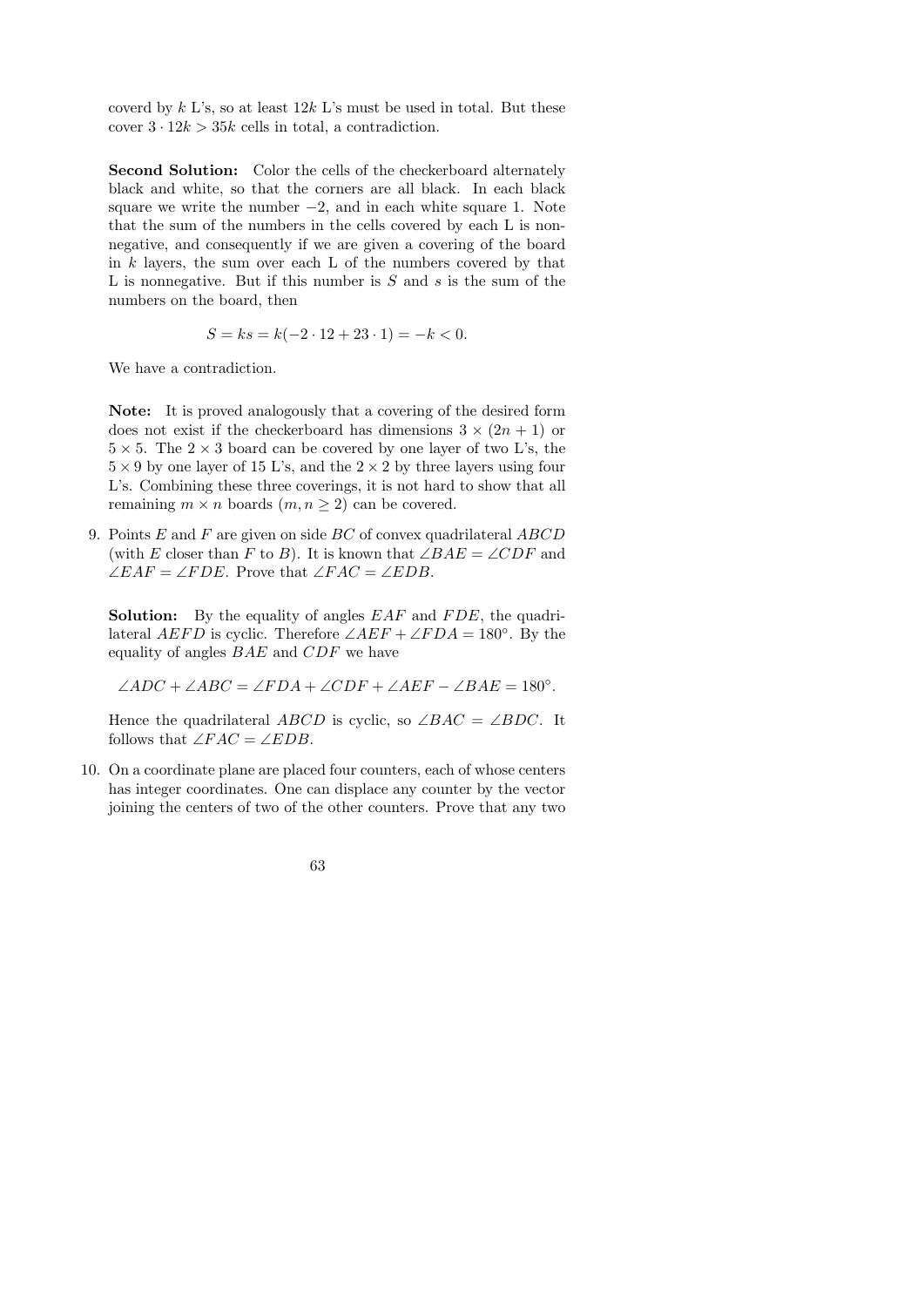coverd by $k$ L's, so at least $12k$ L's must be used in total. But these cover $3 \cdot 12k > 35k$ cells in total, a contradiction.

**Second Solution:** Color the cells of the checkerboard alternately black and white, so that the corners are all black. In each black square we write the number $-2$, and in each white square 1. Note that the sum of the numbers in the cells covered by each L is nonnegative, and consequently if we are given a covering of the board in $k$ layers, the sum over each L of the numbers covered by that L is nonnegative. But if this number is $S$ and $s$ is the sum of the numbers on the board, then

$$S = ks = k(-2 \cdot 12 + 23 \cdot 1) = -k < 0.$$

We have a contradiction.

**Note:** It is proved analogously that a covering of the desired form does not exist if the checkerboard has dimensions $3 \times (2n + 1)$ or $5 \times 5$. The $2 \times 3$ board can be covered by one layer of two L's, the $5 \times 9$ by one layer of 15 L's, and the $2 \times 2$ by three layers using four L's. Combining these three coverings, it is not hard to show that all remaining $m \times n$ boards ($m, n \geq 2$) can be covered.

9. Points $E$ and $F$ are given on side $BC$ of convex quadrilateral $ABCD$ (with $E$ closer than $F$ to $B$). It is known that $\angle BAE = \angle CDF$ and $\angle EAF = \angle FDE$. Prove that $\angle FAC = \angle EDB$.

   **Solution:** By the equality of angles $EAF$ and $FDE$, the quadrilateral $AEFD$ is cyclic. Therefore $\angle AEF + \angle FDA = 180°$. By the equality of angles $BAE$ and $CDF$ we have

   $$\angle ADC + \angle ABC = \angle FDA + \angle CDF + \angle AEF - \angle BAE = 180°.$$

   Hence the quadrilateral $ABCD$ is cyclic, so $\angle BAC = \angle BDC$. It follows that $\angle FAC = \angle EDB$.

10. On a coordinate plane are placed four counters, each of whose centers has integer coordinates. One can displace any counter by the vector joining the centers of two of the other counters. Prove that any two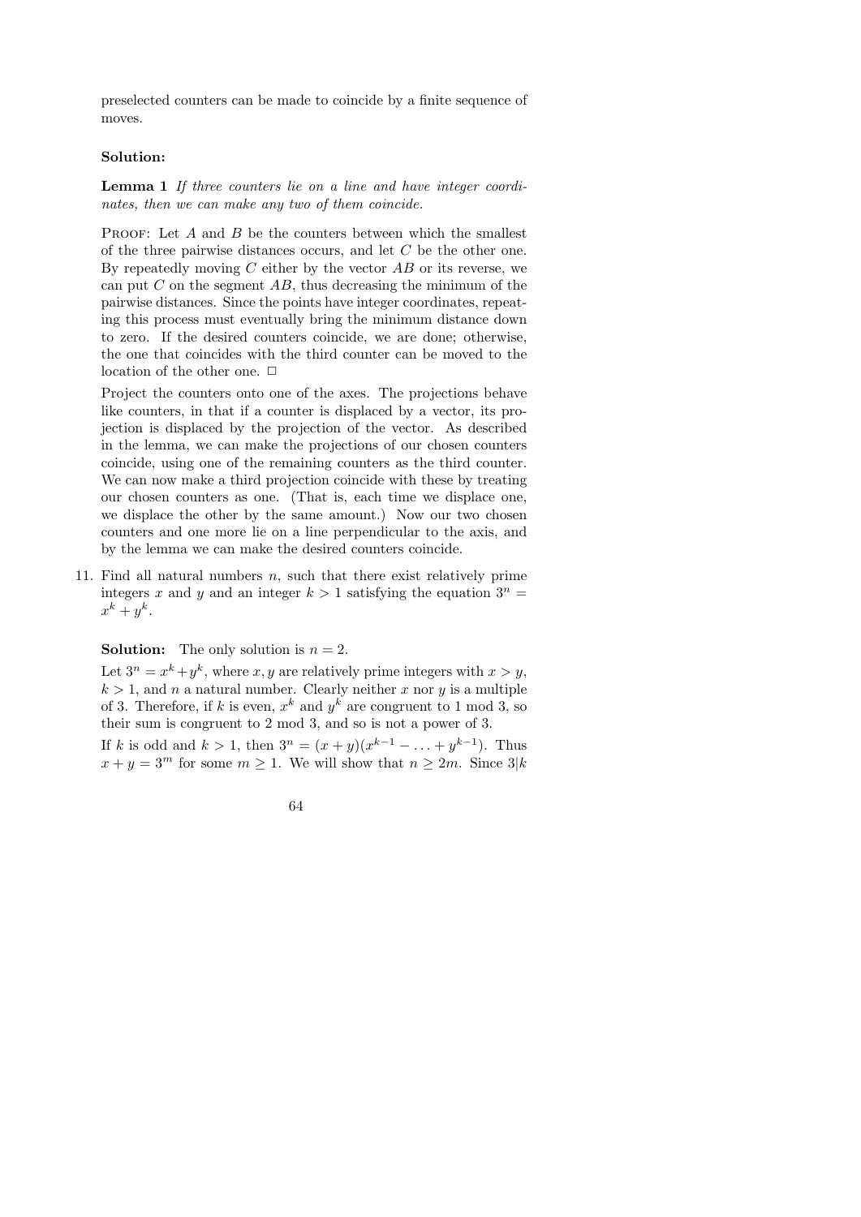preselected counters can be made to coincide by a finite sequence of moves.

**Solution:**

**Lemma 1** *If three counters lie on a line and have integer coordinates, then we can make any two of them coincide.*

PROOF: Let $A$ and $B$ be the counters between which the smallest of the three pairwise distances occurs, and let $C$ be the other one. By repeatedly moving $C$ either by the vector $AB$ or its reverse, we can put $C$ on the segment $AB$, thus decreasing the minimum of the pairwise distances. Since the points have integer coordinates, repeating this process must eventually bring the minimum distance down to zero. If the desired counters coincide, we are done; otherwise, the one that coincides with the third counter can be moved to the location of the other one. □

Project the counters onto one of the axes. The projections behave like counters, in that if a counter is displaced by a vector, its projection is displaced by the projection of the vector. As described in the lemma, we can make the projections of our chosen counters coincide, using one of the remaining counters as the third counter. We can now make a third projection coincide with these by treating our chosen counters as one. (That is, each time we displace one, we displace the other by the same amount.) Now our two chosen counters and one more lie on a line perpendicular to the axis, and by the lemma we can make the desired counters coincide.

11. Find all natural numbers $n$, such that there exist relatively prime integers $x$ and $y$ and an integer $k > 1$ satisfying the equation $3^n = x^k + y^k$.

**Solution:** The only solution is $n = 2$.

Let $3^n = x^k + y^k$, where $x, y$ are relatively prime integers with $x > y$, $k > 1$, and $n$ a natural number. Clearly neither $x$ nor $y$ is a multiple of 3. Therefore, if $k$ is even, $x^k$ and $y^k$ are congruent to 1 mod 3, so their sum is congruent to 2 mod 3, and so is not a power of 3.

If $k$ is odd and $k > 1$, then $3^n = (x + y)(x^{k-1} - \ldots + y^{k-1})$. Thus $x + y = 3^m$ for some $m \geq 1$. We will show that $n \geq 2m$. Since $3|k$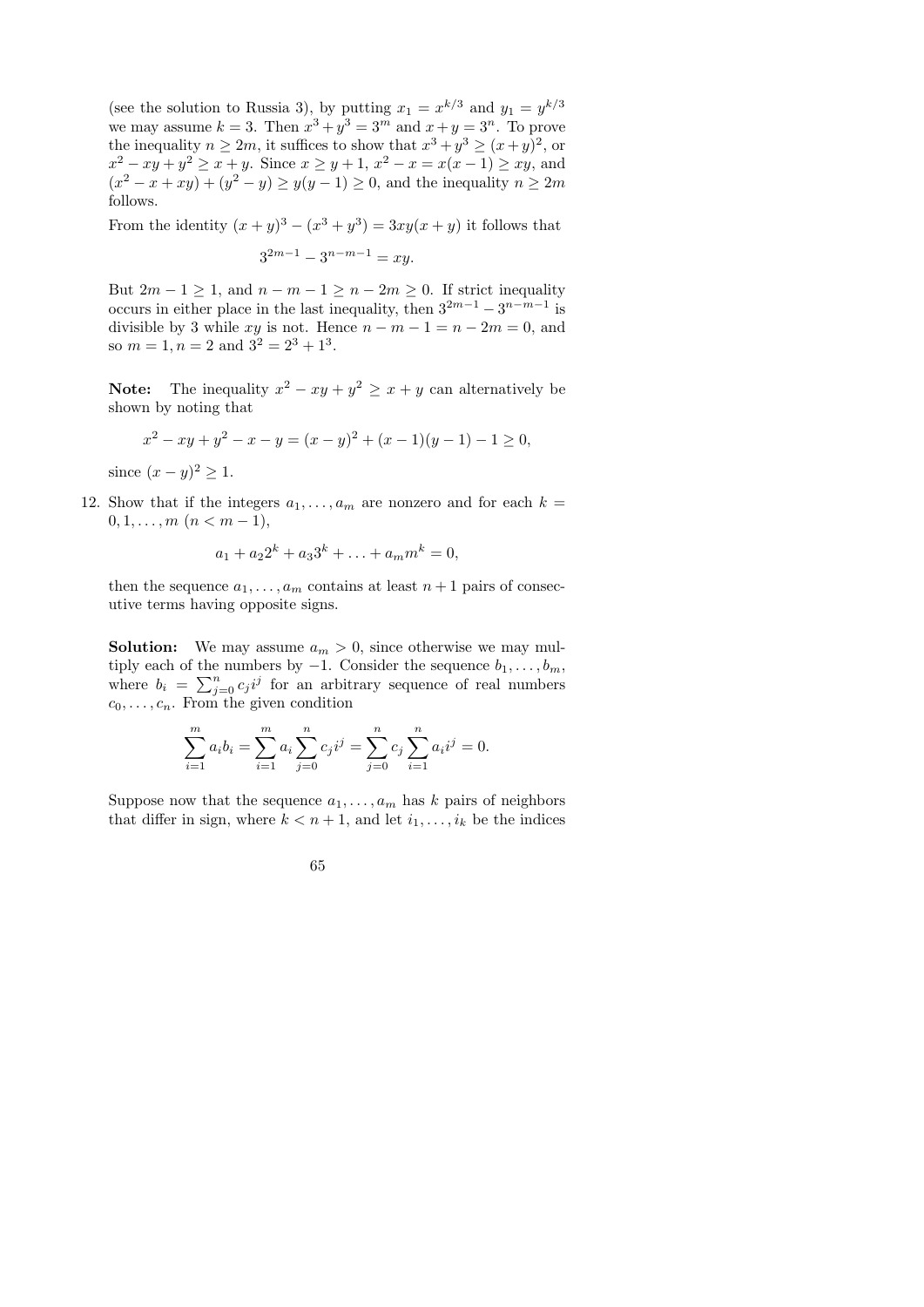(see the solution to Russia 3), by putting $x_1 = x^{k/3}$ and $y_1 = y^{k/3}$ we may assume $k = 3$. Then $x^3 + y^3 = 3^m$ and $x + y = 3^n$. To prove the inequality $n \geq 2m$, it suffices to show that $x^3 + y^3 \geq (x+y)^2$, or $x^2 - xy + y^2 \geq x + y$. Since $x \geq y + 1$, $x^2 - x = x(x-1) \geq xy$, and $(x^2 - x + xy) + (y^2 - y) \geq y(y-1) \geq 0$, and the inequality $n \geq 2m$ follows.

From the identity $(x+y)^3 - (x^3 + y^3) = 3xy(x+y)$ it follows that

$$3^{2m-1} - 3^{n-m-1} = xy.$$

But $2m - 1 \geq 1$, and $n - m - 1 \geq n - 2m \geq 0$. If strict inequality occurs in either place in the last inequality, then $3^{2m-1} - 3^{n-m-1}$ is divisible by 3 while $xy$ is not. Hence $n - m - 1 = n - 2m = 0$, and so $m = 1, n = 2$ and $3^2 = 2^3 + 1^3$.

**Note:** The inequality $x^2 - xy + y^2 \geq x + y$ can alternatively be shown by noting that

$$x^2 - xy + y^2 - x - y = (x-y)^2 + (x-1)(y-1) - 1 \geq 0,$$

since $(x-y)^2 \geq 1$.

12. Show that if the integers $a_1, \ldots, a_m$ are nonzero and for each $k = 0, 1, \ldots, m$ $(n < m - 1)$,

$$a_1 + a_2 2^k + a_3 3^k + \ldots + a_m m^k = 0,$$

then the sequence $a_1, \ldots, a_m$ contains at least $n + 1$ pairs of consecutive terms having opposite signs.

**Solution:** We may assume $a_m > 0$, since otherwise we may multiply each of the numbers by $-1$. Consider the sequence $b_1, \ldots, b_m$, where $b_i = \sum_{j=0}^{n} c_j i^j$ for an arbitrary sequence of real numbers $c_0, \ldots, c_n$. From the given condition

$$\sum_{i=1}^{m} a_i b_i = \sum_{i=1}^{m} a_i \sum_{j=0}^{n} c_j i^j = \sum_{j=0}^{n} c_j \sum_{i=1}^{n} a_i i^j = 0.$$

Suppose now that the sequence $a_1, \ldots, a_m$ has $k$ pairs of neighbors that differ in sign, where $k < n + 1$, and let $i_1, \ldots, i_k$ be the indices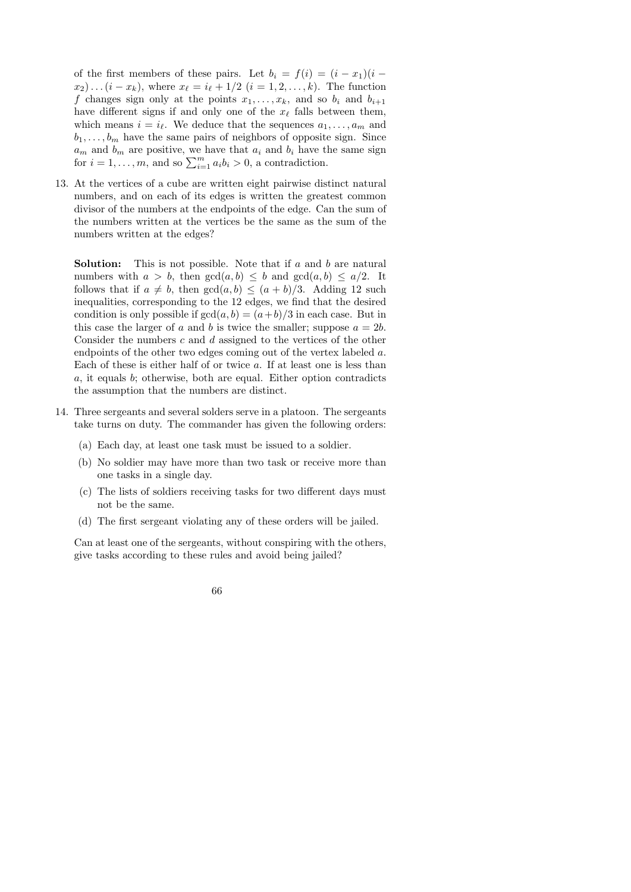of the first members of these pairs. Let $b_i = f(i) = (i - x_1)(i - x_2)\dots(i - x_k)$, where $x_\ell = i_\ell + 1/2$ $(i = 1, 2, \dots, k)$. The function $f$ changes sign only at the points $x_1, \dots, x_k$, and so $b_i$ and $b_{i+1}$ have different signs if and only one of the $x_\ell$ falls between them, which means $i = i_\ell$. We deduce that the sequences $a_1, \dots, a_m$ and $b_1, \dots, b_m$ have the same pairs of neighbors of opposite sign. Since $a_m$ and $b_m$ are positive, we have that $a_i$ and $b_i$ have the same sign for $i = 1, \dots, m$, and so $\sum_{i=1}^{m} a_i b_i > 0$, a contradiction.

13. At the vertices of a cube are written eight pairwise distinct natural numbers, and on each of its edges is written the greatest common divisor of the numbers at the endpoints of the edge. Can the sum of the numbers written at the vertices be the same as the sum of the numbers written at the edges?

    **Solution:** This is not possible. Note that if $a$ and $b$ are natural numbers with $a > b$, then $\gcd(a, b) \le b$ and $\gcd(a, b) \le a/2$. It follows that if $a \ne b$, then $\gcd(a, b) \le (a + b)/3$. Adding 12 such inequalities, corresponding to the 12 edges, we find that the desired condition is only possible if $\gcd(a, b) = (a+b)/3$ in each case. But in this case the larger of $a$ and $b$ is twice the smaller; suppose $a = 2b$. Consider the numbers $c$ and $d$ assigned to the vertices of the other endpoints of the other two edges coming out of the vertex labeled $a$. Each of these is either half of or twice $a$. If at least one is less than $a$, it equals $b$; otherwise, both are equal. Either option contradicts the assumption that the numbers are distinct.

14. Three sergeants and several solders serve in a platoon. The sergeants take turns on duty. The commander has given the following orders:

    (a) Each day, at least one task must be issued to a soldier.

    (b) No soldier may have more than two task or receive more than one tasks in a single day.

    (c) The lists of soldiers receiving tasks for two different days must not be the same.

    (d) The first sergeant violating any of these orders will be jailed.

    Can at least one of the sergeants, without conspiring with the others, give tasks according to these rules and avoid being jailed?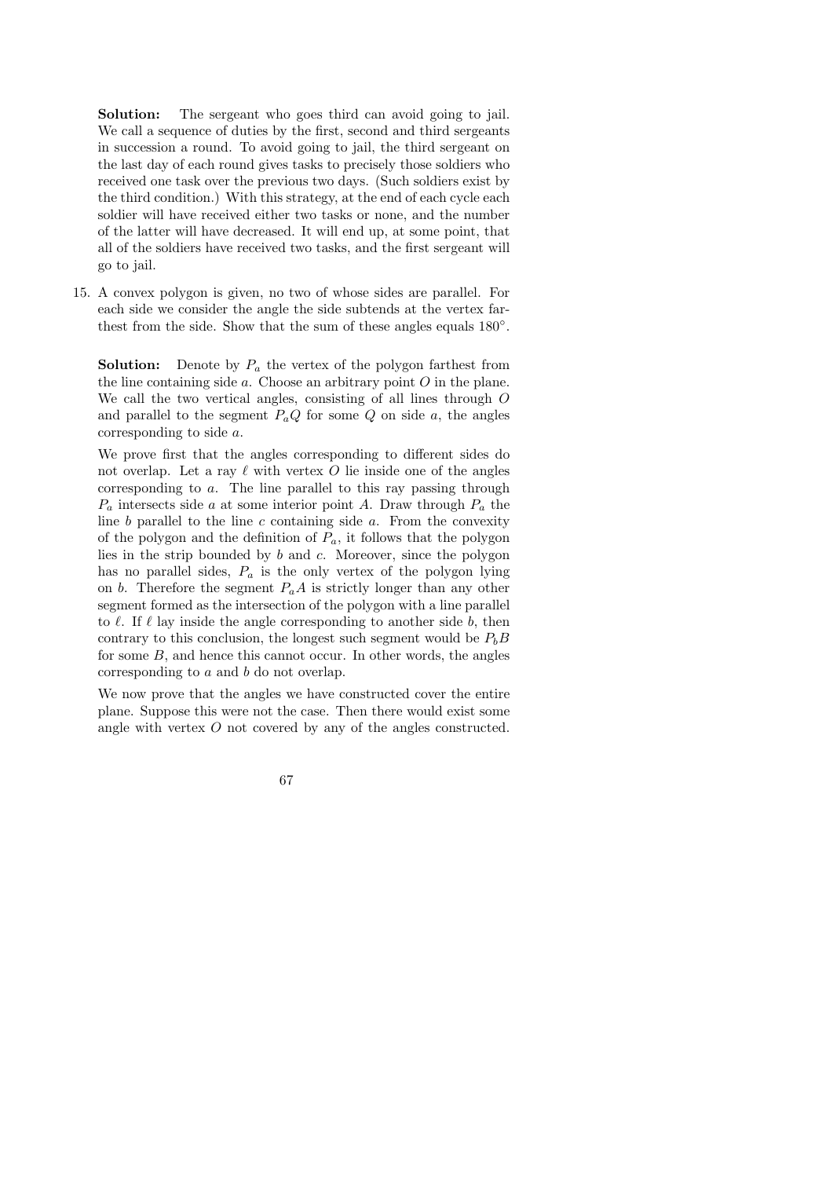**Solution:** The sergeant who goes third can avoid going to jail. We call a sequence of duties by the first, second and third sergeants in succession a round. To avoid going to jail, the third sergeant on the last day of each round gives tasks to precisely those soldiers who received one task over the previous two days. (Such soldiers exist by the third condition.) With this strategy, at the end of each cycle each soldier will have received either two tasks or none, and the number of the latter will have decreased. It will end up, at some point, that all of the soldiers have received two tasks, and the first sergeant will go to jail.

15. A convex polygon is given, no two of whose sides are parallel. For each side we consider the angle the side subtends at the vertex farthest from the side. Show that the sum of these angles equals $180^\circ$.

    **Solution:** Denote by $P_a$ the vertex of the polygon farthest from the line containing side $a$. Choose an arbitrary point $O$ in the plane. We call the two vertical angles, consisting of all lines through $O$ and parallel to the segment $P_aQ$ for some $Q$ on side $a$, the angles corresponding to side $a$.

    We prove first that the angles corresponding to different sides do not overlap. Let a ray $\ell$ with vertex $O$ lie inside one of the angles corresponding to $a$. The line parallel to this ray passing through $P_a$ intersects side $a$ at some interior point $A$. Draw through $P_a$ the line $b$ parallel to the line $c$ containing side $a$. From the convexity of the polygon and the definition of $P_a$, it follows that the polygon lies in the strip bounded by $b$ and $c$. Moreover, since the polygon has no parallel sides, $P_a$ is the only vertex of the polygon lying on $b$. Therefore the segment $P_aA$ is strictly longer than any other segment formed as the intersection of the polygon with a line parallel to $\ell$. If $\ell$ lay inside the angle corresponding to another side $b$, then contrary to this conclusion, the longest such segment would be $P_bB$ for some $B$, and hence this cannot occur. In other words, the angles corresponding to $a$ and $b$ do not overlap.

    We now prove that the angles we have constructed cover the entire plane. Suppose this were not the case. Then there would exist some angle with vertex $O$ not covered by any of the angles constructed.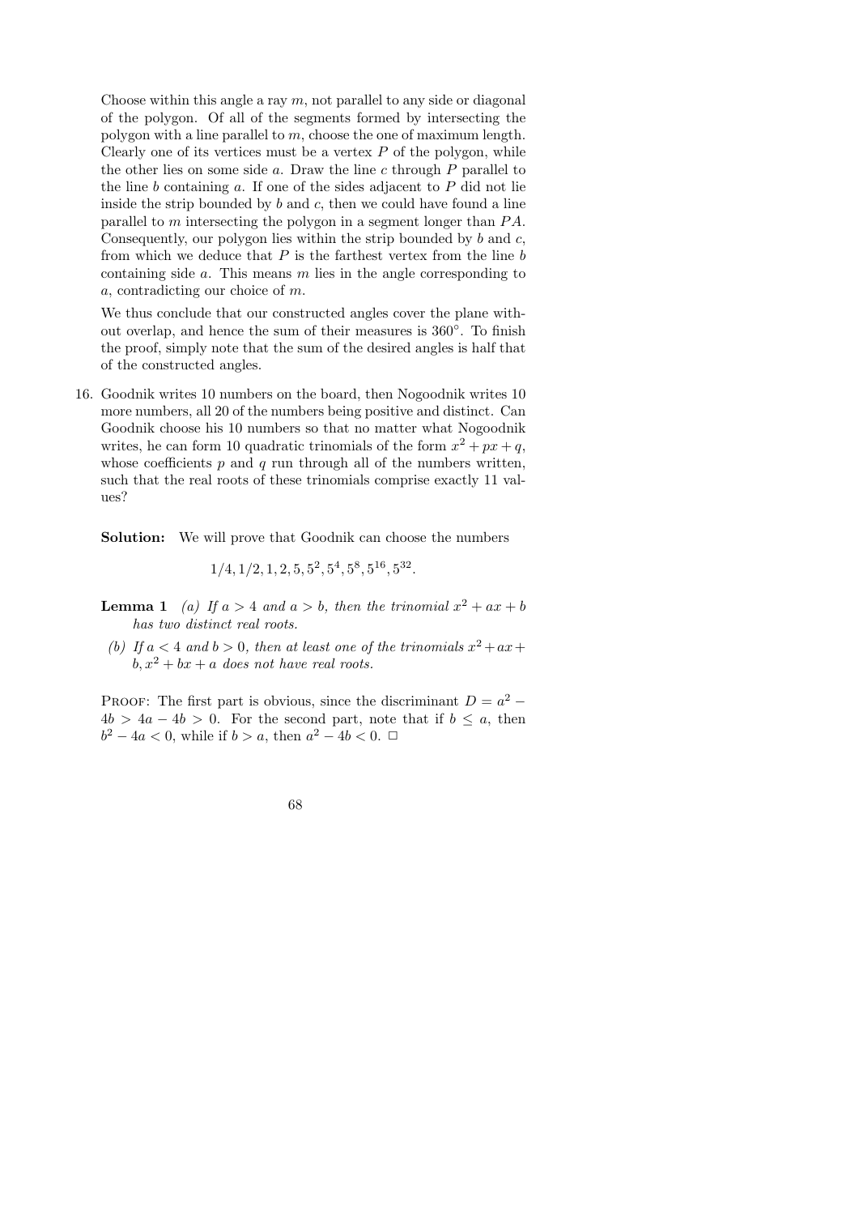Choose within this angle a ray $m$, not parallel to any side or diagonal of the polygon. Of all of the segments formed by intersecting the polygon with a line parallel to $m$, choose the one of maximum length. Clearly one of its vertices must be a vertex $P$ of the polygon, while the other lies on some side $a$. Draw the line $c$ through $P$ parallel to the line $b$ containing $a$. If one of the sides adjacent to $P$ did not lie inside the strip bounded by $b$ and $c$, then we could have found a line parallel to $m$ intersecting the polygon in a segment longer than $PA$. Consequently, our polygon lies within the strip bounded by $b$ and $c$, from which we deduce that $P$ is the farthest vertex from the line $b$ containing side $a$. This means $m$ lies in the angle corresponding to $a$, contradicting our choice of $m$.

We thus conclude that our constructed angles cover the plane without overlap, and hence the sum of their measures is $360^\circ$. To finish the proof, simply note that the sum of the desired angles is half that of the constructed angles.

16. Goodnik writes 10 numbers on the board, then Nogoodnik writes 10 more numbers, all 20 of the numbers being positive and distinct. Can Goodnik choose his 10 numbers so that no matter what Nogoodnik writes, he can form 10 quadratic trinomials of the form $x^2 + px + q$, whose coefficients $p$ and $q$ run through all of the numbers written, such that the real roots of these trinomials comprise exactly 11 values?

**Solution:** We will prove that Goodnik can choose the numbers

$$1/4, 1/2, 1, 2, 5, 5^2, 5^4, 5^8, 5^{16}, 5^{32}.$$

**Lemma 1** *(a) If $a > 4$ and $a > b$, then the trinomial $x^2 + ax + b$ has two distinct real roots.*

*(b) If $a < 4$ and $b > 0$, then at least one of the trinomials $x^2 + ax + b, x^2 + bx + a$ does not have real roots.*

PROOF: The first part is obvious, since the discriminant $D = a^2 - 4b > 4a - 4b > 0$. For the second part, note that if $b \leq a$, then $b^2 - 4a < 0$, while if $b > a$, then $a^2 - 4b < 0$. $\square$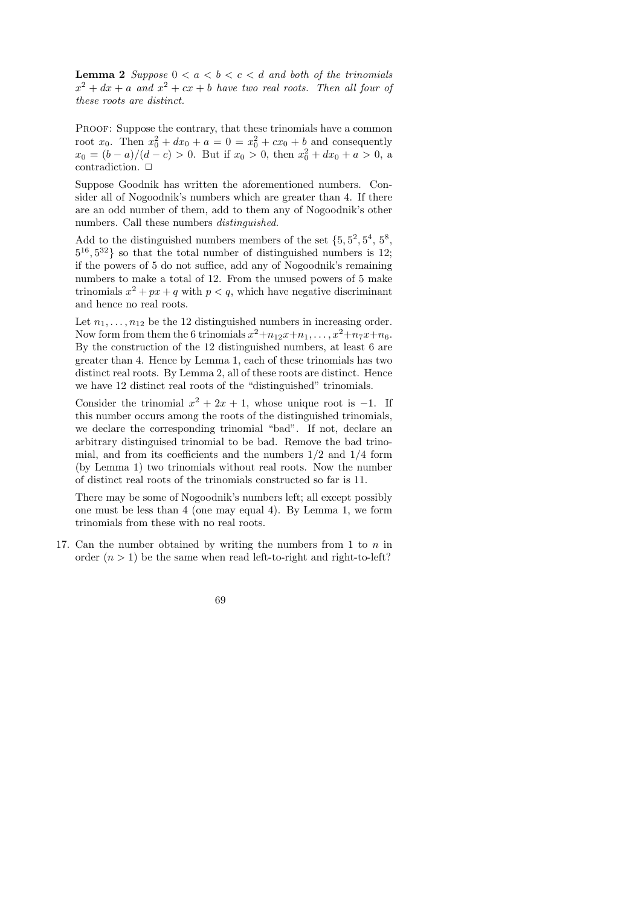**Lemma 2** *Suppose $0 < a < b < c < d$ and both of the trinomials $x^2 + dx + a$ and $x^2 + cx + b$ have two real roots. Then all four of these roots are distinct.*

Proof: Suppose the contrary, that these trinomials have a common root $x_0$. Then $x_0^2 + dx_0 + a = 0 = x_0^2 + cx_0 + b$ and consequently $x_0 = (b - a)/(d - c) > 0$. But if $x_0 > 0$, then $x_0^2 + dx_0 + a > 0$, a contradiction. □

Suppose Goodnik has written the aforementioned numbers. Consider all of Nogoodnik's numbers which are greater than 4. If there are an odd number of them, add to them any of Nogoodnik's other numbers. Call these numbers *distinguished*.

Add to the distinguished numbers members of the set $\{5, 5^2, 5^4, 5^8, 5^{16}, 5^{32}\}$ so that the total number of distinguished numbers is 12; if the powers of 5 do not suffice, add any of Nogoodnik's remaining numbers to make a total of 12. From the unused powers of 5 make trinomials $x^2 + px + q$ with $p < q$, which have negative discriminant and hence no real roots.

Let $n_1, \ldots, n_{12}$ be the 12 distinguished numbers in increasing order. Now form from them the 6 trinomials $x^2 + n_{12}x + n_1, \ldots, x^2 + n_7x + n_6$. By the construction of the 12 distinguished numbers, at least 6 are greater than 4. Hence by Lemma 1, each of these trinomials has two distinct real roots. By Lemma 2, all of these roots are distinct. Hence we have 12 distinct real roots of the "distinguished" trinomials.

Consider the trinomial $x^2 + 2x + 1$, whose unique root is $-1$. If this number occurs among the roots of the distinguished trinomials, we declare the corresponding trinomial "bad". If not, declare an arbitrary distinguised trinomial to be bad. Remove the bad trinomial, and from its coefficients and the numbers $1/2$ and $1/4$ form (by Lemma 1) two trinomials without real roots. Now the number of distinct real roots of the trinomials constructed so far is 11.

There may be some of Nogoodnik's numbers left; all except possibly one must be less than 4 (one may equal 4). By Lemma 1, we form trinomials from these with no real roots.

17. Can the number obtained by writing the numbers from 1 to $n$ in order ($n > 1$) be the same when read left-to-right and right-to-left?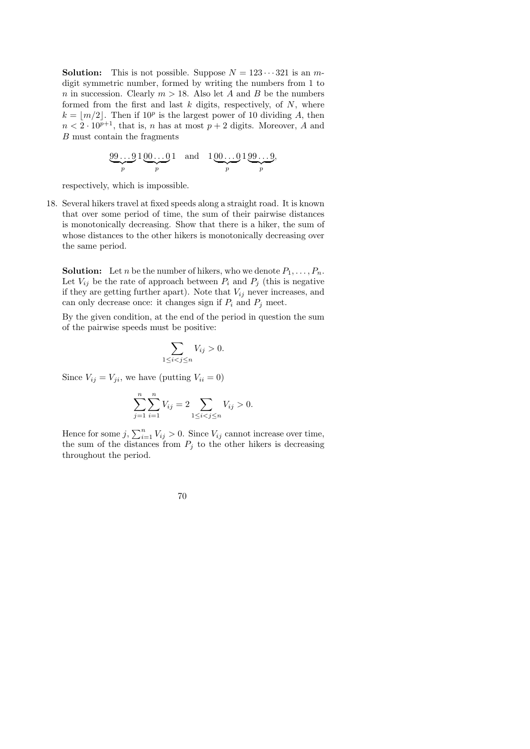**Solution:** This is not possible. Suppose $N = 123\cdots321$ is an $m$-digit symmetric number, formed by writing the numbers from 1 to $n$ in succession. Clearly $m > 18$. Also let $A$ and $B$ be the numbers formed from the first and last $k$ digits, respectively, of $N$, where $k = \lfloor m/2 \rfloor$. Then if $10^p$ is the largest power of 10 dividing $A$, then $n < 2 \cdot 10^{p+1}$, that is, $n$ has at most $p+2$ digits. Moreover, $A$ and $B$ must contain the fragments

$$\underbrace{99\ldots9}_{p}1\underbrace{00\ldots0}_{p}1 \quad \text{and} \quad 1\underbrace{00\ldots0}_{p}1\underbrace{99\ldots9}_{p},$$

respectively, which is impossible.

18. Several hikers travel at fixed speeds along a straight road. It is known that over some period of time, the sum of their pairwise distances is monotonically decreasing. Show that there is a hiker, the sum of whose distances to the other hikers is monotonically decreasing over the same period.

**Solution:** Let $n$ be the number of hikers, who we denote $P_1, \ldots, P_n$. Let $V_{ij}$ be the rate of approach between $P_i$ and $P_j$ (this is negative if they are getting further apart). Note that $V_{ij}$ never increases, and can only decrease once: it changes sign if $P_i$ and $P_j$ meet.

By the given condition, at the end of the period in question the sum of the pairwise speeds must be positive:

$$\sum_{1 \le i < j \le n} V_{ij} > 0.$$

Since $V_{ij} = V_{ji}$, we have (putting $V_{ii} = 0$)

$$\sum_{j=1}^{n} \sum_{i=1}^{n} V_{ij} = 2 \sum_{1 \le i < j \le n} V_{ij} > 0.$$

Hence for some $j$, $\sum_{i=1}^{n} V_{ij} > 0$. Since $V_{ij}$ cannot increase over time, the sum of the distances from $P_j$ to the other hikers is decreasing throughout the period.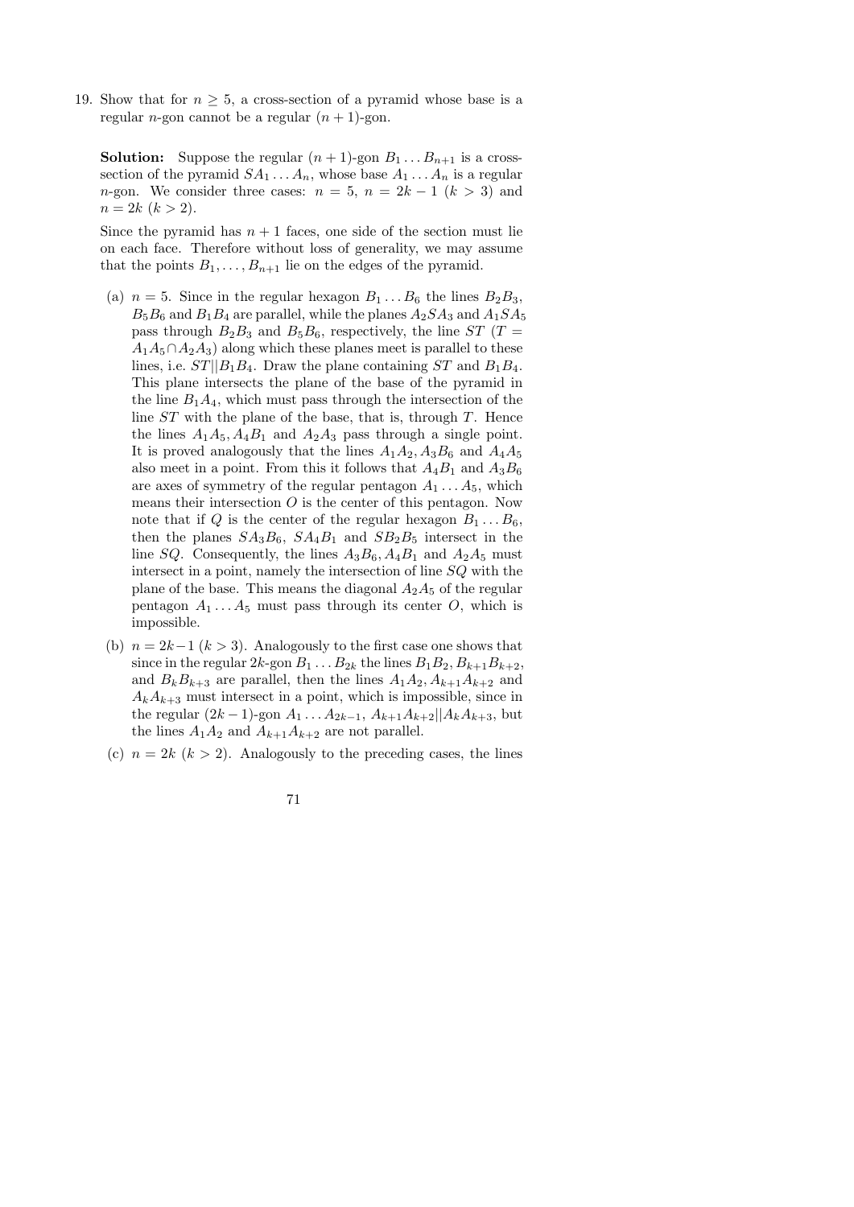19. Show that for $n \geq 5$, a cross-section of a pyramid whose base is a regular $n$-gon cannot be a regular $(n+1)$-gon.

**Solution:** Suppose the regular $(n+1)$-gon $B_1 \dots B_{n+1}$ is a cross-section of the pyramid $SA_1 \dots A_n$, whose base $A_1 \dots A_n$ is a regular $n$-gon. We consider three cases: $n = 5$, $n = 2k-1$ $(k > 3)$ and $n = 2k$ $(k > 2)$.

Since the pyramid has $n+1$ faces, one side of the section must lie on each face. Therefore without loss of generality, we may assume that the points $B_1, \dots, B_{n+1}$ lie on the edges of the pyramid.

(a) $n = 5$. Since in the regular hexagon $B_1 \dots B_6$ the lines $B_2B_3$, $B_5B_6$ and $B_1B_4$ are parallel, while the planes $A_2SA_3$ and $A_1SA_5$ pass through $B_2B_3$ and $B_5B_6$, respectively, the line $ST$ ($T = A_1A_5 \cap A_2A_3$) along which these planes meet is parallel to these lines, i.e. $ST || B_1B_4$. Draw the plane containing $ST$ and $B_1B_4$. This plane intersects the plane of the base of the pyramid in the line $B_1A_4$, which must pass through the intersection of the line $ST$ with the plane of the base, that is, through $T$. Hence the lines $A_1A_5, A_4B_1$ and $A_2A_3$ pass through a single point. It is proved analogously that the lines $A_1A_2, A_3B_6$ and $A_4A_5$ also meet in a point. From this it follows that $A_4B_1$ and $A_3B_6$ are axes of symmetry of the regular pentagon $A_1 \dots A_5$, which means their intersection $O$ is the center of this pentagon. Now note that if $Q$ is the center of the regular hexagon $B_1 \dots B_6$, then the planes $SA_3B_6$, $SA_4B_1$ and $SB_2B_5$ intersect in the line $SQ$. Consequently, the lines $A_3B_6, A_4B_1$ and $A_2A_5$ must intersect in a point, namely the intersection of line $SQ$ with the plane of the base. This means the diagonal $A_2A_5$ of the regular pentagon $A_1 \dots A_5$ must pass through its center $O$, which is impossible.

(b) $n = 2k-1$ $(k > 3)$. Analogously to the first case one shows that since in the regular $2k$-gon $B_1 \dots B_{2k}$ the lines $B_1B_2, B_{k+1}B_{k+2}$, and $B_kB_{k+3}$ are parallel, then the lines $A_1A_2, A_{k+1}A_{k+2}$ and $A_kA_{k+3}$ must intersect in a point, which is impossible, since in the regular $(2k-1)$-gon $A_1 \dots A_{2k-1}$, $A_{k+1}A_{k+2} || A_kA_{k+3}$, but the lines $A_1A_2$ and $A_{k+1}A_{k+2}$ are not parallel.

(c) $n = 2k$ $(k > 2)$. Analogously to the preceding cases, the lines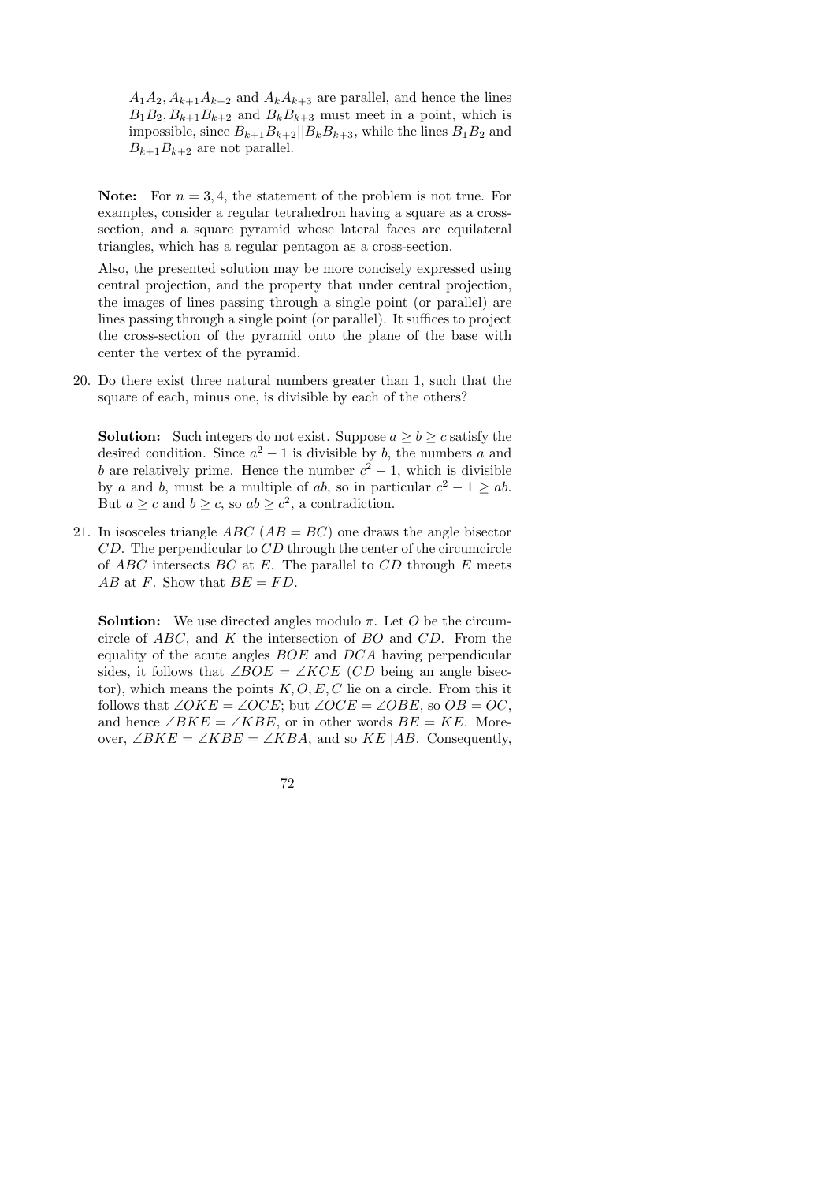$A_1A_2, A_{k+1}A_{k+2}$ and $A_kA_{k+3}$ are parallel, and hence the lines $B_1B_2, B_{k+1}B_{k+2}$ and $B_kB_{k+3}$ must meet in a point, which is impossible, since $B_{k+1}B_{k+2}||B_kB_{k+3}$, while the lines $B_1B_2$ and $B_{k+1}B_{k+2}$ are not parallel.

**Note:** For $n = 3, 4$, the statement of the problem is not true. For examples, consider a regular tetrahedron having a square as a cross-section, and a square pyramid whose lateral faces are equilateral triangles, which has a regular pentagon as a cross-section.

Also, the presented solution may be more concisely expressed using central projection, and the property that under central projection, the images of lines passing through a single point (or parallel) are lines passing through a single point (or parallel). It suffices to project the cross-section of the pyramid onto the plane of the base with center the vertex of the pyramid.

20. Do there exist three natural numbers greater than 1, such that the square of each, minus one, is divisible by each of the others?

**Solution:** Such integers do not exist. Suppose $a \geq b \geq c$ satisfy the desired condition. Since $a^2 - 1$ is divisible by $b$, the numbers $a$ and $b$ are relatively prime. Hence the number $c^2 - 1$, which is divisible by $a$ and $b$, must be a multiple of $ab$, so in particular $c^2 - 1 \geq ab$. But $a \geq c$ and $b \geq c$, so $ab \geq c^2$, a contradiction.

21. In isosceles triangle $ABC$ ($AB = BC$) one draws the angle bisector $CD$. The perpendicular to $CD$ through the center of the circumcircle of $ABC$ intersects $BC$ at $E$. The parallel to $CD$ through $E$ meets $AB$ at $F$. Show that $BE = FD$.

**Solution:** We use directed angles modulo $\pi$. Let $O$ be the circumcircle of $ABC$, and $K$ the intersection of $BO$ and $CD$. From the equality of the acute angles $BOE$ and $DCA$ having perpendicular sides, it follows that $\angle BOE = \angle KCE$ ($CD$ being an angle bisector), which means the points $K, O, E, C$ lie on a circle. From this it follows that $\angle OKE = \angle OCE$; but $\angle OCE = \angle OBE$, so $OB = OC$, and hence $\angle BKE = \angle KBE$, or in other words $BE = KE$. Moreover, $\angle BKE = \angle KBE = \angle KBA$, and so $KE||AB$. Consequently,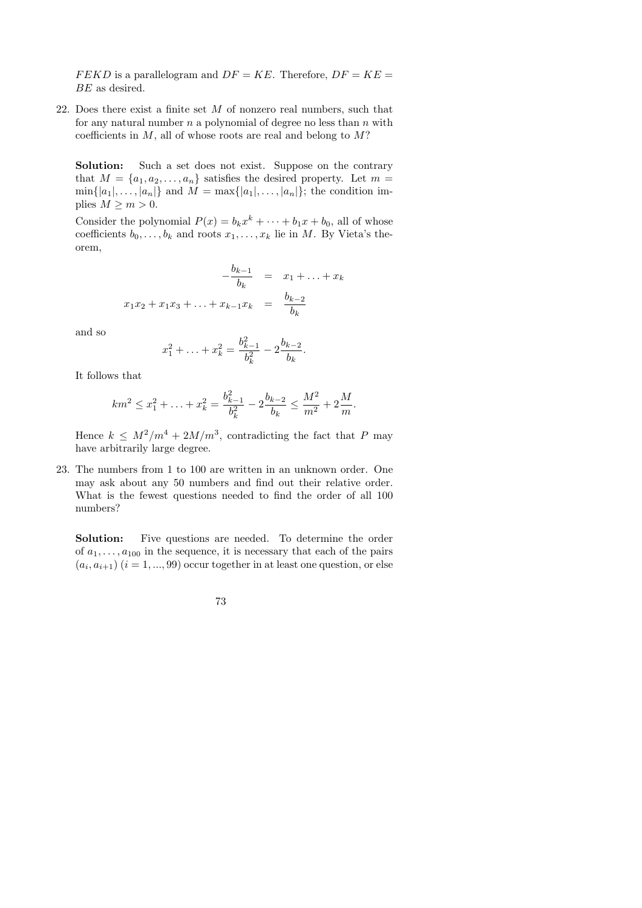$FEKD$ is a parallelogram and $DF = KE$. Therefore, $DF = KE = BE$ as desired.

22. Does there exist a finite set $M$ of nonzero real numbers, such that for any natural number $n$ a polynomial of degree no less than $n$ with coefficients in $M$, all of whose roots are real and belong to $M$?

    **Solution:** Such a set does not exist. Suppose on the contrary that $M = \{a_1, a_2, \ldots, a_n\}$ satisfies the desired property. Let $m = \min\{|a_1|, \ldots, |a_n|\}$ and $M = \max\{|a_1|, \ldots, |a_n|\}$; the condition implies $M \geq m > 0$.

    Consider the polynomial $P(x) = b_k x^k + \cdots + b_1 x + b_0$, all of whose coefficients $b_0, \ldots, b_k$ and roots $x_1, \ldots, x_k$ lie in $M$. By Vieta's theorem,

    $$-\frac{b_{k-1}}{b_k} = x_1 + \ldots + x_k$$

    $$x_1x_2 + x_1x_3 + \ldots + x_{k-1}x_k = \frac{b_{k-2}}{b_k}$$

    and so

    $$x_1^2 + \ldots + x_k^2 = \frac{b_{k-1}^2}{b_k^2} - 2\frac{b_{k-2}}{b_k}.$$

    It follows that

    $$km^2 \leq x_1^2 + \ldots + x_k^2 = \frac{b_{k-1}^2}{b_k^2} - 2\frac{b_{k-2}}{b_k} \leq \frac{M^2}{m^2} + 2\frac{M}{m}.$$

    Hence $k \leq M^2/m^4 + 2M/m^3$, contradicting the fact that $P$ may have arbitrarily large degree.

23. The numbers from 1 to 100 are written in an unknown order. One may ask about any 50 numbers and find out their relative order. What is the fewest questions needed to find the order of all 100 numbers?

    **Solution:** Five questions are needed. To determine the order of $a_1, \ldots, a_{100}$ in the sequence, it is necessary that each of the pairs $(a_i, a_{i+1})$ $(i = 1, ..., 99)$ occur together in at least one question, or else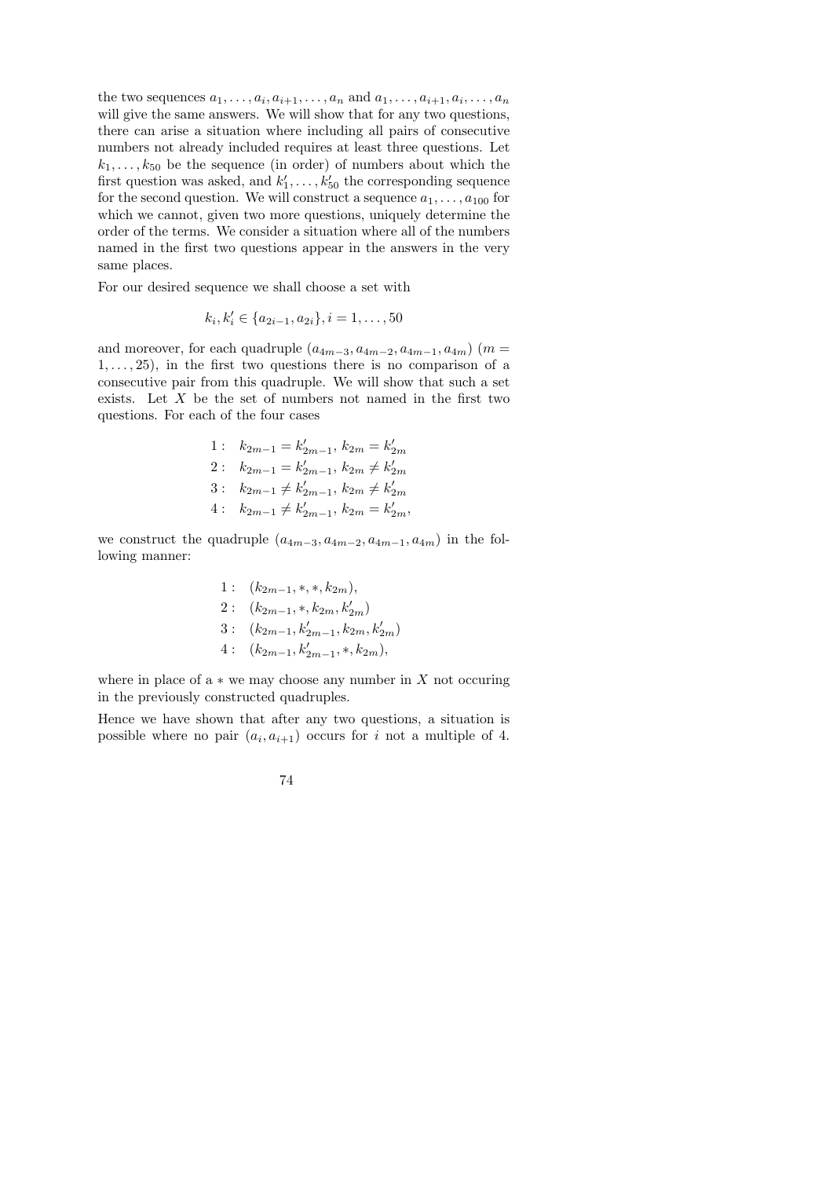the two sequences $a_1, \ldots, a_i, a_{i+1}, \ldots, a_n$ and $a_1, \ldots, a_{i+1}, a_i, \ldots, a_n$ will give the same answers. We will show that for any two questions, there can arise a situation where including all pairs of consecutive numbers not already included requires at least three questions. Let $k_1, \ldots, k_{50}$ be the sequence (in order) of numbers about which the first question was asked, and $k'_1, \ldots, k'_{50}$ the corresponding sequence for the second question. We will construct a sequence $a_1, \ldots, a_{100}$ for which we cannot, given two more questions, uniquely determine the order of the terms. We consider a situation where all of the numbers named in the first two questions appear in the answers in the very same places.

For our desired sequence we shall choose a set with

$$k_i, k'_i \in \{a_{2i-1}, a_{2i}\}, i = 1, \ldots, 50$$

and moreover, for each quadruple $(a_{4m-3}, a_{4m-2}, a_{4m-1}, a_{4m})$ ($m = 1, \ldots, 25$), in the first two questions there is no comparison of a consecutive pair from this quadruple. We will show that such a set exists. Let $X$ be the set of numbers not named in the first two questions. For each of the four cases

$$\begin{aligned}
1: &\quad k_{2m-1} = k'_{2m-1},\ k_{2m} = k'_{2m} \\
2: &\quad k_{2m-1} = k'_{2m-1},\ k_{2m} \neq k'_{2m} \\
3: &\quad k_{2m-1} \neq k'_{2m-1},\ k_{2m} \neq k'_{2m} \\
4: &\quad k_{2m-1} \neq k'_{2m-1},\ k_{2m} = k'_{2m},
\end{aligned}$$

we construct the quadruple $(a_{4m-3}, a_{4m-2}, a_{4m-1}, a_{4m})$ in the following manner:

$$\begin{aligned}
1: &\quad (k_{2m-1}, *, *, k_{2m}), \\
2: &\quad (k_{2m-1}, *, k_{2m}, k'_{2m}) \\
3: &\quad (k_{2m-1}, k'_{2m-1}, k_{2m}, k'_{2m}) \\
4: &\quad (k_{2m-1}, k'_{2m-1}, *, k_{2m}),
\end{aligned}$$

where in place of a $*$ we may choose any number in $X$ not occuring in the previously constructed quadruples.

Hence we have shown that after any two questions, a situation is possible where no pair $(a_i, a_{i+1})$ occurs for $i$ not a multiple of 4.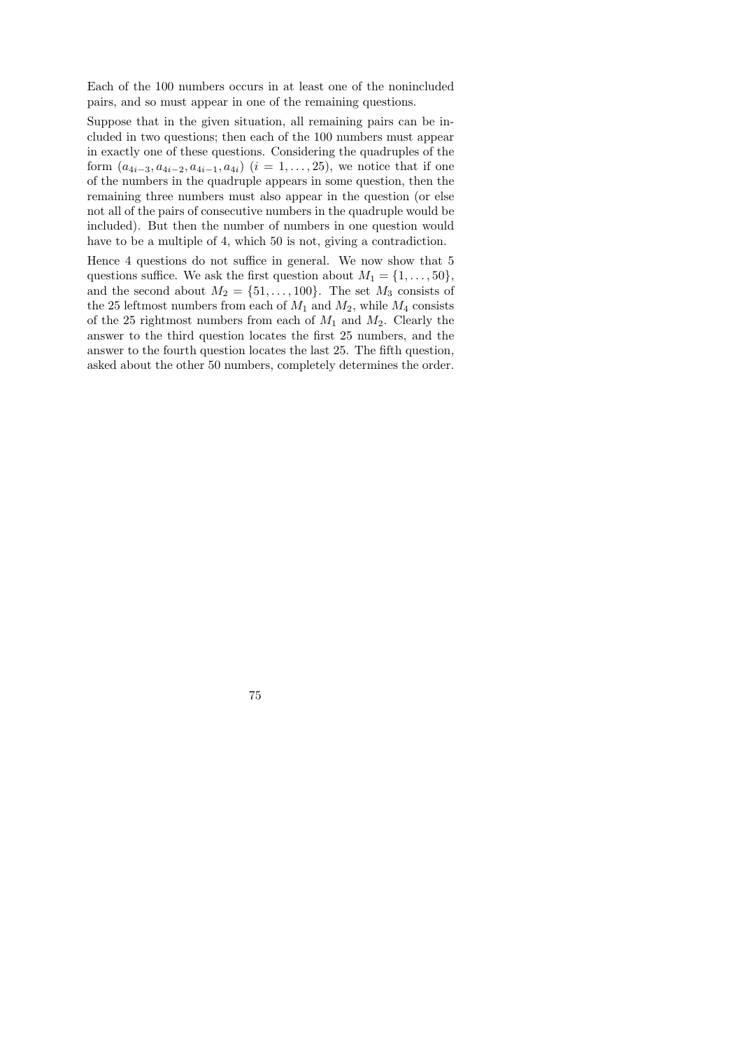Each of the 100 numbers occurs in at least one of the nonincluded pairs, and so must appear in one of the remaining questions.

Suppose that in the given situation, all remaining pairs can be included in two questions; then each of the 100 numbers must appear in exactly one of these questions. Considering the quadruples of the form $(a_{4i-3}, a_{4i-2}, a_{4i-1}, a_{4i})$ $(i = 1, \ldots, 25)$, we notice that if one of the numbers in the quadruple appears in some question, then the remaining three numbers must also appear in the question (or else not all of the pairs of consecutive numbers in the quadruple would be included). But then the number of numbers in one question would have to be a multiple of 4, which 50 is not, giving a contradiction.

Hence 4 questions do not suffice in general. We now show that 5 questions suffice. We ask the first question about $M_1 = \{1, \ldots, 50\}$, and the second about $M_2 = \{51, \ldots, 100\}$. The set $M_3$ consists of the 25 leftmost numbers from each of $M_1$ and $M_2$, while $M_4$ consists of the 25 rightmost numbers from each of $M_1$ and $M_2$. Clearly the answer to the third question locates the first 25 numbers, and the answer to the fourth question locates the last 25. The fifth question, asked about the other 50 numbers, completely determines the order.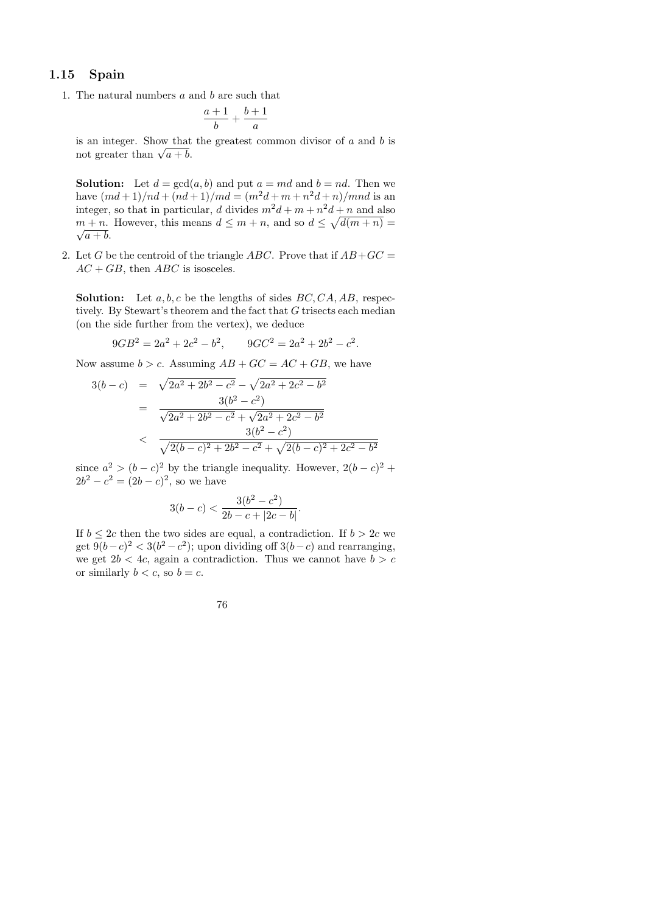## 1.15 Spain

1. The natural numbers $a$ and $b$ are such that

$$\frac{a+1}{b} + \frac{b+1}{a}$$

is an integer. Show that the greatest common divisor of $a$ and $b$ is not greater than $\sqrt{a+b}$.

**Solution:** Let $d = \gcd(a, b)$ and put $a = md$ and $b = nd$. Then we have $(md+1)/nd + (nd+1)/md = (m^2d + m + n^2d + n)/mnd$ is an integer, so that in particular, $d$ divides $m^2d + m + n^2d + n$ and also $m + n$. However, this means $d \leq m + n$, and so $d \leq \sqrt{d(m+n)} = \sqrt{a+b}$.

2. Let $G$ be the centroid of the triangle $ABC$. Prove that if $AB + GC = AC + GB$, then $ABC$ is isosceles.

**Solution:** Let $a, b, c$ be the lengths of sides $BC, CA, AB$, respectively. By Stewart's theorem and the fact that $G$ trisects each median (on the side further from the vertex), we deduce

$$9GB^2 = 2a^2 + 2c^2 - b^2, \qquad 9GC^2 = 2a^2 + 2b^2 - c^2.$$

Now assume $b > c$. Assuming $AB + GC = AC + GB$, we have

$$\begin{aligned}
3(b-c) &= \sqrt{2a^2 + 2b^2 - c^2} - \sqrt{2a^2 + 2c^2 - b^2} \\
&= \frac{3(b^2 - c^2)}{\sqrt{2a^2 + 2b^2 - c^2} + \sqrt{2a^2 + 2c^2 - b^2}} \\
&< \frac{3(b^2 - c^2)}{\sqrt{2(b-c)^2 + 2b^2 - c^2} + \sqrt{2(b-c)^2 + 2c^2 - b^2}}
\end{aligned}$$

since $a^2 > (b-c)^2$ by the triangle inequality. However, $2(b-c)^2 + 2b^2 - c^2 = (2b-c)^2$, so we have

$$3(b-c) < \frac{3(b^2 - c^2)}{2b - c + |2c - b|}.$$

If $b \leq 2c$ then the two sides are equal, a contradiction. If $b > 2c$ we get $9(b-c)^2 < 3(b^2 - c^2)$; upon dividing off $3(b-c)$ and rearranging, we get $2b < 4c$, again a contradiction. Thus we cannot have $b > c$ or similarly $b < c$, so $b = c$.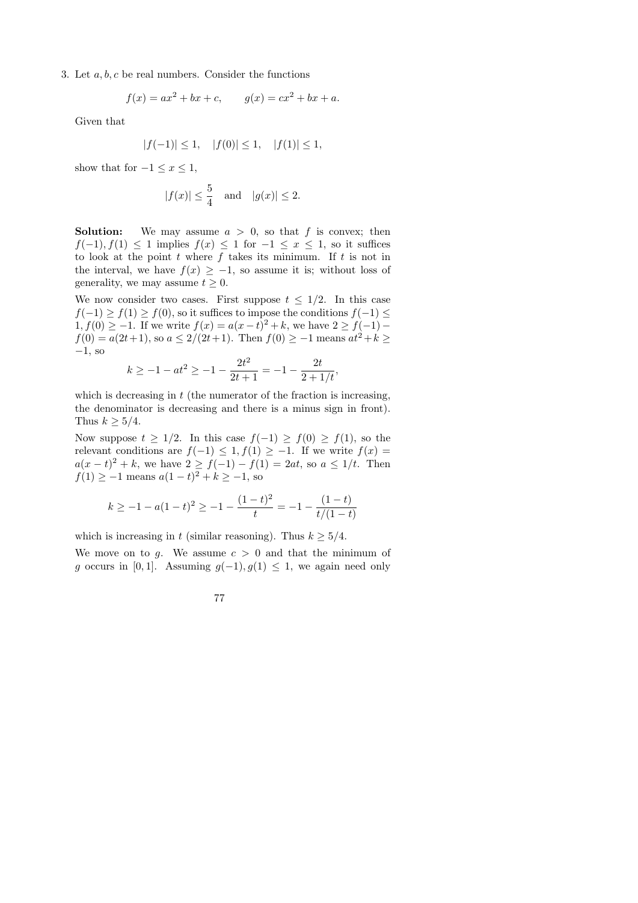3. Let $a, b, c$ be real numbers. Consider the functions

$$f(x) = ax^2 + bx + c, \qquad g(x) = cx^2 + bx + a.$$

Given that

$$|f(-1)| \le 1, \quad |f(0)| \le 1, \quad |f(1)| \le 1,$$

show that for $-1 \le x \le 1$,

$$|f(x)| \le \frac{5}{4} \quad \text{and} \quad |g(x)| \le 2.$$

**Solution:** We may assume $a > 0$, so that $f$ is convex; then $f(-1), f(1) \le 1$ implies $f(x) \le 1$ for $-1 \le x \le 1$, so it suffices to look at the point $t$ where $f$ takes its minimum. If $t$ is not in the interval, we have $f(x) \ge -1$, so assume it is; without loss of generality, we may assume $t \ge 0$.

We now consider two cases. First suppose $t \le 1/2$. In this case $f(-1) \ge f(1) \ge f(0)$, so it suffices to impose the conditions $f(-1) \le 1, f(0) \ge -1$. If we write $f(x) = a(x-t)^2 + k$, we have $2 \ge f(-1) - f(0) = a(2t+1)$, so $a \le 2/(2t+1)$. Then $f(0) \ge -1$ means $at^2 + k \ge -1$, so

$$k \ge -1 - at^2 \ge -1 - \frac{2t^2}{2t+1} = -1 - \frac{2t}{2 + 1/t},$$

which is decreasing in $t$ (the numerator of the fraction is increasing, the denominator is decreasing and there is a minus sign in front). Thus $k \ge 5/4$.

Now suppose $t \ge 1/2$. In this case $f(-1) \ge f(0) \ge f(1)$, so the relevant conditions are $f(-1) \le 1, f(1) \ge -1$. If we write $f(x) = a(x-t)^2 + k$, we have $2 \ge f(-1) - f(1) = 2at$, so $a \le 1/t$. Then $f(1) \ge -1$ means $a(1-t)^2 + k \ge -1$, so

$$k \ge -1 - a(1-t)^2 \ge -1 - \frac{(1-t)^2}{t} = -1 - \frac{(1-t)}{t/(1-t)}$$

which is increasing in $t$ (similar reasoning). Thus $k \ge 5/4$.

We move on to $g$. We assume $c > 0$ and that the minimum of $g$ occurs in $[0, 1]$. Assuming $g(-1), g(1) \le 1$, we again need only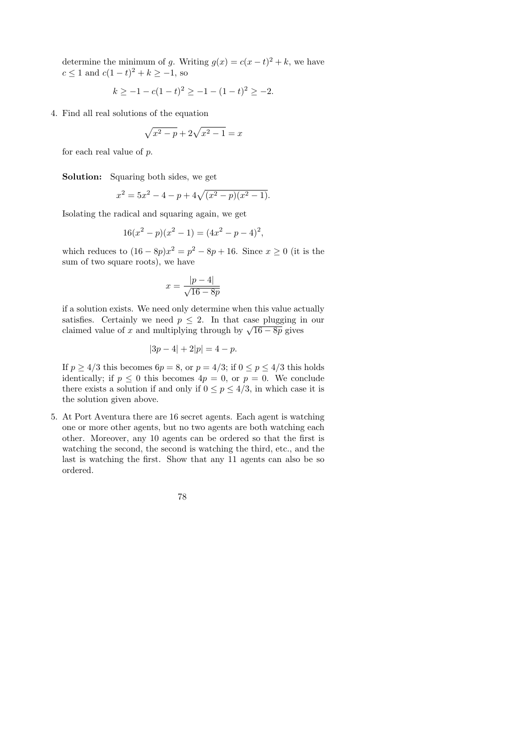determine the minimum of $g$. Writing $g(x) = c(x-t)^2 + k$, we have $c \leq 1$ and $c(1-t)^2 + k \geq -1$, so

$$k \geq -1 - c(1-t)^2 \geq -1 - (1-t)^2 \geq -2.$$

4. Find all real solutions of the equation

$$\sqrt{x^2 - p} + 2\sqrt{x^2 - 1} = x$$

for each real value of $p$.

**Solution:** Squaring both sides, we get

$$x^2 = 5x^2 - 4 - p + 4\sqrt{(x^2 - p)(x^2 - 1)}.$$

Isolating the radical and squaring again, we get

$$16(x^2 - p)(x^2 - 1) = (4x^2 - p - 4)^2,$$

which reduces to $(16 - 8p)x^2 = p^2 - 8p + 16$. Since $x \geq 0$ (it is the sum of two square roots), we have

$$x = \frac{|p - 4|}{\sqrt{16 - 8p}}$$

if a solution exists. We need only determine when this value actually satisfies. Certainly we need $p \leq 2$. In that case plugging in our claimed value of $x$ and multiplying through by $\sqrt{16 - 8p}$ gives

$$|3p - 4| + 2|p| = 4 - p.$$

If $p \geq 4/3$ this becomes $6p = 8$, or $p = 4/3$; if $0 \leq p \leq 4/3$ this holds identically; if $p \leq 0$ this becomes $4p = 0$, or $p = 0$. We conclude there exists a solution if and only if $0 \leq p \leq 4/3$, in which case it is the solution given above.

5. At Port Aventura there are 16 secret agents. Each agent is watching one or more other agents, but no two agents are both watching each other. Moreover, any 10 agents can be ordered so that the first is watching the second, the second is watching the third, etc., and the last is watching the first. Show that any 11 agents can also be so ordered.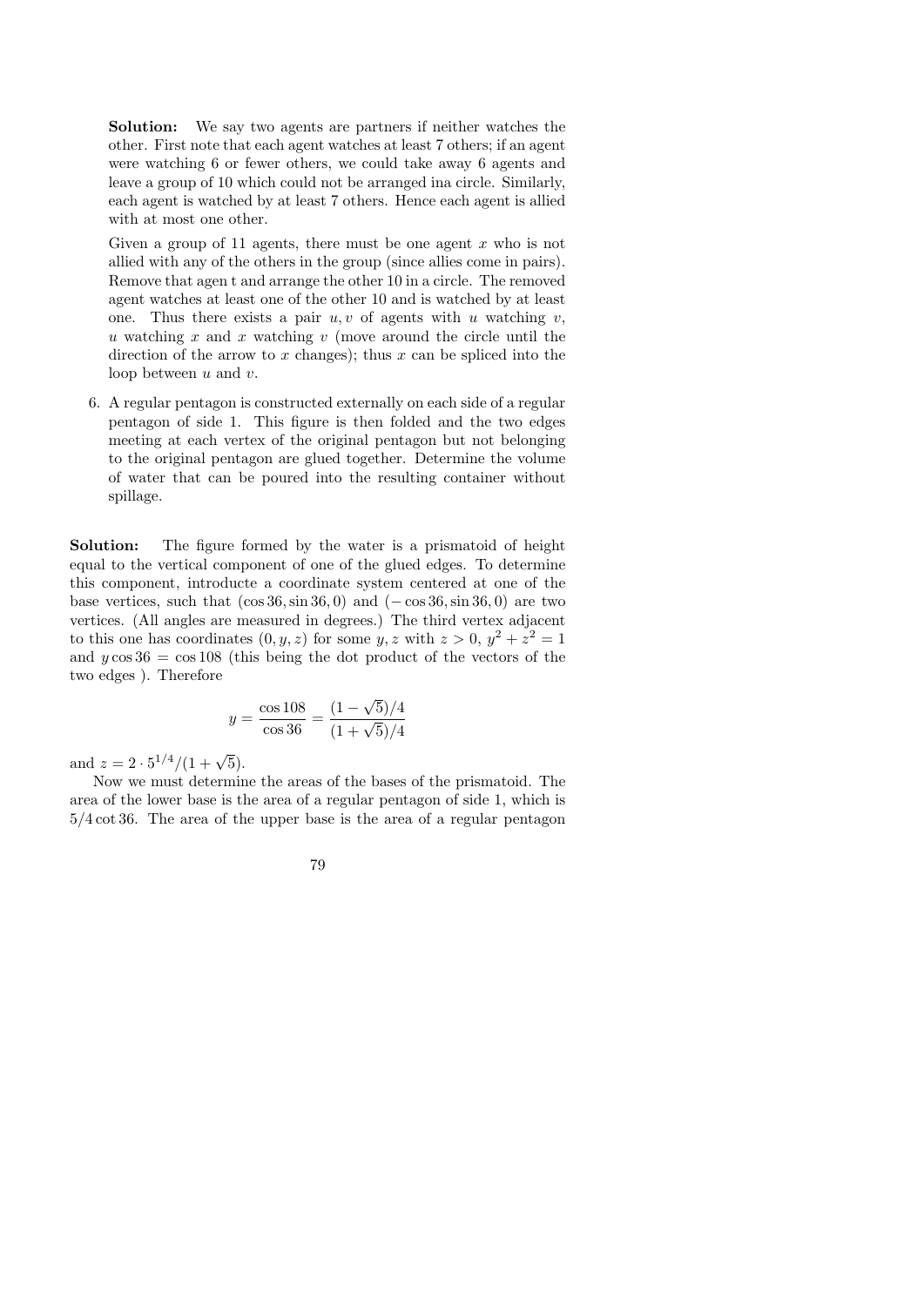**Solution:** We say two agents are partners if neither watches the other. First note that each agent watches at least 7 others; if an agent were watching 6 or fewer others, we could take away 6 agents and leave a group of 10 which could not be arranged ina circle. Similarly, each agent is watched by at least 7 others. Hence each agent is allied with at most one other.

Given a group of 11 agents, there must be one agent $x$ who is not allied with any of the others in the group (since allies come in pairs). Remove that agen t and arrange the other 10 in a circle. The removed agent watches at least one of the other 10 and is watched by at least one. Thus there exists a pair $u, v$ of agents with $u$ watching $v$, $u$ watching $x$ and $x$ watching $v$ (move around the circle until the direction of the arrow to $x$ changes); thus $x$ can be spliced into the loop between $u$ and $v$.

6. A regular pentagon is constructed externally on each side of a regular pentagon of side 1. This figure is then folded and the two edges meeting at each vertex of the original pentagon but not belonging to the original pentagon are glued together. Determine the volume of water that can be poured into the resulting container without spillage.

**Solution:** The figure formed by the water is a prismatoid of height equal to the vertical component of one of the glued edges. To determine this component, introducte a coordinate system centered at one of the base vertices, such that $(\cos 36, \sin 36, 0)$ and $(-\cos 36, \sin 36, 0)$ are two vertices. (All angles are measured in degrees.) The third vertex adjacent to this one has coordinates $(0, y, z)$ for some $y, z$ with $z > 0$, $y^2 + z^2 = 1$ and $y \cos 36 = \cos 108$ (this being the dot product of the vectors of the two edges ). Therefore

$$y = \frac{\cos 108}{\cos 36} = \frac{(1 - \sqrt{5})/4}{(1 + \sqrt{5})/4}$$

and $z = 2 \cdot 5^{1/4}/(1 + \sqrt{5})$.

Now we must determine the areas of the bases of the prismatoid. The area of the lower base is the area of a regular pentagon of side 1, which is $5/4 \cot 36$. The area of the upper base is the area of a regular pentagon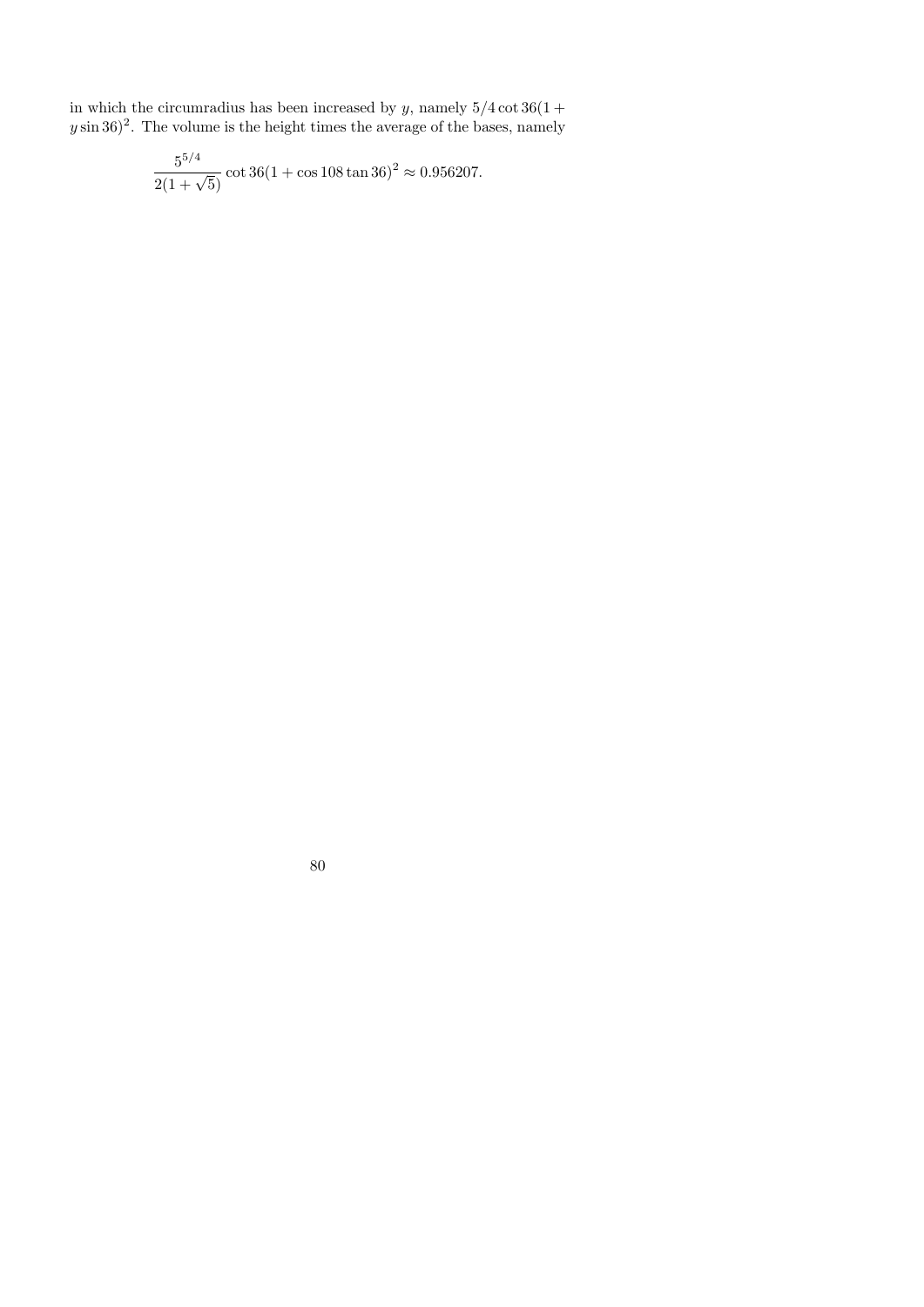in which the circumradius has been increased by $y$, namely $5/4 \cot 36(1 + y \sin 36)^2$. The volume is the height times the average of the bases, namely

$$\frac{5^{5/4}}{2(1+\sqrt{5})} \cot 36(1 + \cos 108 \tan 36)^2 \approx 0.956207.$$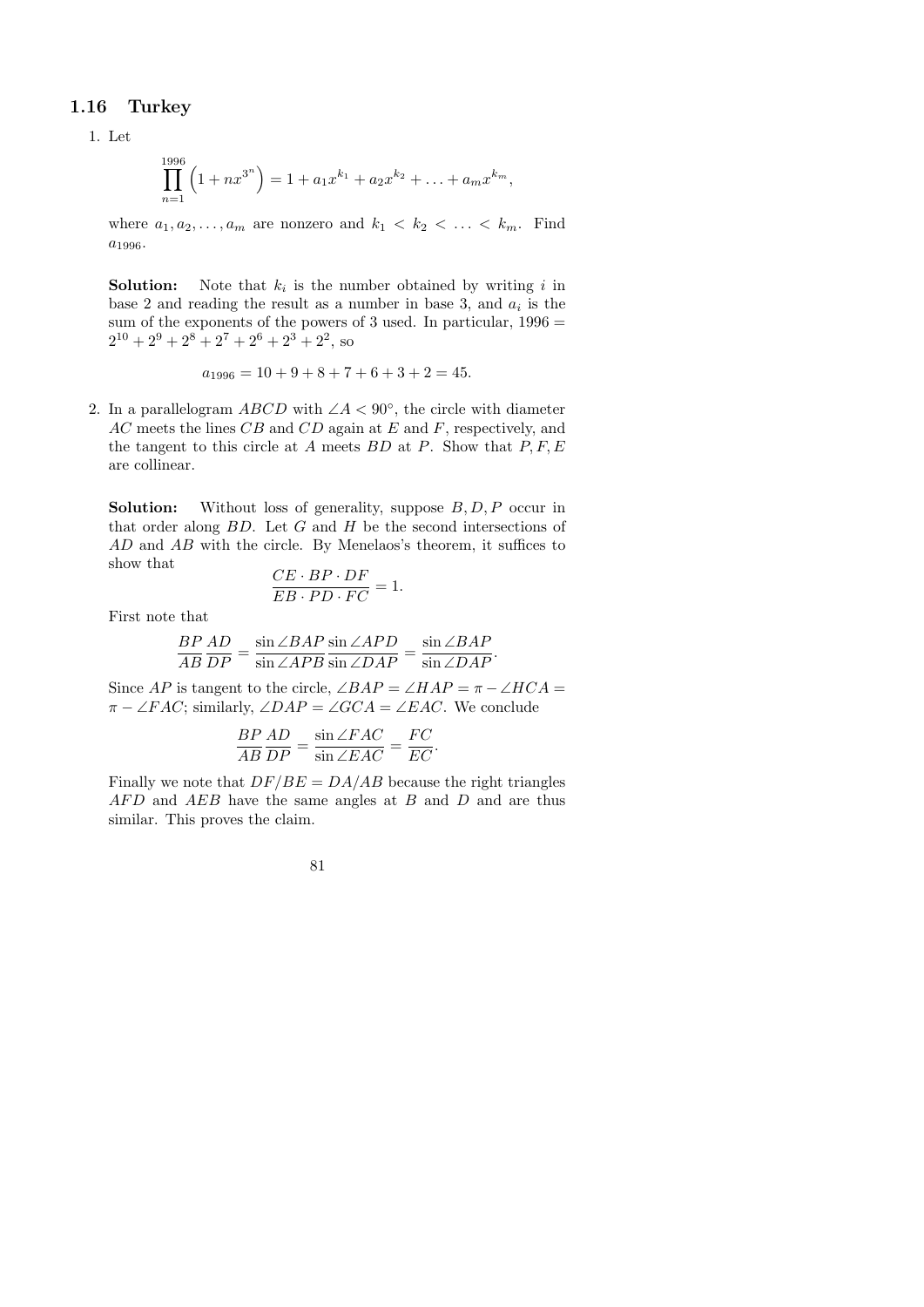## 1.16 Turkey

1. Let

$$\prod_{n=1}^{1996}\left(1+nx^{3^n}\right) = 1 + a_1x^{k_1} + a_2x^{k_2} + \ldots + a_mx^{k_m},$$

where $a_1, a_2, \ldots, a_m$ are nonzero and $k_1 < k_2 < \ldots < k_m$. Find $a_{1996}$.

**Solution:** Note that $k_i$ is the number obtained by writing $i$ in base 2 and reading the result as a number in base 3, and $a_i$ is the sum of the exponents of the powers of 3 used. In particular, $1996 = 2^{10} + 2^9 + 2^8 + 2^7 + 2^6 + 2^3 + 2^2$, so

$$a_{1996} = 10 + 9 + 8 + 7 + 6 + 3 + 2 = 45.$$

2. In a parallelogram $ABCD$ with $\angle A < 90°$, the circle with diameter $AC$ meets the lines $CB$ and $CD$ again at $E$ and $F$, respectively, and the tangent to this circle at $A$ meets $BD$ at $P$. Show that $P, F, E$ are collinear.

**Solution:** Without loss of generality, suppose $B, D, P$ occur in that order along $BD$. Let $G$ and $H$ be the second intersections of $AD$ and $AB$ with the circle. By Menelaos's theorem, it suffices to show that

$$\frac{CE \cdot BP \cdot DF}{EB \cdot PD \cdot FC} = 1.$$

First note that

$$\frac{BP}{AB}\frac{AD}{DP} = \frac{\sin \angle BAP}{\sin \angle APB}\frac{\sin \angle APD}{\sin \angle DAP} = \frac{\sin \angle BAP}{\sin \angle DAP}.$$

Since $AP$ is tangent to the circle, $\angle BAP = \angle HAP = \pi - \angle HCA = \pi - \angle FAC$; similarly, $\angle DAP = \angle GCA = \angle EAC$. We conclude

$$\frac{BP}{AB}\frac{AD}{DP} = \frac{\sin \angle FAC}{\sin \angle EAC} = \frac{FC}{EC}.$$

Finally we note that $DF/BE = DA/AB$ because the right triangles $AFD$ and $AEB$ have the same angles at $B$ and $D$ and are thus similar. This proves the claim.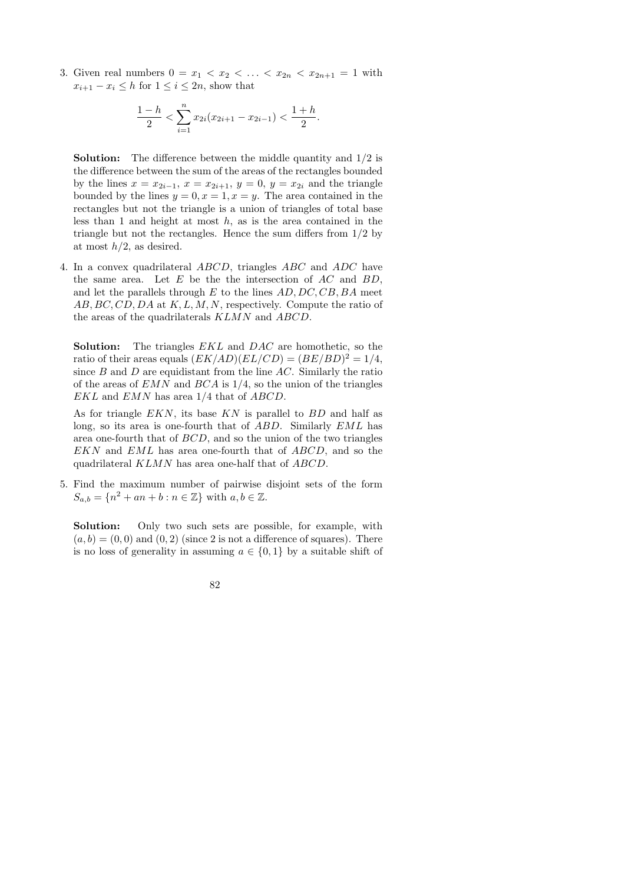3. Given real numbers $0 = x_1 < x_2 < \ldots < x_{2n} < x_{2n+1} = 1$ with $x_{i+1} - x_i \le h$ for $1 \le i \le 2n$, show that

$$\frac{1-h}{2} < \sum_{i=1}^{n} x_{2i}(x_{2i+1} - x_{2i-1}) < \frac{1+h}{2}.$$

**Solution:** The difference between the middle quantity and 1/2 is the difference between the sum of the areas of the rectangles bounded by the lines $x = x_{2i-1}$, $x = x_{2i+1}$, $y = 0$, $y = x_{2i}$ and the triangle bounded by the lines $y = 0, x = 1, x = y$. The area contained in the rectangles but not the triangle is a union of triangles of total base less than 1 and height at most $h$, as is the area contained in the triangle but not the rectangles. Hence the sum differs from 1/2 by at most $h/2$, as desired.

4. In a convex quadrilateral $ABCD$, triangles $ABC$ and $ADC$ have the same area. Let $E$ be the the intersection of $AC$ and $BD$, and let the parallels through $E$ to the lines $AD, DC, CB, BA$ meet $AB, BC, CD, DA$ at $K, L, M, N$, respectively. Compute the ratio of the areas of the quadrilaterals $KLMN$ and $ABCD$.

**Solution:** The triangles $EKL$ and $DAC$ are homothetic, so the ratio of their areas equals $(EK/AD)(EL/CD) = (BE/BD)^2 = 1/4$, since $B$ and $D$ are equidistant from the line $AC$. Similarly the ratio of the areas of $EMN$ and $BCA$ is 1/4, so the union of the triangles $EKL$ and $EMN$ has area 1/4 that of $ABCD$.

As for triangle $EKN$, its base $KN$ is parallel to $BD$ and half as long, so its area is one-fourth that of $ABD$. Similarly $EML$ has area one-fourth that of $BCD$, and so the union of the two triangles $EKN$ and $EML$ has area one-fourth that of $ABCD$, and so the quadrilateral $KLMN$ has area one-half that of $ABCD$.

5. Find the maximum number of pairwise disjoint sets of the form $S_{a,b} = \{n^2 + an + b : n \in \mathbb{Z}\}$ with $a, b \in \mathbb{Z}$.

**Solution:** Only two such sets are possible, for example, with $(a, b) = (0, 0)$ and $(0, 2)$ (since 2 is not a difference of squares). There is no loss of generality in assuming $a \in \{0, 1\}$ by a suitable shift of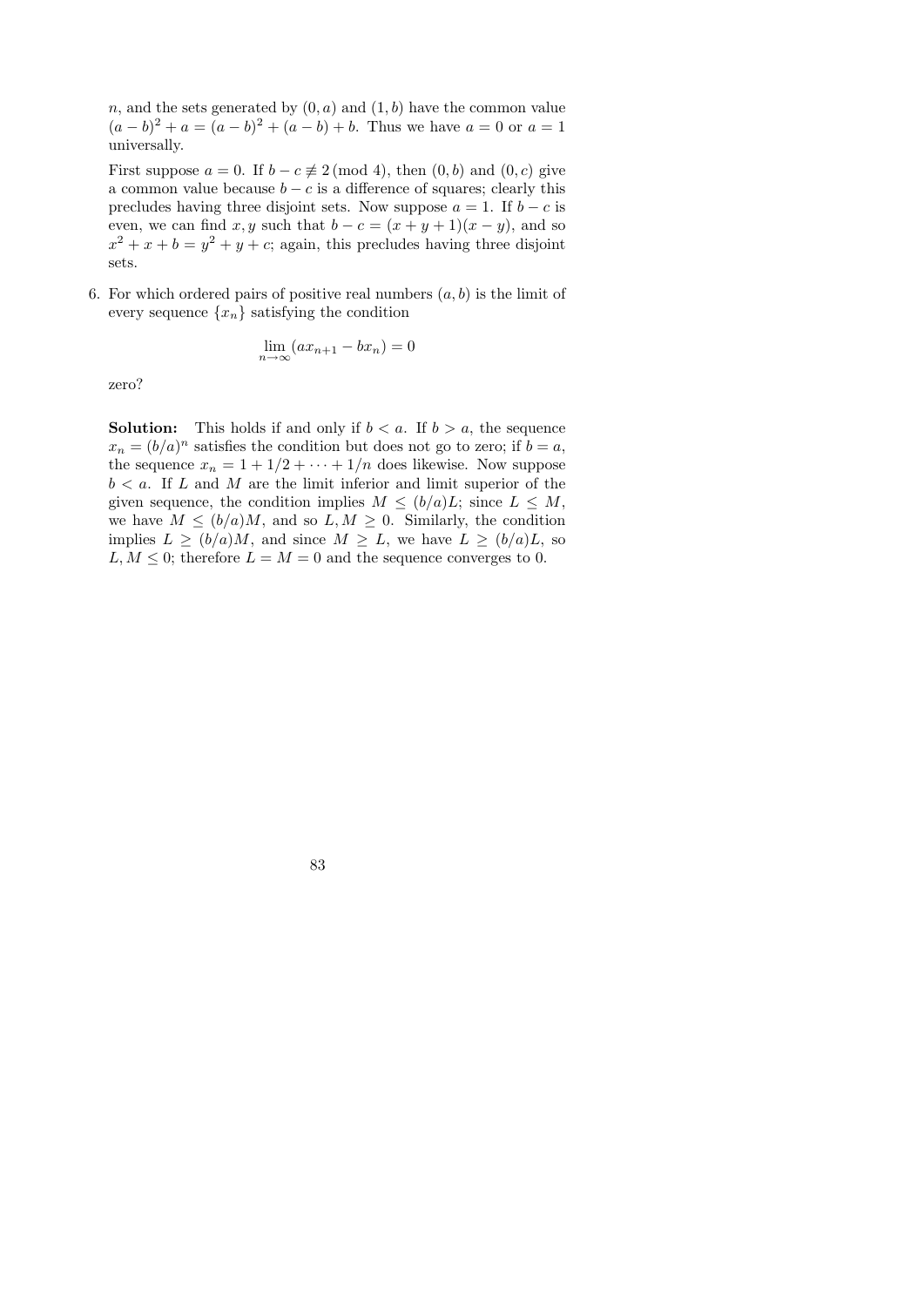$n$, and the sets generated by $(0, a)$ and $(1, b)$ have the common value $(a-b)^2 + a = (a-b)^2 + (a-b) + b$. Thus we have $a = 0$ or $a = 1$ universally.

First suppose $a = 0$. If $b - c \not\equiv 2 \pmod 4$, then $(0, b)$ and $(0, c)$ give a common value because $b - c$ is a difference of squares; clearly this precludes having three disjoint sets. Now suppose $a = 1$. If $b - c$ is even, we can find $x, y$ such that $b - c = (x + y + 1)(x - y)$, and so $x^2 + x + b = y^2 + y + c$; again, this precludes having three disjoint sets.

6. For which ordered pairs of positive real numbers $(a, b)$ is the limit of every sequence $\{x_n\}$ satisfying the condition

$$\lim_{n\to\infty} (ax_{n+1} - bx_n) = 0$$

zero?

**Solution:** This holds if and only if $b < a$. If $b > a$, the sequence $x_n = (b/a)^n$ satisfies the condition but does not go to zero; if $b = a$, the sequence $x_n = 1 + 1/2 + \cdots + 1/n$ does likewise. Now suppose $b < a$. If $L$ and $M$ are the limit inferior and limit superior of the given sequence, the condition implies $M \leq (b/a)L$; since $L \leq M$, we have $M \leq (b/a)M$, and so $L, M \geq 0$. Similarly, the condition implies $L \geq (b/a)M$, and since $M \geq L$, we have $L \geq (b/a)L$, so $L, M \leq 0$; therefore $L = M = 0$ and the sequence converges to 0.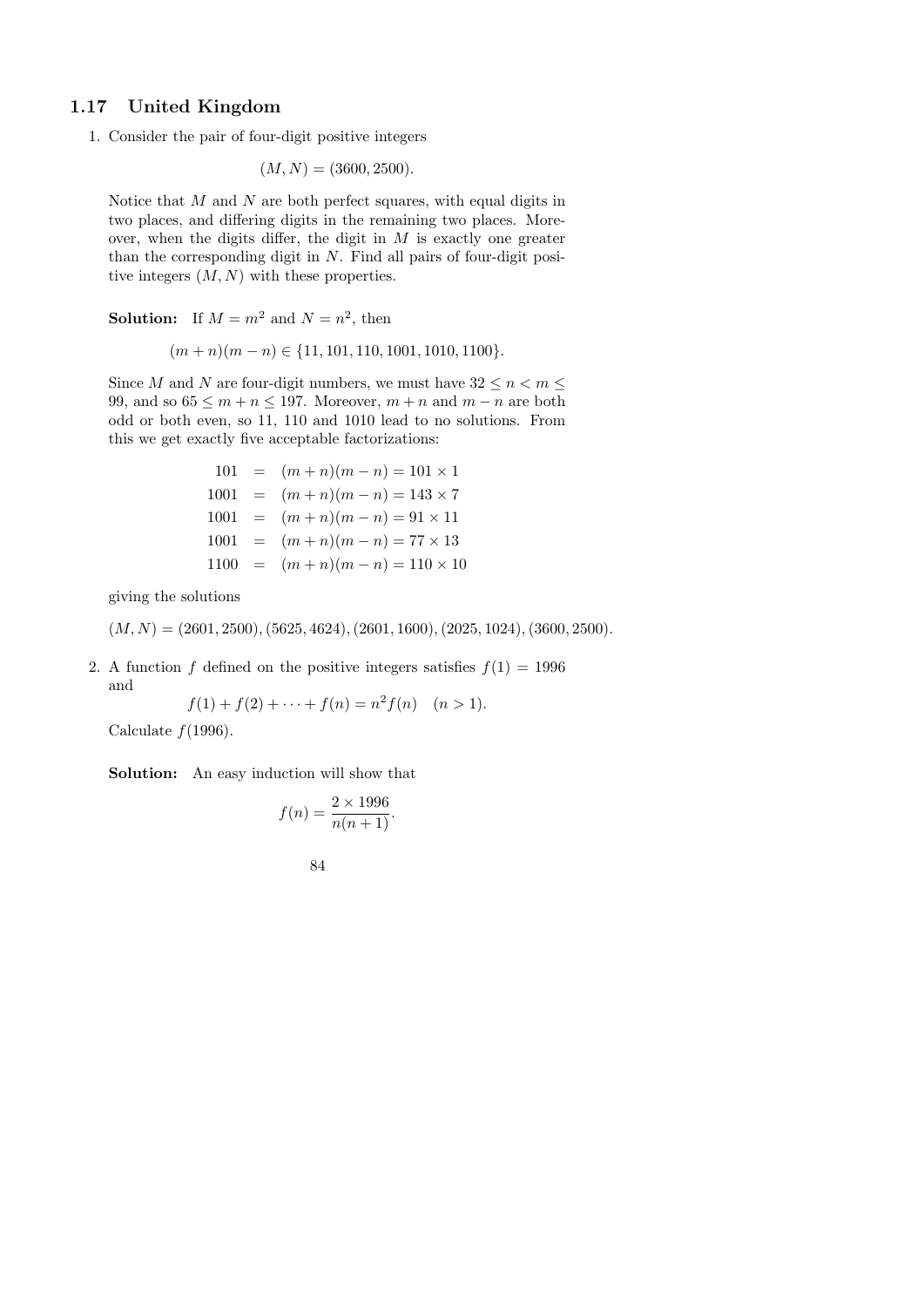## 1.17 United Kingdom

1. Consider the pair of four-digit positive integers

$$(M, N) = (3600, 2500).$$

Notice that $M$ and $N$ are both perfect squares, with equal digits in two places, and differing digits in the remaining two places. Moreover, when the digits differ, the digit in $M$ is exactly one greater than the corresponding digit in $N$. Find all pairs of four-digit positive integers $(M, N)$ with these properties.

**Solution:** If $M = m^2$ and $N = n^2$, then

$$(m+n)(m-n) \in \{11, 101, 110, 1001, 1010, 1100\}.$$

Since $M$ and $N$ are four-digit numbers, we must have $32 \le n < m \le 99$, and so $65 \le m+n \le 197$. Moreover, $m+n$ and $m-n$ are both odd or both even, so 11, 110 and 1010 lead to no solutions. From this we get exactly five acceptable factorizations:

$$\begin{aligned}
101 &= (m+n)(m-n) = 101 \times 1 \\
1001 &= (m+n)(m-n) = 143 \times 7 \\
1001 &= (m+n)(m-n) = 91 \times 11 \\
1001 &= (m+n)(m-n) = 77 \times 13 \\
1100 &= (m+n)(m-n) = 110 \times 10
\end{aligned}$$

giving the solutions

$(M, N) = (2601, 2500), (5625, 4624), (2601, 1600), (2025, 1024), (3600, 2500).$

2. A function $f$ defined on the positive integers satisfies $f(1) = 1996$ and

$$f(1) + f(2) + \cdots + f(n) = n^2 f(n) \quad (n > 1).$$

Calculate $f(1996)$.

**Solution:** An easy induction will show that

$$f(n) = \frac{2 \times 1996}{n(n+1)}.$$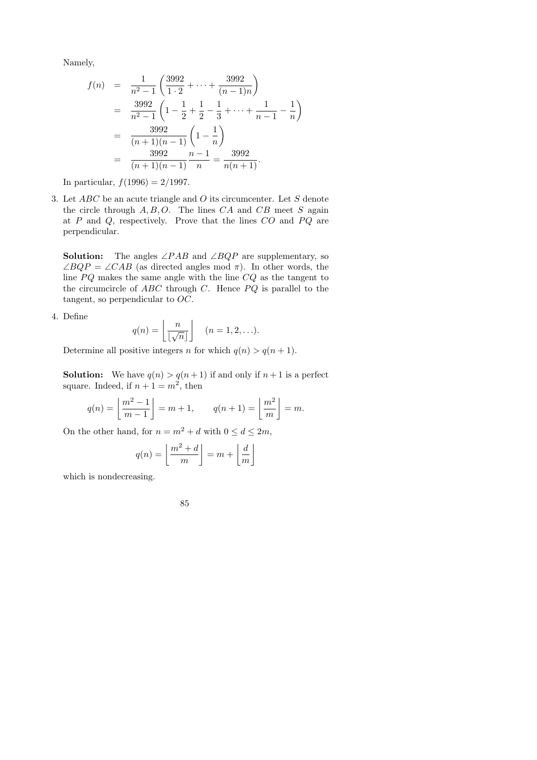Namely,

$$
\begin{aligned}
f(n) &= \frac{1}{n^2-1}\left(\frac{3992}{1\cdot 2} + \cdots + \frac{3992}{(n-1)n}\right) \\
&= \frac{3992}{n^2-1}\left(1 - \frac{1}{2} + \frac{1}{2} - \frac{1}{3} + \cdots + \frac{1}{n-1} - \frac{1}{n}\right) \\
&= \frac{3992}{(n+1)(n-1)}\left(1 - \frac{1}{n}\right) \\
&= \frac{3992}{(n+1)(n-1)}\frac{n-1}{n} = \frac{3992}{n(n+1)}.
\end{aligned}
$$

In particular, $f(1996) = 2/1997$.

3. Let $ABC$ be an acute triangle and $O$ its circumcenter. Let $S$ denote the circle through $A, B, O$. The lines $CA$ and $CB$ meet $S$ again at $P$ and $Q$, respectively. Prove that the lines $CO$ and $PQ$ are perpendicular.

   **Solution:** The angles $\angle PAB$ and $\angle BQP$ are supplementary, so $\angle BQP = \angle CAB$ (as directed angles mod $\pi$). In other words, the line $PQ$ makes the same angle with the line $CQ$ as the tangent to the circumcircle of $ABC$ through $C$. Hence $PQ$ is parallel to the tangent, so perpendicular to $OC$.

4. Define
$$q(n) = \left\lfloor \frac{n}{\lfloor \sqrt{n} \rfloor} \right\rfloor \quad (n = 1, 2, \ldots).$$
   Determine all positive integers $n$ for which $q(n) > q(n+1)$.

   **Solution:** We have $q(n) > q(n+1)$ if and only if $n+1$ is a perfect square. Indeed, if $n+1 = m^2$, then
$$q(n) = \left\lfloor \frac{m^2-1}{m-1} \right\rfloor = m+1, \qquad q(n+1) = \left\lfloor \frac{m^2}{m} \right\rfloor = m.$$
   On the other hand, for $n = m^2 + d$ with $0 \le d \le 2m$,
$$q(n) = \left\lfloor \frac{m^2+d}{m} \right\rfloor = m + \left\lfloor \frac{d}{m} \right\rfloor$$
   which is nondecreasing.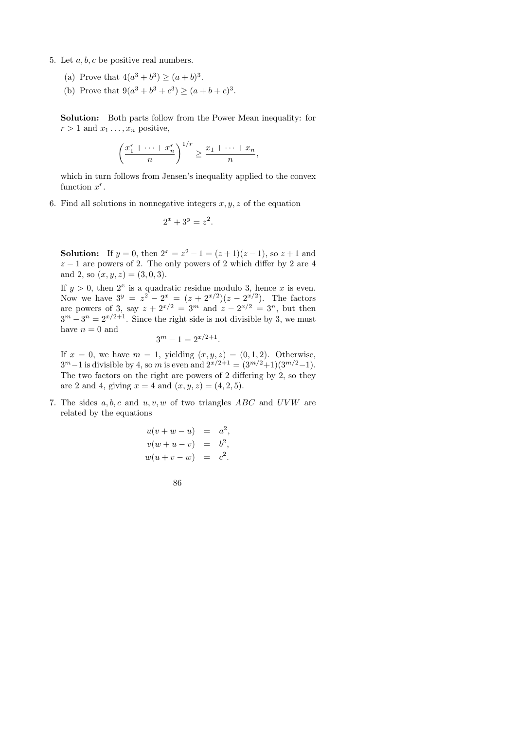5. Let $a, b, c$ be positive real numbers.

   (a) Prove that $4(a^3 + b^3) \geq (a + b)^3$.

   (b) Prove that $9(a^3 + b^3 + c^3) \geq (a + b + c)^3$.

   **Solution:** Both parts follow from the Power Mean inequality: for $r > 1$ and $x_1 \ldots, x_n$ positive,

   $$\left(\frac{x_1^r + \cdots + x_n^r}{n}\right)^{1/r} \geq \frac{x_1 + \cdots + x_n}{n},$$

   which in turn follows from Jensen's inequality applied to the convex function $x^r$.

6. Find all solutions in nonnegative integers $x, y, z$ of the equation

   $$2^x + 3^y = z^2.$$

   **Solution:** If $y = 0$, then $2^x = z^2 - 1 = (z+1)(z-1)$, so $z+1$ and $z-1$ are powers of 2. The only powers of 2 which differ by 2 are 4 and 2, so $(x, y, z) = (3, 0, 3)$.

   If $y > 0$, then $2^x$ is a quadratic residue modulo 3, hence $x$ is even. Now we have $3^y = z^2 - 2^x = (z + 2^{x/2})(z - 2^{x/2})$. The factors are powers of 3, say $z + 2^{x/2} = 3^m$ and $z - 2^{x/2} = 3^n$, but then $3^m - 3^n = 2^{x/2+1}$. Since the right side is not divisible by 3, we must have $n = 0$ and

   $$3^m - 1 = 2^{x/2+1}.$$

   If $x = 0$, we have $m = 1$, yielding $(x, y, z) = (0, 1, 2)$. Otherwise, $3^m - 1$ is divisible by 4, so $m$ is even and $2^{x/2+1} = (3^{m/2}+1)(3^{m/2}-1)$. The two factors on the right are powers of 2 differing by 2, so they are 2 and 4, giving $x = 4$ and $(x, y, z) = (4, 2, 5)$.

7. The sides $a, b, c$ and $u, v, w$ of two triangles $ABC$ and $UVW$ are related by the equations

   $$\begin{aligned} u(v + w - u) &= a^2, \\ v(w + u - v) &= b^2, \\ w(u + v - w) &= c^2. \end{aligned}$$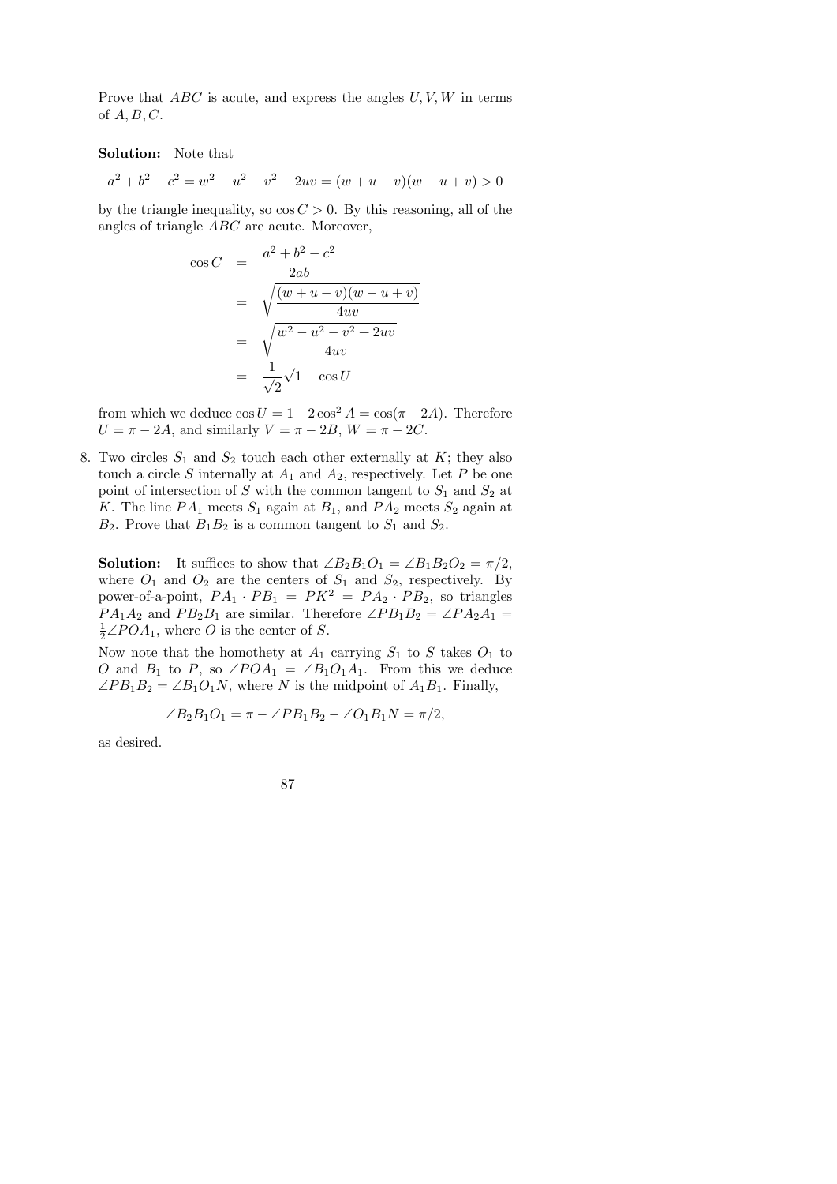Prove that $ABC$ is acute, and express the angles $U, V, W$ in terms of $A, B, C$.

**Solution:** Note that

$$a^2 + b^2 - c^2 = w^2 - u^2 - v^2 + 2uv = (w + u - v)(w - u + v) > 0$$

by the triangle inequality, so $\cos C > 0$. By this reasoning, all of the angles of triangle $ABC$ are acute. Moreover,

$$\begin{aligned}
\cos C &= \frac{a^2 + b^2 - c^2}{2ab} \\
&= \sqrt{\frac{(w + u - v)(w - u + v)}{4uv}} \\
&= \sqrt{\frac{w^2 - u^2 - v^2 + 2uv}{4uv}} \\
&= \frac{1}{\sqrt{2}}\sqrt{1 - \cos U}
\end{aligned}$$

from which we deduce $\cos U = 1 - 2\cos^2 A = \cos(\pi - 2A)$. Therefore $U = \pi - 2A$, and similarly $V = \pi - 2B$, $W = \pi - 2C$.

8. Two circles $S_1$ and $S_2$ touch each other externally at $K$; they also touch a circle $S$ internally at $A_1$ and $A_2$, respectively. Let $P$ be one point of intersection of $S$ with the common tangent to $S_1$ and $S_2$ at $K$. The line $PA_1$ meets $S_1$ again at $B_1$, and $PA_2$ meets $S_2$ again at $B_2$. Prove that $B_1B_2$ is a common tangent to $S_1$ and $S_2$.

**Solution:** It suffices to show that $\angle B_2B_1O_1 = \angle B_1B_2O_2 = \pi/2$, where $O_1$ and $O_2$ are the centers of $S_1$ and $S_2$, respectively. By power-of-a-point, $PA_1 \cdot PB_1 = PK^2 = PA_2 \cdot PB_2$, so triangles $PA_1A_2$ and $PB_2B_1$ are similar. Therefore $\angle PB_1B_2 = \angle PA_2A_1 = \frac{1}{2}\angle POA_1$, where $O$ is the center of $S$.

Now note that the homothety at $A_1$ carrying $S_1$ to $S$ takes $O_1$ to $O$ and $B_1$ to $P$, so $\angle POA_1 = \angle B_1O_1A_1$. From this we deduce $\angle PB_1B_2 = \angle B_1O_1N$, where $N$ is the midpoint of $A_1B_1$. Finally,

$$\angle B_2B_1O_1 = \pi - \angle PB_1B_2 - \angle O_1B_1N = \pi/2,$$

as desired.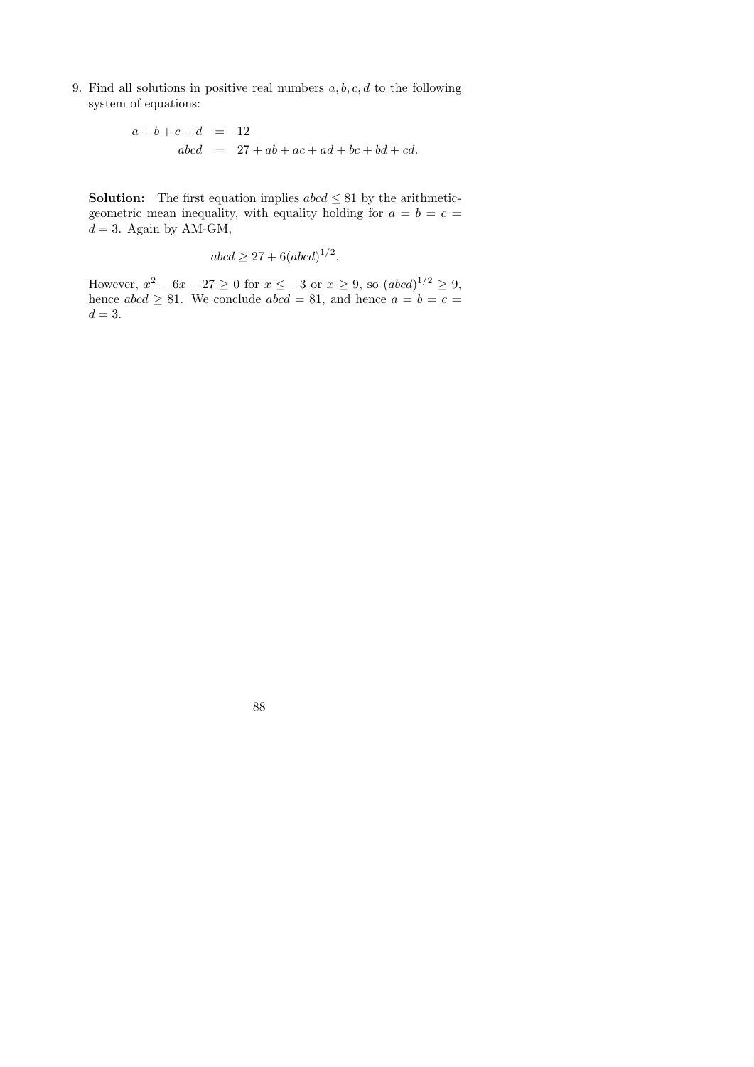9. Find all solutions in positive real numbers $a, b, c, d$ to the following system of equations:

$$\begin{aligned} a+b+c+d &= 12 \\ abcd &= 27+ab+ac+ad+bc+bd+cd. \end{aligned}$$

**Solution:** The first equation implies $abcd \leq 81$ by the arithmetic-geometric mean inequality, with equality holding for $a = b = c = d = 3$. Again by AM-GM,

$$abcd \geq 27 + 6(abcd)^{1/2}.$$

However, $x^2 - 6x - 27 \geq 0$ for $x \leq -3$ or $x \geq 9$, so $(abcd)^{1/2} \geq 9$, hence $abcd \geq 81$. We conclude $abcd = 81$, and hence $a = b = c = d = 3$.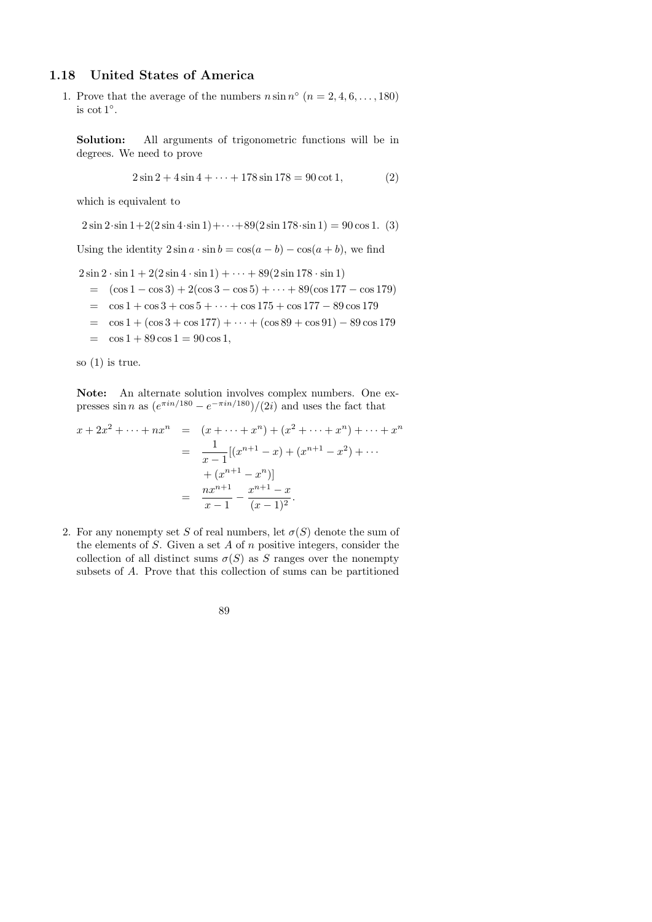## 1.18 United States of America

1. Prove that the average of the numbers $n \sin n^\circ$ ($n = 2, 4, 6, \ldots, 180$) is $\cot 1^\circ$.

   **Solution:** All arguments of trigonometric functions will be in degrees. We need to prove

   $$2 \sin 2 + 4 \sin 4 + \cdots + 178 \sin 178 = 90 \cot 1, \qquad (2)$$

   which is equivalent to

   $$2 \sin 2 \cdot \sin 1 + 2(2 \sin 4 \cdot \sin 1) + \cdots + 89(2 \sin 178 \cdot \sin 1) = 90 \cos 1. \quad (3)$$

   Using the identity $2 \sin a \cdot \sin b = \cos(a - b) - \cos(a + b)$, we find

   $$\begin{aligned}
   & 2 \sin 2 \cdot \sin 1 + 2(2 \sin 4 \cdot \sin 1) + \cdots + 89(2 \sin 178 \cdot \sin 1) \\
   &= (\cos 1 - \cos 3) + 2(\cos 3 - \cos 5) + \cdots + 89(\cos 177 - \cos 179) \\
   &= \cos 1 + \cos 3 + \cos 5 + \cdots + \cos 175 + \cos 177 - 89 \cos 179 \\
   &= \cos 1 + (\cos 3 + \cos 177) + \cdots + (\cos 89 + \cos 91) - 89 \cos 179 \\
   &= \cos 1 + 89 \cos 1 = 90 \cos 1,
   \end{aligned}$$

   so (1) is true.

   **Note:** An alternate solution involves complex numbers. One expresses $\sin n$ as $(e^{\pi i n/180} - e^{-\pi i n/180})/(2i)$ and uses the fact that

   $$\begin{aligned}
   x + 2x^2 + \cdots + nx^n &= (x + \cdots + x^n) + (x^2 + \cdots + x^n) + \cdots + x^n \\
   &= \frac{1}{x-1}[(x^{n+1} - x) + (x^{n+1} - x^2) + \cdots \\
   &\quad + (x^{n+1} - x^n)] \\
   &= \frac{nx^{n+1}}{x-1} - \frac{x^{n+1} - x}{(x-1)^2}.
   \end{aligned}$$

2. For any nonempty set $S$ of real numbers, let $\sigma(S)$ denote the sum of the elements of $S$. Given a set $A$ of $n$ positive integers, consider the collection of all distinct sums $\sigma(S)$ as $S$ ranges over the nonempty subsets of $A$. Prove that this collection of sums can be partitioned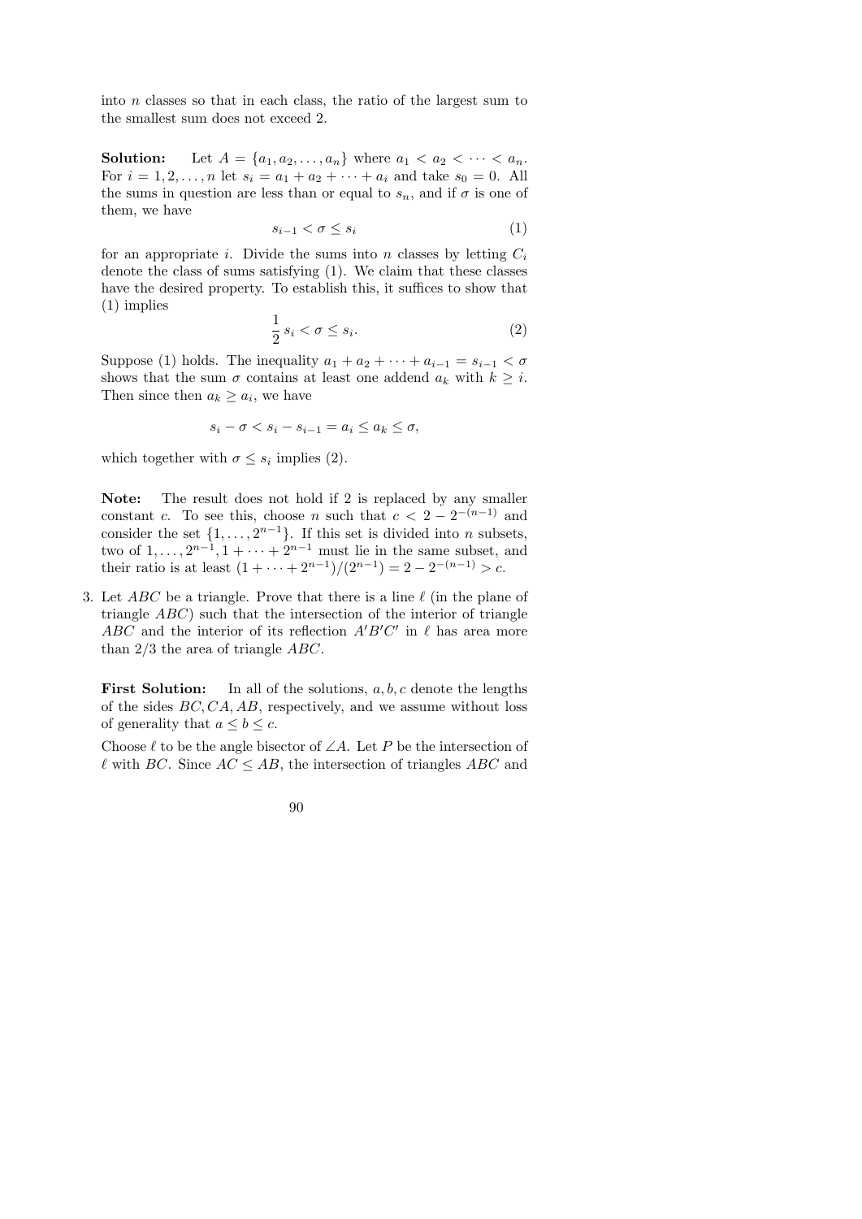into $n$ classes so that in each class, the ratio of the largest sum to the smallest sum does not exceed 2.

**Solution:** Let $A = \{a_1, a_2, \ldots, a_n\}$ where $a_1 < a_2 < \cdots < a_n$. For $i = 1, 2, \ldots, n$ let $s_i = a_1 + a_2 + \cdots + a_i$ and take $s_0 = 0$. All the sums in question are less than or equal to $s_n$, and if $\sigma$ is one of them, we have

$$s_{i-1} < \sigma \le s_i \tag{1}$$

for an appropriate $i$. Divide the sums into $n$ classes by letting $C_i$ denote the class of sums satisfying (1). We claim that these classes have the desired property. To establish this, it suffices to show that (1) implies

$$\frac{1}{2}\, s_i < \sigma \le s_i. \tag{2}$$

Suppose (1) holds. The inequality $a_1 + a_2 + \cdots + a_{i-1} = s_{i-1} < \sigma$ shows that the sum $\sigma$ contains at least one addend $a_k$ with $k \ge i$. Then since then $a_k \ge a_i$, we have

$$s_i - \sigma < s_i - s_{i-1} = a_i \le a_k \le \sigma,$$

which together with $\sigma \le s_i$ implies (2).

**Note:** The result does not hold if 2 is replaced by any smaller constant $c$. To see this, choose $n$ such that $c < 2 - 2^{-(n-1)}$ and consider the set $\{1, \ldots, 2^{n-1}\}$. If this set is divided into $n$ subsets, two of $1, \ldots, 2^{n-1}, 1 + \cdots + 2^{n-1}$ must lie in the same subset, and their ratio is at least $(1 + \cdots + 2^{n-1})/(2^{n-1}) = 2 - 2^{-(n-1)} > c$.

3. Let $ABC$ be a triangle. Prove that there is a line $\ell$ (in the plane of triangle $ABC$) such that the intersection of the interior of triangle $ABC$ and the interior of its reflection $A'B'C'$ in $\ell$ has area more than $2/3$ the area of triangle $ABC$.

**First Solution:** In all of the solutions, $a, b, c$ denote the lengths of the sides $BC, CA, AB$, respectively, and we assume without loss of generality that $a \le b \le c$.

Choose $\ell$ to be the angle bisector of $\angle A$. Let $P$ be the intersection of $\ell$ with $BC$. Since $AC \le AB$, the intersection of triangles $ABC$ and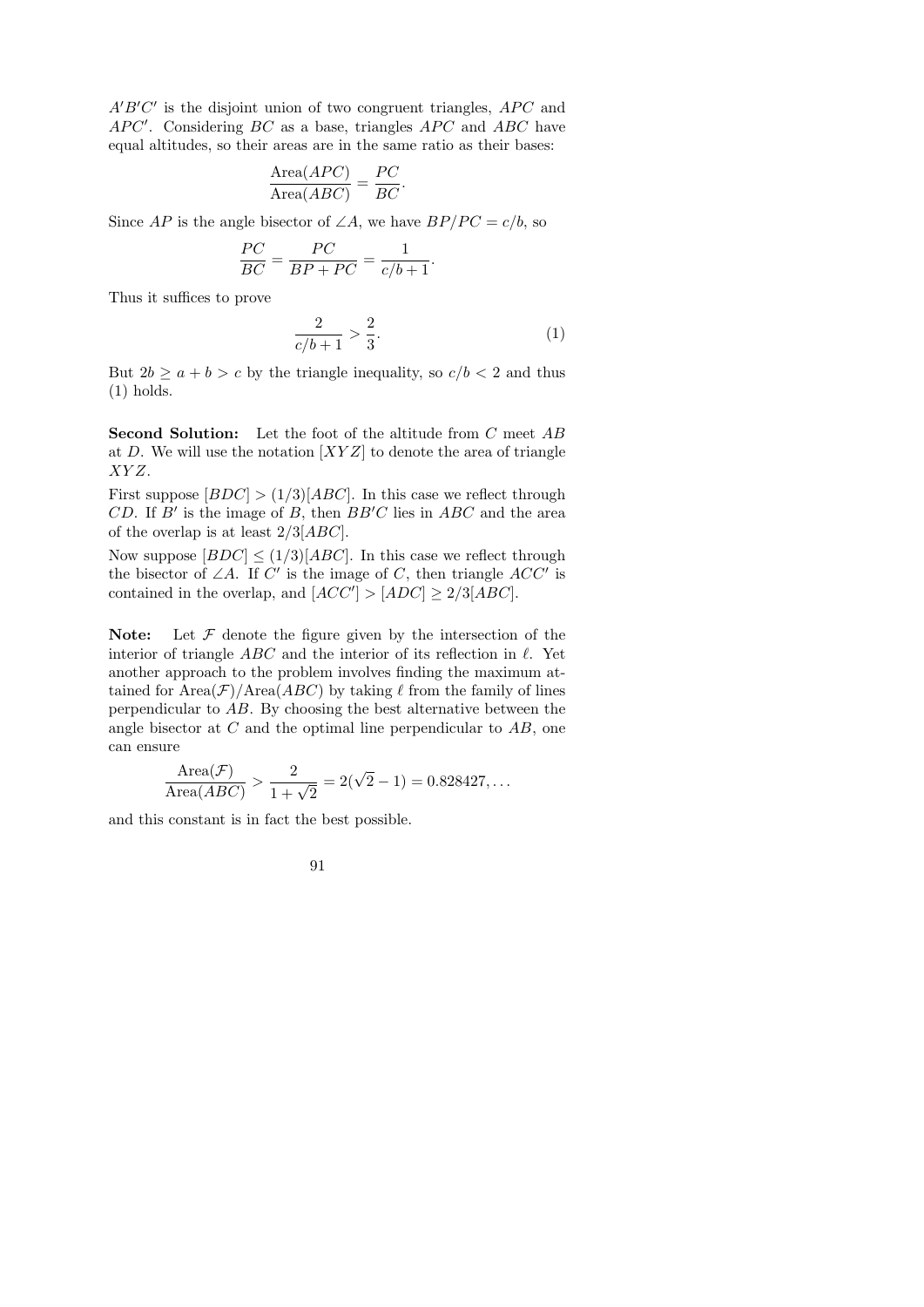$A'B'C'$ is the disjoint union of two congruent triangles, $APC$ and $APC'$. Considering $BC$ as a base, triangles $APC$ and $ABC$ have equal altitudes, so their areas are in the same ratio as their bases:

$$\frac{\text{Area}(APC)}{\text{Area}(ABC)} = \frac{PC}{BC}.$$

Since $AP$ is the angle bisector of $\angle A$, we have $BP/PC = c/b$, so

$$\frac{PC}{BC} = \frac{PC}{BP + PC} = \frac{1}{c/b + 1}.$$

Thus it suffices to prove

$$\frac{2}{c/b + 1} > \frac{2}{3}. \qquad (1)$$

But $2b \geq a + b > c$ by the triangle inequality, so $c/b < 2$ and thus (1) holds.

**Second Solution:** Let the foot of the altitude from $C$ meet $AB$ at $D$. We will use the notation $[XYZ]$ to denote the area of triangle $XYZ$.

First suppose $[BDC] > (1/3)[ABC]$. In this case we reflect through $CD$. If $B'$ is the image of $B$, then $BB'C$ lies in $ABC$ and the area of the overlap is at least $2/3[ABC]$.

Now suppose $[BDC] \leq (1/3)[ABC]$. In this case we reflect through the bisector of $\angle A$. If $C'$ is the image of $C$, then triangle $ACC'$ is contained in the overlap, and $[ACC'] > [ADC] \geq 2/3[ABC]$.

**Note:** Let $\mathcal{F}$ denote the figure given by the intersection of the interior of triangle $ABC$ and the interior of its reflection in $\ell$. Yet another approach to the problem involves finding the maximum attained for $\text{Area}(\mathcal{F})/\text{Area}(ABC)$ by taking $\ell$ from the family of lines perpendicular to $AB$. By choosing the best alternative between the angle bisector at $C$ and the optimal line perpendicular to $AB$, one can ensure

$$\frac{\text{Area}(\mathcal{F})}{\text{Area}(ABC)} > \frac{2}{1+\sqrt{2}} = 2(\sqrt{2} - 1) = 0.828427, \ldots$$

and this constant is in fact the best possible.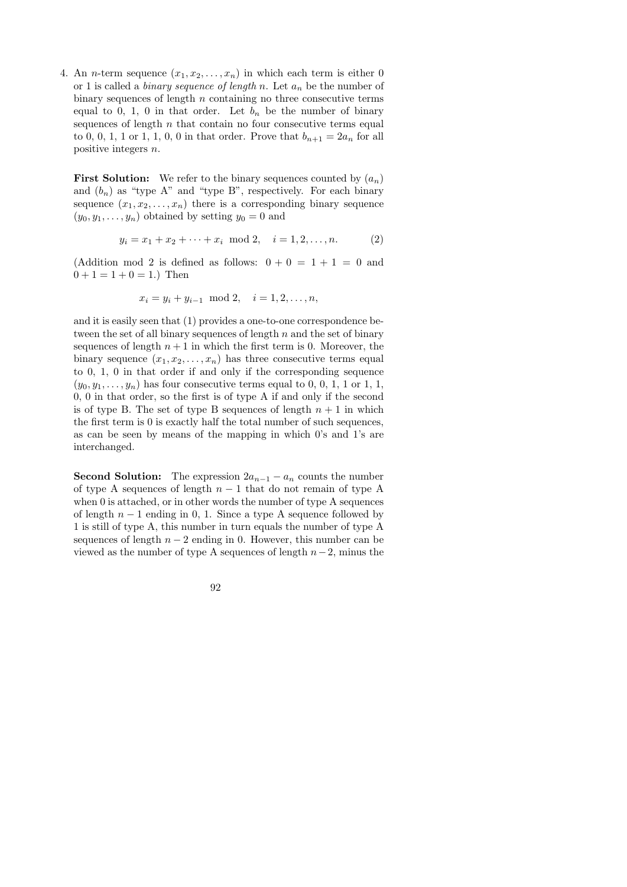4. An $n$-term sequence $(x_1, x_2, \ldots, x_n)$ in which each term is either 0 or 1 is called a *binary sequence of length* $n$. Let $a_n$ be the number of binary sequences of length $n$ containing no three consecutive terms equal to 0, 1, 0 in that order. Let $b_n$ be the number of binary sequences of length $n$ that contain no four consecutive terms equal to 0, 0, 1, 1 or 1, 1, 0, 0 in that order. Prove that $b_{n+1} = 2a_n$ for all positive integers $n$.

**First Solution:** We refer to the binary sequences counted by $(a_n)$ and $(b_n)$ as "type A" and "type B", respectively. For each binary sequence $(x_1, x_2, \ldots, x_n)$ there is a corresponding binary sequence $(y_0, y_1, \ldots, y_n)$ obtained by setting $y_0 = 0$ and

$$y_i = x_1 + x_2 + \cdots + x_i \mod 2, \quad i = 1, 2, \ldots, n. \tag{2}$$

(Addition mod 2 is defined as follows: $0 + 0 = 1 + 1 = 0$ and $0 + 1 = 1 + 0 = 1$.) Then

$$x_i = y_i + y_{i-1} \mod 2, \quad i = 1, 2, \ldots, n,$$

and it is easily seen that (1) provides a one-to-one correspondence between the set of all binary sequences of length $n$ and the set of binary sequences of length $n+1$ in which the first term is 0. Moreover, the binary sequence $(x_1, x_2, \ldots, x_n)$ has three consecutive terms equal to 0, 1, 0 in that order if and only if the corresponding sequence $(y_0, y_1, \ldots, y_n)$ has four consecutive terms equal to 0, 0, 1, 1 or 1, 1, 0, 0 in that order, so the first is of type A if and only if the second is of type B. The set of type B sequences of length $n+1$ in which the first term is 0 is exactly half the total number of such sequences, as can be seen by means of the mapping in which 0's and 1's are interchanged.

**Second Solution:** The expression $2a_{n-1} - a_n$ counts the number of type A sequences of length $n-1$ that do not remain of type A when 0 is attached, or in other words the number of type A sequences of length $n-1$ ending in 0, 1. Since a type A sequence followed by 1 is still of type A, this number in turn equals the number of type A sequences of length $n-2$ ending in 0. However, this number can be viewed as the number of type A sequences of length $n-2$, minus the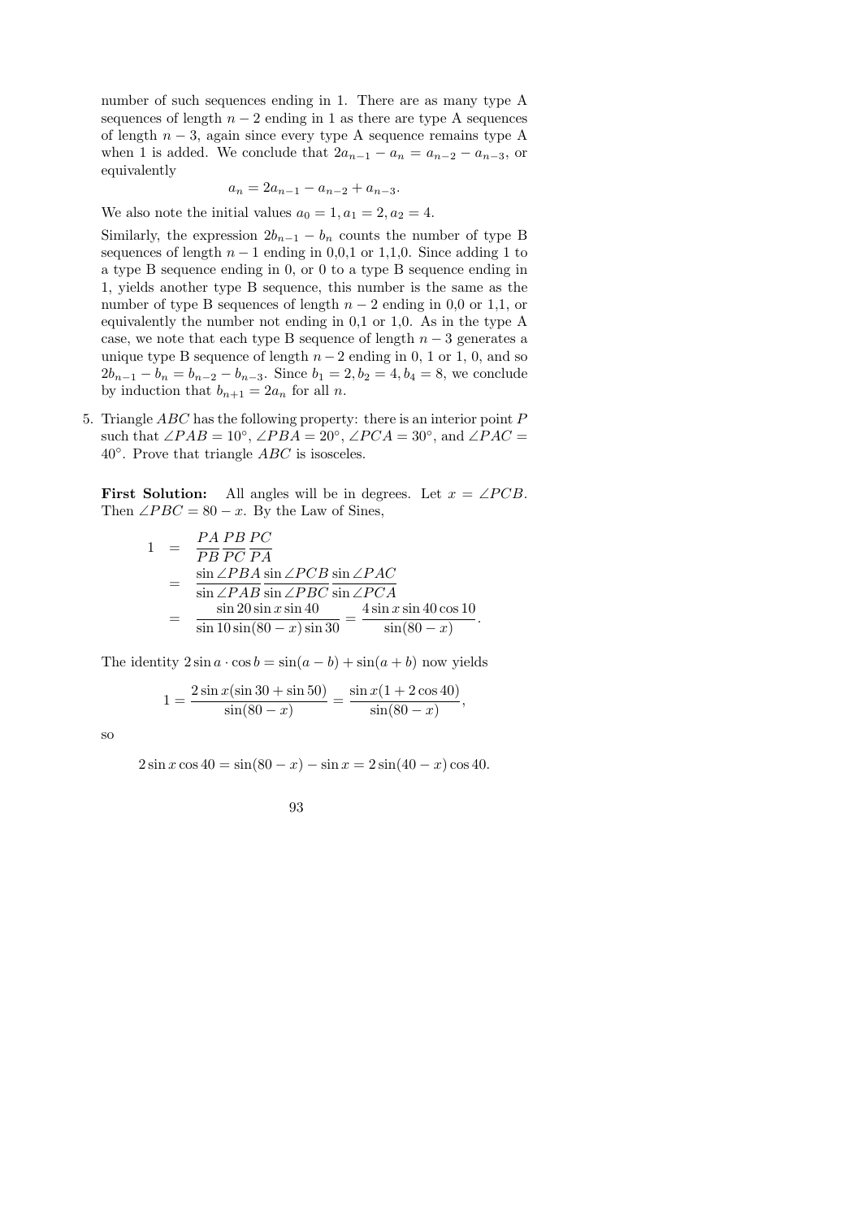number of such sequences ending in 1. There are as many type A sequences of length $n-2$ ending in 1 as there are type A sequences of length $n-3$, again since every type A sequence remains type A when 1 is added. We conclude that $2a_{n-1} - a_n = a_{n-2} - a_{n-3}$, or equivalently

$$a_n = 2a_{n-1} - a_{n-2} + a_{n-3}.$$

We also note the initial values $a_0 = 1, a_1 = 2, a_2 = 4$.

Similarly, the expression $2b_{n-1} - b_n$ counts the number of type B sequences of length $n-1$ ending in 0,0,1 or 1,1,0. Since adding 1 to a type B sequence ending in 0, or 0 to a type B sequence ending in 1, yields another type B sequence, this number is the same as the number of type B sequences of length $n-2$ ending in 0,0 or 1,1, or equivalently the number not ending in 0,1 or 1,0. As in the type A case, we note that each type B sequence of length $n-3$ generates a unique type B sequence of length $n-2$ ending in 0, 1 or 1, 0, and so $2b_{n-1} - b_n = b_{n-2} - b_{n-3}$. Since $b_1 = 2, b_2 = 4, b_4 = 8$, we conclude by induction that $b_{n+1} = 2a_n$ for all $n$.

5. Triangle $ABC$ has the following property: there is an interior point $P$ such that $\angle PAB = 10^\circ$, $\angle PBA = 20^\circ$, $\angle PCA = 30^\circ$, and $\angle PAC = 40^\circ$. Prove that triangle $ABC$ is isosceles.

**First Solution:** All angles will be in degrees. Let $x = \angle PCB$. Then $\angle PBC = 80 - x$. By the Law of Sines,

$$\begin{aligned}
1 &= \frac{PA}{PB}\frac{PB}{PC}\frac{PC}{PA} \\
&= \frac{\sin\angle PBA}{\sin\angle PAB}\frac{\sin\angle PCB}{\sin\angle PBC}\frac{\sin\angle PAC}{\sin\angle PCA} \\
&= \frac{\sin 20 \sin x \sin 40}{\sin 10 \sin(80-x)\sin 30} = \frac{4\sin x \sin 40 \cos 10}{\sin(80-x)}.
\end{aligned}$$

The identity $2\sin a \cdot \cos b = \sin(a-b) + \sin(a+b)$ now yields

$$1 = \frac{2\sin x(\sin 30 + \sin 50)}{\sin(80-x)} = \frac{\sin x(1 + 2\cos 40)}{\sin(80-x)},$$

so

$$2\sin x \cos 40 = \sin(80-x) - \sin x = 2\sin(40-x)\cos 40.$$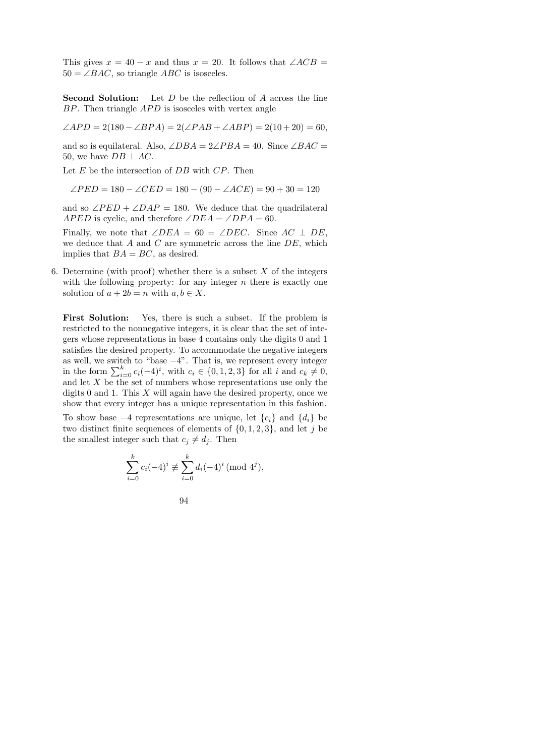This gives $x = 40 - x$ and thus $x = 20$. It follows that $\angle ACB = 50 = \angle BAC$, so triangle $ABC$ is isosceles.

**Second Solution:** Let $D$ be the reflection of $A$ across the line $BP$. Then triangle $APD$ is isosceles with vertex angle

$$\angle APD = 2(180 - \angle BPA) = 2(\angle PAB + \angle ABP) = 2(10 + 20) = 60,$$

and so is equilateral. Also, $\angle DBA = 2\angle PBA = 40$. Since $\angle BAC = 50$, we have $DB \perp AC$.

Let $E$ be the intersection of $DB$ with $CP$. Then

$$\angle PED = 180 - \angle CED = 180 - (90 - \angle ACE) = 90 + 30 = 120$$

and so $\angle PED + \angle DAP = 180$. We deduce that the quadrilateral $APED$ is cyclic, and therefore $\angle DEA = \angle DPA = 60$.

Finally, we note that $\angle DEA = 60 = \angle DEC$. Since $AC \perp DE$, we deduce that $A$ and $C$ are symmetric across the line $DE$, which implies that $BA = BC$, as desired.

6. Determine (with proof) whether there is a subset $X$ of the integers with the following property: for any integer $n$ there is exactly one solution of $a + 2b = n$ with $a, b \in X$.

**First Solution:** Yes, there is such a subset. If the problem is restricted to the nonnegative integers, it is clear that the set of integers whose representations in base 4 contains only the digits 0 and 1 satisfies the desired property. To accommodate the negative integers as well, we switch to "base $-4$". That is, we represent every integer in the form $\sum_{i=0}^{k} c_i(-4)^i$, with $c_i \in \{0, 1, 2, 3\}$ for all $i$ and $c_k \neq 0$, and let $X$ be the set of numbers whose representations use only the digits 0 and 1. This $X$ will again have the desired property, once we show that every integer has a unique representation in this fashion.

To show base $-4$ representations are unique, let $\{c_i\}$ and $\{d_i\}$ be two distinct finite sequences of elements of $\{0, 1, 2, 3\}$, and let $j$ be the smallest integer such that $c_j \neq d_j$. Then

$$\sum_{i=0}^{k} c_i(-4)^i \not\equiv \sum_{i=0}^{k} d_i(-4)^i \pmod{4^j},$$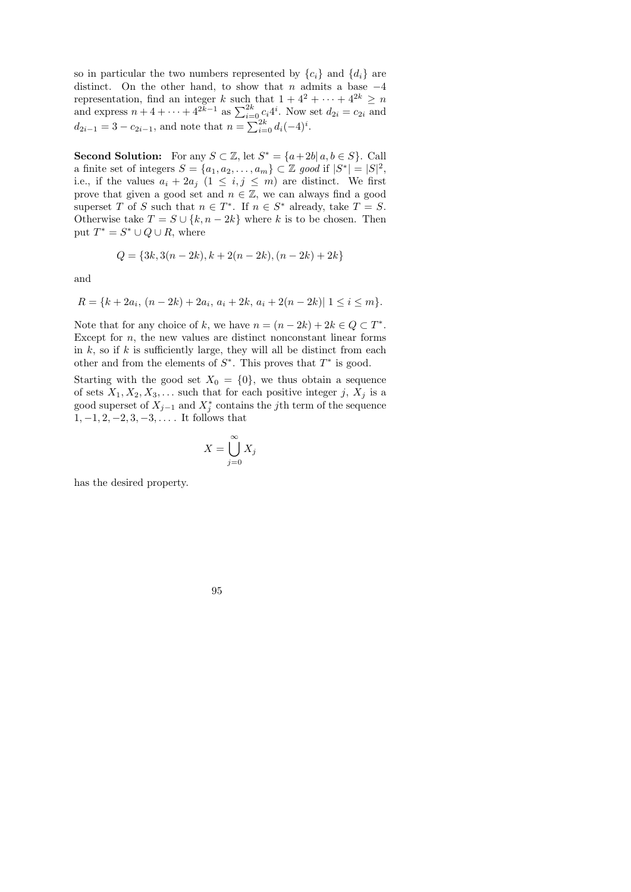so in particular the two numbers represented by $\{c_i\}$ and $\{d_i\}$ are distinct. On the other hand, to show that $n$ admits a base $-4$ representation, find an integer $k$ such that $1 + 4^2 + \cdots + 4^{2k} \geq n$ and express $n + 4 + \cdots + 4^{2k-1}$ as $\sum_{i=0}^{2k} c_i 4^i$. Now set $d_{2i} = c_{2i}$ and $d_{2i-1} = 3 - c_{2i-1}$, and note that $n = \sum_{i=0}^{2k} d_i(-4)^i$.

**Second Solution:** For any $S \subset \mathbb{Z}$, let $S^* = \{a + 2b \mid a, b \in S\}$. Call a finite set of integers $S = \{a_1, a_2, \ldots, a_m\} \subset \mathbb{Z}$ *good* if $|S^*| = |S|^2$, i.e., if the values $a_i + 2a_j$ $(1 \leq i, j \leq m)$ are distinct. We first prove that given a good set and $n \in \mathbb{Z}$, we can always find a good superset $T$ of $S$ such that $n \in T^*$. If $n \in S^*$ already, take $T = S$. Otherwise take $T = S \cup \{k, n - 2k\}$ where $k$ is to be chosen. Then put $T^* = S^* \cup Q \cup R$, where

$$Q = \{3k, 3(n - 2k), k + 2(n - 2k), (n - 2k) + 2k\}$$

and

$$R = \{k + 2a_i,\ (n - 2k) + 2a_i,\ a_i + 2k,\ a_i + 2(n - 2k) \mid 1 \leq i \leq m\}.$$

Note that for any choice of $k$, we have $n = (n - 2k) + 2k \in Q \subset T^*$. Except for $n$, the new values are distinct nonconstant linear forms in $k$, so if $k$ is sufficiently large, they will all be distinct from each other and from the elements of $S^*$. This proves that $T^*$ is good.

Starting with the good set $X_0 = \{0\}$, we thus obtain a sequence of sets $X_1, X_2, X_3, \ldots$ such that for each positive integer $j$, $X_j$ is a good superset of $X_{j-1}$ and $X_j^*$ contains the $j$th term of the sequence $1, -1, 2, -2, 3, -3, \ldots$. It follows that

$$X = \bigcup_{j=0}^{\infty} X_j$$

has the desired property.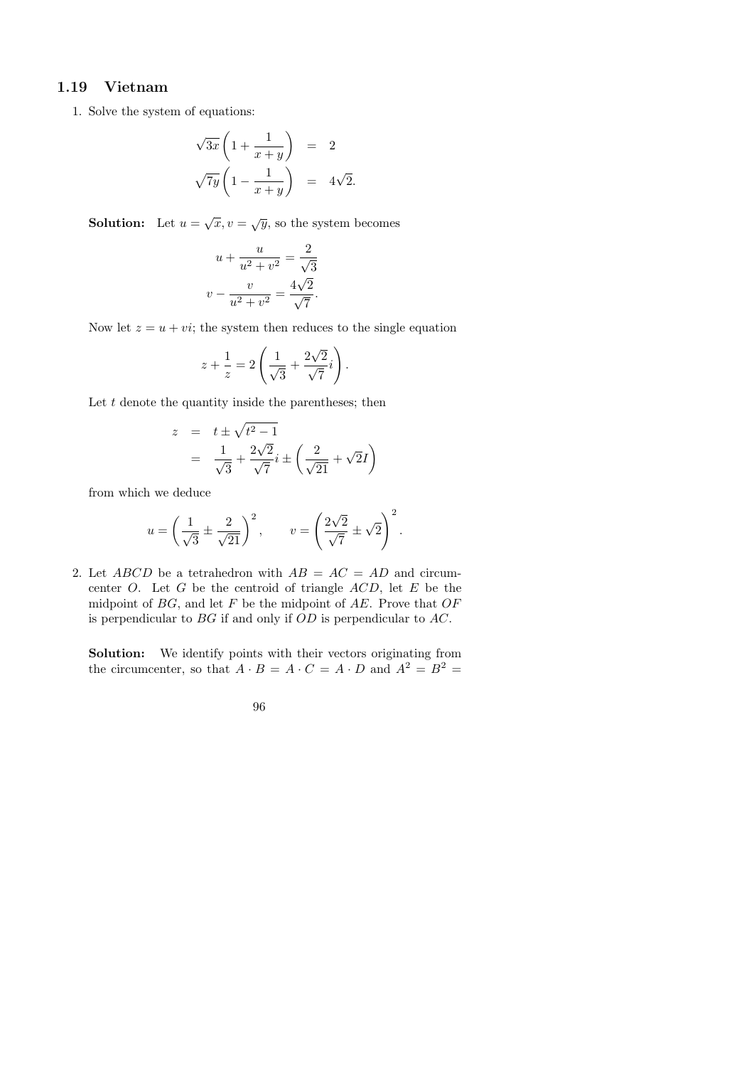## 1.19 Vietnam

1. Solve the system of equations:

$$\begin{aligned}
\sqrt{3x}\left(1+\frac{1}{x+y}\right) &= 2 \\
\sqrt{7y}\left(1-\frac{1}{x+y}\right) &= 4\sqrt{2}.
\end{aligned}$$

**Solution:** Let $u = \sqrt{x}, v = \sqrt{y}$, so the system becomes

$$\begin{aligned}
u + \frac{u}{u^2+v^2} &= \frac{2}{\sqrt{3}} \\
v - \frac{v}{u^2+v^2} &= \frac{4\sqrt{2}}{\sqrt{7}}.
\end{aligned}$$

Now let $z = u + vi$; the system then reduces to the single equation

$$z + \frac{1}{z} = 2\left(\frac{1}{\sqrt{3}} + \frac{2\sqrt{2}}{\sqrt{7}}i\right).$$

Let $t$ denote the quantity inside the parentheses; then

$$\begin{aligned}
z &= t \pm \sqrt{t^2 - 1} \\
&= \frac{1}{\sqrt{3}} + \frac{2\sqrt{2}}{\sqrt{7}}i \pm \left(\frac{2}{\sqrt{21}} + \sqrt{2}I\right)
\end{aligned}$$

from which we deduce

$$u = \left(\frac{1}{\sqrt{3}} \pm \frac{2}{\sqrt{21}}\right)^2, \qquad v = \left(\frac{2\sqrt{2}}{\sqrt{7}} \pm \sqrt{2}\right)^2.$$

2. Let $ABCD$ be a tetrahedron with $AB = AC = AD$ and circumcenter $O$. Let $G$ be the centroid of triangle $ACD$, let $E$ be the midpoint of $BG$, and let $F$ be the midpoint of $AE$. Prove that $OF$ is perpendicular to $BG$ if and only if $OD$ is perpendicular to $AC$.

**Solution:** We identify points with their vectors originating from the circumcenter, so that $A \cdot B = A \cdot C = A \cdot D$ and $A^2 = B^2 =$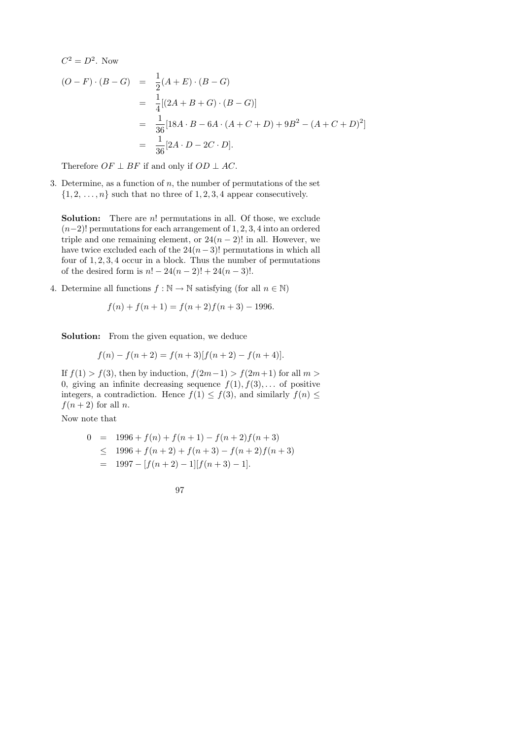$C^2 = D^2$. Now

$$
\begin{aligned}
(O-F)\cdot(B-G) &= \frac{1}{2}(A+E)\cdot(B-G) \\
&= \frac{1}{4}[(2A+B+G)\cdot(B-G)] \\
&= \frac{1}{36}[18A\cdot B - 6A\cdot(A+C+D) + 9B^2 - (A+C+D)^2] \\
&= \frac{1}{36}[2A\cdot D - 2C\cdot D].
\end{aligned}
$$

Therefore $OF \perp BF$ if and only if $OD \perp AC$.

3. Determine, as a function of $n$, the number of permutations of the set $\{1, 2, \ldots, n\}$ such that no three of $1, 2, 3, 4$ appear consecutively.

**Solution:** There are $n!$ permutations in all. Of those, we exclude $(n-2)!$ permutations for each arrangement of $1, 2, 3, 4$ into an ordered triple and one remaining element, or $24(n-2)!$ in all. However, we have twice excluded each of the $24(n-3)!$ permutations in which all four of $1, 2, 3, 4$ occur in a block. Thus the number of permutations of the desired form is $n! - 24(n-2)! + 24(n-3)!$.

4. Determine all functions $f : \mathbb{N} \to \mathbb{N}$ satisfying (for all $n \in \mathbb{N}$)

$$f(n) + f(n+1) = f(n+2)f(n+3) - 1996.$$

**Solution:** From the given equation, we deduce

$$f(n) - f(n+2) = f(n+3)[f(n+2) - f(n+4)].$$

If $f(1) > f(3)$, then by induction, $f(2m-1) > f(2m+1)$ for all $m > 0$, giving an infinite decreasing sequence $f(1), f(3), \ldots$ of positive integers, a contradiction. Hence $f(1) \leq f(3)$, and similarly $f(n) \leq f(n+2)$ for all $n$.

Now note that

$$
\begin{aligned}
0 &= 1996 + f(n) + f(n+1) - f(n+2)f(n+3) \\
&\leq 1996 + f(n+2) + f(n+3) - f(n+2)f(n+3) \\
&= 1997 - [f(n+2) - 1][f(n+3) - 1].
\end{aligned}
$$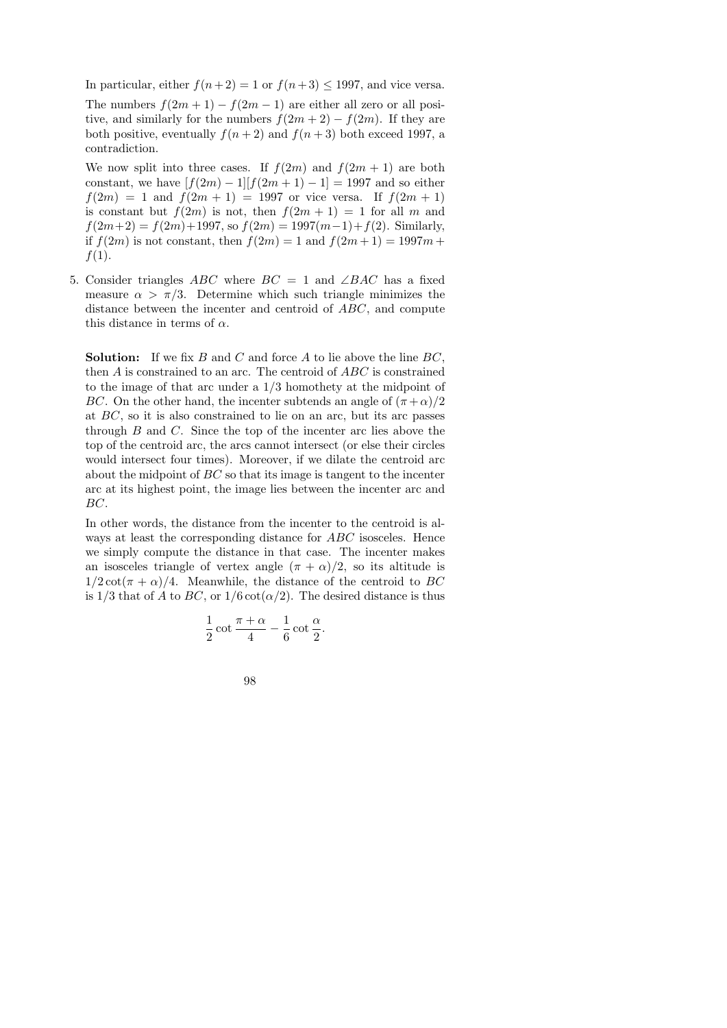In particular, either $f(n+2) = 1$ or $f(n+3) \leq 1997$, and vice versa.

The numbers $f(2m+1) - f(2m-1)$ are either all zero or all positive, and similarly for the numbers $f(2m+2) - f(2m)$. If they are both positive, eventually $f(n+2)$ and $f(n+3)$ both exceed 1997, a contradiction.

We now split into three cases. If $f(2m)$ and $f(2m+1)$ are both constant, we have $[f(2m)-1][f(2m+1)-1] = 1997$ and so either $f(2m) = 1$ and $f(2m+1) = 1997$ or vice versa. If $f(2m+1)$ is constant but $f(2m)$ is not, then $f(2m+1) = 1$ for all $m$ and $f(2m+2) = f(2m)+1997$, so $f(2m) = 1997(m-1)+f(2)$. Similarly, if $f(2m)$ is not constant, then $f(2m) = 1$ and $f(2m+1) = 1997m + f(1)$.

5. Consider triangles $ABC$ where $BC = 1$ and $\angle BAC$ has a fixed measure $\alpha > \pi/3$. Determine which such triangle minimizes the distance between the incenter and centroid of $ABC$, and compute this distance in terms of $\alpha$.

   **Solution:** If we fix $B$ and $C$ and force $A$ to lie above the line $BC$, then $A$ is constrained to an arc. The centroid of $ABC$ is constrained to the image of that arc under a $1/3$ homothety at the midpoint of $BC$. On the other hand, the incenter subtends an angle of $(\pi+\alpha)/2$ at $BC$, so it is also constrained to lie on an arc, but its arc passes through $B$ and $C$. Since the top of the incenter arc lies above the top of the centroid arc, the arcs cannot intersect (or else their circles would intersect four times). Moreover, if we dilate the centroid arc about the midpoint of $BC$ so that its image is tangent to the incenter arc at its highest point, the image lies between the incenter arc and $BC$.

   In other words, the distance from the incenter to the centroid is always at least the corresponding distance for $ABC$ isosceles. Hence we simply compute the distance in that case. The incenter makes an isosceles triangle of vertex angle $(\pi+\alpha)/2$, so its altitude is $1/2\cot(\pi+\alpha)/4$. Meanwhile, the distance of the centroid to $BC$ is $1/3$ that of $A$ to $BC$, or $1/6\cot(\alpha/2)$. The desired distance is thus

$$\frac{1}{2}\cot\frac{\pi+\alpha}{4} - \frac{1}{6}\cot\frac{\alpha}{2}.$$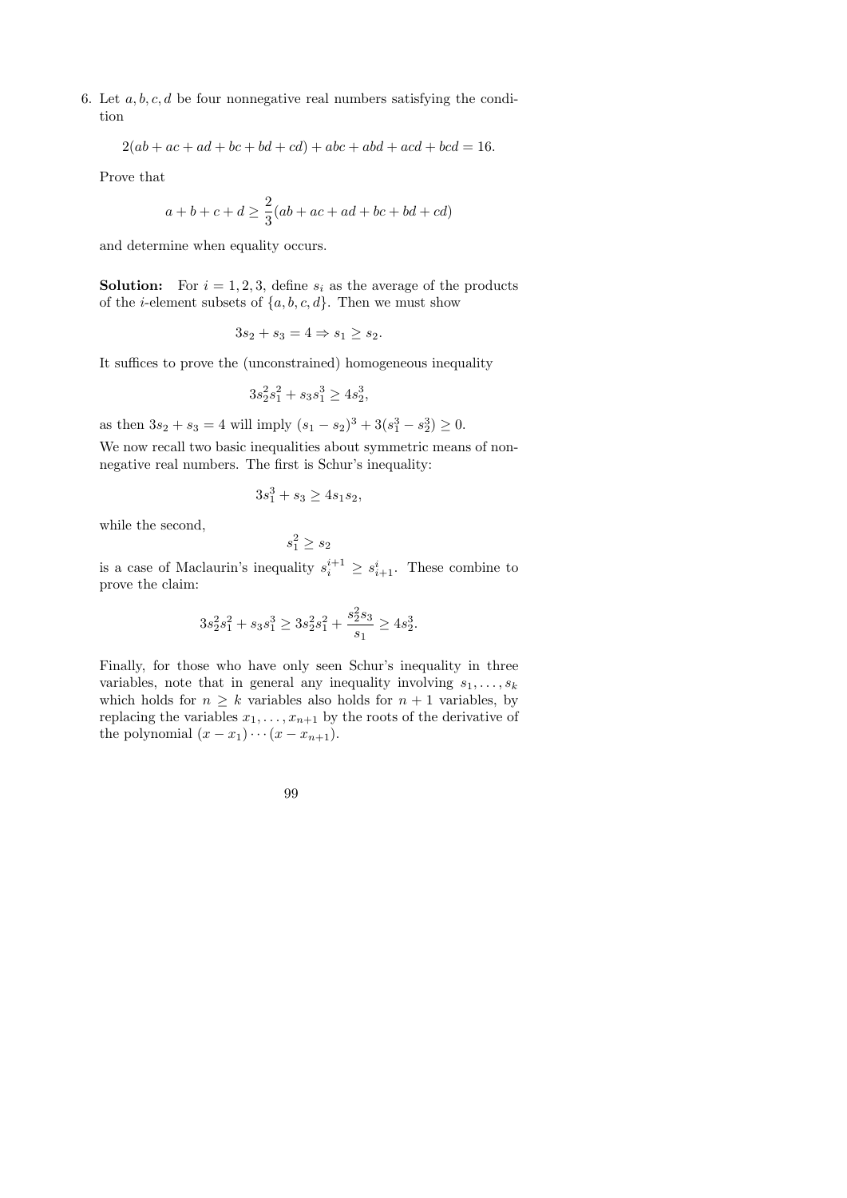6. Let $a, b, c, d$ be four nonnegative real numbers satisfying the condition

$$2(ab + ac + ad + bc + bd + cd) + abc + abd + acd + bcd = 16.$$

Prove that

$$a + b + c + d \geq \frac{2}{3}(ab + ac + ad + bc + bd + cd)$$

and determine when equality occurs.

**Solution:** For $i = 1, 2, 3$, define $s_i$ as the average of the products of the $i$-element subsets of $\{a, b, c, d\}$. Then we must show

$$3s_2 + s_3 = 4 \Rightarrow s_1 \geq s_2.$$

It suffices to prove the (unconstrained) homogeneous inequality

$$3s_2^2 s_1^2 + s_3 s_1^3 \geq 4s_2^3,$$

as then $3s_2 + s_3 = 4$ will imply $(s_1 - s_2)^3 + 3(s_1^3 - s_2^3) \geq 0$.

We now recall two basic inequalities about symmetric means of nonnegative real numbers. The first is Schur's inequality:

$$3s_1^3 + s_3 \geq 4s_1 s_2,$$

while the second,

$$s_1^2 \geq s_2$$

is a case of Maclaurin's inequality $s_i^{i+1} \geq s_{i+1}^i$. These combine to prove the claim:

$$3s_2^2 s_1^2 + s_3 s_1^3 \geq 3s_2^2 s_1^2 + \frac{s_2^2 s_3}{s_1} \geq 4s_2^3.$$

Finally, for those who have only seen Schur's inequality in three variables, note that in general any inequality involving $s_1, \ldots, s_k$ which holds for $n \geq k$ variables also holds for $n + 1$ variables, by replacing the variables $x_1, \ldots, x_{n+1}$ by the roots of the derivative of the polynomial $(x - x_1) \cdots (x - x_{n+1})$.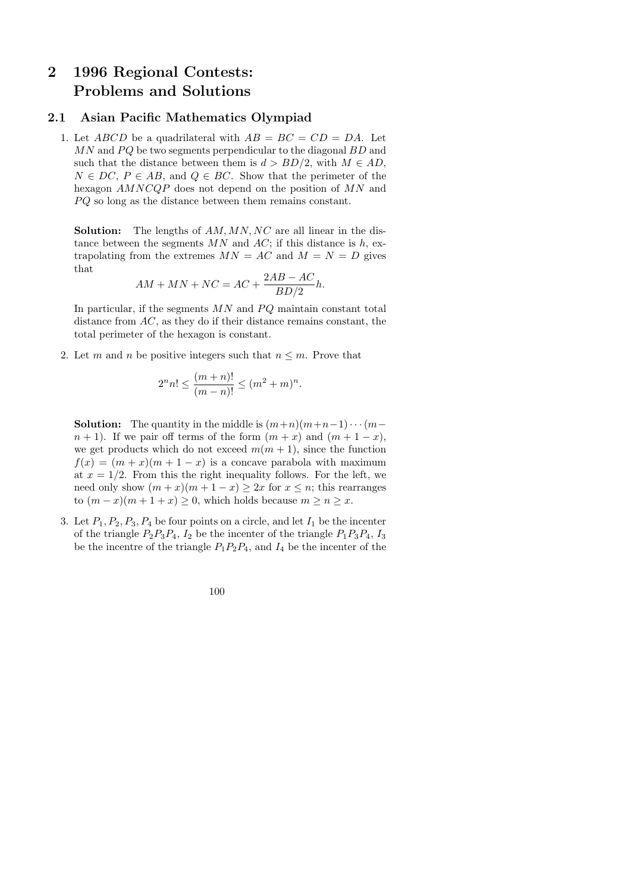# 2 1996 Regional Contests: Problems and Solutions

## 2.1 Asian Pacific Mathematics Olympiad

1. Let $ABCD$ be a quadrilateral with $AB = BC = CD = DA$. Let $MN$ and $PQ$ be two segments perpendicular to the diagonal $BD$ and such that the distance between them is $d > BD/2$, with $M \in AD$, $N \in DC$, $P \in AB$, and $Q \in BC$. Show that the perimeter of the hexagon $AMNCQP$ does not depend on the position of $MN$ and $PQ$ so long as the distance between them remains constant.

   **Solution:** The lengths of $AM, MN, NC$ are all linear in the distance between the segments $MN$ and $AC$; if this distance is $h$, extrapolating from the extremes $MN = AC$ and $M = N = D$ gives that
   $$AM + MN + NC = AC + \frac{2AB - AC}{BD/2}h.$$
   In particular, if the segments $MN$ and $PQ$ maintain constant total distance from $AC$, as they do if their distance remains constant, the total perimeter of the hexagon is constant.

2. Let $m$ and $n$ be positive integers such that $n \leq m$. Prove that
   $$2^n n! \leq \frac{(m+n)!}{(m-n)!} \leq (m^2 + m)^n.$$

   **Solution:** The quantity in the middle is $(m+n)(m+n-1)\cdots(m-n+1)$. If we pair off terms of the form $(m+x)$ and $(m+1-x)$, we get products which do not exceed $m(m+1)$, since the function $f(x) = (m+x)(m+1-x)$ is a concave parabola with maximum at $x = 1/2$. From this the right inequality follows. For the left, we need only show $(m+x)(m+1-x) \geq 2x$ for $x \leq n$; this rearranges to $(m-x)(m+1+x) \geq 0$, which holds because $m \geq n \geq x$.

3. Let $P_1, P_2, P_3, P_4$ be four points on a circle, and let $I_1$ be the incenter of the triangle $P_2P_3P_4$, $I_2$ be the incenter of the triangle $P_1P_3P_4$, $I_3$ be the incentre of the triangle $P_1P_2P_4$, and $I_4$ be the incenter of the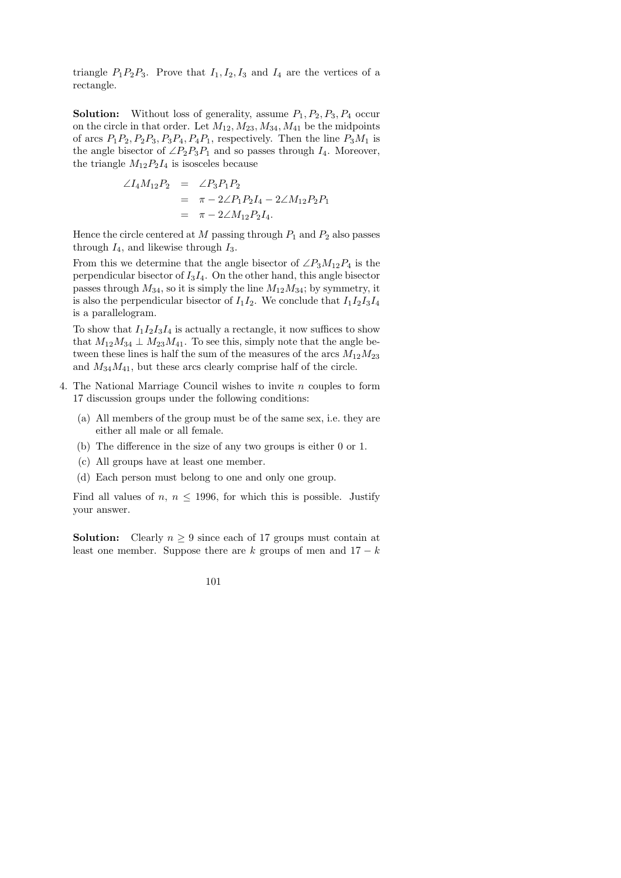triangle $P_1P_2P_3$. Prove that $I_1, I_2, I_3$ and $I_4$ are the vertices of a rectangle.

**Solution:** Without loss of generality, assume $P_1, P_2, P_3, P_4$ occur on the circle in that order. Let $M_{12}, M_{23}, M_{34}, M_{41}$ be the midpoints of arcs $P_1P_2, P_2P_3, P_3P_4, P_4P_1$, respectively. Then the line $P_3M_1$ is the angle bisector of $\angle P_2P_3P_1$ and so passes through $I_4$. Moreover, the triangle $M_{12}P_2I_4$ is isosceles because

$$\begin{aligned}
\angle I_4M_{12}P_2 &= \angle P_3P_1P_2 \\
&= \pi - 2\angle P_1P_2I_4 - 2\angle M_{12}P_2P_1 \\
&= \pi - 2\angle M_{12}P_2I_4.
\end{aligned}$$

Hence the circle centered at $M$ passing through $P_1$ and $P_2$ also passes through $I_4$, and likewise through $I_3$.

From this we determine that the angle bisector of $\angle P_3M_{12}P_4$ is the perpendicular bisector of $I_3I_4$. On the other hand, this angle bisector passes through $M_{34}$, so it is simply the line $M_{12}M_{34}$; by symmetry, it is also the perpendicular bisector of $I_1I_2$. We conclude that $I_1I_2I_3I_4$ is a parallelogram.

To show that $I_1I_2I_3I_4$ is actually a rectangle, it now suffices to show that $M_{12}M_{34} \perp M_{23}M_{41}$. To see this, simply note that the angle between these lines is half the sum of the measures of the arcs $M_{12}M_{23}$ and $M_{34}M_{41}$, but these arcs clearly comprise half of the circle.

4. The National Marriage Council wishes to invite $n$ couples to form 17 discussion groups under the following conditions:

   (a) All members of the group must be of the same sex, i.e. they are either all male or all female.

   (b) The difference in the size of any two groups is either 0 or 1.

   (c) All groups have at least one member.

   (d) Each person must belong to one and only one group.

   Find all values of $n$, $n \leq 1996$, for which this is possible. Justify your answer.

**Solution:** Clearly $n \geq 9$ since each of 17 groups must contain at least one member. Suppose there are $k$ groups of men and $17 - k$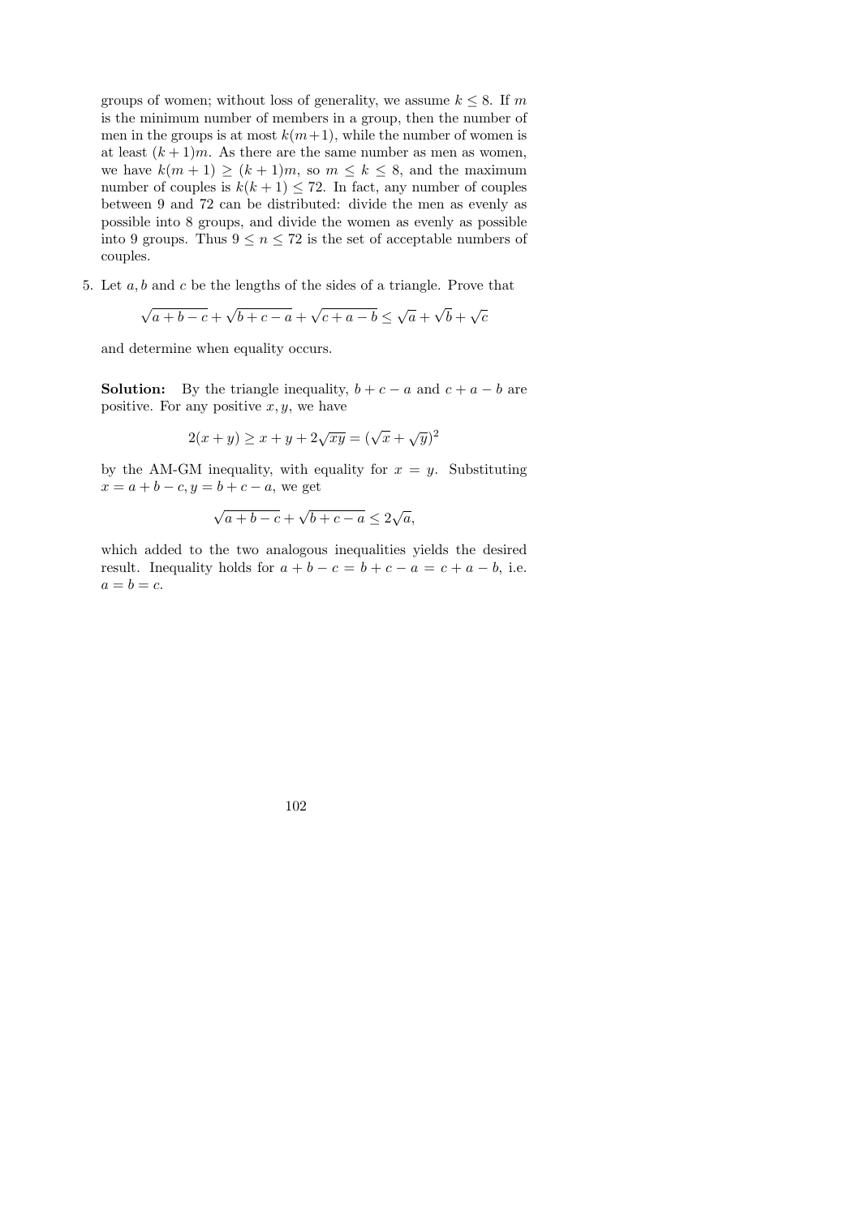groups of women; without loss of generality, we assume $k \le 8$. If $m$ is the minimum number of members in a group, then the number of men in the groups is at most $k(m+1)$, while the number of women is at least $(k+1)m$. As there are the same number as men as women, we have $k(m+1) \ge (k+1)m$, so $m \le k \le 8$, and the maximum number of couples is $k(k+1) \le 72$. In fact, any number of couples between 9 and 72 can be distributed: divide the men as evenly as possible into 8 groups, and divide the women as evenly as possible into 9 groups. Thus $9 \le n \le 72$ is the set of acceptable numbers of couples.

5. Let $a, b$ and $c$ be the lengths of the sides of a triangle. Prove that

$$\sqrt{a+b-c} + \sqrt{b+c-a} + \sqrt{c+a-b} \le \sqrt{a} + \sqrt{b} + \sqrt{c}$$

and determine when equality occurs.

**Solution:** By the triangle inequality, $b+c-a$ and $c+a-b$ are positive. For any positive $x, y$, we have

$$2(x+y) \ge x + y + 2\sqrt{xy} = (\sqrt{x} + \sqrt{y})^2$$

by the AM-GM inequality, with equality for $x = y$. Substituting $x = a+b-c, y = b+c-a$, we get

$$\sqrt{a+b-c} + \sqrt{b+c-a} \le 2\sqrt{a},$$

which added to the two analogous inequalities yields the desired result. Inequality holds for $a+b-c = b+c-a = c+a-b$, i.e. $a = b = c$.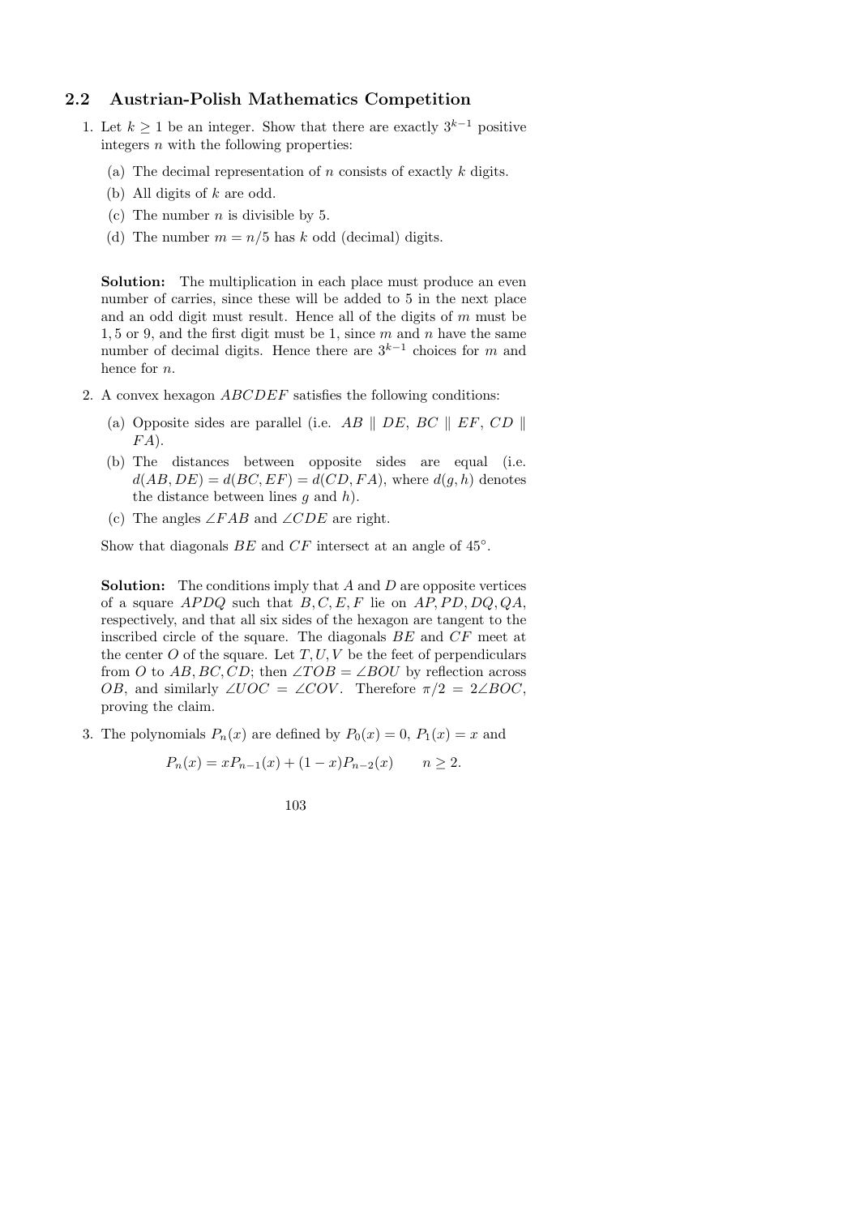## 2.2 Austrian-Polish Mathematics Competition

1. Let $k \geq 1$ be an integer. Show that there are exactly $3^{k-1}$ positive integers $n$ with the following properties:

   (a) The decimal representation of $n$ consists of exactly $k$ digits.

   (b) All digits of $k$ are odd.

   (c) The number $n$ is divisible by 5.

   (d) The number $m = n/5$ has $k$ odd (decimal) digits.

   **Solution:** The multiplication in each place must produce an even number of carries, since these will be added to 5 in the next place and an odd digit must result. Hence all of the digits of $m$ must be $1, 5$ or $9$, and the first digit must be 1, since $m$ and $n$ have the same number of decimal digits. Hence there are $3^{k-1}$ choices for $m$ and hence for $n$.

2. A convex hexagon $ABCDEF$ satisfies the following conditions:

   (a) Opposite sides are parallel (i.e. $AB \parallel DE$, $BC \parallel EF$, $CD \parallel FA$).

   (b) The distances between opposite sides are equal (i.e. $d(AB, DE) = d(BC, EF) = d(CD, FA)$, where $d(g, h)$ denotes the distance between lines $g$ and $h$).

   (c) The angles $\angle FAB$ and $\angle CDE$ are right.

   Show that diagonals $BE$ and $CF$ intersect at an angle of $45^\circ$.

   **Solution:** The conditions imply that $A$ and $D$ are opposite vertices of a square $APDQ$ such that $B, C, E, F$ lie on $AP, PD, DQ, QA$, respectively, and that all six sides of the hexagon are tangent to the inscribed circle of the square. The diagonals $BE$ and $CF$ meet at the center $O$ of the square. Let $T, U, V$ be the feet of perpendiculars from $O$ to $AB, BC, CD$; then $\angle TOB = \angle BOU$ by reflection across $OB$, and similarly $\angle UOC = \angle COV$. Therefore $\pi/2 = 2\angle BOC$, proving the claim.

3. The polynomials $P_n(x)$ are defined by $P_0(x) = 0$, $P_1(x) = x$ and

$$P_n(x) = xP_{n-1}(x) + (1-x)P_{n-2}(x) \qquad n \geq 2.$$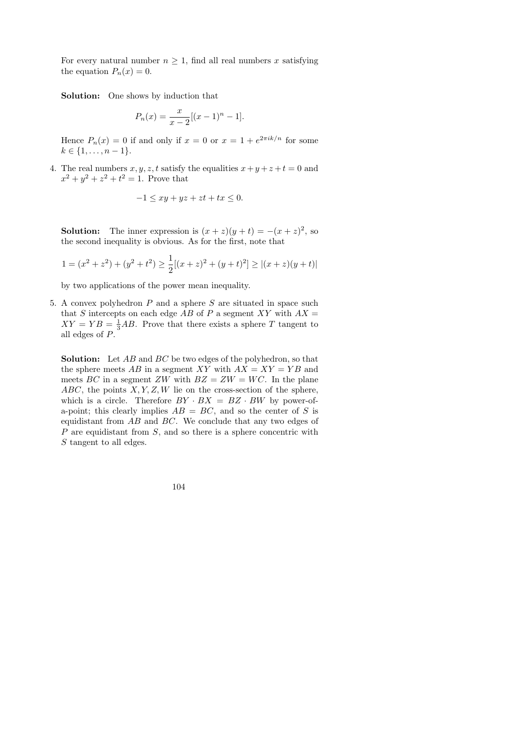For every natural number $n \geq 1$, find all real numbers $x$ satisfying the equation $P_n(x) = 0$.

**Solution:** One shows by induction that

$$P_n(x) = \frac{x}{x-2}[(x-1)^n - 1].$$

Hence $P_n(x) = 0$ if and only if $x = 0$ or $x = 1 + e^{2\pi ik/n}$ for some $k \in \{1, \ldots, n-1\}$.

4. The real numbers $x, y, z, t$ satisfy the equalities $x + y + z + t = 0$ and $x^2 + y^2 + z^2 + t^2 = 1$. Prove that

$$-1 \leq xy + yz + zt + tx \leq 0.$$

**Solution:** The inner expression is $(x + z)(y + t) = -(x + z)^2$, so the second inequality is obvious. As for the first, note that

$$1 = (x^2 + z^2) + (y^2 + t^2) \geq \frac{1}{2}[(x + z)^2 + (y + t)^2] \geq |(x + z)(y + t)|$$

by two applications of the power mean inequality.

5. A convex polyhedron $P$ and a sphere $S$ are situated in space such that $S$ intercepts on each edge $AB$ of $P$ a segment $XY$ with $AX = XY = YB = \frac{1}{3}AB$. Prove that there exists a sphere $T$ tangent to all edges of $P$.

**Solution:** Let $AB$ and $BC$ be two edges of the polyhedron, so that the sphere meets $AB$ in a segment $XY$ with $AX = XY = YB$ and meets $BC$ in a segment $ZW$ with $BZ = ZW = WC$. In the plane $ABC$, the points $X, Y, Z, W$ lie on the cross-section of the sphere, which is a circle. Therefore $BY \cdot BX = BZ \cdot BW$ by power-of-a-point; this clearly implies $AB = BC$, and so the center of $S$ is equidistant from $AB$ and $BC$. We conclude that any two edges of $P$ are equidistant from $S$, and so there is a sphere concentric with $S$ tangent to all edges.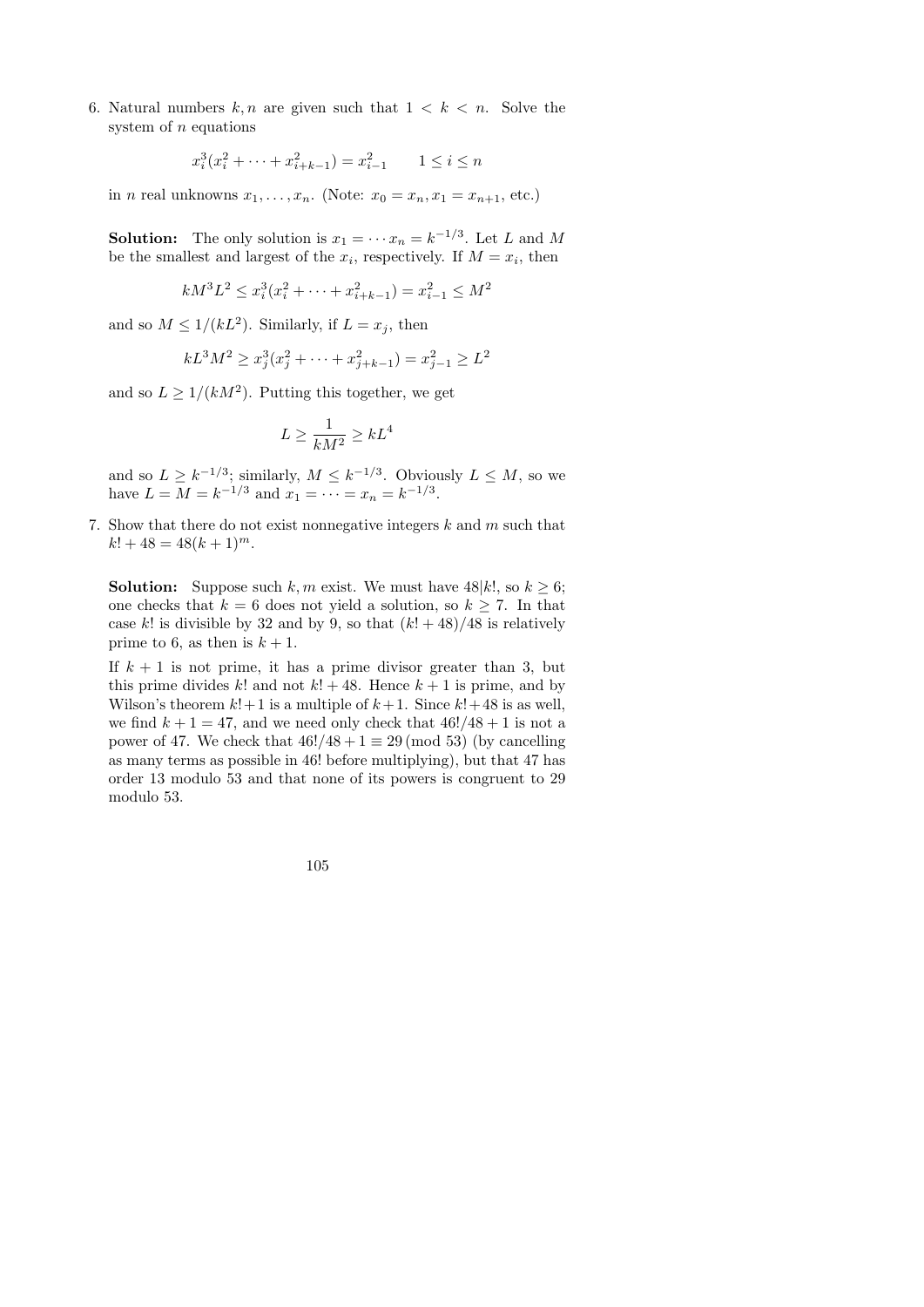6. Natural numbers $k, n$ are given such that $1 < k < n$. Solve the system of $n$ equations

$$x_i^3(x_i^2 + \cdots + x_{i+k-1}^2) = x_{i-1}^2 \qquad 1 \leq i \leq n$$

in $n$ real unknowns $x_1, \ldots, x_n$. (Note: $x_0 = x_n, x_1 = x_{n+1}$, etc.)

**Solution:** The only solution is $x_1 = \cdots x_n = k^{-1/3}$. Let $L$ and $M$ be the smallest and largest of the $x_i$, respectively. If $M = x_i$, then

$$kM^3L^2 \leq x_i^3(x_i^2 + \cdots + x_{i+k-1}^2) = x_{i-1}^2 \leq M^2$$

and so $M \leq 1/(kL^2)$. Similarly, if $L = x_j$, then

$$kL^3M^2 \geq x_j^3(x_j^2 + \cdots + x_{j+k-1}^2) = x_{j-1}^2 \geq L^2$$

and so $L \geq 1/(kM^2)$. Putting this together, we get

$$L \geq \frac{1}{kM^2} \geq kL^4$$

and so $L \geq k^{-1/3}$; similarly, $M \leq k^{-1/3}$. Obviously $L \leq M$, so we have $L = M = k^{-1/3}$ and $x_1 = \cdots = x_n = k^{-1/3}$.

7. Show that there do not exist nonnegative integers $k$ and $m$ such that $k! + 48 = 48(k+1)^m$.

**Solution:** Suppose such $k, m$ exist. We must have $48|k!$, so $k \geq 6$; one checks that $k = 6$ does not yield a solution, so $k \geq 7$. In that case $k!$ is divisible by 32 and by 9, so that $(k! + 48)/48$ is relatively prime to 6, as then is $k + 1$.

If $k + 1$ is not prime, it has a prime divisor greater than 3, but this prime divides $k!$ and not $k! + 48$. Hence $k + 1$ is prime, and by Wilson's theorem $k! + 1$ is a multiple of $k + 1$. Since $k! + 48$ is as well, we find $k + 1 = 47$, and we need only check that $46!/48 + 1$ is not a power of 47. We check that $46!/48 + 1 \equiv 29 \pmod{53}$ (by cancelling as many terms as possible in $46!$ before multiplying), but that 47 has order 13 modulo 53 and that none of its powers is congruent to 29 modulo 53.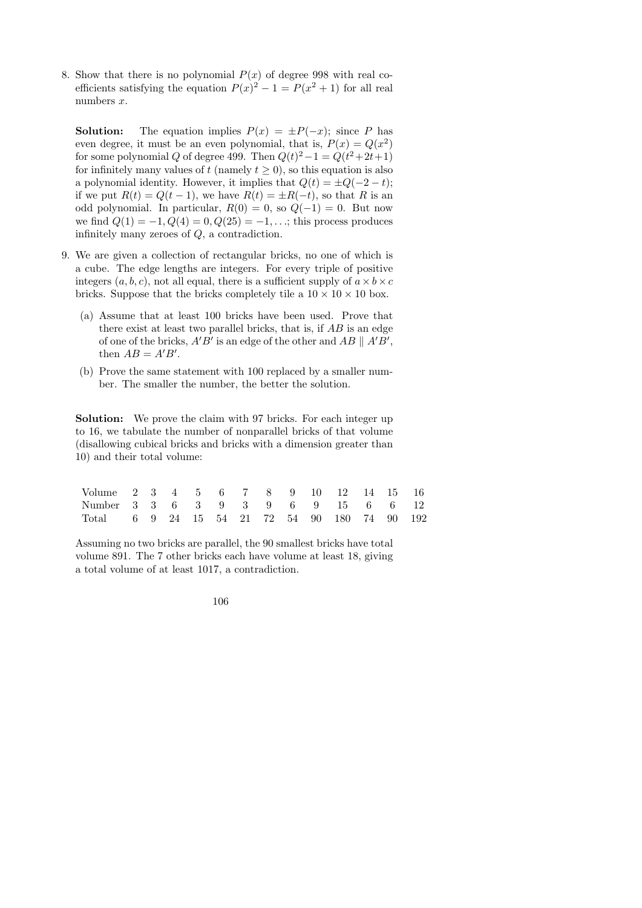8. Show that there is no polynomial $P(x)$ of degree 998 with real coefficients satisfying the equation $P(x)^2 - 1 = P(x^2+1)$ for all real numbers $x$.

**Solution:** The equation implies $P(x) = \pm P(-x)$; since $P$ has even degree, it must be an even polynomial, that is, $P(x) = Q(x^2)$ for some polynomial $Q$ of degree 499. Then $Q(t)^2 - 1 = Q(t^2+2t+1)$ for infinitely many values of $t$ (namely $t \geq 0$), so this equation is also a polynomial identity. However, it implies that $Q(t) = \pm Q(-2-t)$; if we put $R(t) = Q(t-1)$, we have $R(t) = \pm R(-t)$, so that $R$ is an odd polynomial. In particular, $R(0) = 0$, so $Q(-1) = 0$. But now we find $Q(1) = -1, Q(4) = 0, Q(25) = -1, \ldots$; this process produces infinitely many zeroes of $Q$, a contradiction.

9. We are given a collection of rectangular bricks, no one of which is a cube. The edge lengths are integers. For every triple of positive integers $(a, b, c)$, not all equal, there is a sufficient supply of $a \times b \times c$ bricks. Suppose that the bricks completely tile a $10 \times 10 \times 10$ box.

   (a) Assume that at least 100 bricks have been used. Prove that there exist at least two parallel bricks, that is, if $AB$ is an edge of one of the bricks, $A'B'$ is an edge of the other and $AB \parallel A'B'$, then $AB = A'B'$.

   (b) Prove the same statement with 100 replaced by a smaller number. The smaller the number, the better the solution.

**Solution:** We prove the claim with 97 bricks. For each integer up to 16, we tabulate the number of nonparallel bricks of that volume (disallowing cubical bricks and bricks with a dimension greater than 10) and their total volume:

| Volume | 2 | 3 | 4 | 5 | 6 | 7 | 8 | 9 | 10 | 12 | 14 | 15 | 16 |
|---|---|---|---|---|---|---|---|---|---|---|---|---|---|
| Number | 3 | 3 | 6 | 3 | 9 | 3 | 9 | 6 | 9 | 15 | 6 | 6 | 12 |
| Total | 6 | 9 | 24 | 15 | 54 | 21 | 72 | 54 | 90 | 180 | 74 | 90 | 192 |

Assuming no two bricks are parallel, the 90 smallest bricks have total volume 891. The 7 other bricks each have volume at least 18, giving a total volume of at least 1017, a contradiction.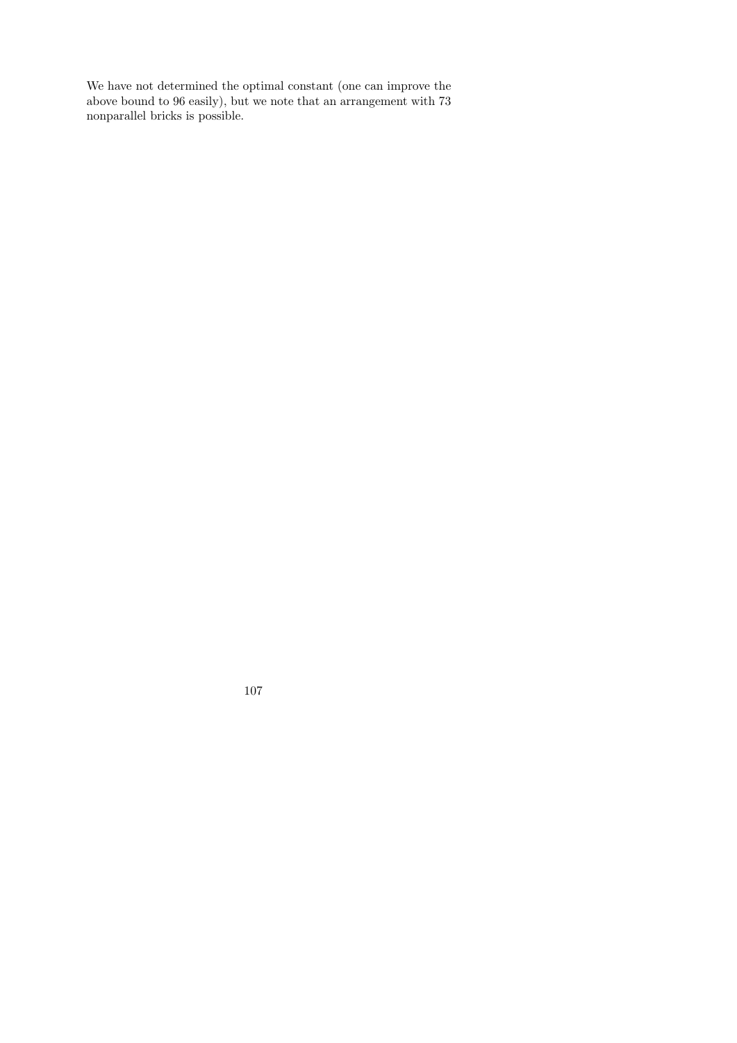We have not determined the optimal constant (one can improve the above bound to 96 easily), but we note that an arrangement with 73 nonparallel bricks is possible.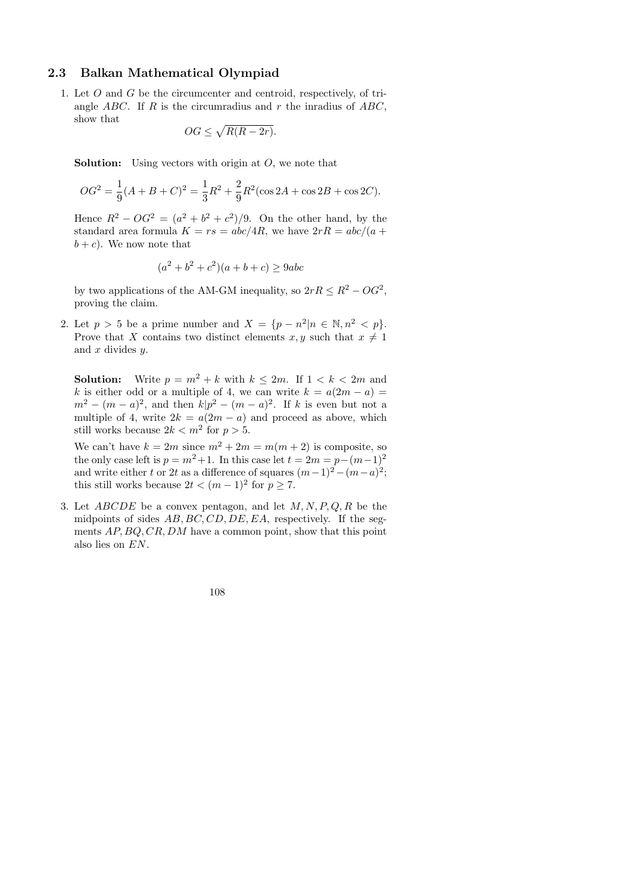## 2.3 Balkan Mathematical Olympiad

1. Let $O$ and $G$ be the circumcenter and centroid, respectively, of triangle $ABC$. If $R$ is the circumradius and $r$ the inradius of $ABC$, show that
$$OG \leq \sqrt{R(R-2r)}.$$

   **Solution:** Using vectors with origin at $O$, we note that
$$OG^2 = \frac{1}{9}(A+B+C)^2 = \frac{1}{3}R^2 + \frac{2}{9}R^2(\cos 2A + \cos 2B + \cos 2C).$$
   Hence $R^2 - OG^2 = (a^2+b^2+c^2)/9$. On the other hand, by the standard area formula $K = rs = abc/4R$, we have $2rR = abc/(a+b+c)$. We now note that
$$(a^2+b^2+c^2)(a+b+c) \geq 9abc$$
   by two applications of the AM-GM inequality, so $2rR \leq R^2 - OG^2$, proving the claim.

2. Let $p > 5$ be a prime number and $X = \{p - n^2 | n \in \mathbb{N}, n^2 < p\}$. Prove that $X$ contains two distinct elements $x, y$ such that $x \neq 1$ and $x$ divides $y$.

   **Solution:** Write $p = m^2 + k$ with $k \leq 2m$. If $1 < k < 2m$ and $k$ is either odd or a multiple of 4, we can write $k = a(2m-a) = m^2 - (m-a)^2$, and then $k | p^2 - (m-a)^2$. If $k$ is even but not a multiple of 4, write $2k = a(2m-a)$ and proceed as above, which still works because $2k < m^2$ for $p > 5$.

   We can't have $k = 2m$ since $m^2 + 2m = m(m+2)$ is composite, so the only case left is $p = m^2+1$. In this case let $t = 2m = p-(m-1)^2$ and write either $t$ or $2t$ as a difference of squares $(m-1)^2-(m-a)^2$; this still works because $2t < (m-1)^2$ for $p \geq 7$.

3. Let $ABCDE$ be a convex pentagon, and let $M, N, P, Q, R$ be the midpoints of sides $AB, BC, CD, DE, EA$, respectively. If the segments $AP, BQ, CR, DM$ have a common point, show that this point also lies on $EN$.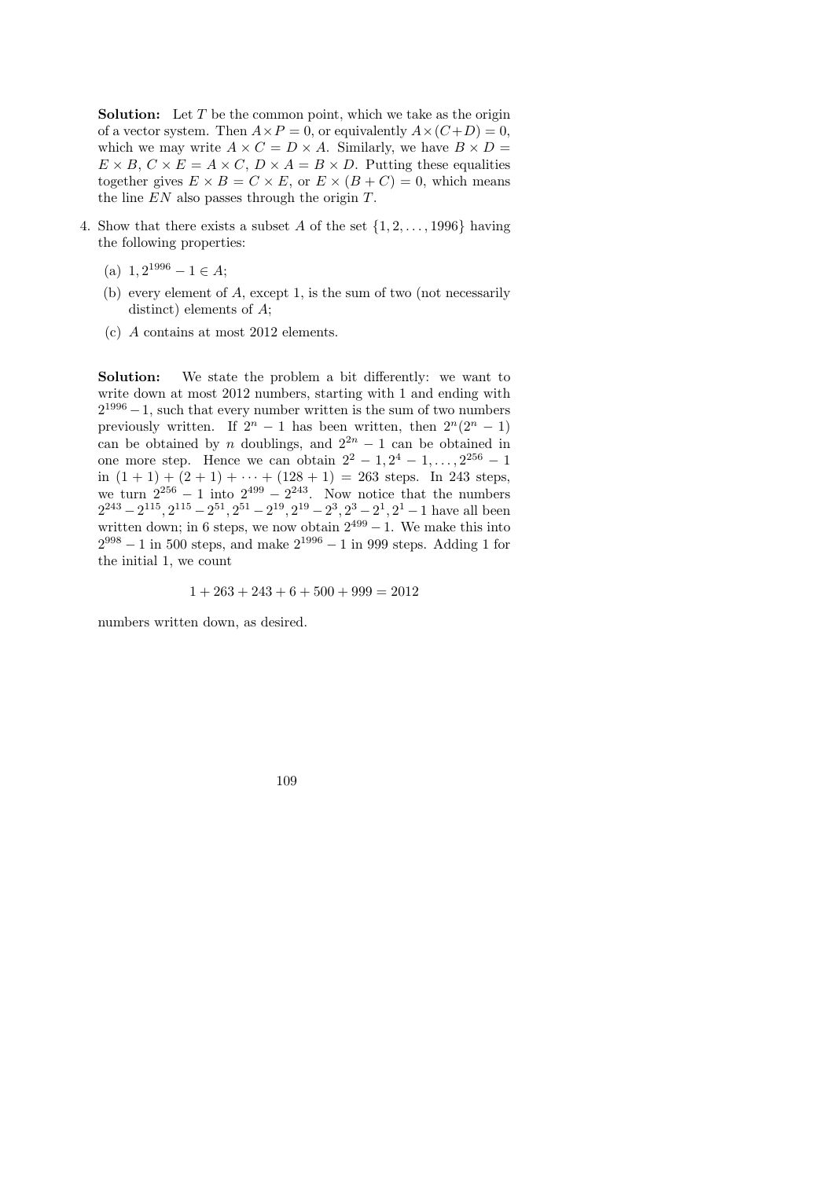**Solution:** Let $T$ be the common point, which we take as the origin of a vector system. Then $A \times P = 0$, or equivalently $A \times (C+D) = 0$, which we may write $A \times C = D \times A$. Similarly, we have $B \times D = E \times B$, $C \times E = A \times C$, $D \times A = B \times D$. Putting these equalities together gives $E \times B = C \times E$, or $E \times (B + C) = 0$, which means the line $EN$ also passes through the origin $T$.

4. Show that there exists a subset $A$ of the set $\{1, 2, \ldots, 1996\}$ having the following properties:

   (a) $1, 2^{1996} - 1 \in A$;

   (b) every element of $A$, except 1, is the sum of two (not necessarily distinct) elements of $A$;

   (c) $A$ contains at most 2012 elements.

**Solution:** We state the problem a bit differently: we want to write down at most 2012 numbers, starting with 1 and ending with $2^{1996} - 1$, such that every number written is the sum of two numbers previously written. If $2^n - 1$ has been written, then $2^n(2^n - 1)$ can be obtained by $n$ doublings, and $2^{2n} - 1$ can be obtained in one more step. Hence we can obtain $2^2 - 1, 2^4 - 1, \ldots, 2^{256} - 1$ in $(1 + 1) + (2 + 1) + \cdots + (128 + 1) = 263$ steps. In 243 steps, we turn $2^{256} - 1$ into $2^{499} - 2^{243}$. Now notice that the numbers $2^{243} - 2^{115}, 2^{115} - 2^{51}, 2^{51} - 2^{19}, 2^{19} - 2^3, 2^3 - 2^1, 2^1 - 1$ have all been written down; in 6 steps, we now obtain $2^{499} - 1$. We make this into $2^{998} - 1$ in 500 steps, and make $2^{1996} - 1$ in 999 steps. Adding 1 for the initial 1, we count

$$1 + 263 + 243 + 6 + 500 + 999 = 2012$$

numbers written down, as desired.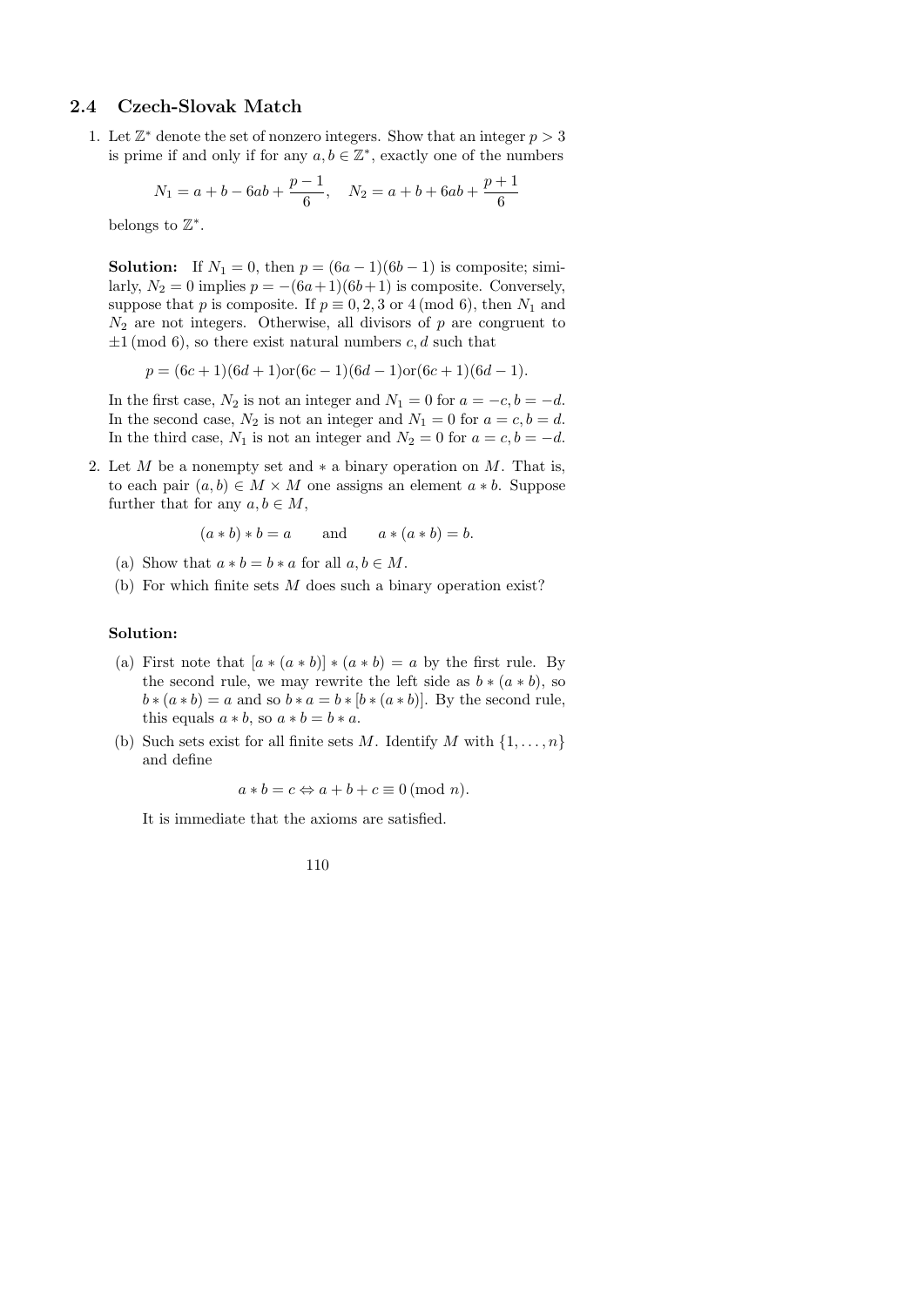## 2.4 Czech-Slovak Match

1. Let $\mathbb{Z}^*$ denote the set of nonzero integers. Show that an integer $p > 3$ is prime if and only if for any $a, b \in \mathbb{Z}^*$, exactly one of the numbers

$$N_1 = a + b - 6ab + \frac{p-1}{6}, \quad N_2 = a + b + 6ab + \frac{p+1}{6}$$

belongs to $\mathbb{Z}^*$.

**Solution:** If $N_1 = 0$, then $p = (6a-1)(6b-1)$ is composite; similarly, $N_2 = 0$ implies $p = -(6a+1)(6b+1)$ is composite. Conversely, suppose that $p$ is composite. If $p \equiv 0, 2, 3$ or $4 \pmod 6$, then $N_1$ and $N_2$ are not integers. Otherwise, all divisors of $p$ are congruent to $\pm 1 \pmod 6$, so there exist natural numbers $c, d$ such that

$$p = (6c+1)(6d+1) \text{or} (6c-1)(6d-1) \text{or} (6c+1)(6d-1).$$

In the first case, $N_2$ is not an integer and $N_1 = 0$ for $a = -c, b = -d$. In the second case, $N_2$ is not an integer and $N_1 = 0$ for $a = c, b = d$. In the third case, $N_1$ is not an integer and $N_2 = 0$ for $a = c, b = -d$.

2. Let $M$ be a nonempty set and $*$ a binary operation on $M$. That is, to each pair $(a, b) \in M \times M$ one assigns an element $a * b$. Suppose further that for any $a, b \in M$,

$$(a * b) * b = a \qquad \text{and} \qquad a * (a * b) = b.$$

(a) Show that $a * b = b * a$ for all $a, b \in M$.

(b) For which finite sets $M$ does such a binary operation exist?

**Solution:**

(a) First note that $[a * (a * b)] * (a * b) = a$ by the first rule. By the second rule, we may rewrite the left side as $b * (a * b)$, so $b * (a * b) = a$ and so $b * a = b * [b * (a * b)]$. By the second rule, this equals $a * b$, so $a * b = b * a$.

(b) Such sets exist for all finite sets $M$. Identify $M$ with $\{1, \ldots, n\}$ and define

$$a * b = c \Leftrightarrow a + b + c \equiv 0 \pmod n.$$

It is immediate that the axioms are satisfied.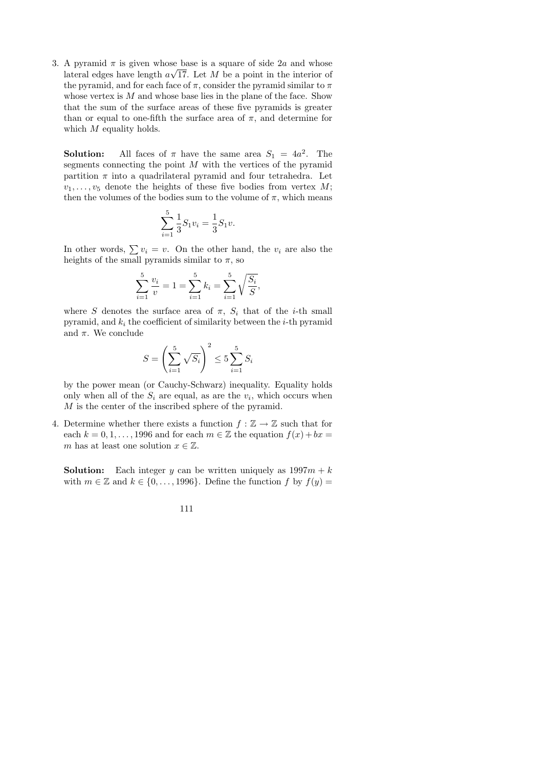3. A pyramid $\pi$ is given whose base is a square of side $2a$ and whose lateral edges have length $a\sqrt{17}$. Let $M$ be a point in the interior of the pyramid, and for each face of $\pi$, consider the pyramid similar to $\pi$ whose vertex is $M$ and whose base lies in the plane of the face. Show that the sum of the surface areas of these five pyramids is greater than or equal to one-fifth the surface area of $\pi$, and determine for which $M$ equality holds.

**Solution:** All faces of $\pi$ have the same area $S_1 = 4a^2$. The segments connecting the point $M$ with the vertices of the pyramid partition $\pi$ into a quadrilateral pyramid and four tetrahedra. Let $v_1, \dots, v_5$ denote the heights of these five bodies from vertex $M$; then the volumes of the bodies sum to the volume of $\pi$, which means

$$\sum_{i=1}^{5} \frac{1}{3} S_1 v_i = \frac{1}{3} S_1 v.$$

In other words, $\sum v_i = v$. On the other hand, the $v_i$ are also the heights of the small pyramids similar to $\pi$, so

$$\sum_{i=1}^{5} \frac{v_i}{v} = 1 = \sum_{i=1}^{5} k_i = \sum_{i=1}^{5} \sqrt{\frac{S_i}{S}},$$

where $S$ denotes the surface area of $\pi$, $S_i$ that of the $i$-th small pyramid, and $k_i$ the coefficient of similarity between the $i$-th pyramid and $\pi$. We conclude

$$S = \left( \sum_{i=1}^{5} \sqrt{S_i} \right)^2 \leq 5 \sum_{i=1}^{5} S_i$$

by the power mean (or Cauchy-Schwarz) inequality. Equality holds only when all of the $S_i$ are equal, as are the $v_i$, which occurs when $M$ is the center of the inscribed sphere of the pyramid.

4. Determine whether there exists a function $f : \mathbb{Z} \to \mathbb{Z}$ such that for each $k = 0, 1, \dots, 1996$ and for each $m \in \mathbb{Z}$ the equation $f(x) + bx = m$ has at least one solution $x \in \mathbb{Z}$.

**Solution:** Each integer $y$ can be written uniquely as $1997m + k$ with $m \in \mathbb{Z}$ and $k \in \{0, \dots, 1996\}$. Define the function $f$ by $f(y) =$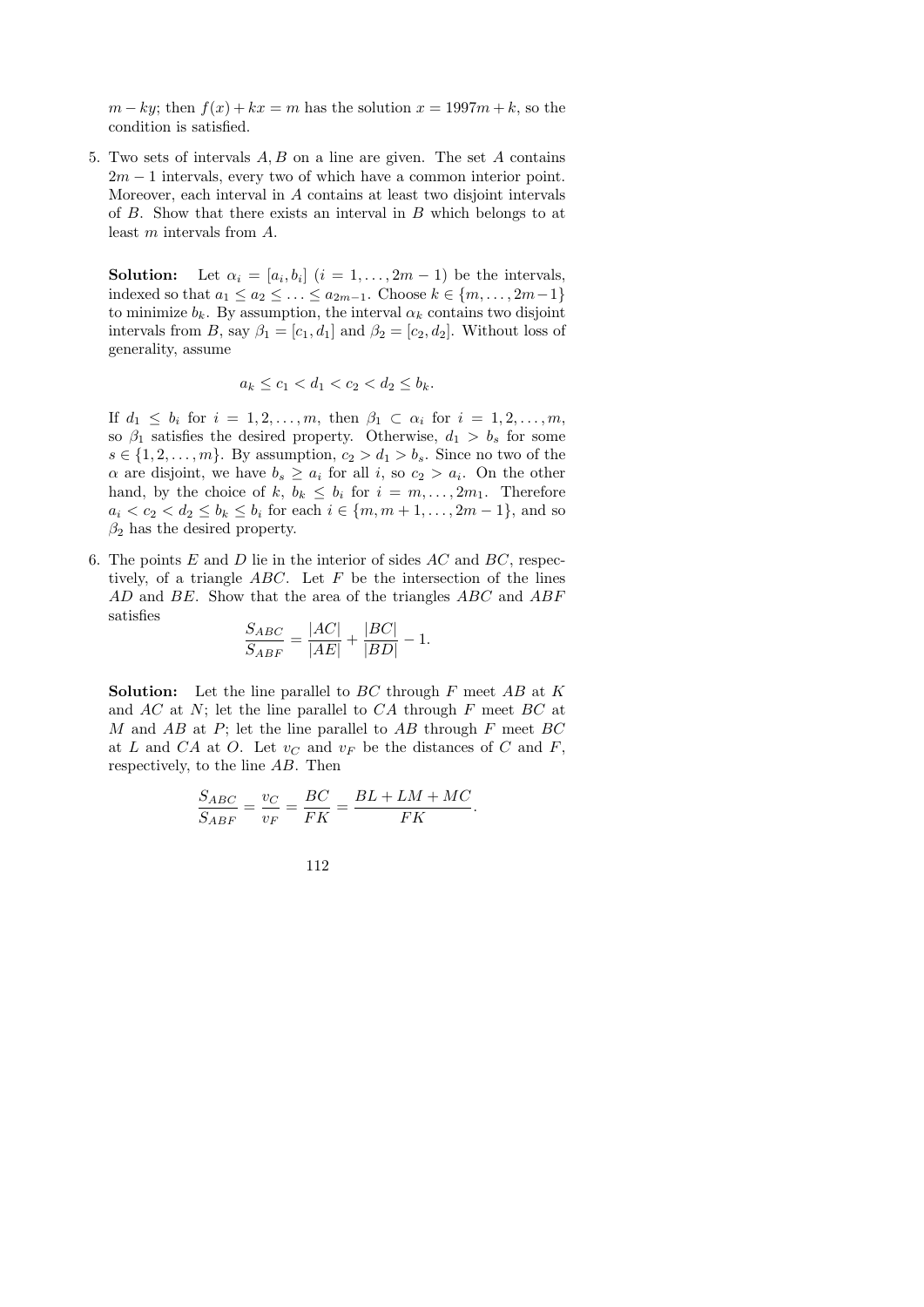$m - ky$; then $f(x) + kx = m$ has the solution $x = 1997m + k$, so the condition is satisfied.

5. Two sets of intervals $A, B$ on a line are given. The set $A$ contains $2m - 1$ intervals, every two of which have a common interior point. Moreover, each interval in $A$ contains at least two disjoint intervals of $B$. Show that there exists an interval in $B$ which belongs to at least $m$ intervals from $A$.

   **Solution:** Let $\alpha_i = [a_i, b_i]$ ($i = 1, \ldots, 2m-1$) be the intervals, indexed so that $a_1 \leq a_2 \leq \ldots \leq a_{2m-1}$. Choose $k \in \{m, \ldots, 2m-1\}$ to minimize $b_k$. By assumption, the interval $\alpha_k$ contains two disjoint intervals from $B$, say $\beta_1 = [c_1, d_1]$ and $\beta_2 = [c_2, d_2]$. Without loss of generality, assume

   $$a_k \leq c_1 < d_1 < c_2 < d_2 \leq b_k.$$

   If $d_1 \leq b_i$ for $i = 1, 2, \ldots, m$, then $\beta_1 \subset \alpha_i$ for $i = 1, 2, \ldots, m$, so $\beta_1$ satisfies the desired property. Otherwise, $d_1 > b_s$ for some $s \in \{1, 2, \ldots, m\}$. By assumption, $c_2 > d_1 > b_s$. Since no two of the $\alpha$ are disjoint, we have $b_s \geq a_i$ for all $i$, so $c_2 > a_i$. On the other hand, by the choice of $k$, $b_k \leq b_i$ for $i = m, \ldots, 2m_1$. Therefore $a_i < c_2 < d_2 \leq b_k \leq b_i$ for each $i \in \{m, m+1, \ldots, 2m-1\}$, and so $\beta_2$ has the desired property.

6. The points $E$ and $D$ lie in the interior of sides $AC$ and $BC$, respectively, of a triangle $ABC$. Let $F$ be the intersection of the lines $AD$ and $BE$. Show that the area of the triangles $ABC$ and $ABF$ satisfies

   $$\frac{S_{ABC}}{S_{ABF}} = \frac{|AC|}{|AE|} + \frac{|BC|}{|BD|} - 1.$$

   **Solution:** Let the line parallel to $BC$ through $F$ meet $AB$ at $K$ and $AC$ at $N$; let the line parallel to $CA$ through $F$ meet $BC$ at $M$ and $AB$ at $P$; let the line parallel to $AB$ through $F$ meet $BC$ at $L$ and $CA$ at $O$. Let $v_C$ and $v_F$ be the distances of $C$ and $F$, respectively, to the line $AB$. Then

   $$\frac{S_{ABC}}{S_{ABF}} = \frac{v_C}{v_F} = \frac{BC}{FK} = \frac{BL + LM + MC}{FK}.$$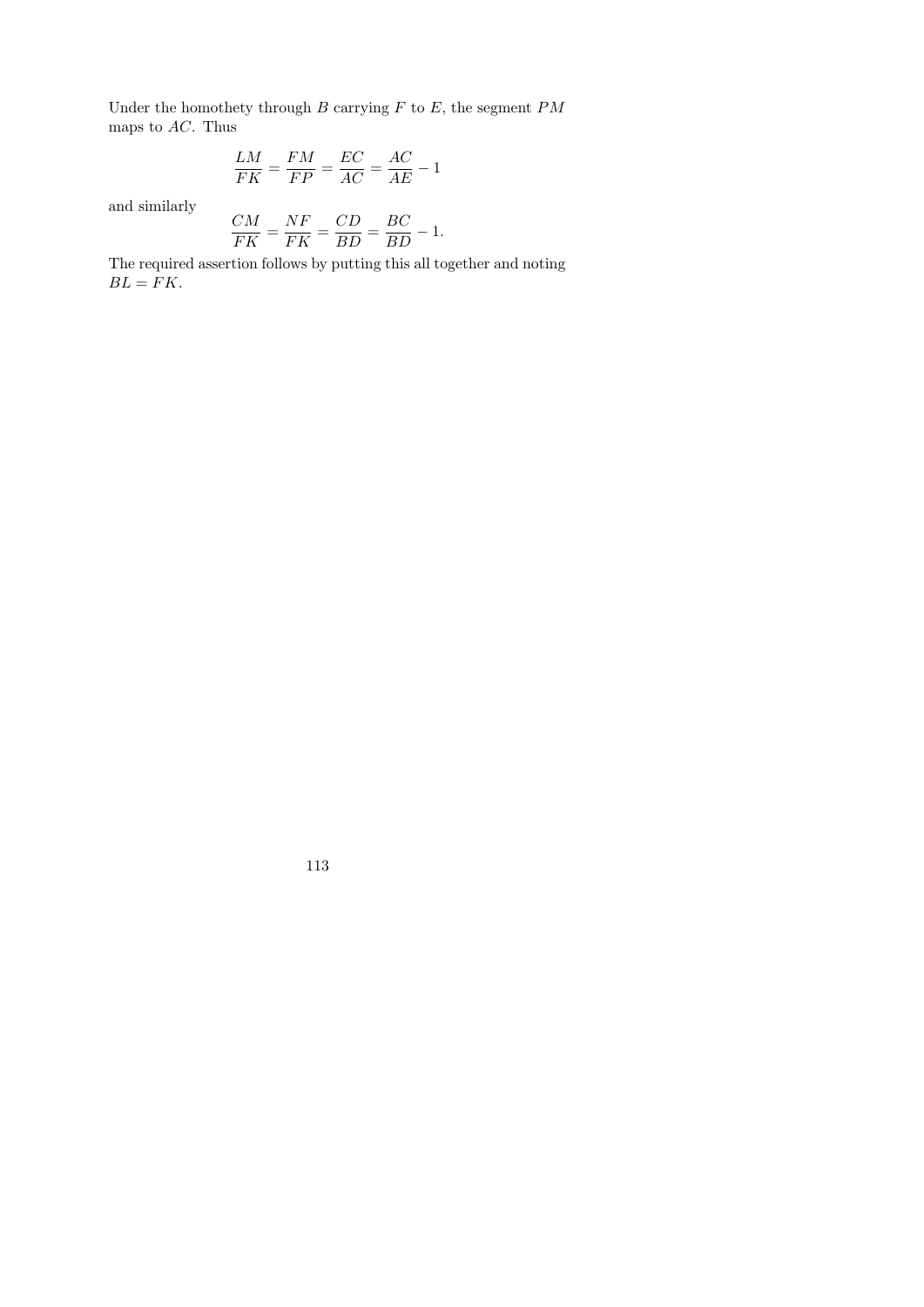Under the homothety through $B$ carrying $F$ to $E$, the segment $PM$ maps to $AC$. Thus

$$\frac{LM}{FK} = \frac{FM}{FP} = \frac{EC}{AC} = \frac{AC}{AE} - 1$$

and similarly

$$\frac{CM}{FK} = \frac{NF}{FK} = \frac{CD}{BD} = \frac{BC}{BD} - 1.$$

The required assertion follows by putting this all together and noting $BL = FK$.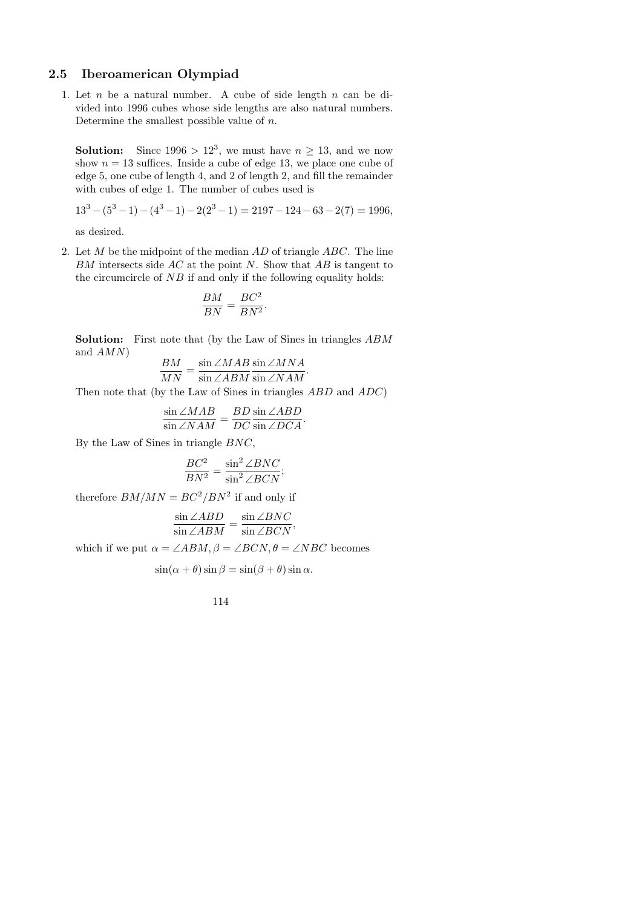## 2.5 Iberoamerican Olympiad

1. Let $n$ be a natural number. A cube of side length $n$ can be divided into 1996 cubes whose side lengths are also natural numbers. Determine the smallest possible value of $n$.

**Solution:** Since $1996 > 12^3$, we must have $n \geq 13$, and we now show $n = 13$ suffices. Inside a cube of edge 13, we place one cube of edge 5, one cube of length 4, and 2 of length 2, and fill the remainder with cubes of edge 1. The number of cubes used is

$$13^3 - (5^3 - 1) - (4^3 - 1) - 2(2^3 - 1) = 2197 - 124 - 63 - 2(7) = 1996,$$

as desired.

2. Let $M$ be the midpoint of the median $AD$ of triangle $ABC$. The line $BM$ intersects side $AC$ at the point $N$. Show that $AB$ is tangent to the circumcircle of $NB$ if and only if the following equality holds:

$$\frac{BM}{BN} = \frac{BC^2}{BN^2}.$$

**Solution:** First note that (by the Law of Sines in triangles $ABM$ and $AMN$)

$$\frac{BM}{MN} = \frac{\sin \angle MAB}{\sin \angle ABM} \frac{\sin \angle MNA}{\sin \angle NAM}.$$

Then note that (by the Law of Sines in triangles $ABD$ and $ADC$)

$$\frac{\sin \angle MAB}{\sin \angle NAM} = \frac{BD}{DC} \frac{\sin \angle ABD}{\sin \angle DCA}.$$

By the Law of Sines in triangle $BNC$,

$$\frac{BC^2}{BN^2} = \frac{\sin^2 \angle BNC}{\sin^2 \angle BCN};$$

therefore $BM/MN = BC^2/BN^2$ if and only if

$$\frac{\sin \angle ABD}{\sin \angle ABM} = \frac{\sin \angle BNC}{\sin \angle BCN},$$

which if we put $\alpha = \angle ABM, \beta = \angle BCN, \theta = \angle NBC$ becomes

$$\sin(\alpha + \theta) \sin \beta = \sin(\beta + \theta) \sin \alpha.$$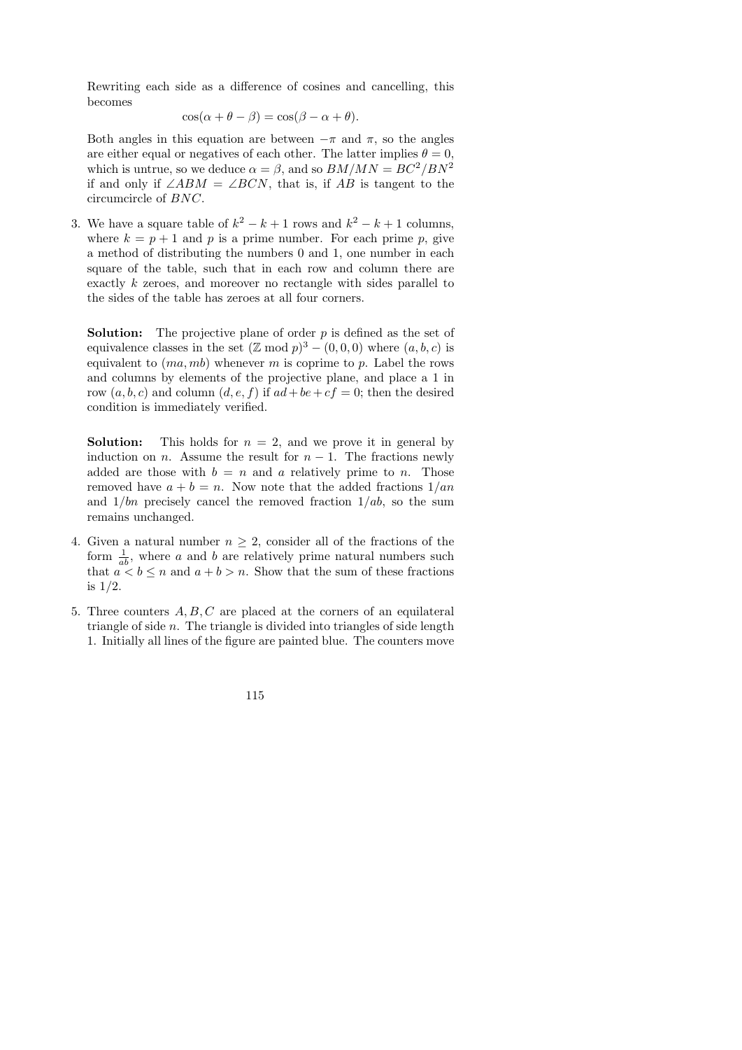Rewriting each side as a difference of cosines and cancelling, this becomes

$$\cos(\alpha + \theta - \beta) = \cos(\beta - \alpha + \theta).$$

Both angles in this equation are between $-\pi$ and $\pi$, so the angles are either equal or negatives of each other. The latter implies $\theta = 0$, which is untrue, so we deduce $\alpha = \beta$, and so $BM/MN = BC^2/BN^2$ if and only if $\angle ABM = \angle BCN$, that is, if $AB$ is tangent to the circumcircle of $BNC$.

3. We have a square table of $k^2 - k + 1$ rows and $k^2 - k + 1$ columns, where $k = p + 1$ and $p$ is a prime number. For each prime $p$, give a method of distributing the numbers 0 and 1, one number in each square of the table, such that in each row and column there are exactly $k$ zeroes, and moreover no rectangle with sides parallel to the sides of the table has zeroes at all four corners.

**Solution:** The projective plane of order $p$ is defined as the set of equivalence classes in the set $(\mathbb{Z} \bmod p)^3 - (0,0,0)$ where $(a, b, c)$ is equivalent to $(ma, mb)$ whenever $m$ is coprime to $p$. Label the rows and columns by elements of the projective plane, and place a 1 in row $(a, b, c)$ and column $(d, e, f)$ if $ad + be + cf = 0$; then the desired condition is immediately verified.

**Solution:** This holds for $n = 2$, and we prove it in general by induction on $n$. Assume the result for $n - 1$. The fractions newly added are those with $b = n$ and $a$ relatively prime to $n$. Those removed have $a + b = n$. Now note that the added fractions $1/an$ and $1/bn$ precisely cancel the removed fraction $1/ab$, so the sum remains unchanged.

4. Given a natural number $n \geq 2$, consider all of the fractions of the form $\frac{1}{ab}$, where $a$ and $b$ are relatively prime natural numbers such that $a < b \leq n$ and $a + b > n$. Show that the sum of these fractions is $1/2$.

5. Three counters $A, B, C$ are placed at the corners of an equilateral triangle of side $n$. The triangle is divided into triangles of side length 1. Initially all lines of the figure are painted blue. The counters move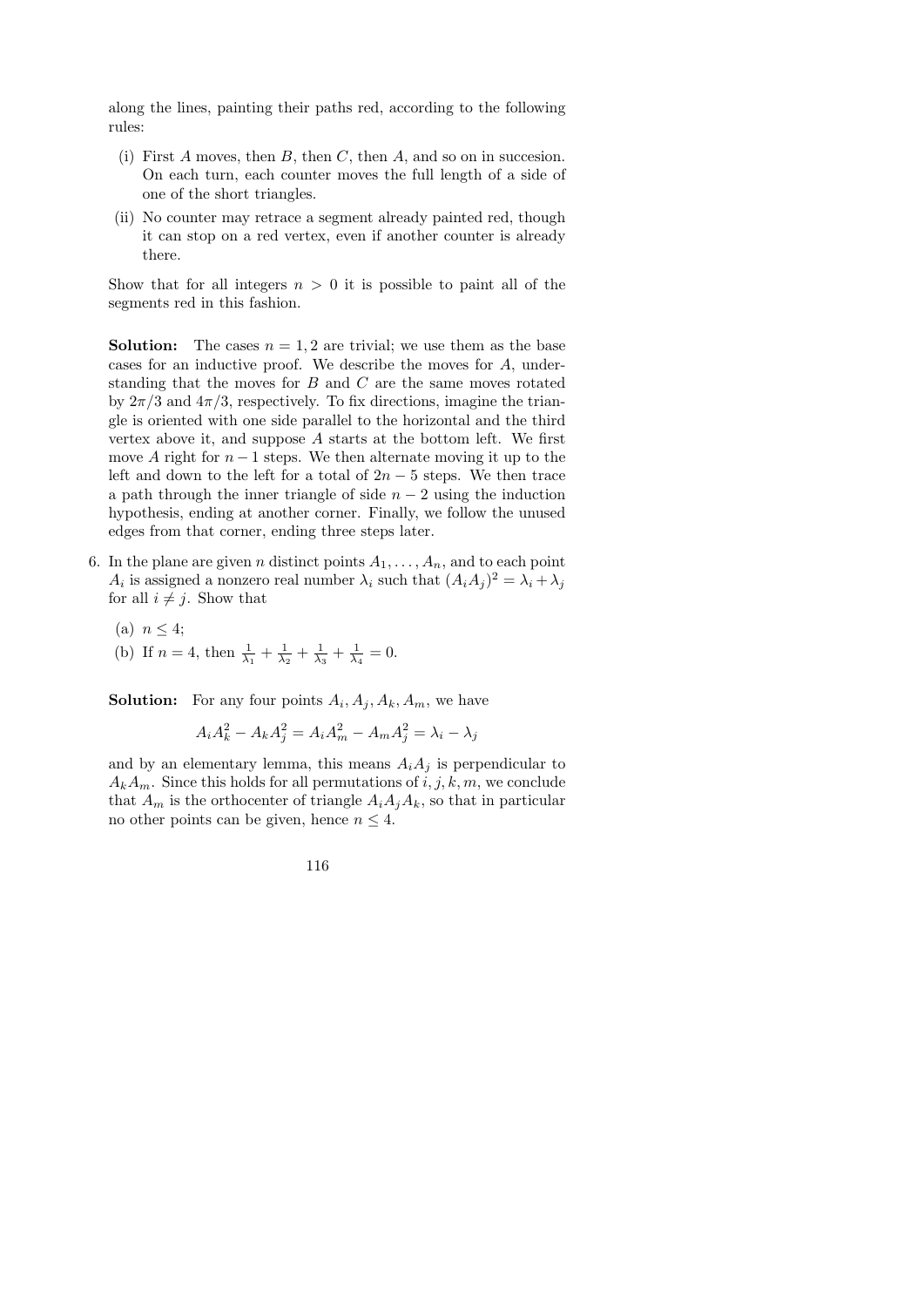along the lines, painting their paths red, according to the following rules:

(i) First $A$ moves, then $B$, then $C$, then $A$, and so on in succesion. On each turn, each counter moves the full length of a side of one of the short triangles.

(ii) No counter may retrace a segment already painted red, though it can stop on a red vertex, even if another counter is already there.

Show that for all integers $n > 0$ it is possible to paint all of the segments red in this fashion.

**Solution:** The cases $n = 1, 2$ are trivial; we use them as the base cases for an inductive proof. We describe the moves for $A$, understanding that the moves for $B$ and $C$ are the same moves rotated by $2\pi/3$ and $4\pi/3$, respectively. To fix directions, imagine the triangle is oriented with one side parallel to the horizontal and the third vertex above it, and suppose $A$ starts at the bottom left. We first move $A$ right for $n-1$ steps. We then alternate moving it up to the left and down to the left for a total of $2n-5$ steps. We then trace a path through the inner triangle of side $n-2$ using the induction hypothesis, ending at another corner. Finally, we follow the unused edges from that corner, ending three steps later.

6. In the plane are given $n$ distinct points $A_1, \ldots, A_n$, and to each point $A_i$ is assigned a nonzero real number $\lambda_i$ such that $(A_iA_j)^2 = \lambda_i + \lambda_j$ for all $i \neq j$. Show that

   (a) $n \leq 4$;

   (b) If $n = 4$, then $\frac{1}{\lambda_1} + \frac{1}{\lambda_2} + \frac{1}{\lambda_3} + \frac{1}{\lambda_4} = 0$.

**Solution:** For any four points $A_i, A_j, A_k, A_m$, we have

$$A_iA_k^2 - A_kA_j^2 = A_iA_m^2 - A_mA_j^2 = \lambda_i - \lambda_j$$

and by an elementary lemma, this means $A_iA_j$ is perpendicular to $A_kA_m$. Since this holds for all permutations of $i, j, k, m$, we conclude that $A_m$ is the orthocenter of triangle $A_iA_jA_k$, so that in particular no other points can be given, hence $n \leq 4$.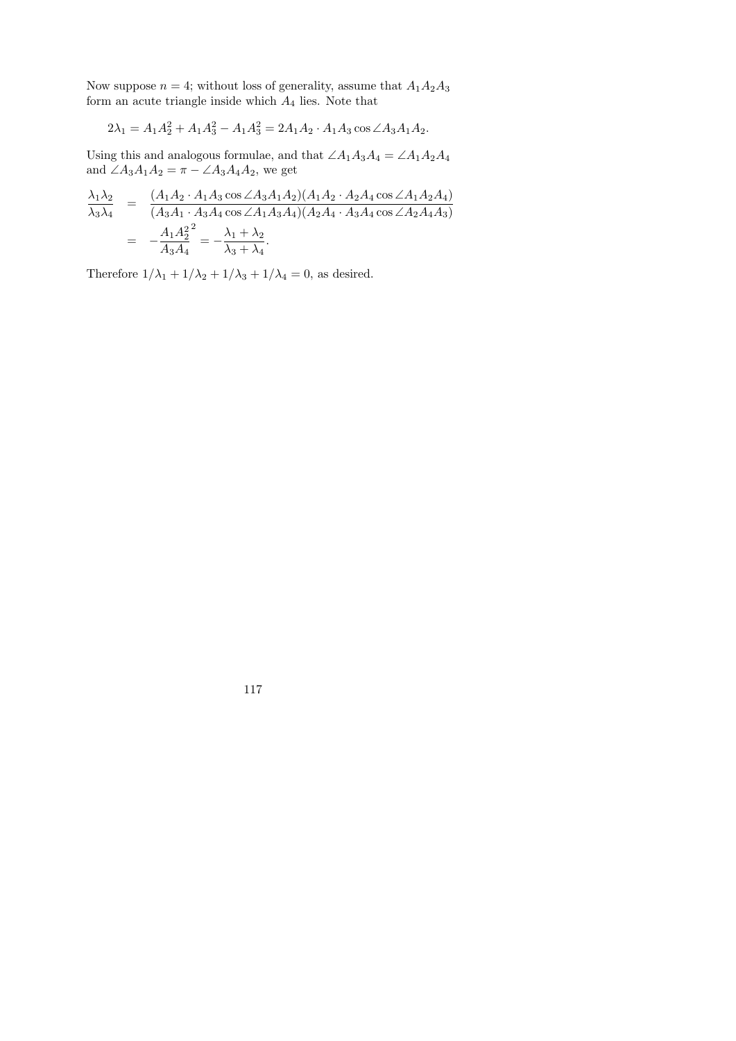Now suppose $n = 4$; without loss of generality, assume that $A_1A_2A_3$ form an acute triangle inside which $A_4$ lies. Note that

$$2\lambda_1 = A_1A_2^2 + A_1A_3^2 - A_1A_3^2 = 2A_1A_2 \cdot A_1A_3 \cos\angle A_3A_1A_2.$$

Using this and analogous formulae, and that $\angle A_1A_3A_4 = \angle A_1A_2A_4$ and $\angle A_3A_1A_2 = \pi - \angle A_3A_4A_2$, we get

$$\begin{aligned}
\frac{\lambda_1\lambda_2}{\lambda_3\lambda_4} &= \frac{(A_1A_2 \cdot A_1A_3 \cos\angle A_3A_1A_2)(A_1A_2 \cdot A_2A_4 \cos\angle A_1A_2A_4)}{(A_3A_1 \cdot A_3A_4 \cos\angle A_1A_3A_4)(A_2A_4 \cdot A_3A_4 \cos\angle A_2A_4A_3)} \\
&= -\frac{A_1A_2^2}{A_3A_4}^2 = -\frac{\lambda_1 + \lambda_2}{\lambda_3 + \lambda_4}.
\end{aligned}$$

Therefore $1/\lambda_1 + 1/\lambda_2 + 1/\lambda_3 + 1/\lambda_4 = 0$, as desired.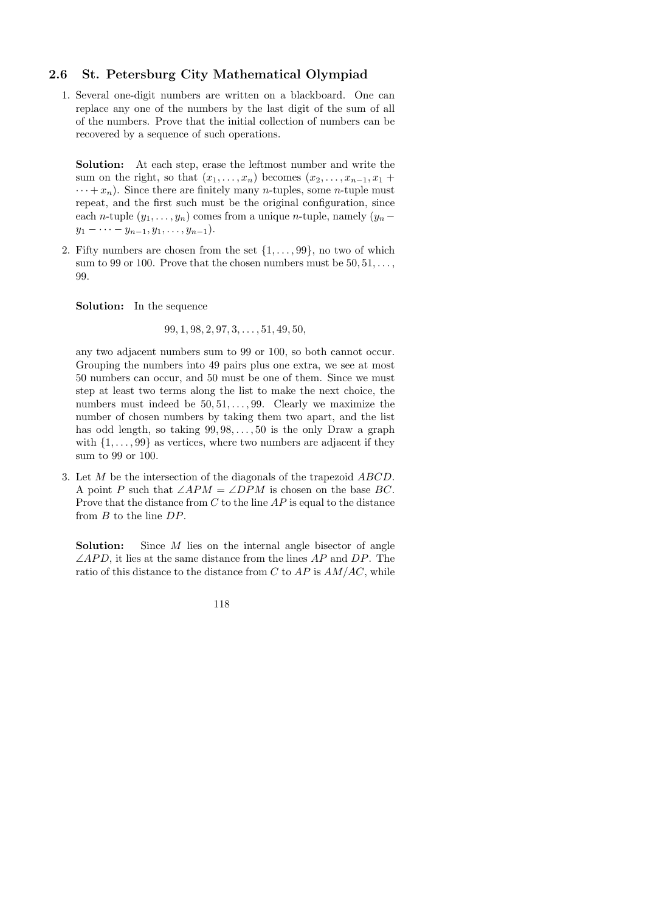## 2.6 St. Petersburg City Mathematical Olympiad

1. Several one-digit numbers are written on a blackboard. One can replace any one of the numbers by the last digit of the sum of all of the numbers. Prove that the initial collection of numbers can be recovered by a sequence of such operations.

   **Solution:** At each step, erase the leftmost number and write the sum on the right, so that $(x_1, \ldots, x_n)$ becomes $(x_2, \ldots, x_{n-1}, x_1 + \cdots + x_n)$. Since there are finitely many $n$-tuples, some $n$-tuple must repeat, and the first such must be the original configuration, since each $n$-tuple $(y_1, \ldots, y_n)$ comes from a unique $n$-tuple, namely $(y_n - y_1 - \cdots - y_{n-1}, y_1, \ldots, y_{n-1})$.

2. Fifty numbers are chosen from the set $\{1, \ldots, 99\}$, no two of which sum to 99 or 100. Prove that the chosen numbers must be $50, 51, \ldots, 99$.

   **Solution:** In the sequence

   $$99, 1, 98, 2, 97, 3, \ldots, 51, 49, 50,$$

   any two adjacent numbers sum to 99 or 100, so both cannot occur. Grouping the numbers into 49 pairs plus one extra, we see at most 50 numbers can occur, and 50 must be one of them. Since we must step at least two terms along the list to make the next choice, the numbers must indeed be $50, 51, \ldots, 99$. Clearly we maximize the number of chosen numbers by taking them two apart, and the list has odd length, so taking $99, 98, \ldots, 50$ is the only Draw a graph with $\{1, \ldots, 99\}$ as vertices, where two numbers are adjacent if they sum to 99 or 100.

3. Let $M$ be the intersection of the diagonals of the trapezoid $ABCD$. A point $P$ such that $\angle APM = \angle DPM$ is chosen on the base $BC$. Prove that the distance from $C$ to the line $AP$ is equal to the distance from $B$ to the line $DP$.

   **Solution:** Since $M$ lies on the internal angle bisector of angle $\angle APD$, it lies at the same distance from the lines $AP$ and $DP$. The ratio of this distance to the distance from $C$ to $AP$ is $AM/AC$, while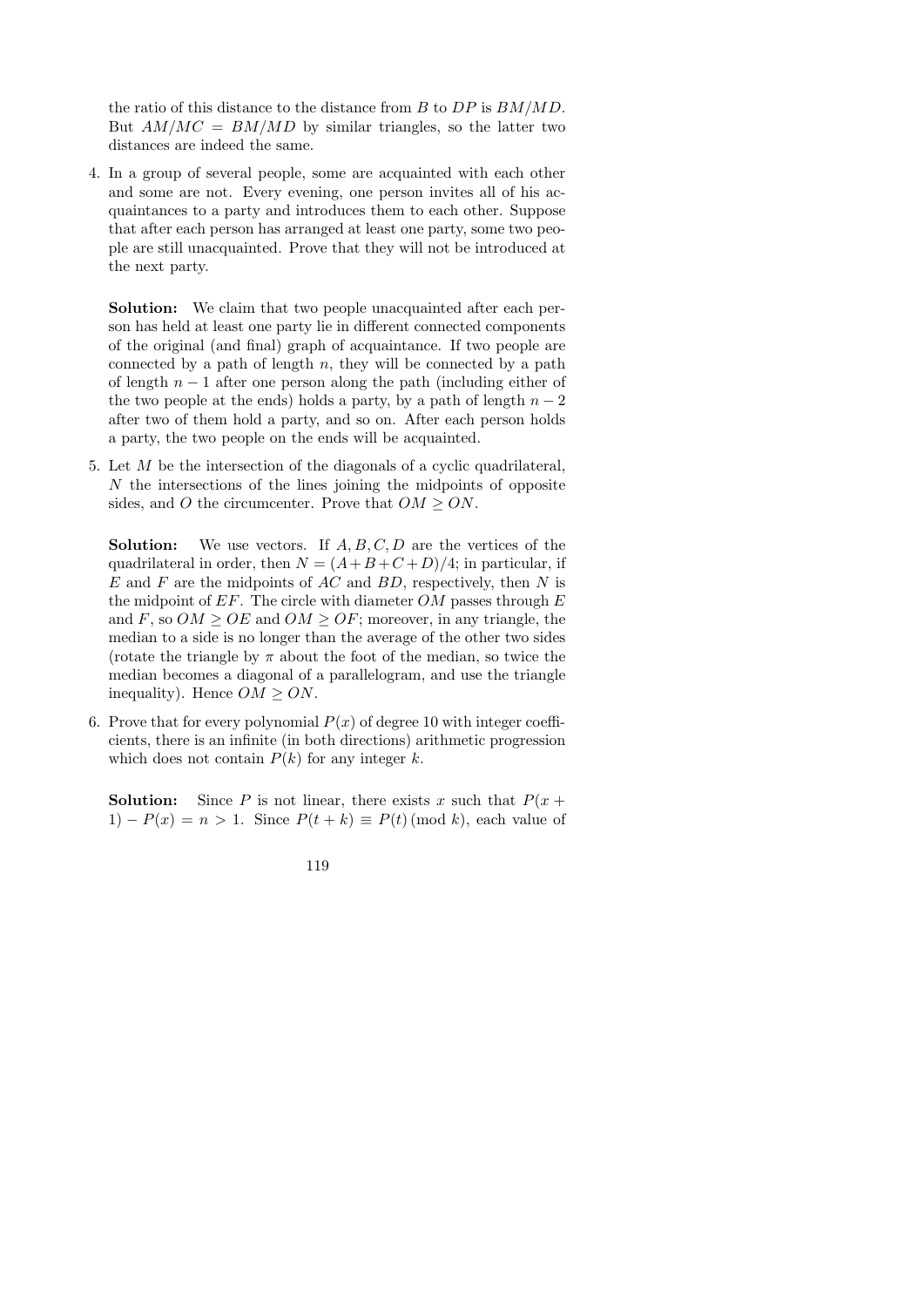the ratio of this distance to the distance from $B$ to $DP$ is $BM/MD$. But $AM/MC = BM/MD$ by similar triangles, so the latter two distances are indeed the same.

4. In a group of several people, some are acquainted with each other and some are not. Every evening, one person invites all of his acquaintances to a party and introduces them to each other. Suppose that after each person has arranged at least one party, some two people are still unacquainted. Prove that they will not be introduced at the next party.

   **Solution:** We claim that two people unacquainted after each person has held at least one party lie in different connected components of the original (and final) graph of acquaintance. If two people are connected by a path of length $n$, they will be connected by a path of length $n-1$ after one person along the path (including either of the two people at the ends) holds a party, by a path of length $n-2$ after two of them hold a party, and so on. After each person holds a party, the two people on the ends will be acquainted.

5. Let $M$ be the intersection of the diagonals of a cyclic quadrilateral, $N$ the intersections of the lines joining the midpoints of opposite sides, and $O$ the circumcenter. Prove that $OM \geq ON$.

   **Solution:** We use vectors. If $A, B, C, D$ are the vertices of the quadrilateral in order, then $N = (A+B+C+D)/4$; in particular, if $E$ and $F$ are the midpoints of $AC$ and $BD$, respectively, then $N$ is the midpoint of $EF$. The circle with diameter $OM$ passes through $E$ and $F$, so $OM \geq OE$ and $OM \geq OF$; moreover, in any triangle, the median to a side is no longer than the average of the other two sides (rotate the triangle by $\pi$ about the foot of the median, so twice the median becomes a diagonal of a parallelogram, and use the triangle inequality). Hence $OM \geq ON$.

6. Prove that for every polynomial $P(x)$ of degree 10 with integer coefficients, there is an infinite (in both directions) arithmetic progression which does not contain $P(k)$ for any integer $k$.

   **Solution:** Since $P$ is not linear, there exists $x$ such that $P(x+1) - P(x) = n > 1$. Since $P(t+k) \equiv P(t) \pmod{k}$, each value of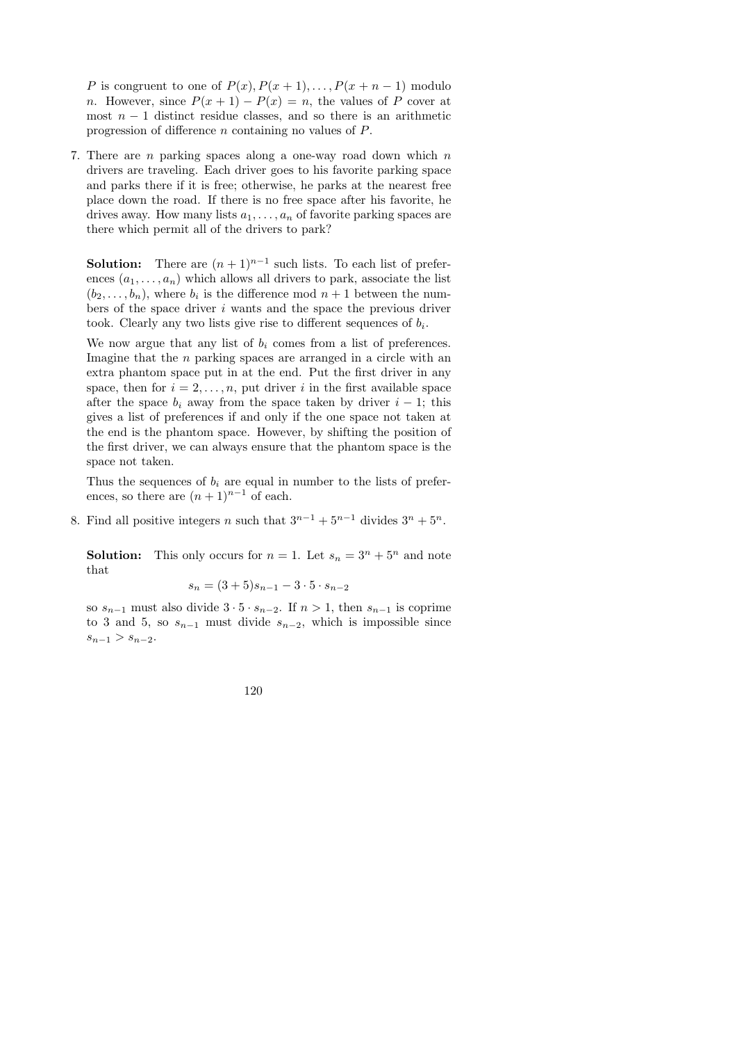$P$ is congruent to one of $P(x), P(x+1), \ldots, P(x+n-1)$ modulo $n$. However, since $P(x+1) - P(x) = n$, the values of $P$ cover at most $n-1$ distinct residue classes, and so there is an arithmetic progression of difference $n$ containing no values of $P$.

7. There are $n$ parking spaces along a one-way road down which $n$ drivers are traveling. Each driver goes to his favorite parking space and parks there if it is free; otherwise, he parks at the nearest free place down the road. If there is no free space after his favorite, he drives away. How many lists $a_1, \ldots, a_n$ of favorite parking spaces are there which permit all of the drivers to park?

   **Solution:** There are $(n+1)^{n-1}$ such lists. To each list of preferences $(a_1, \ldots, a_n)$ which allows all drivers to park, associate the list $(b_2, \ldots, b_n)$, where $b_i$ is the difference mod $n+1$ between the numbers of the space driver $i$ wants and the space the previous driver took. Clearly any two lists give rise to different sequences of $b_i$.

   We now argue that any list of $b_i$ comes from a list of preferences. Imagine that the $n$ parking spaces are arranged in a circle with an extra phantom space put in at the end. Put the first driver in any space, then for $i = 2, \ldots, n$, put driver $i$ in the first available space after the space $b_i$ away from the space taken by driver $i-1$; this gives a list of preferences if and only if the one space not taken at the end is the phantom space. However, by shifting the position of the first driver, we can always ensure that the phantom space is the space not taken.

   Thus the sequences of $b_i$ are equal in number to the lists of preferences, so there are $(n+1)^{n-1}$ of each.

8. Find all positive integers $n$ such that $3^{n-1} + 5^{n-1}$ divides $3^n + 5^n$.

   **Solution:** This only occurs for $n = 1$. Let $s_n = 3^n + 5^n$ and note that

   $$s_n = (3+5)s_{n-1} - 3 \cdot 5 \cdot s_{n-2}$$

   so $s_{n-1}$ must also divide $3 \cdot 5 \cdot s_{n-2}$. If $n > 1$, then $s_{n-1}$ is coprime to 3 and 5, so $s_{n-1}$ must divide $s_{n-2}$, which is impossible since $s_{n-1} > s_{n-2}$.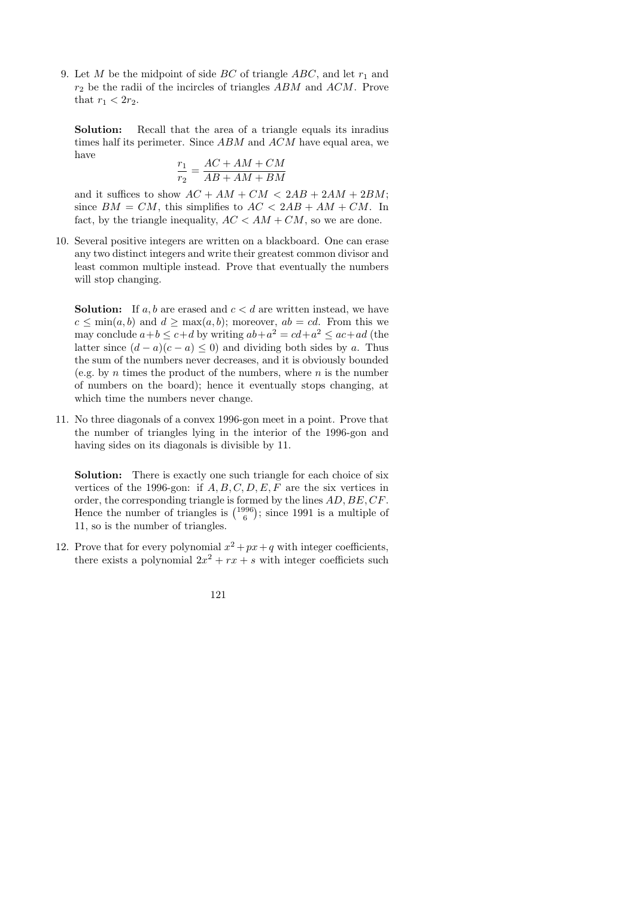9. Let $M$ be the midpoint of side $BC$ of triangle $ABC$, and let $r_1$ and $r_2$ be the radii of the incircles of triangles $ABM$ and $ACM$. Prove that $r_1 < 2r_2$.

   **Solution:** Recall that the area of a triangle equals its inradius times half its perimeter. Since $ABM$ and $ACM$ have equal area, we have

   $$\frac{r_1}{r_2} = \frac{AC + AM + CM}{AB + AM + BM}$$

   and it suffices to show $AC + AM + CM < 2AB + 2AM + 2BM$; since $BM = CM$, this simplifies to $AC < 2AB + AM + CM$. In fact, by the triangle inequality, $AC < AM + CM$, so we are done.

10. Several positive integers are written on a blackboard. One can erase any two distinct integers and write their greatest common divisor and least common multiple instead. Prove that eventually the numbers will stop changing.

    **Solution:** If $a, b$ are erased and $c < d$ are written instead, we have $c \leq \min(a, b)$ and $d \geq \max(a, b)$; moreover, $ab = cd$. From this we may conclude $a + b \leq c + d$ by writing $ab + a^2 = cd + a^2 \leq ac + ad$ (the latter since $(d - a)(c - a) \leq 0$) and dividing both sides by $a$. Thus the sum of the numbers never decreases, and it is obviously bounded (e.g. by $n$ times the product of the numbers, where $n$ is the number of numbers on the board); hence it eventually stops changing, at which time the numbers never change.

11. No three diagonals of a convex 1996-gon meet in a point. Prove that the number of triangles lying in the interior of the 1996-gon and having sides on its diagonals is divisible by 11.

    **Solution:** There is exactly one such triangle for each choice of six vertices of the 1996-gon: if $A, B, C, D, E, F$ are the six vertices in order, the corresponding triangle is formed by the lines $AD, BE, CF$. Hence the number of triangles is $\binom{1996}{6}$; since 1991 is a multiple of 11, so is the number of triangles.

12. Prove that for every polynomial $x^2 + px + q$ with integer coefficients, there exists a polynomial $2x^2 + rx + s$ with integer coefficiets such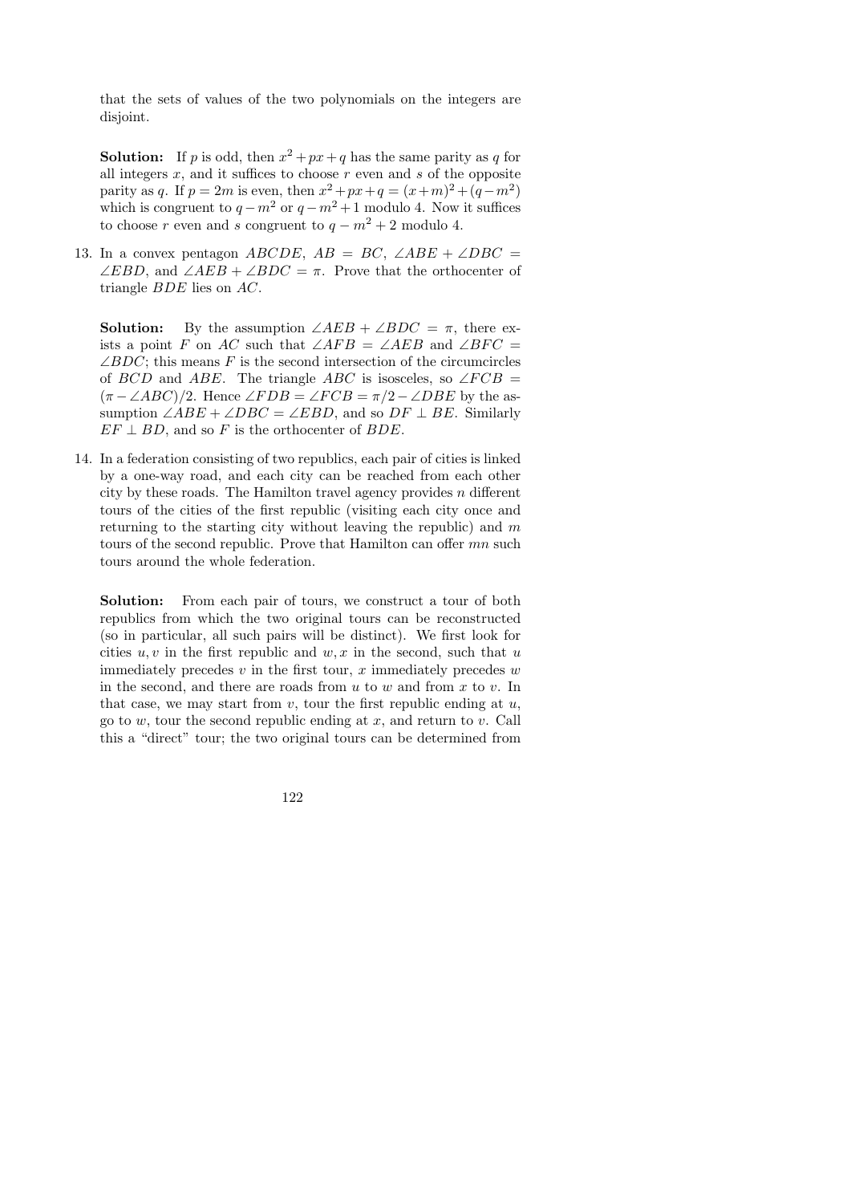that the sets of values of the two polynomials on the integers are disjoint.

**Solution:** If $p$ is odd, then $x^2 + px + q$ has the same parity as $q$ for all integers $x$, and it suffices to choose $r$ even and $s$ of the opposite parity as $q$. If $p = 2m$ is even, then $x^2 + px + q = (x+m)^2 + (q - m^2)$ which is congruent to $q - m^2$ or $q - m^2 + 1$ modulo 4. Now it suffices to choose $r$ even and $s$ congruent to $q - m^2 + 2$ modulo 4.

13. In a convex pentagon $ABCDE$, $AB = BC$, $\angle ABE + \angle DBC = \angle EBD$, and $\angle AEB + \angle BDC = \pi$. Prove that the orthocenter of triangle $BDE$ lies on $AC$.

**Solution:** By the assumption $\angle AEB + \angle BDC = \pi$, there exists a point $F$ on $AC$ such that $\angle AFB = \angle AEB$ and $\angle BFC = \angle BDC$; this means $F$ is the second intersection of the circumcircles of $BCD$ and $ABE$. The triangle $ABC$ is isosceles, so $\angle FCB = (\pi - \angle ABC)/2$. Hence $\angle FDB = \angle FCB = \pi/2 - \angle DBE$ by the assumption $\angle ABE + \angle DBC = \angle EBD$, and so $DF \perp BE$. Similarly $EF \perp BD$, and so $F$ is the orthocenter of $BDE$.

14. In a federation consisting of two republics, each pair of cities is linked by a one-way road, and each city can be reached from each other city by these roads. The Hamilton travel agency provides $n$ different tours of the cities of the first republic (visiting each city once and returning to the starting city without leaving the republic) and $m$ tours of the second republic. Prove that Hamilton can offer $mn$ such tours around the whole federation.

**Solution:** From each pair of tours, we construct a tour of both republics from which the two original tours can be reconstructed (so in particular, all such pairs will be distinct). We first look for cities $u, v$ in the first republic and $w, x$ in the second, such that $u$ immediately precedes $v$ in the first tour, $x$ immediately precedes $w$ in the second, and there are roads from $u$ to $w$ and from $x$ to $v$. In that case, we may start from $v$, tour the first republic ending at $u$, go to $w$, tour the second republic ending at $x$, and return to $v$. Call this a "direct" tour; the two original tours can be determined from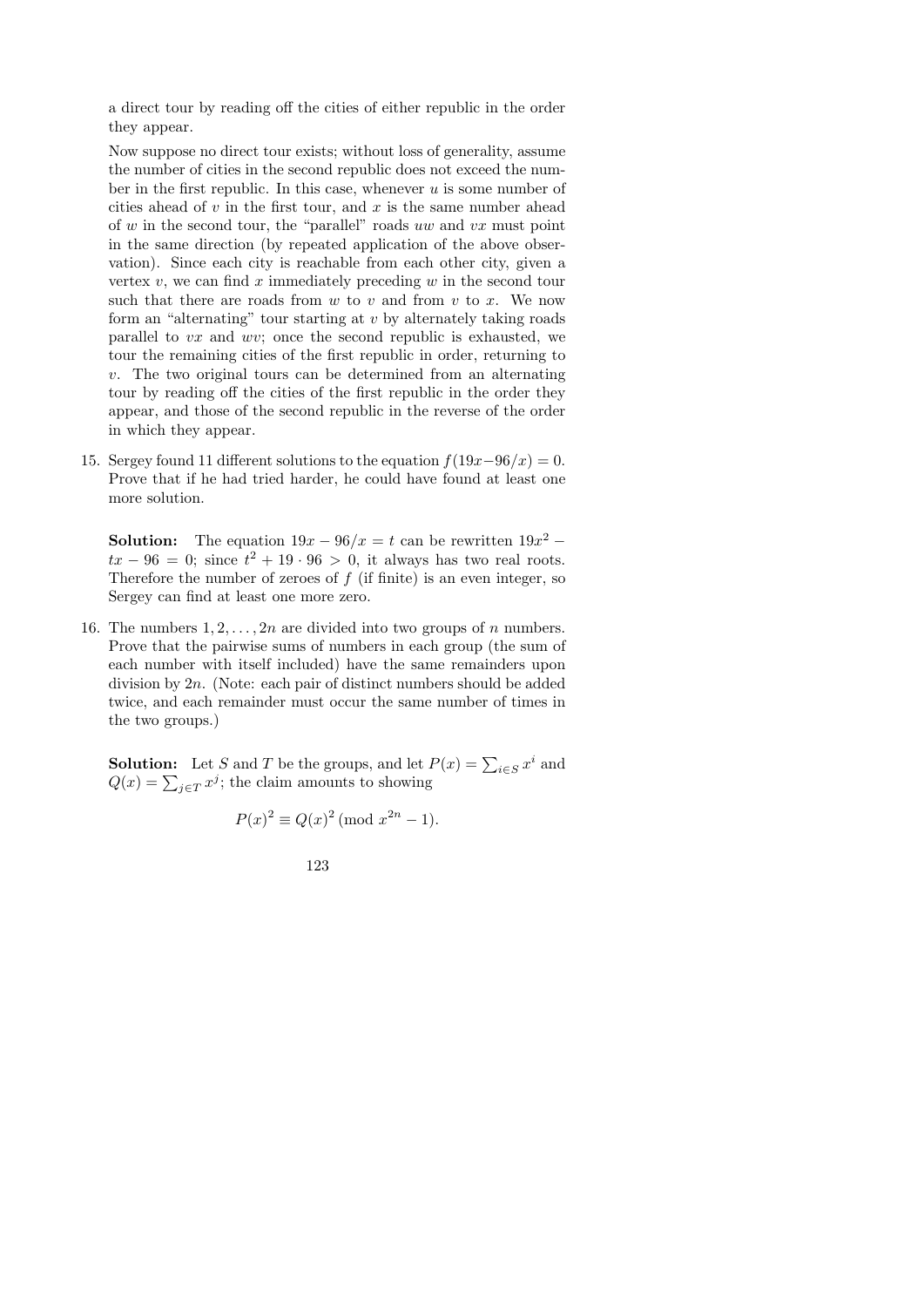a direct tour by reading off the cities of either republic in the order they appear.

Now suppose no direct tour exists; without loss of generality, assume the number of cities in the second republic does not exceed the number in the first republic. In this case, whenever $u$ is some number of cities ahead of $v$ in the first tour, and $x$ is the same number ahead of $w$ in the second tour, the "parallel" roads $uw$ and $vx$ must point in the same direction (by repeated application of the above observation). Since each city is reachable from each other city, given a vertex $v$, we can find $x$ immediately preceding $w$ in the second tour such that there are roads from $w$ to $v$ and from $v$ to $x$. We now form an "alternating" tour starting at $v$ by alternately taking roads parallel to $vx$ and $wv$; once the second republic is exhausted, we tour the remaining cities of the first republic in order, returning to $v$. The two original tours can be determined from an alternating tour by reading off the cities of the first republic in the order they appear, and those of the second republic in the reverse of the order in which they appear.

15. Sergey found 11 different solutions to the equation $f(19x-96/x) = 0$. Prove that if he had tried harder, he could have found at least one more solution.

    **Solution:** The equation $19x - 96/x = t$ can be rewritten $19x^2 - tx - 96 = 0$; since $t^2 + 19 \cdot 96 > 0$, it always has two real roots. Therefore the number of zeroes of $f$ (if finite) is an even integer, so Sergey can find at least one more zero.

16. The numbers $1, 2, \ldots, 2n$ are divided into two groups of $n$ numbers. Prove that the pairwise sums of numbers in each group (the sum of each number with itself included) have the same remainders upon division by $2n$. (Note: each pair of distinct numbers should be added twice, and each remainder must occur the same number of times in the two groups.)

    **Solution:** Let $S$ and $T$ be the groups, and let $P(x) = \sum_{i \in S} x^i$ and $Q(x) = \sum_{j \in T} x^j$; the claim amounts to showing

    $$P(x)^2 \equiv Q(x)^2 \pmod{x^{2n} - 1}.$$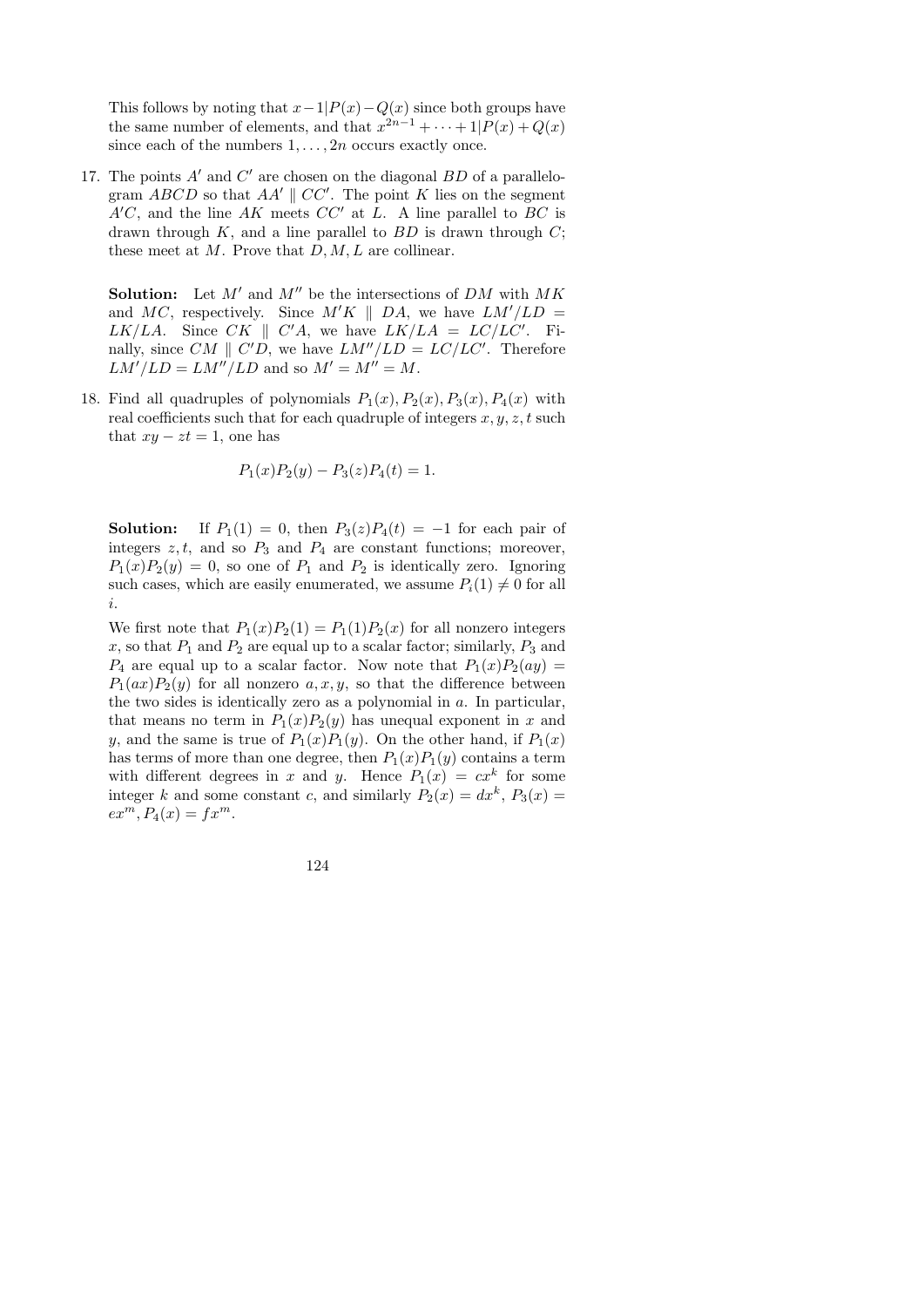This follows by noting that $x-1|P(x)-Q(x)$ since both groups have the same number of elements, and that $x^{2n-1}+\cdots+1|P(x)+Q(x)$ since each of the numbers $1,\ldots,2n$ occurs exactly once.

17. The points $A'$ and $C'$ are chosen on the diagonal $BD$ of a parallelogram $ABCD$ so that $AA' \parallel CC'$. The point $K$ lies on the segment $A'C$, and the line $AK$ meets $CC'$ at $L$. A line parallel to $BC$ is drawn through $K$, and a line parallel to $BD$ is drawn through $C$; these meet at $M$. Prove that $D, M, L$ are collinear.

   **Solution:** Let $M'$ and $M''$ be the intersections of $DM$ with $MK$ and $MC$, respectively. Since $M'K \parallel DA$, we have $LM'/LD = LK/LA$. Since $CK \parallel C'A$, we have $LK/LA = LC/LC'$. Finally, since $CM \parallel C'D$, we have $LM''/LD = LC/LC'$. Therefore $LM'/LD = LM''/LD$ and so $M' = M'' = M$.

18. Find all quadruples of polynomials $P_1(x), P_2(x), P_3(x), P_4(x)$ with real coefficients such that for each quadruple of integers $x, y, z, t$ such that $xy - zt = 1$, one has

$$P_1(x)P_2(y) - P_3(z)P_4(t) = 1.$$

   **Solution:** If $P_1(1) = 0$, then $P_3(z)P_4(t) = -1$ for each pair of integers $z, t$, and so $P_3$ and $P_4$ are constant functions; moreover, $P_1(x)P_2(y) = 0$, so one of $P_1$ and $P_2$ is identically zero. Ignoring such cases, which are easily enumerated, we assume $P_i(1) \neq 0$ for all $i$.

   We first note that $P_1(x)P_2(1) = P_1(1)P_2(x)$ for all nonzero integers $x$, so that $P_1$ and $P_2$ are equal up to a scalar factor; similarly, $P_3$ and $P_4$ are equal up to a scalar factor. Now note that $P_1(x)P_2(ay) = P_1(ax)P_2(y)$ for all nonzero $a, x, y$, so that the difference between the two sides is identically zero as a polynomial in $a$. In particular, that means no term in $P_1(x)P_2(y)$ has unequal exponent in $x$ and $y$, and the same is true of $P_1(x)P_1(y)$. On the other hand, if $P_1(x)$ has terms of more than one degree, then $P_1(x)P_1(y)$ contains a term with different degrees in $x$ and $y$. Hence $P_1(x) = cx^k$ for some integer $k$ and some constant $c$, and similarly $P_2(x) = dx^k$, $P_3(x) = ex^m$, $P_4(x) = fx^m$.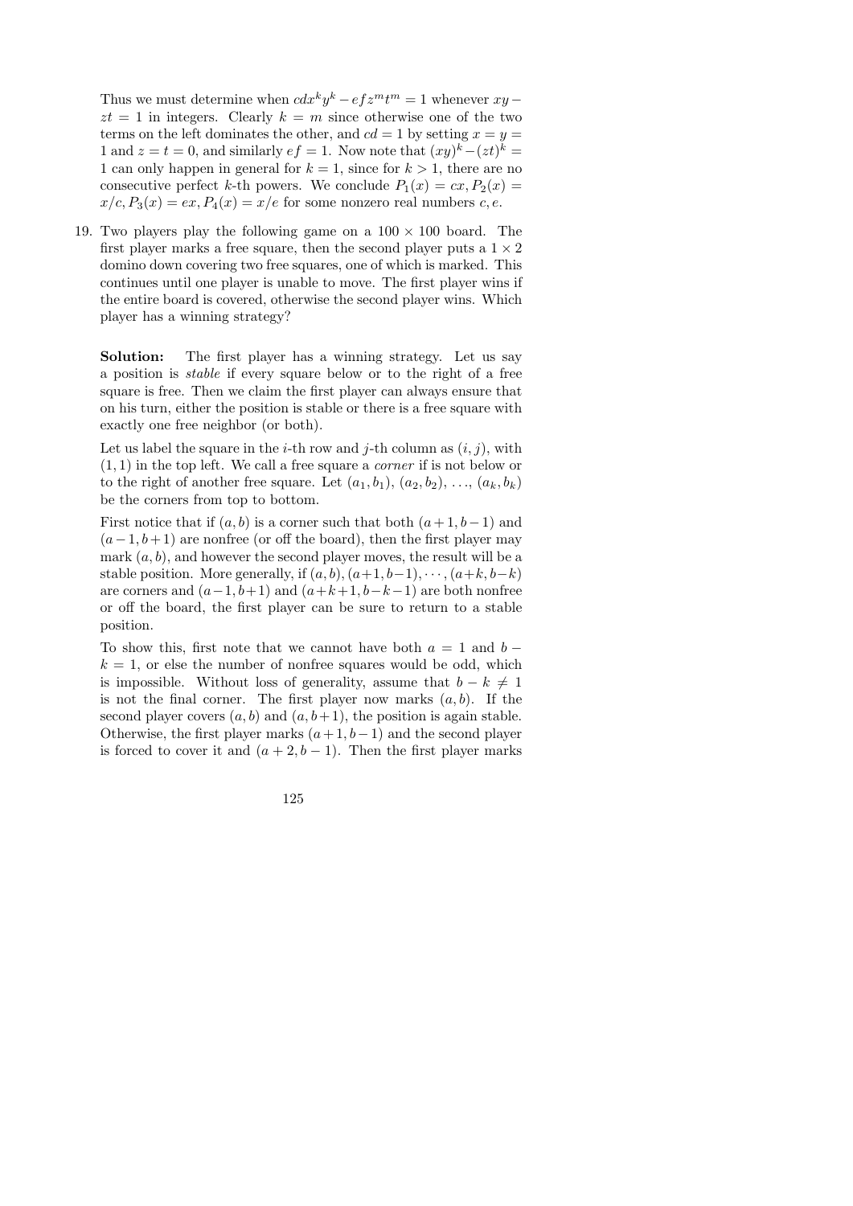Thus we must determine when $cdx^ky^k - efz^mt^m = 1$ whenever $xy - zt = 1$ in integers. Clearly $k = m$ since otherwise one of the two terms on the left dominates the other, and $cd = 1$ by setting $x = y = 1$ and $z = t = 0$, and similarly $ef = 1$. Now note that $(xy)^k - (zt)^k = 1$ can only happen in general for $k = 1$, since for $k > 1$, there are no consecutive perfect $k$-th powers. We conclude $P_1(x) = cx, P_2(x) = x/c, P_3(x) = ex, P_4(x) = x/e$ for some nonzero real numbers $c, e$.

19. Two players play the following game on a $100 \times 100$ board. The first player marks a free square, then the second player puts a $1 \times 2$ domino down covering two free squares, one of which is marked. This continues until one player is unable to move. The first player wins if the entire board is covered, otherwise the second player wins. Which player has a winning strategy?

 **Solution:** The first player has a winning strategy. Let us say a position is *stable* if every square below or to the right of a free square is free. Then we claim the first player can always ensure that on his turn, either the position is stable or there is a free square with exactly one free neighbor (or both).

 Let us label the square in the $i$-th row and $j$-th column as $(i, j)$, with $(1, 1)$ in the top left. We call a free square a *corner* if is not below or to the right of another free square. Let $(a_1, b_1)$, $(a_2, b_2)$, $\ldots$, $(a_k, b_k)$ be the corners from top to bottom.

 First notice that if $(a, b)$ is a corner such that both $(a+1, b-1)$ and $(a-1, b+1)$ are nonfree (or off the board), then the first player may mark $(a, b)$, and however the second player moves, the result will be a stable position. More generally, if $(a, b), (a+1, b-1), \cdots, (a+k, b-k)$ are corners and $(a-1, b+1)$ and $(a+k+1, b-k-1)$ are both nonfree or off the board, the first player can be sure to return to a stable position.

 To show this, first note that we cannot have both $a = 1$ and $b - k = 1$, or else the number of nonfree squares would be odd, which is impossible. Without loss of generality, assume that $b - k \neq 1$ is not the final corner. The first player now marks $(a, b)$. If the second player covers $(a, b)$ and $(a, b+1)$, the position is again stable. Otherwise, the first player marks $(a+1, b-1)$ and the second player is forced to cover it and $(a+2, b-1)$. Then the first player marks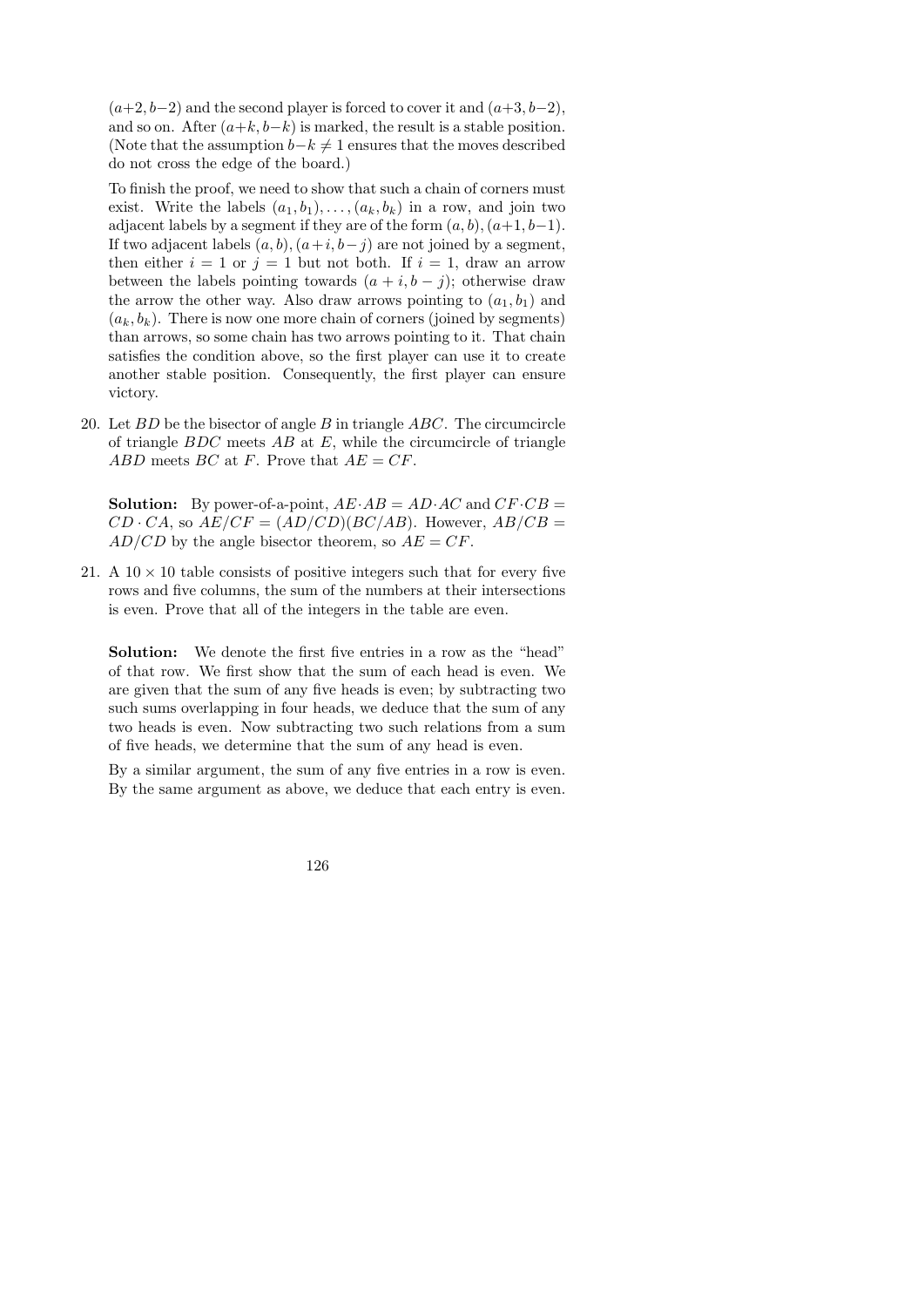$(a+2, b-2)$ and the second player is forced to cover it and $(a+3, b-2)$, and so on. After $(a+k, b-k)$ is marked, the result is a stable position. (Note that the assumption $b-k \neq 1$ ensures that the moves described do not cross the edge of the board.)

To finish the proof, we need to show that such a chain of corners must exist. Write the labels $(a_1, b_1), \ldots, (a_k, b_k)$ in a row, and join two adjacent labels by a segment if they are of the form $(a, b), (a+1, b-1)$. If two adjacent labels $(a, b), (a+i, b-j)$ are not joined by a segment, then either $i = 1$ or $j = 1$ but not both. If $i = 1$, draw an arrow between the labels pointing towards $(a+i, b-j)$; otherwise draw the arrow the other way. Also draw arrows pointing to $(a_1, b_1)$ and $(a_k, b_k)$. There is now one more chain of corners (joined by segments) than arrows, so some chain has two arrows pointing to it. That chain satisfies the condition above, so the first player can use it to create another stable position. Consequently, the first player can ensure victory.

20. Let $BD$ be the bisector of angle $B$ in triangle $ABC$. The circumcircle of triangle $BDC$ meets $AB$ at $E$, while the circumcircle of triangle $ABD$ meets $BC$ at $F$. Prove that $AE = CF$.

    **Solution:** By power-of-a-point, $AE \cdot AB = AD \cdot AC$ and $CF \cdot CB = CD \cdot CA$, so $AE/CF = (AD/CD)(BC/AB)$. However, $AB/CB = AD/CD$ by the angle bisector theorem, so $AE = CF$.

21. A $10 \times 10$ table consists of positive integers such that for every five rows and five columns, the sum of the numbers at their intersections is even. Prove that all of the integers in the table are even.

    **Solution:** We denote the first five entries in a row as the "head" of that row. We first show that the sum of each head is even. We are given that the sum of any five heads is even; by subtracting two such sums overlapping in four heads, we deduce that the sum of any two heads is even. Now subtracting two such relations from a sum of five heads, we determine that the sum of any head is even.

    By a similar argument, the sum of any five entries in a row is even. By the same argument as above, we deduce that each entry is even.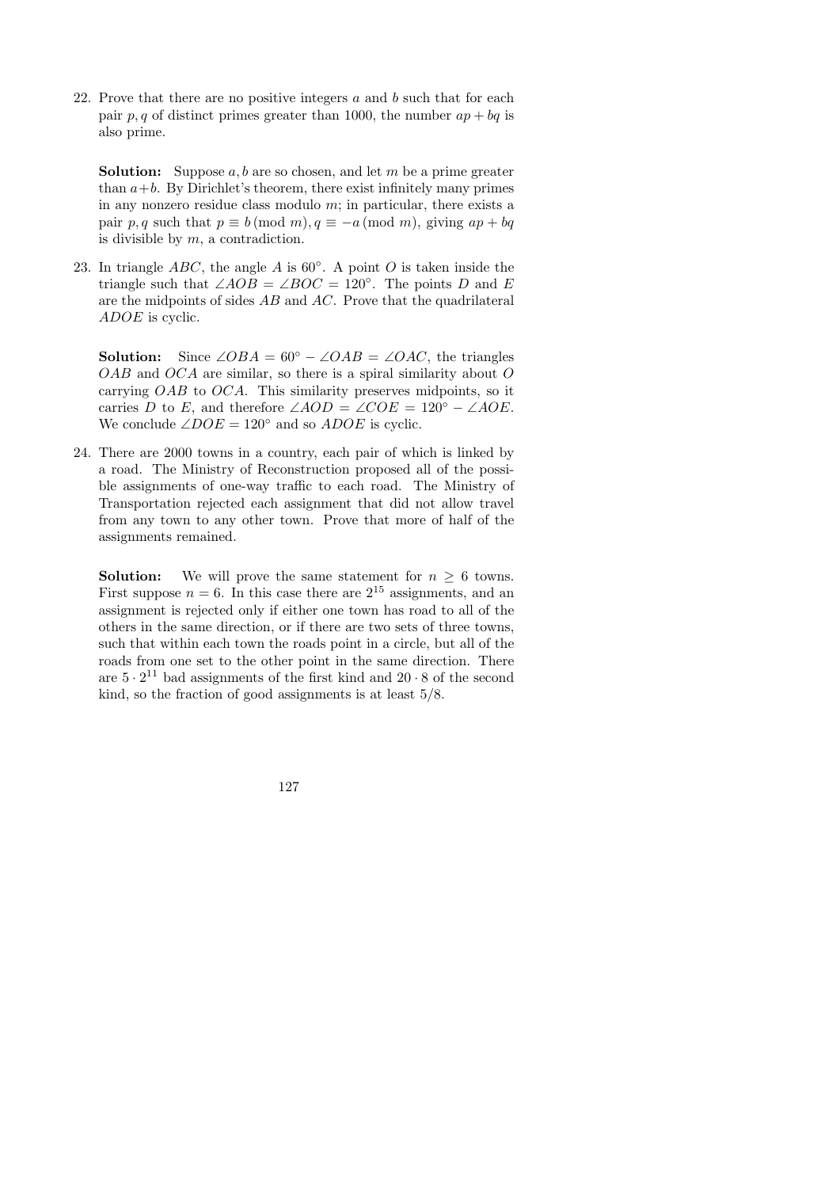22. Prove that there are no positive integers $a$ and $b$ such that for each pair $p, q$ of distinct primes greater than 1000, the number $ap + bq$ is also prime.

    **Solution:** Suppose $a, b$ are so chosen, and let $m$ be a prime greater than $a+b$. By Dirichlet's theorem, there exist infinitely many primes in any nonzero residue class modulo $m$; in particular, there exists a pair $p, q$ such that $p \equiv b \pmod{m}, q \equiv -a \pmod{m}$, giving $ap + bq$ is divisible by $m$, a contradiction.

23. In triangle $ABC$, the angle $A$ is $60^\circ$. A point $O$ is taken inside the triangle such that $\angle AOB = \angle BOC = 120^\circ$. The points $D$ and $E$ are the midpoints of sides $AB$ and $AC$. Prove that the quadrilateral $ADOE$ is cyclic.

    **Solution:** Since $\angle OBA = 60^\circ - \angle OAB = \angle OAC$, the triangles $OAB$ and $OCA$ are similar, so there is a spiral similarity about $O$ carrying $OAB$ to $OCA$. This similarity preserves midpoints, so it carries $D$ to $E$, and therefore $\angle AOD = \angle COE = 120^\circ - \angle AOE$. We conclude $\angle DOE = 120^\circ$ and so $ADOE$ is cyclic.

24. There are 2000 towns in a country, each pair of which is linked by a road. The Ministry of Reconstruction proposed all of the possible assignments of one-way traffic to each road. The Ministry of Transportation rejected each assignment that did not allow travel from any town to any other town. Prove that more of half of the assignments remained.

    **Solution:** We will prove the same statement for $n \geq 6$ towns. First suppose $n = 6$. In this case there are $2^{15}$ assignments, and an assignment is rejected only if either one town has road to all of the others in the same direction, or if there are two sets of three towns, such that within each town the roads point in a circle, but all of the roads from one set to the other point in the same direction. There are $5 \cdot 2^{11}$ bad assignments of the first kind and $20 \cdot 8$ of the second kind, so the fraction of good assignments is at least $5/8$.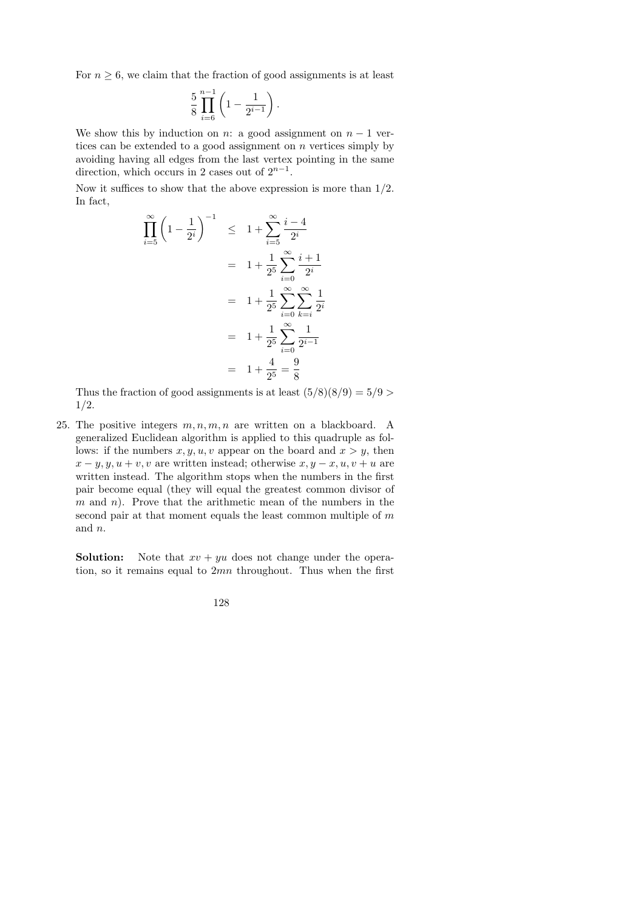For $n \geq 6$, we claim that the fraction of good assignments is at least

$$\frac{5}{8}\prod_{i=6}^{n-1}\left(1 - \frac{1}{2^{i-1}}\right).$$

We show this by induction on $n$: a good assignment on $n-1$ vertices can be extended to a good assignment on $n$ vertices simply by avoiding having all edges from the last vertex pointing in the same direction, which occurs in 2 cases out of $2^{n-1}$.

Now it suffices to show that the above expression is more than $1/2$. In fact,

$$\begin{aligned}
\prod_{i=5}^{\infty}\left(1 - \frac{1}{2^i}\right)^{-1} &\leq 1 + \sum_{i=5}^{\infty}\frac{i-4}{2^i} \\
&= 1 + \frac{1}{2^5}\sum_{i=0}^{\infty}\frac{i+1}{2^i} \\
&= 1 + \frac{1}{2^5}\sum_{i=0}^{\infty}\sum_{k=i}^{\infty}\frac{1}{2^i} \\
&= 1 + \frac{1}{2^5}\sum_{i=0}^{\infty}\frac{1}{2^{i-1}} \\
&= 1 + \frac{4}{2^5} = \frac{9}{8}
\end{aligned}$$

Thus the fraction of good assignments is at least $(5/8)(8/9) = 5/9 > 1/2$.

25. The positive integers $m, n, m, n$ are written on a blackboard. A generalized Euclidean algorithm is applied to this quadruple as follows: if the numbers $x, y, u, v$ appear on the board and $x > y$, then $x - y, y, u + v, v$ are written instead; otherwise $x, y - x, u, v + u$ are written instead. The algorithm stops when the numbers in the first pair become equal (they will equal the greatest common divisor of $m$ and $n$). Prove that the arithmetic mean of the numbers in the second pair at that moment equals the least common multiple of $m$ and $n$.

**Solution:** Note that $xv + yu$ does not change under the operation, so it remains equal to $2mn$ throughout. Thus when the first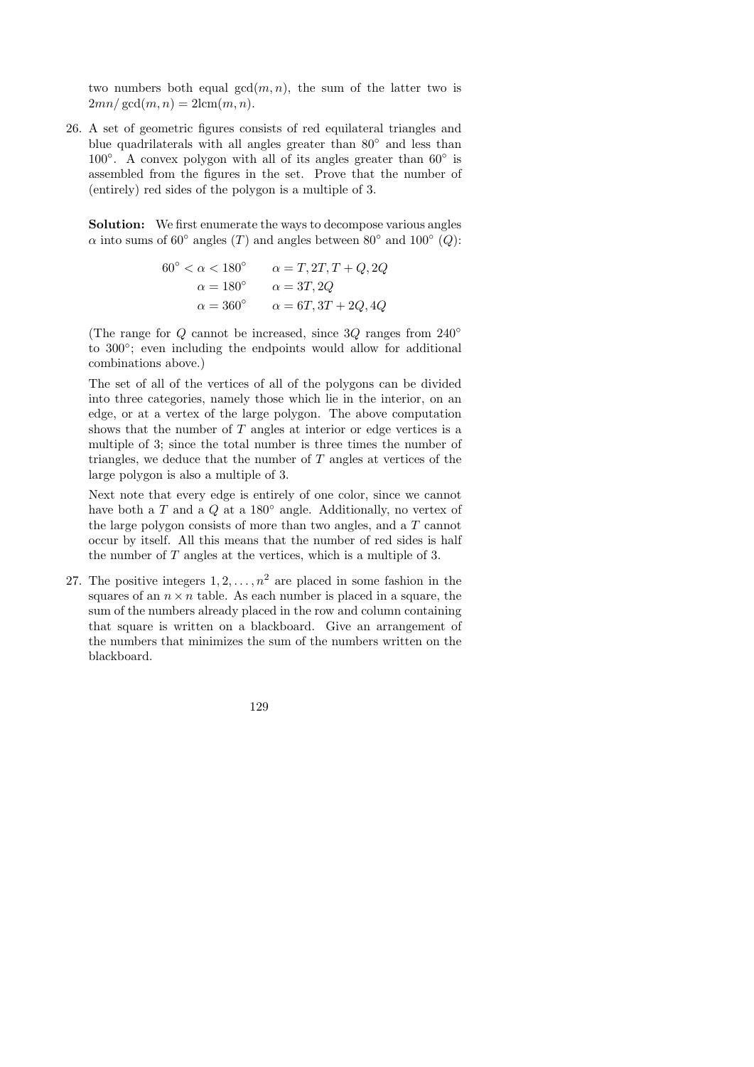two numbers both equal $\gcd(m,n)$, the sum of the latter two is $2mn/\gcd(m,n) = 2\text{lcm}(m,n)$.

26. A set of geometric figures consists of red equilateral triangles and blue quadrilaterals with all angles greater than $80^\circ$ and less than $100^\circ$. A convex polygon with all of its angles greater than $60^\circ$ is assembled from the figures in the set. Prove that the number of (entirely) red sides of the polygon is a multiple of 3.

    **Solution:** We first enumerate the ways to decompose various angles $\alpha$ into sums of $60^\circ$ angles ($T$) and angles between $80^\circ$ and $100^\circ$ ($Q$):

    $$\begin{array}{ll} 60^\circ < \alpha < 180^\circ & \alpha = T, 2T, T+Q, 2Q \\ \alpha = 180^\circ & \alpha = 3T, 2Q \\ \alpha = 360^\circ & \alpha = 6T, 3T+2Q, 4Q \end{array}$$

    (The range for $Q$ cannot be increased, since $3Q$ ranges from $240^\circ$ to $300^\circ$; even including the endpoints would allow for additional combinations above.)

    The set of all of the vertices of all of the polygons can be divided into three categories, namely those which lie in the interior, on an edge, or at a vertex of the large polygon. The above computation shows that the number of $T$ angles at interior or edge vertices is a multiple of 3; since the total number is three times the number of triangles, we deduce that the number of $T$ angles at vertices of the large polygon is also a multiple of 3.

    Next note that every edge is entirely of one color, since we cannot have both a $T$ and a $Q$ at a $180^\circ$ angle. Additionally, no vertex of the large polygon consists of more than two angles, and a $T$ cannot occur by itself. All this means that the number of red sides is half the number of $T$ angles at the vertices, which is a multiple of 3.

27. The positive integers $1, 2, \ldots, n^2$ are placed in some fashion in the squares of an $n \times n$ table. As each number is placed in a square, the sum of the numbers already placed in the row and column containing that square is written on a blackboard. Give an arrangement of the numbers that minimizes the sum of the numbers written on the blackboard.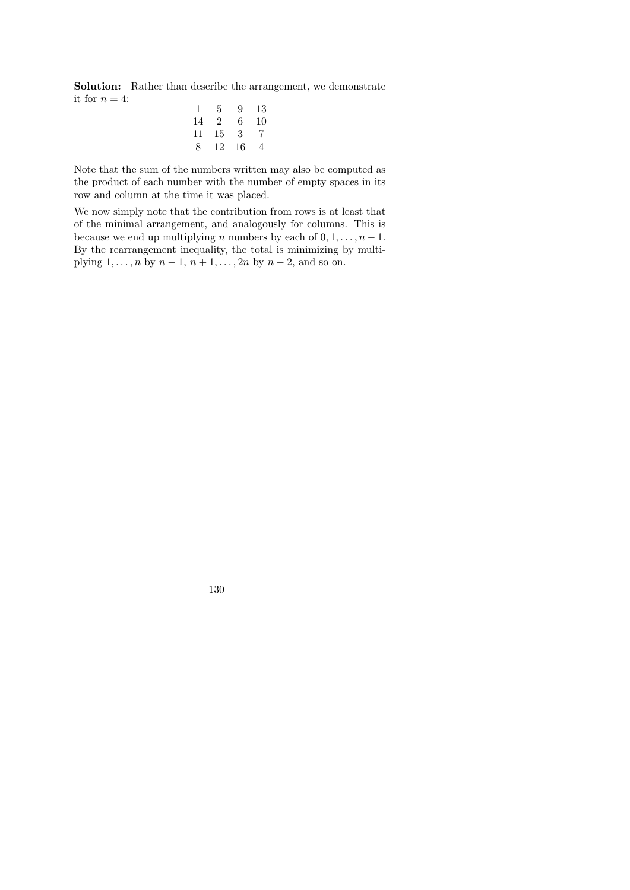**Solution:** Rather than describe the arrangement, we demonstrate it for $n = 4$:

$$\begin{array}{cccc} 1 & 5 & 9 & 13 \\ 14 & 2 & 6 & 10 \\ 11 & 15 & 3 & 7 \\ 8 & 12 & 16 & 4 \end{array}$$

Note that the sum of the numbers written may also be computed as the product of each number with the number of empty spaces in its row and column at the time it was placed.

We now simply note that the contribution from rows is at least that of the minimal arrangement, and analogously for columns. This is because we end up multiplying $n$ numbers by each of $0, 1, \ldots, n-1$. By the rearrangement inequality, the total is minimizing by multiplying $1, \ldots, n$ by $n-1$, $n+1, \ldots, 2n$ by $n-2$, and so on.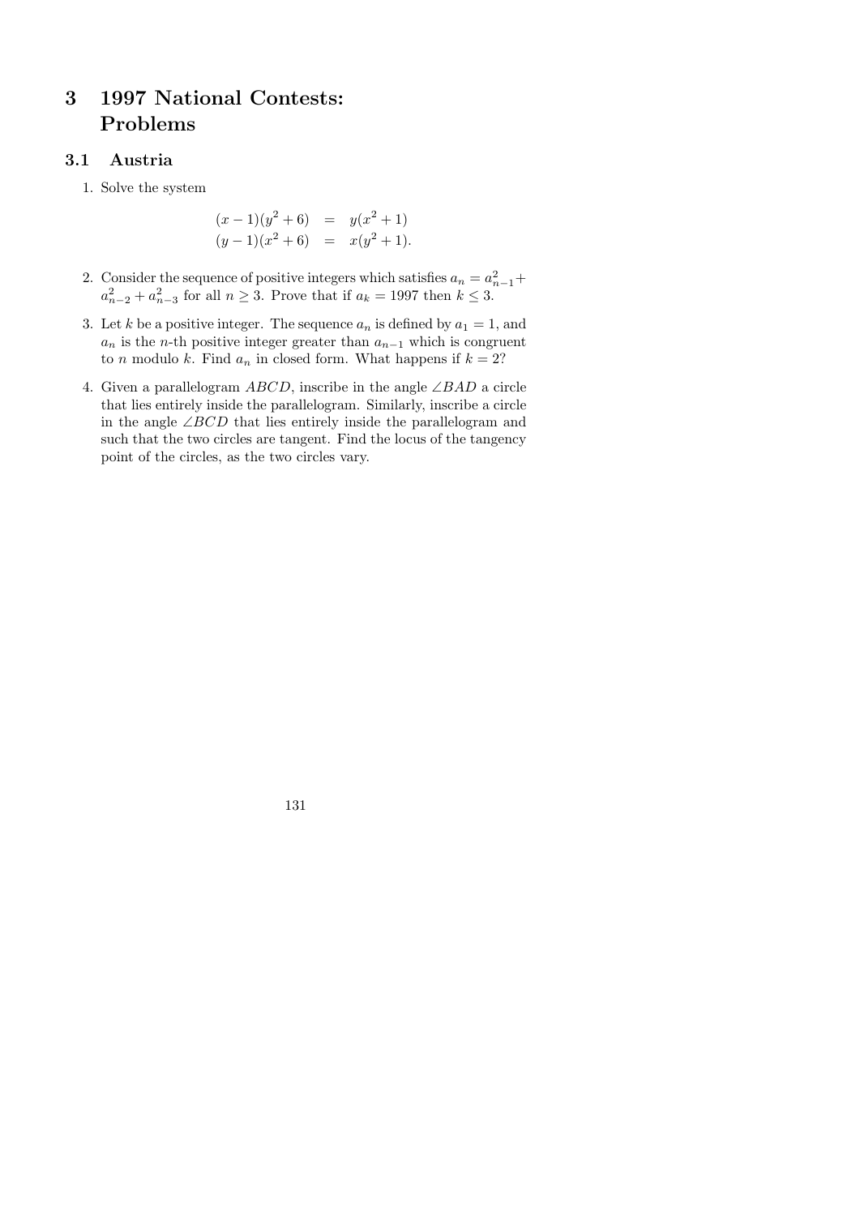# 3 1997 National Contests: Problems

## 3.1 Austria

1. Solve the system

$$\begin{aligned}(x-1)(y^2+6) &= y(x^2+1)\\ (y-1)(x^2+6) &= x(y^2+1).\end{aligned}$$

2. Consider the sequence of positive integers which satisfies $a_n = a_{n-1}^2 + a_{n-2}^2 + a_{n-3}^2$ for all $n \geq 3$. Prove that if $a_k = 1997$ then $k \leq 3$.

3. Let $k$ be a positive integer. The sequence $a_n$ is defined by $a_1 = 1$, and $a_n$ is the $n$-th positive integer greater than $a_{n-1}$ which is congruent to $n$ modulo $k$. Find $a_n$ in closed form. What happens if $k = 2$?

4. Given a parallelogram $ABCD$, inscribe in the angle $\angle BAD$ a circle that lies entirely inside the parallelogram. Similarly, inscribe a circle in the angle $\angle BCD$ that lies entirely inside the parallelogram and such that the two circles are tangent. Find the locus of the tangency point of the circles, as the two circles vary.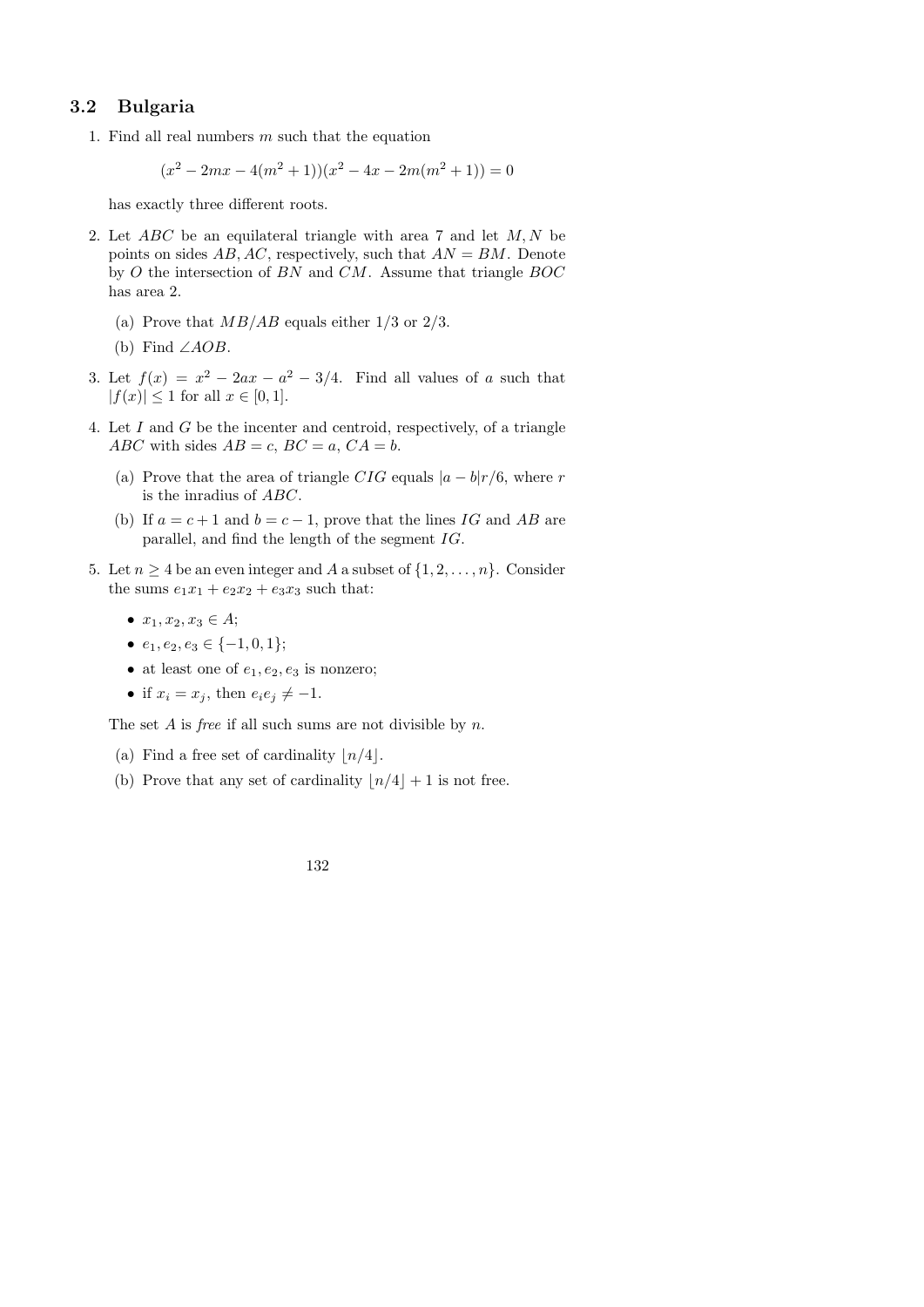## 3.2 Bulgaria

1. Find all real numbers $m$ such that the equation

$$(x^2 - 2mx - 4(m^2 + 1))(x^2 - 4x - 2m(m^2 + 1)) = 0$$

has exactly three different roots.

2. Let $ABC$ be an equilateral triangle with area 7 and let $M, N$ be points on sides $AB, AC$, respectively, such that $AN = BM$. Denote by $O$ the intersection of $BN$ and $CM$. Assume that triangle $BOC$ has area 2.

   (a) Prove that $MB/AB$ equals either $1/3$ or $2/3$.

   (b) Find $\angle AOB$.

3. Let $f(x) = x^2 - 2ax - a^2 - 3/4$. Find all values of $a$ such that $|f(x)| \le 1$ for all $x \in [0, 1]$.

4. Let $I$ and $G$ be the incenter and centroid, respectively, of a triangle $ABC$ with sides $AB = c$, $BC = a$, $CA = b$.

   (a) Prove that the area of triangle $CIG$ equals $|a - b|r/6$, where $r$ is the inradius of $ABC$.

   (b) If $a = c + 1$ and $b = c - 1$, prove that the lines $IG$ and $AB$ are parallel, and find the length of the segment $IG$.

5. Let $n \ge 4$ be an even integer and $A$ a subset of $\{1, 2, \ldots, n\}$. Consider the sums $e_1x_1 + e_2x_2 + e_3x_3$ such that:

   - $x_1, x_2, x_3 \in A$;
   - $e_1, e_2, e_3 \in \{-1, 0, 1\}$;
   - at least one of $e_1, e_2, e_3$ is nonzero;
   - if $x_i = x_j$, then $e_ie_j \ne -1$.

   The set $A$ is *free* if all such sums are not divisible by $n$.

   (a) Find a free set of cardinality $\lfloor n/4 \rfloor$.

   (b) Prove that any set of cardinality $\lfloor n/4 \rfloor + 1$ is not free.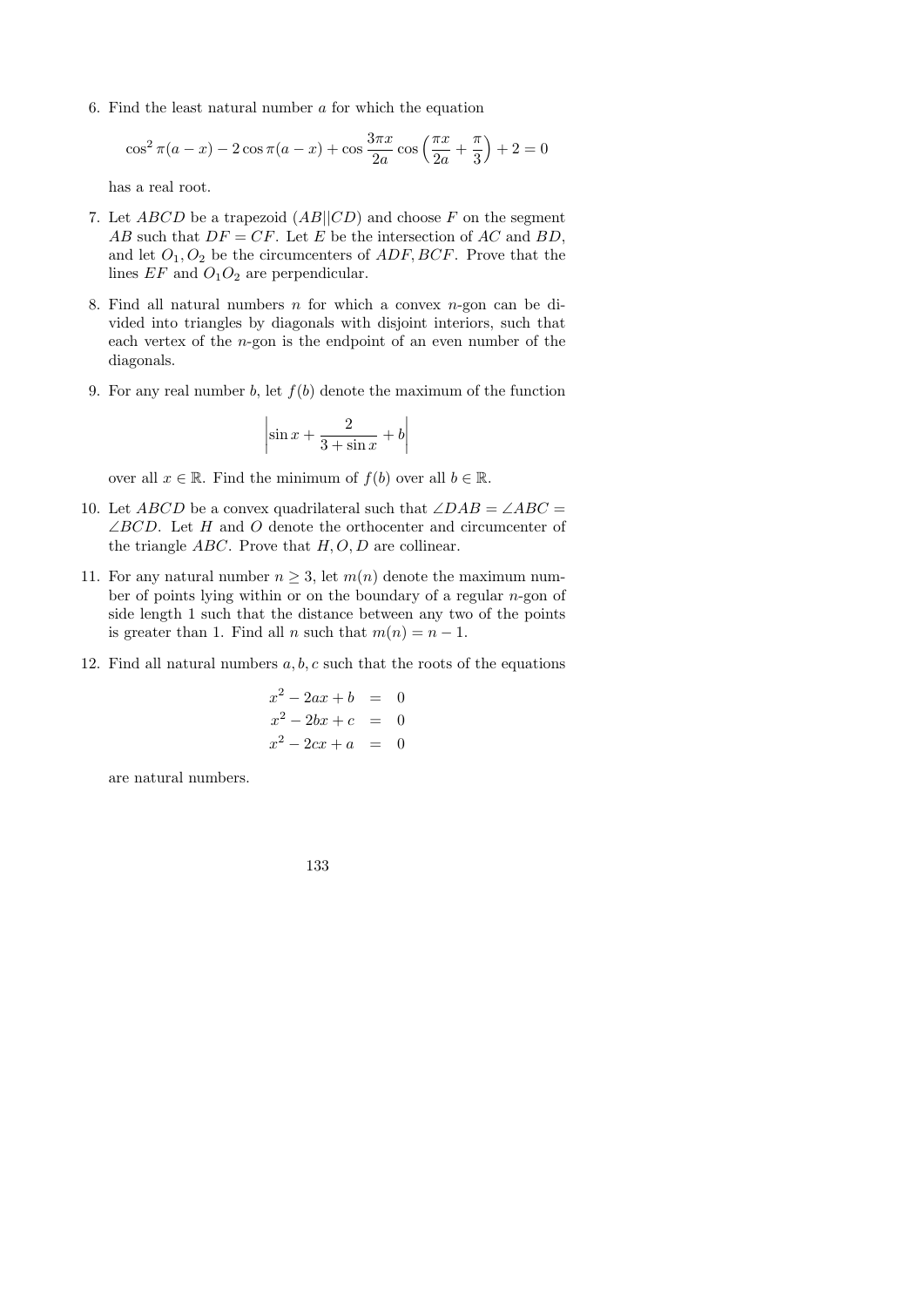6. Find the least natural number $a$ for which the equation

$$\cos^2 \pi(a-x) - 2\cos \pi(a-x) + \cos \frac{3\pi x}{2a} \cos\left(\frac{\pi x}{2a} + \frac{\pi}{3}\right) + 2 = 0$$

has a real root.

7. Let $ABCD$ be a trapezoid ($AB||CD$) and choose $F$ on the segment $AB$ such that $DF = CF$. Let $E$ be the intersection of $AC$ and $BD$, and let $O_1, O_2$ be the circumcenters of $ADF, BCF$. Prove that the lines $EF$ and $O_1O_2$ are perpendicular.

8. Find all natural numbers $n$ for which a convex $n$-gon can be divided into triangles by diagonals with disjoint interiors, such that each vertex of the $n$-gon is the endpoint of an even number of the diagonals.

9. For any real number $b$, let $f(b)$ denote the maximum of the function

$$\left|\sin x + \frac{2}{3+\sin x} + b\right|$$

over all $x \in \mathbb{R}$. Find the minimum of $f(b)$ over all $b \in \mathbb{R}$.

10. Let $ABCD$ be a convex quadrilateral such that $\angle DAB = \angle ABC = \angle BCD$. Let $H$ and $O$ denote the orthocenter and circumcenter of the triangle $ABC$. Prove that $H, O, D$ are collinear.

11. For any natural number $n \geq 3$, let $m(n)$ denote the maximum number of points lying within or on the boundary of a regular $n$-gon of side length 1 such that the distance between any two of the points is greater than 1. Find all $n$ such that $m(n) = n - 1$.

12. Find all natural numbers $a, b, c$ such that the roots of the equations

$$\begin{aligned}
x^2 - 2ax + b &= 0 \\
x^2 - 2bx + c &= 0 \\
x^2 - 2cx + a &= 0
\end{aligned}$$

are natural numbers.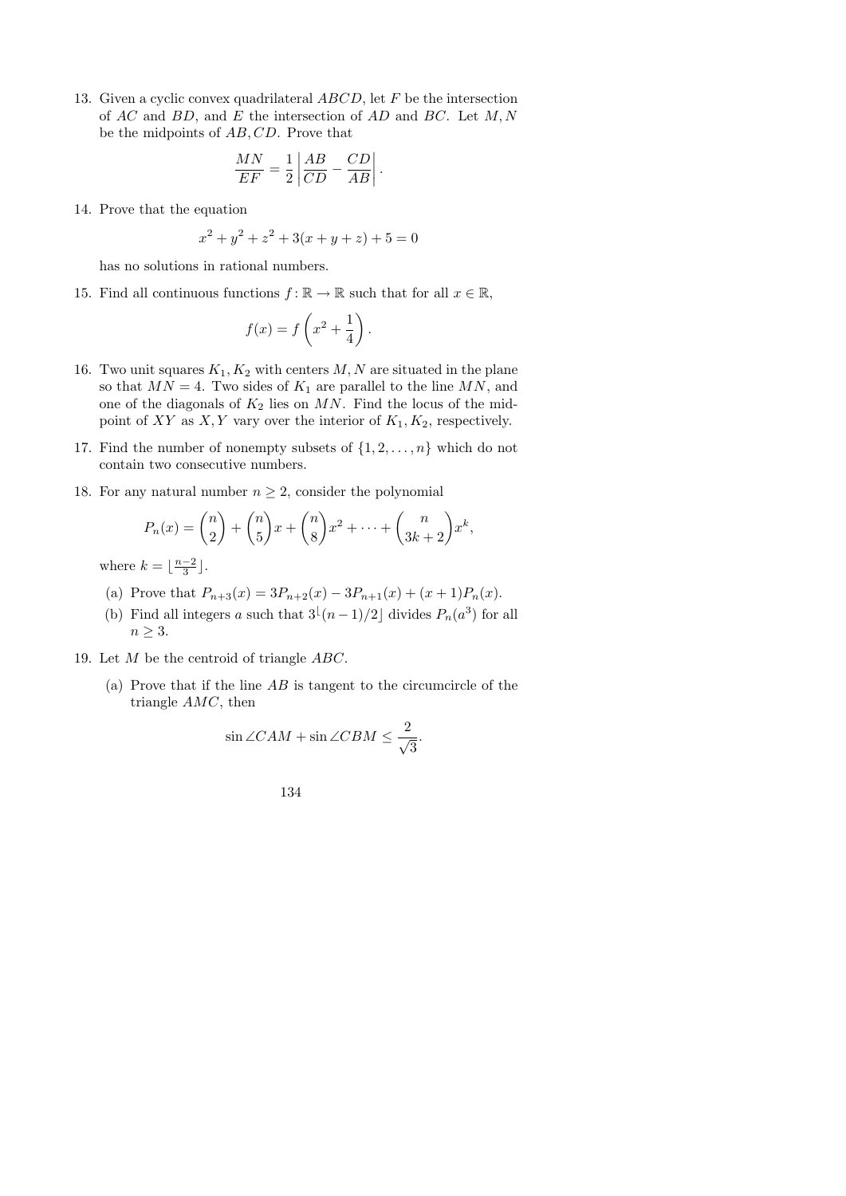13. Given a cyclic convex quadrilateral $ABCD$, let $F$ be the intersection of $AC$ and $BD$, and $E$ the intersection of $AD$ and $BC$. Let $M, N$ be the midpoints of $AB, CD$. Prove that

$$\frac{MN}{EF} = \frac{1}{2}\left|\frac{AB}{CD} - \frac{CD}{AB}\right|.$$

14. Prove that the equation

$$x^2 + y^2 + z^2 + 3(x + y + z) + 5 = 0$$

has no solutions in rational numbers.

15. Find all continuous functions $f : \mathbb{R} \to \mathbb{R}$ such that for all $x \in \mathbb{R}$,

$$f(x) = f\left(x^2 + \frac{1}{4}\right).$$

16. Two unit squares $K_1, K_2$ with centers $M, N$ are situated in the plane so that $MN = 4$. Two sides of $K_1$ are parallel to the line $MN$, and one of the diagonals of $K_2$ lies on $MN$. Find the locus of the midpoint of $XY$ as $X, Y$ vary over the interior of $K_1, K_2$, respectively.

17. Find the number of nonempty subsets of $\{1, 2, \ldots, n\}$ which do not contain two consecutive numbers.

18. For any natural number $n \geq 2$, consider the polynomial

$$P_n(x) = \binom{n}{2} + \binom{n}{5}x + \binom{n}{8}x^2 + \cdots + \binom{n}{3k+2}x^k,$$

where $k = \lfloor \frac{n-2}{3} \rfloor$.

   (a) Prove that $P_{n+3}(x) = 3P_{n+2}(x) - 3P_{n+1}(x) + (x+1)P_n(x)$.

   (b) Find all integers $a$ such that $3^{\lfloor (n-1)/2 \rfloor}$ divides $P_n(a^3)$ for all $n \geq 3$.

19. Let $M$ be the centroid of triangle $ABC$.

   (a) Prove that if the line $AB$ is tangent to the circumcircle of the triangle $AMC$, then

$$\sin \angle CAM + \sin \angle CBM \leq \frac{2}{\sqrt{3}}.$$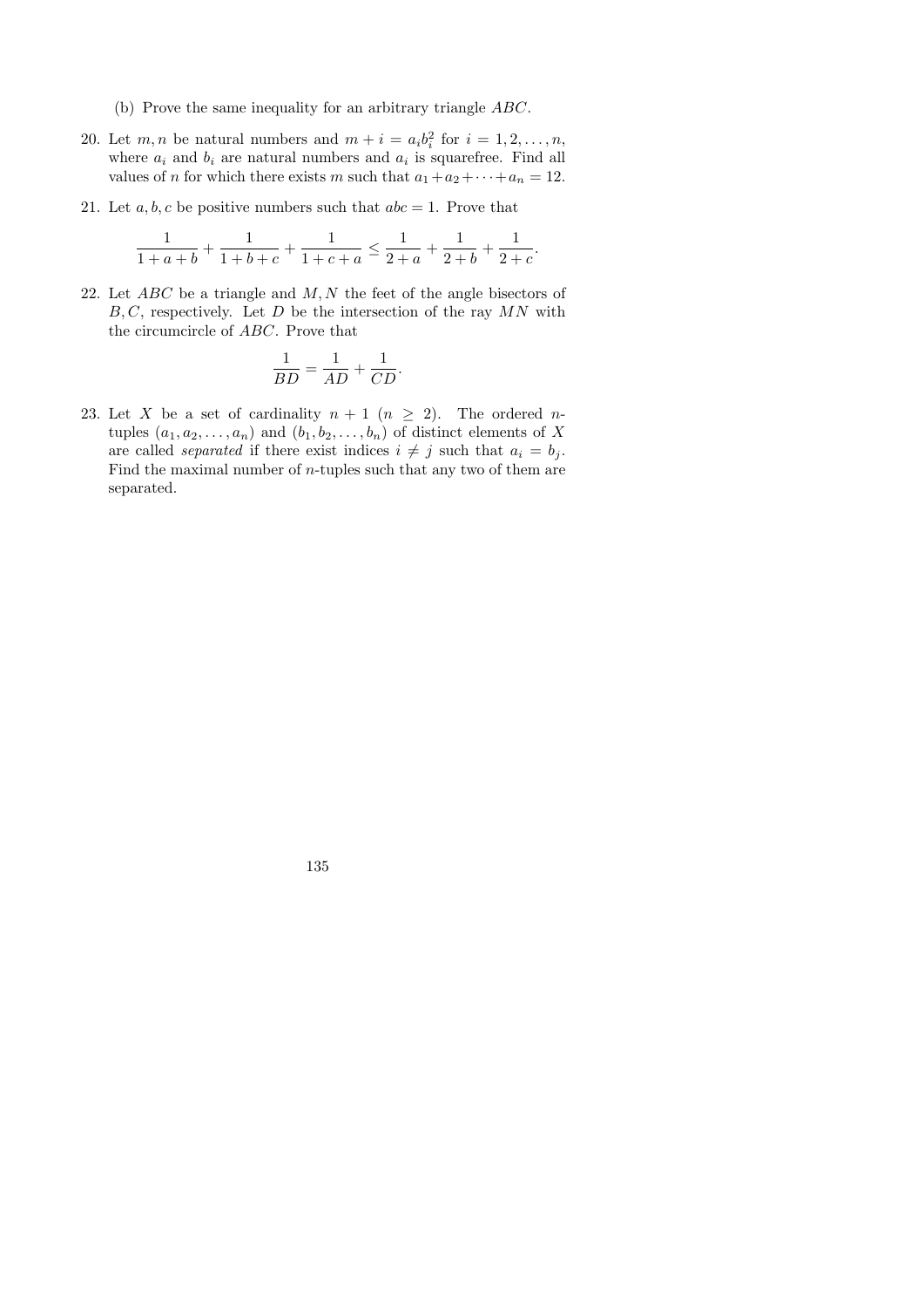(b) Prove the same inequality for an arbitrary triangle $ABC$.

20. Let $m, n$ be natural numbers and $m + i = a_i b_i^2$ for $i = 1, 2, \ldots, n$, where $a_i$ and $b_i$ are natural numbers and $a_i$ is squarefree. Find all values of $n$ for which there exists $m$ such that $a_1 + a_2 + \cdots + a_n = 12$.

21. Let $a, b, c$ be positive numbers such that $abc = 1$. Prove that

$$\frac{1}{1+a+b} + \frac{1}{1+b+c} + \frac{1}{1+c+a} \leq \frac{1}{2+a} + \frac{1}{2+b} + \frac{1}{2+c}.$$

22. Let $ABC$ be a triangle and $M, N$ the feet of the angle bisectors of $B, C$, respectively. Let $D$ be the intersection of the ray $MN$ with the circumcircle of $ABC$. Prove that

$$\frac{1}{BD} = \frac{1}{AD} + \frac{1}{CD}.$$

23. Let $X$ be a set of cardinality $n + 1$ ($n \geq 2$). The ordered $n$-tuples $(a_1, a_2, \ldots, a_n)$ and $(b_1, b_2, \ldots, b_n)$ of distinct elements of $X$ are called *separated* if there exist indices $i \neq j$ such that $a_i = b_j$. Find the maximal number of $n$-tuples such that any two of them are separated.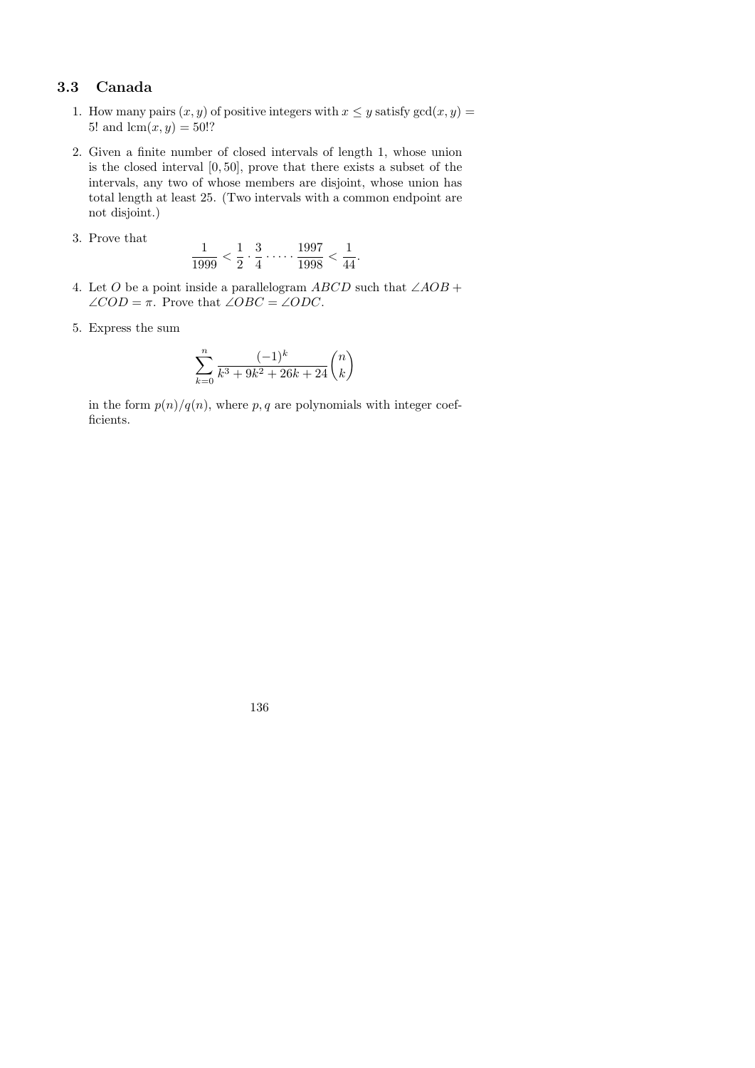### 3.3 Canada

1. How many pairs $(x, y)$ of positive integers with $x \leq y$ satisfy $\gcd(x, y) = 5!$ and $\operatorname{lcm}(x, y) = 50!$?

2. Given a finite number of closed intervals of length 1, whose union is the closed interval $[0, 50]$, prove that there exists a subset of the intervals, any two of whose members are disjoint, whose union has total length at least 25. (Two intervals with a common endpoint are not disjoint.)

3. Prove that
$$\frac{1}{1999} < \frac{1}{2} \cdot \frac{3}{4} \cdot \cdots \cdot \frac{1997}{1998} < \frac{1}{44}.$$

4. Let $O$ be a point inside a parallelogram $ABCD$ such that $\angle AOB + \angle COD = \pi$. Prove that $\angle OBC = \angle ODC$.

5. Express the sum
$$\sum_{k=0}^{n} \frac{(-1)^k}{k^3 + 9k^2 + 26k + 24} \binom{n}{k}$$
in the form $p(n)/q(n)$, where $p, q$ are polynomials with integer coefficients.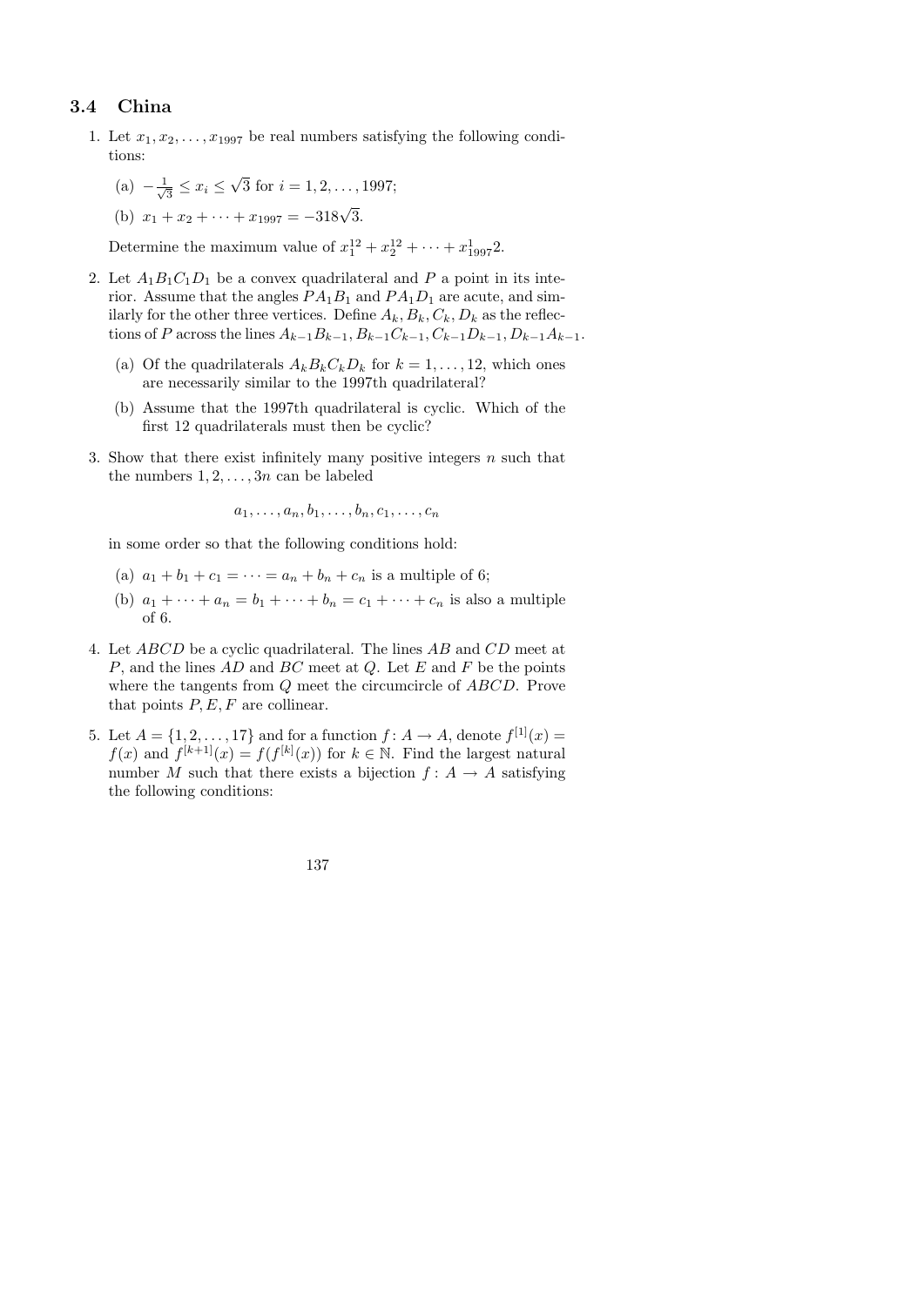## 3.4 China

1. Let $x_1, x_2, \ldots, x_{1997}$ be real numbers satisfying the following conditions:

   (a) $-\frac{1}{\sqrt{3}} \leq x_i \leq \sqrt{3}$ for $i = 1, 2, \ldots, 1997$;

   (b) $x_1 + x_2 + \cdots + x_{1997} = -318\sqrt{3}$.

   Determine the maximum value of $x_1^{12} + x_2^{12} + \cdots + x_{1997}^1 2$.

2. Let $A_1B_1C_1D_1$ be a convex quadrilateral and $P$ a point in its interior. Assume that the angles $PA_1B_1$ and $PA_1D_1$ are acute, and similarly for the other three vertices. Define $A_k, B_k, C_k, D_k$ as the reflections of $P$ across the lines $A_{k-1}B_{k-1}, B_{k-1}C_{k-1}, C_{k-1}D_{k-1}, D_{k-1}A_{k-1}$.

   (a) Of the quadrilaterals $A_kB_kC_kD_k$ for $k = 1, \ldots, 12$, which ones are necessarily similar to the 1997th quadrilateral?

   (b) Assume that the 1997th quadrilateral is cyclic. Which of the first 12 quadrilaterals must then be cyclic?

3. Show that there exist infinitely many positive integers $n$ such that the numbers $1, 2, \ldots, 3n$ can be labeled

$$a_1, \ldots, a_n, b_1, \ldots, b_n, c_1, \ldots, c_n$$

   in some order so that the following conditions hold:

   (a) $a_1 + b_1 + c_1 = \cdots = a_n + b_n + c_n$ is a multiple of 6;

   (b) $a_1 + \cdots + a_n = b_1 + \cdots + b_n = c_1 + \cdots + c_n$ is also a multiple of 6.

4. Let $ABCD$ be a cyclic quadrilateral. The lines $AB$ and $CD$ meet at $P$, and the lines $AD$ and $BC$ meet at $Q$. Let $E$ and $F$ be the points where the tangents from $Q$ meet the circumcircle of $ABCD$. Prove that points $P, E, F$ are collinear.

5. Let $A = \{1, 2, \ldots, 17\}$ and for a function $f\colon A \to A$, denote $f^{[1]}(x) = f(x)$ and $f^{[k+1]}(x) = f(f^{[k]}(x))$ for $k \in \mathbb{N}$. Find the largest natural number $M$ such that there exists a bijection $f : A \to A$ satisfying the following conditions: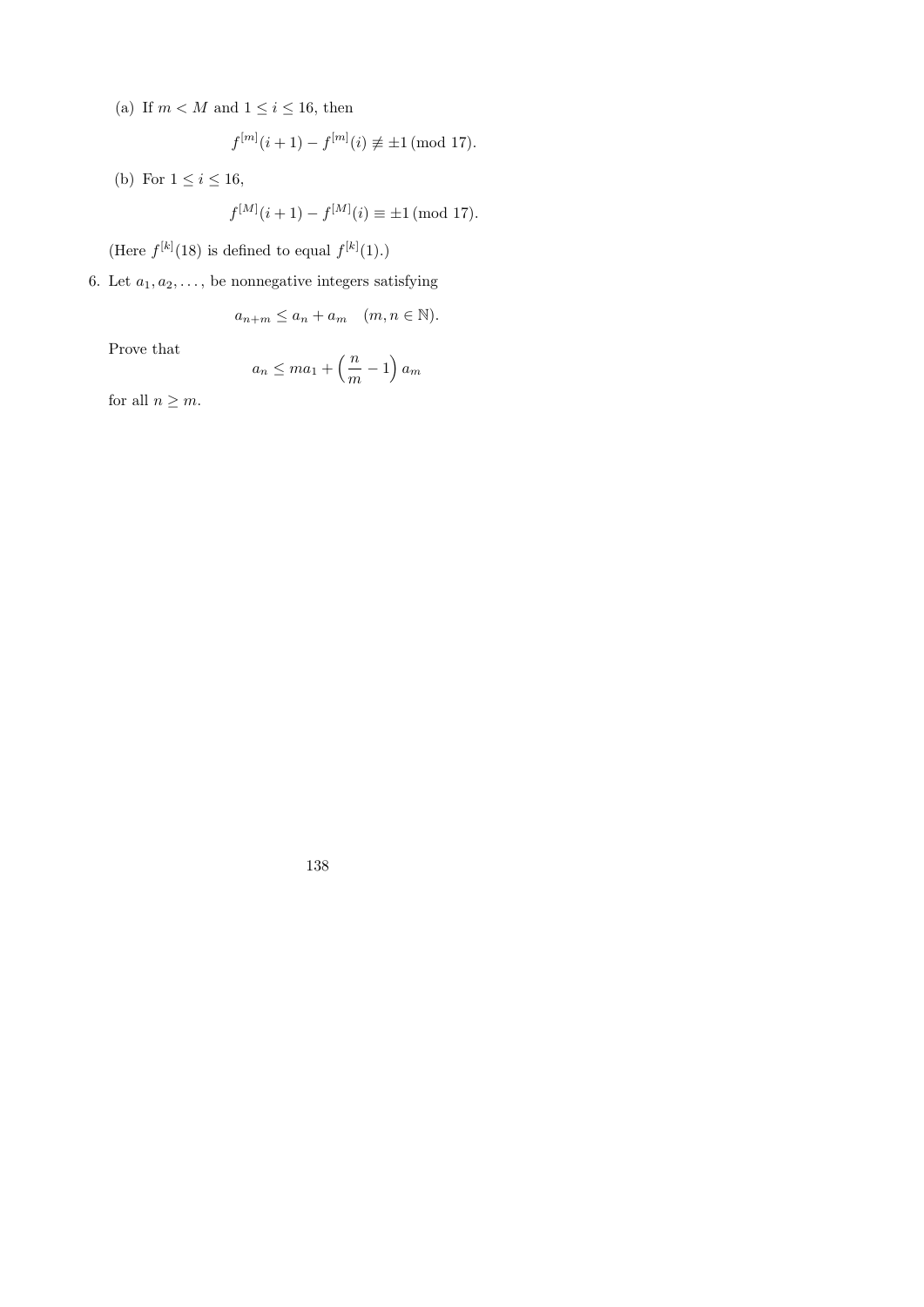(a) If $m < M$ and $1 \leq i \leq 16$, then

$$f^{[m]}(i+1) - f^{[m]}(i) \not\equiv \pm 1 \pmod{17}.$$

(b) For $1 \leq i \leq 16$,

$$f^{[M]}(i+1) - f^{[M]}(i) \equiv \pm 1 \pmod{17}.$$

(Here $f^{[k]}(18)$ is defined to equal $f^{[k]}(1)$.)

6. Let $a_1, a_2, \ldots,$ be nonnegative integers satisfying

$$a_{n+m} \leq a_n + a_m \quad (m, n \in \mathbb{N}).$$

Prove that

$$a_n \leq m a_1 + \left(\frac{n}{m} - 1\right) a_m$$

for all $n \geq m$.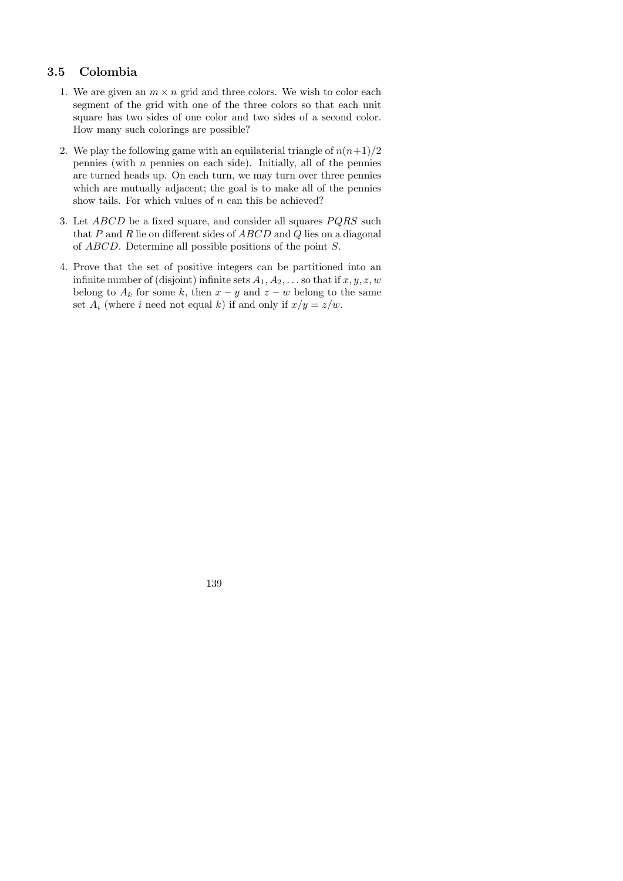### 3.5 Colombia

1. We are given an $m \times n$ grid and three colors. We wish to color each segment of the grid with one of the three colors so that each unit square has two sides of one color and two sides of a second color. How many such colorings are possible?

2. We play the following game with an equilateral triangle of $n(n+1)/2$ pennies (with $n$ pennies on each side). Initially, all of the pennies are turned heads up. On each turn, we may turn over three pennies which are mutually adjacent; the goal is to make all of the pennies show tails. For which values of $n$ can this be achieved?

3. Let $ABCD$ be a fixed square, and consider all squares $PQRS$ such that $P$ and $R$ lie on different sides of $ABCD$ and $Q$ lies on a diagonal of $ABCD$. Determine all possible positions of the point $S$.

4. Prove that the set of positive integers can be partitioned into an infinite number of (disjoint) infinite sets $A_1, A_2, \ldots$ so that if $x, y, z, w$ belong to $A_k$ for some $k$, then $x - y$ and $z - w$ belong to the same set $A_i$ (where $i$ need not equal $k$) if and only if $x/y = z/w$.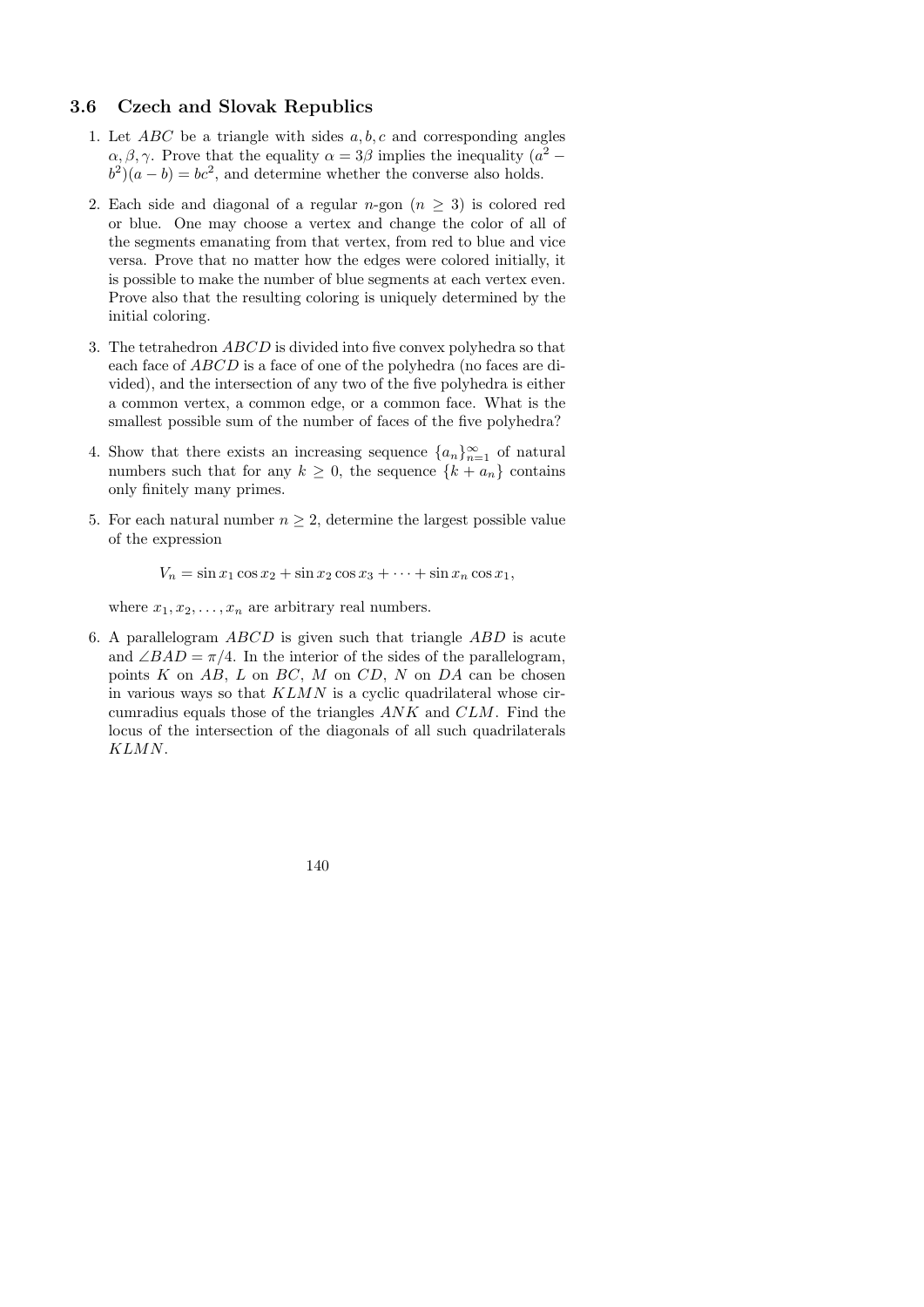### 3.6 Czech and Slovak Republics

1. Let $ABC$ be a triangle with sides $a, b, c$ and corresponding angles $\alpha, \beta, \gamma$. Prove that the equality $\alpha = 3\beta$ implies the inequality $(a^2 - b^2)(a - b) = bc^2$, and determine whether the converse also holds.

2. Each side and diagonal of a regular $n$-gon ($n \geq 3$) is colored red or blue. One may choose a vertex and change the color of all of the segments emanating from that vertex, from red to blue and vice versa. Prove that no matter how the edges were colored initially, it is possible to make the number of blue segments at each vertex even. Prove also that the resulting coloring is uniquely determined by the initial coloring.

3. The tetrahedron $ABCD$ is divided into five convex polyhedra so that each face of $ABCD$ is a face of one of the polyhedra (no faces are divided), and the intersection of any two of the five polyhedra is either a common vertex, a common edge, or a common face. What is the smallest possible sum of the number of faces of the five polyhedra?

4. Show that there exists an increasing sequence $\{a_n\}_{n=1}^{\infty}$ of natural numbers such that for any $k \geq 0$, the sequence $\{k + a_n\}$ contains only finitely many primes.

5. For each natural number $n \geq 2$, determine the largest possible value of the expression

$$V_n = \sin x_1 \cos x_2 + \sin x_2 \cos x_3 + \cdots + \sin x_n \cos x_1,$$

where $x_1, x_2, \ldots, x_n$ are arbitrary real numbers.

6. A parallelogram $ABCD$ is given such that triangle $ABD$ is acute and $\angle BAD = \pi/4$. In the interior of the sides of the parallelogram, points $K$ on $AB$, $L$ on $BC$, $M$ on $CD$, $N$ on $DA$ can be chosen in various ways so that $KLMN$ is a cyclic quadrilateral whose circumradius equals those of the triangles $ANK$ and $CLM$. Find the locus of the intersection of the diagonals of all such quadrilaterals $KLMN$.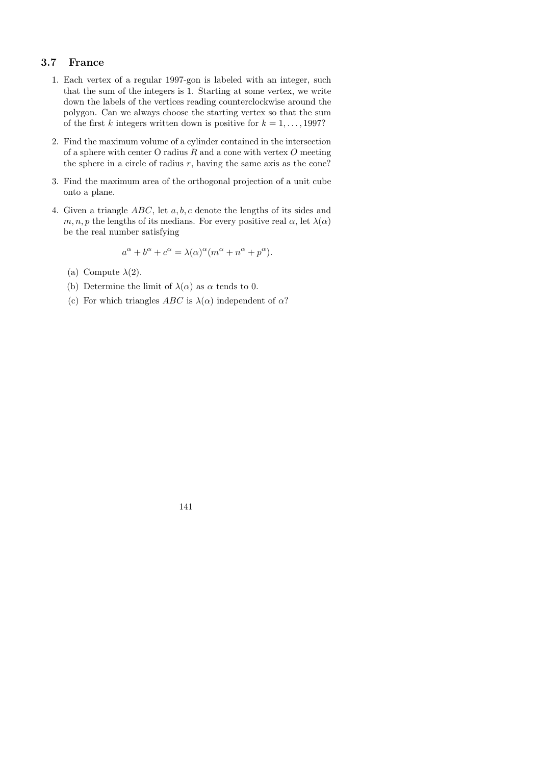## 3.7 France

1. Each vertex of a regular 1997-gon is labeled with an integer, such that the sum of the integers is 1. Starting at some vertex, we write down the labels of the vertices reading counterclockwise around the polygon. Can we always choose the starting vertex so that the sum of the first $k$ integers written down is positive for $k = 1, \ldots, 1997$?

2. Find the maximum volume of a cylinder contained in the intersection of a sphere with center O radius $R$ and a cone with vertex $O$ meeting the sphere in a circle of radius $r$, having the same axis as the cone?

3. Find the maximum area of the orthogonal projection of a unit cube onto a plane.

4. Given a triangle $ABC$, let $a, b, c$ denote the lengths of its sides and $m, n, p$ the lengths of its medians. For every positive real $\alpha$, let $\lambda(\alpha)$ be the real number satisfying

$$a^\alpha + b^\alpha + c^\alpha = \lambda(\alpha)^\alpha (m^\alpha + n^\alpha + p^\alpha).$$

   (a) Compute $\lambda(2)$.

   (b) Determine the limit of $\lambda(\alpha)$ as $\alpha$ tends to 0.

   (c) For which triangles $ABC$ is $\lambda(\alpha)$ independent of $\alpha$?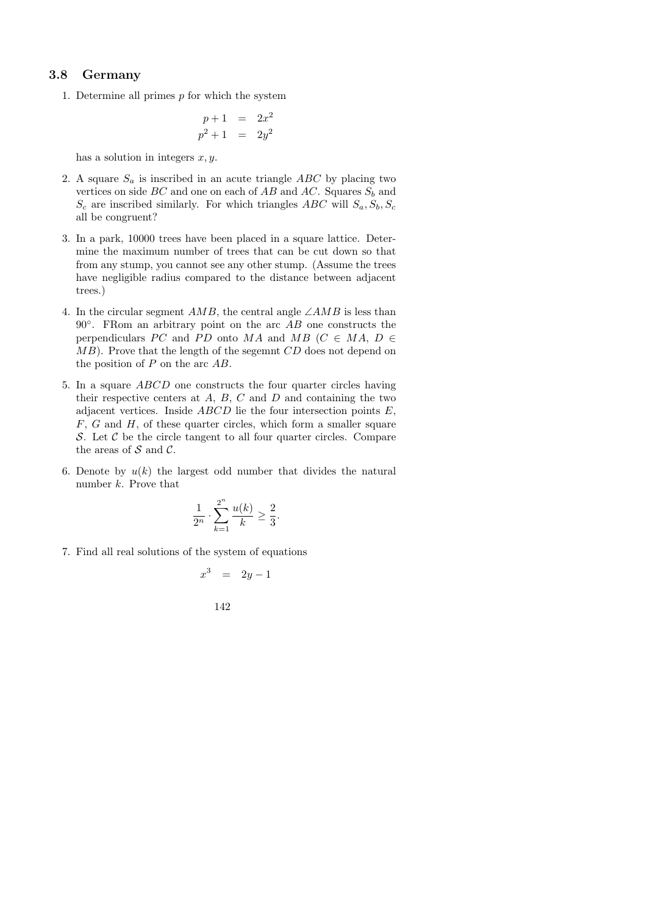## 3.8 Germany

1. Determine all primes $p$ for which the system

$$
\begin{aligned}
p+1 &= 2x^2 \\
p^2+1 &= 2y^2
\end{aligned}
$$

has a solution in integers $x, y$.

2. A square $S_a$ is inscribed in an acute triangle $ABC$ by placing two vertices on side $BC$ and one on each of $AB$ and $AC$. Squares $S_b$ and $S_c$ are inscribed similarly. For which triangles $ABC$ will $S_a, S_b, S_c$ all be congruent?

3. In a park, 10000 trees have been placed in a square lattice. Determine the maximum number of trees that can be cut down so that from any stump, you cannot see any other stump. (Assume the trees have negligible radius compared to the distance between adjacent trees.)

4. In the circular segment $AMB$, the central angle $\angle AMB$ is less than $90°$. FRom an arbitrary point on the arc $AB$ one constructs the perpendiculars $PC$ and $PD$ onto $MA$ and $MB$ ($C \in MA$, $D \in MB$). Prove that the length of the segemnt $CD$ does not depend on the position of $P$ on the arc $AB$.

5. In a square $ABCD$ one constructs the four quarter circles having their respective centers at $A$, $B$, $C$ and $D$ and containing the two adjacent vertices. Inside $ABCD$ lie the four intersection points $E$, $F$, $G$ and $H$, of these quarter circles, which form a smaller square $\mathcal{S}$. Let $\mathcal{C}$ be the circle tangent to all four quarter circles. Compare the areas of $\mathcal{S}$ and $\mathcal{C}$.

6. Denote by $u(k)$ the largest odd number that divides the natural number $k$. Prove that

$$
\frac{1}{2^n} \cdot \sum_{k=1}^{2^n} \frac{u(k)}{k} \geq \frac{2}{3}.
$$

7. Find all real solutions of the system of equations

$$
x^3 = 2y - 1
$$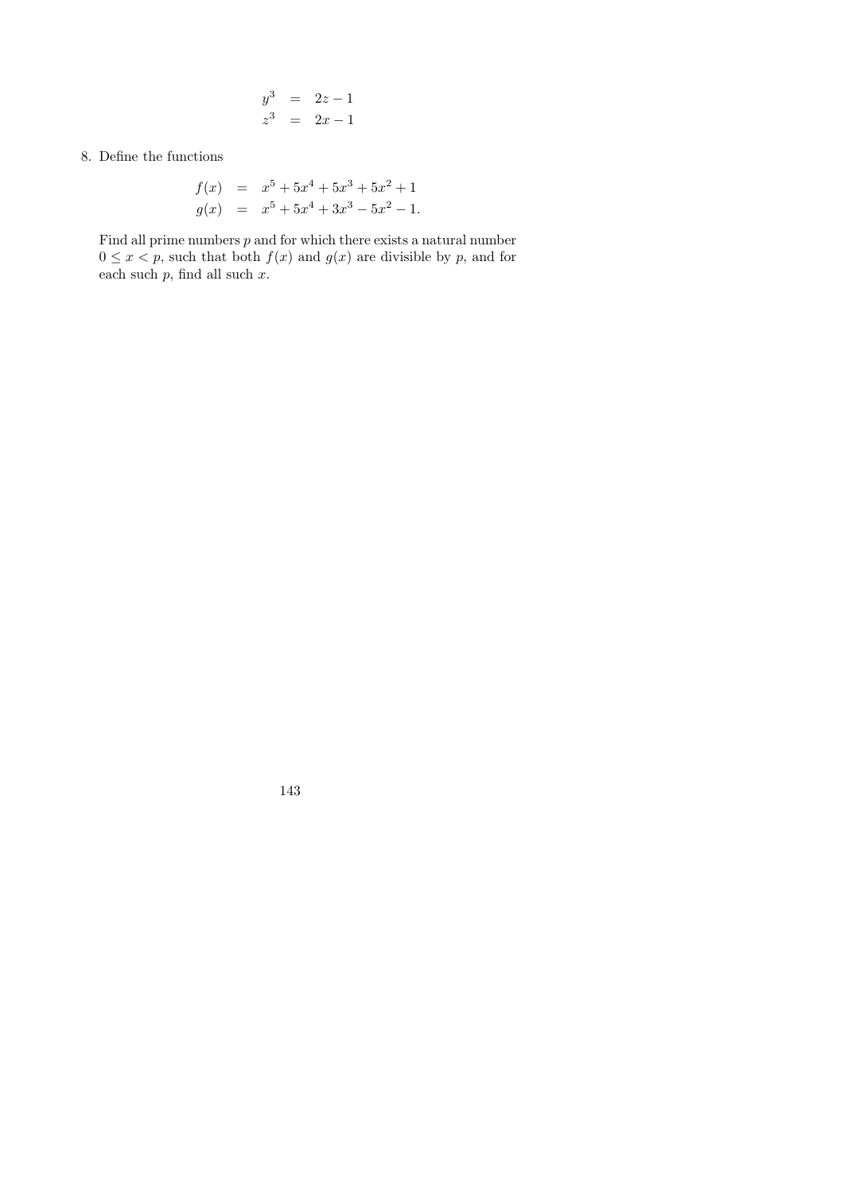$$
\begin{aligned}
y^3 &= 2z - 1 \\
z^3 &= 2x - 1
\end{aligned}
$$

8. Define the functions

$$
\begin{aligned}
f(x) &= x^5 + 5x^4 + 5x^3 + 5x^2 + 1 \\
g(x) &= x^5 + 5x^4 + 3x^3 - 5x^2 - 1.
\end{aligned}
$$

Find all prime numbers $p$ and for which there exists a natural number $0 \leq x < p$, such that both $f(x)$ and $g(x)$ are divisible by $p$, and for each such $p$, find all such $x$.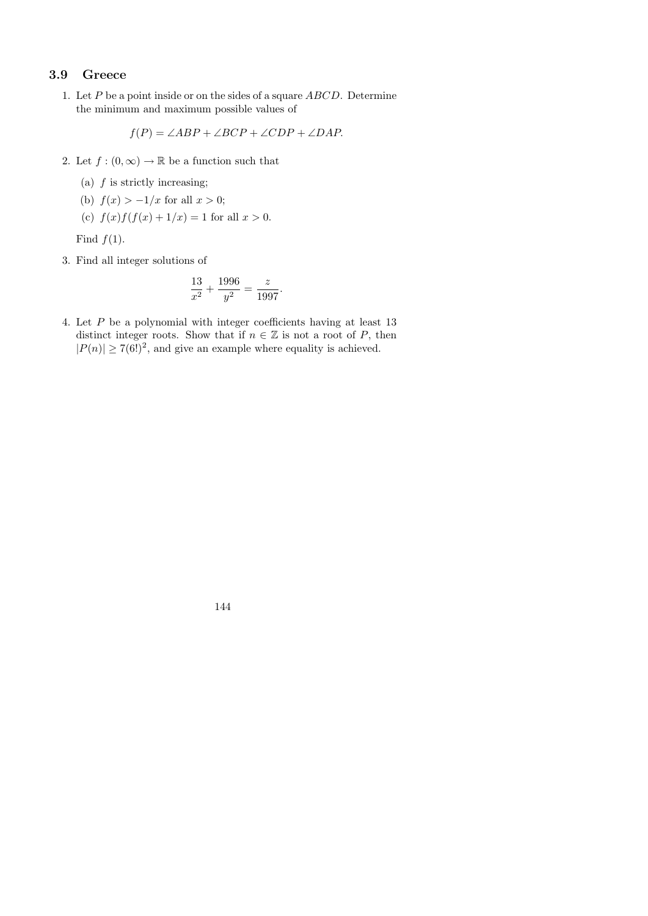## 3.9 Greece

1. Let $P$ be a point inside or on the sides of a square $ABCD$. Determine the minimum and maximum possible values of

$$f(P) = \angle ABP + \angle BCP + \angle CDP + \angle DAP.$$

2. Let $f : (0, \infty) \to \mathbb{R}$ be a function such that

   (a) $f$ is strictly increasing;

   (b) $f(x) > -1/x$ for all $x > 0$;

   (c) $f(x)f(f(x) + 1/x) = 1$ for all $x > 0$.

   Find $f(1)$.

3. Find all integer solutions of

$$\frac{13}{x^2} + \frac{1996}{y^2} = \frac{z}{1997}.$$

4. Let $P$ be a polynomial with integer coefficients having at least 13 distinct integer roots. Show that if $n \in \mathbb{Z}$ is not a root of $P$, then $|P(n)| \geq 7(6!)^2$, and give an example where equality is achieved.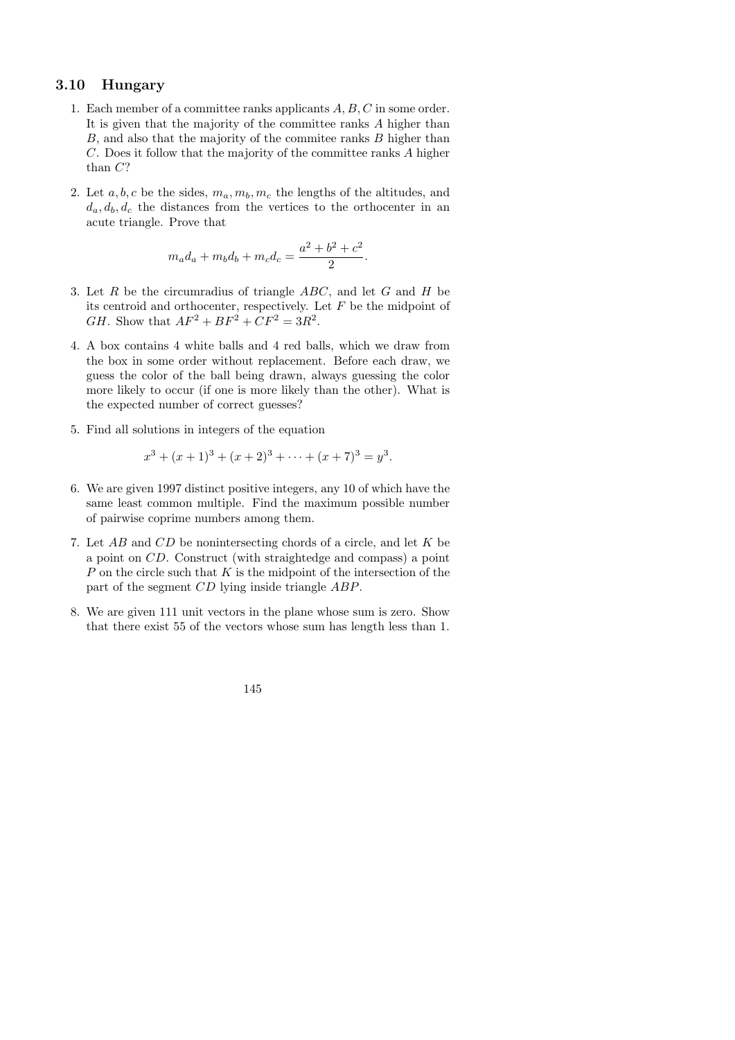## 3.10 Hungary

1. Each member of a committee ranks applicants $A, B, C$ in some order. It is given that the majority of the committee ranks $A$ higher than $B$, and also that the majority of the commitee ranks $B$ higher than $C$. Does it follow that the majority of the committee ranks $A$ higher than $C$?

2. Let $a, b, c$ be the sides, $m_a, m_b, m_c$ the lengths of the altitudes, and $d_a, d_b, d_c$ the distances from the vertices to the orthocenter in an acute triangle. Prove that
$$m_a d_a + m_b d_b + m_c d_c = \frac{a^2 + b^2 + c^2}{2}.$$

3. Let $R$ be the circumradius of triangle $ABC$, and let $G$ and $H$ be its centroid and orthocenter, respectively. Let $F$ be the midpoint of $GH$. Show that $AF^2 + BF^2 + CF^2 = 3R^2$.

4. A box contains 4 white balls and 4 red balls, which we draw from the box in some order without replacement. Before each draw, we guess the color of the ball being drawn, always guessing the color more likely to occur (if one is more likely than the other). What is the expected number of correct guesses?

5. Find all solutions in integers of the equation
$$x^3 + (x+1)^3 + (x+2)^3 + \cdots + (x+7)^3 = y^3.$$

6. We are given 1997 distinct positive integers, any 10 of which have the same least common multiple. Find the maximum possible number of pairwise coprime numbers among them.

7. Let $AB$ and $CD$ be nonintersecting chords of a circle, and let $K$ be a point on $CD$. Construct (with straightedge and compass) a point $P$ on the circle such that $K$ is the midpoint of the intersection of the part of the segment $CD$ lying inside triangle $ABP$.

8. We are given 111 unit vectors in the plane whose sum is zero. Show that there exist 55 of the vectors whose sum has length less than 1.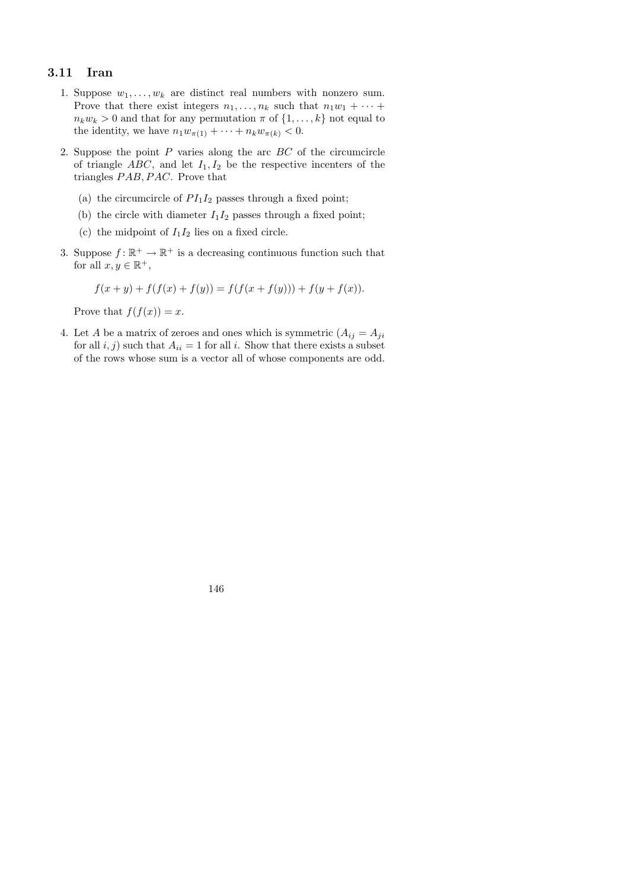## 3.11 Iran

1. Suppose $w_1, \ldots, w_k$ are distinct real numbers with nonzero sum. Prove that there exist integers $n_1, \ldots, n_k$ such that $n_1 w_1 + \cdots + n_k w_k > 0$ and that for any permutation $\pi$ of $\{1, \ldots, k\}$ not equal to the identity, we have $n_1 w_{\pi(1)} + \cdots + n_k w_{\pi(k)} < 0$.

2. Suppose the point $P$ varies along the arc $BC$ of the circumcircle of triangle $ABC$, and let $I_1, I_2$ be the respective incenters of the triangles $PAB, PAC$. Prove that

   (a) the circumcircle of $PI_1I_2$ passes through a fixed point;

   (b) the circle with diameter $I_1I_2$ passes through a fixed point;

   (c) the midpoint of $I_1I_2$ lies on a fixed circle.

3. Suppose $f\colon \mathbb{R}^+ \to \mathbb{R}^+$ is a decreasing continuous function such that for all $x, y \in \mathbb{R}^+$,

   $$f(x+y) + f(f(x) + f(y)) = f(f(x + f(y))) + f(y + f(x)).$$

   Prove that $f(f(x)) = x$.

4. Let $A$ be a matrix of zeroes and ones which is symmetric ($A_{ij} = A_{ji}$ for all $i, j$) such that $A_{ii} = 1$ for all $i$. Show that there exists a subset of the rows whose sum is a vector all of whose components are odd.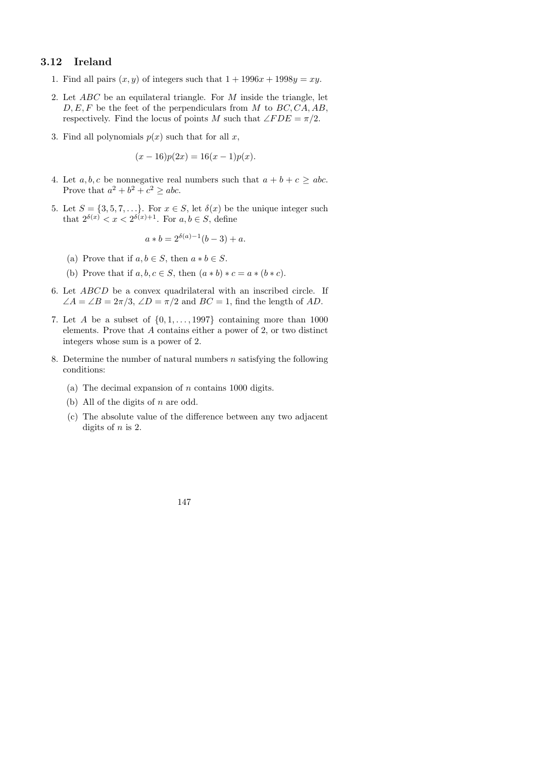## 3.12 Ireland

1. Find all pairs $(x, y)$ of integers such that $1 + 1996x + 1998y = xy$.

2. Let $ABC$ be an equilateral triangle. For $M$ inside the triangle, let $D, E, F$ be the feet of the perpendiculars from $M$ to $BC, CA, AB$, respectively. Find the locus of points $M$ such that $\angle FDE = \pi/2$.

3. Find all polynomials $p(x)$ such that for all $x$,

$$(x - 16)p(2x) = 16(x - 1)p(x).$$

4. Let $a, b, c$ be nonnegative real numbers such that $a + b + c \geq abc$. Prove that $a^2 + b^2 + c^2 \geq abc$.

5. Let $S = \{3, 5, 7, \ldots\}$. For $x \in S$, let $\delta(x)$ be the unique integer such that $2^{\delta(x)} < x < 2^{\delta(x)+1}$. For $a, b \in S$, define

$$a * b = 2^{\delta(a)-1}(b - 3) + a.$$

   (a) Prove that if $a, b \in S$, then $a * b \in S$.

   (b) Prove that if $a, b, c \in S$, then $(a * b) * c = a * (b * c)$.

6. Let $ABCD$ be a convex quadrilateral with an inscribed circle. If $\angle A = \angle B = 2\pi/3$, $\angle D = \pi/2$ and $BC = 1$, find the length of $AD$.

7. Let $A$ be a subset of $\{0, 1, \ldots, 1997\}$ containing more than 1000 elements. Prove that $A$ contains either a power of 2, or two distinct integers whose sum is a power of 2.

8. Determine the number of natural numbers $n$ satisfying the following conditions:

   (a) The decimal expansion of $n$ contains 1000 digits.

   (b) All of the digits of $n$ are odd.

   (c) The absolute value of the difference between any two adjacent digits of $n$ is 2.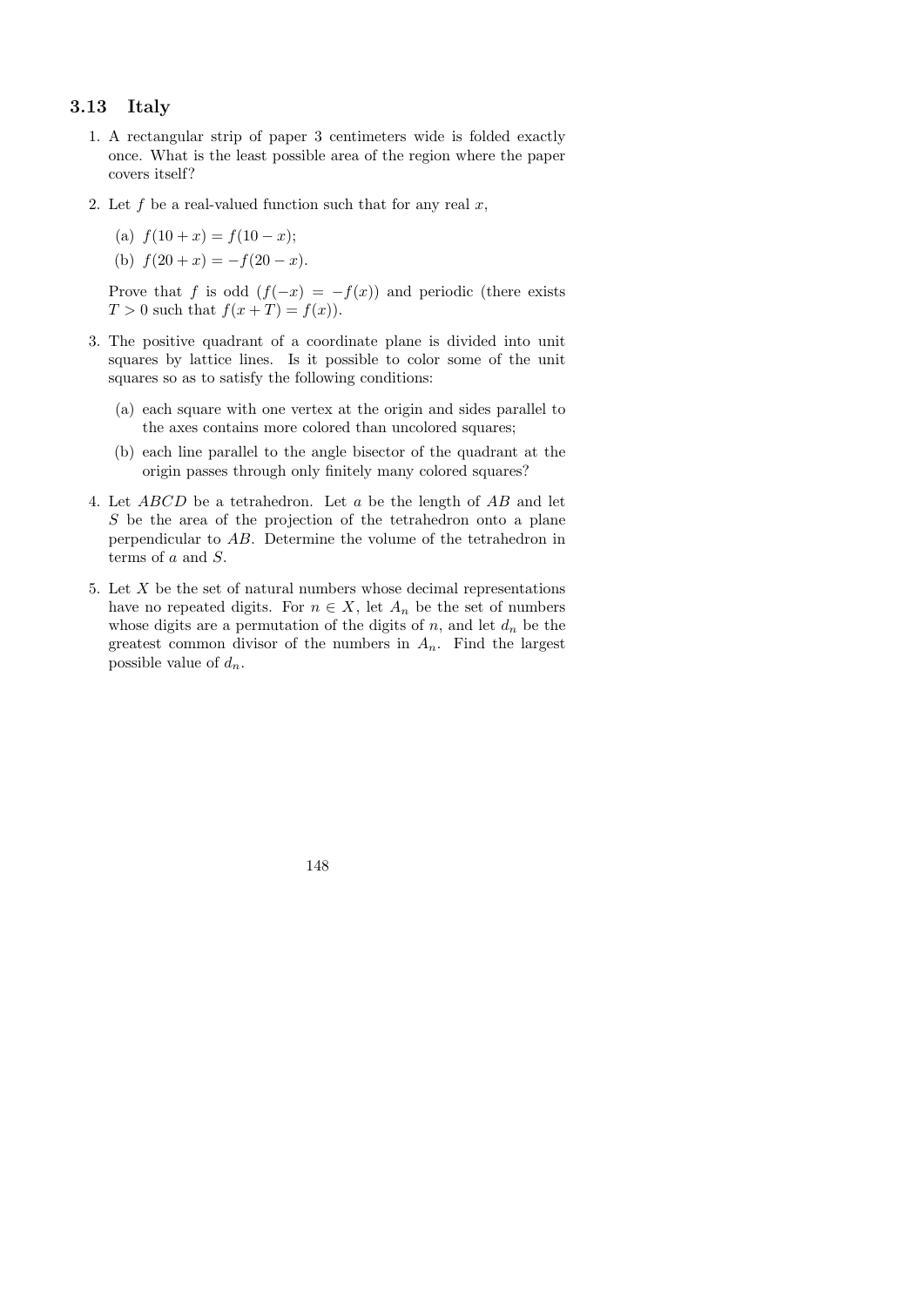## 3.13 Italy

1. A rectangular strip of paper 3 centimeters wide is folded exactly once. What is the least possible area of the region where the paper covers itself?

2. Let $f$ be a real-valued function such that for any real $x$,

   (a) $f(10 + x) = f(10 - x)$;

   (b) $f(20 + x) = -f(20 - x)$.

   Prove that $f$ is odd ($f(-x) = -f(x)$) and periodic (there exists $T > 0$ such that $f(x + T) = f(x)$).

3. The positive quadrant of a coordinate plane is divided into unit squares by lattice lines. Is it possible to color some of the unit squares so as to satisfy the following conditions:

   (a) each square with one vertex at the origin and sides parallel to the axes contains more colored than uncolored squares;

   (b) each line parallel to the angle bisector of the quadrant at the origin passes through only finitely many colored squares?

4. Let $ABCD$ be a tetrahedron. Let $a$ be the length of $AB$ and let $S$ be the area of the projection of the tetrahedron onto a plane perpendicular to $AB$. Determine the volume of the tetrahedron in terms of $a$ and $S$.

5. Let $X$ be the set of natural numbers whose decimal representations have no repeated digits. For $n \in X$, let $A_n$ be the set of numbers whose digits are a permutation of the digits of $n$, and let $d_n$ be the greatest common divisor of the numbers in $A_n$. Find the largest possible value of $d_n$.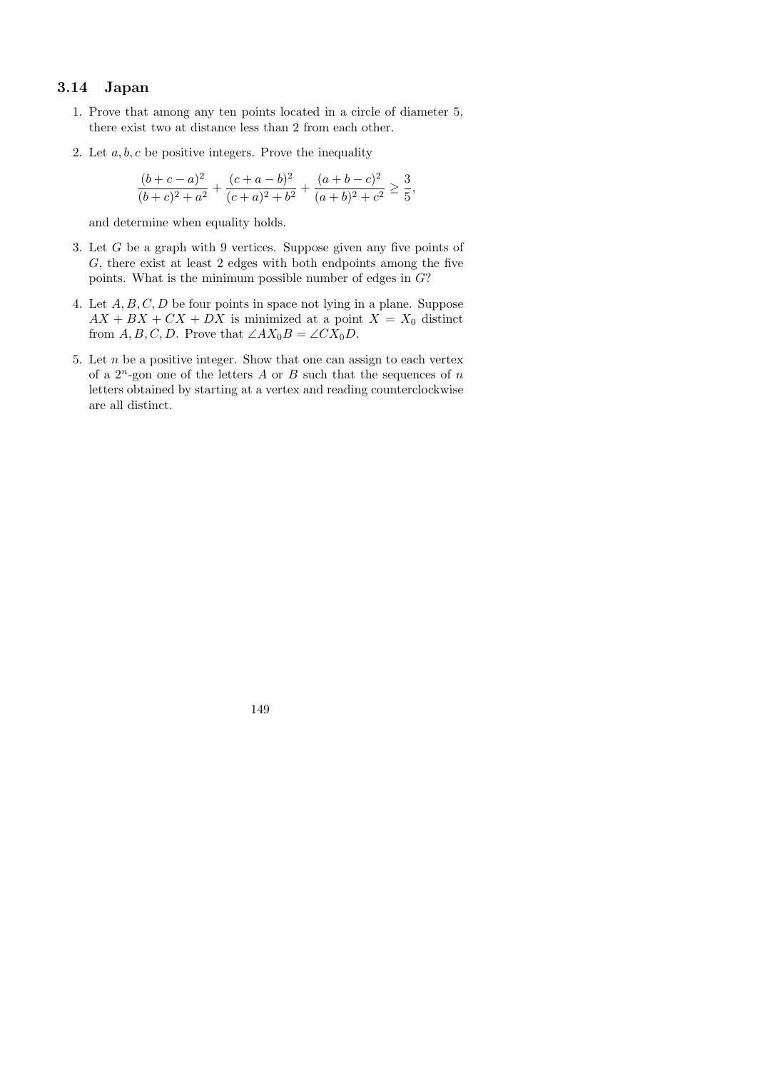## 3.14 Japan

1. Prove that among any ten points located in a circle of diameter 5, there exist two at distance less than 2 from each other.

2. Let $a, b, c$ be positive integers. Prove the inequality

$$\frac{(b+c-a)^2}{(b+c)^2+a^2} + \frac{(c+a-b)^2}{(c+a)^2+b^2} + \frac{(a+b-c)^2}{(a+b)^2+c^2} \geq \frac{3}{5},$$

   and determine when equality holds.

3. Let $G$ be a graph with 9 vertices. Suppose given any five points of $G$, there exist at least 2 edges with both endpoints among the five points. What is the minimum possible number of edges in $G$?

4. Let $A, B, C, D$ be four points in space not lying in a plane. Suppose $AX + BX + CX + DX$ is minimized at a point $X = X_0$ distinct from $A, B, C, D$. Prove that $\angle AX_0B = \angle CX_0D$.

5. Let $n$ be a positive integer. Show that one can assign to each vertex of a $2^n$-gon one of the letters $A$ or $B$ such that the sequences of $n$ letters obtained by starting at a vertex and reading counterclockwise are all distinct.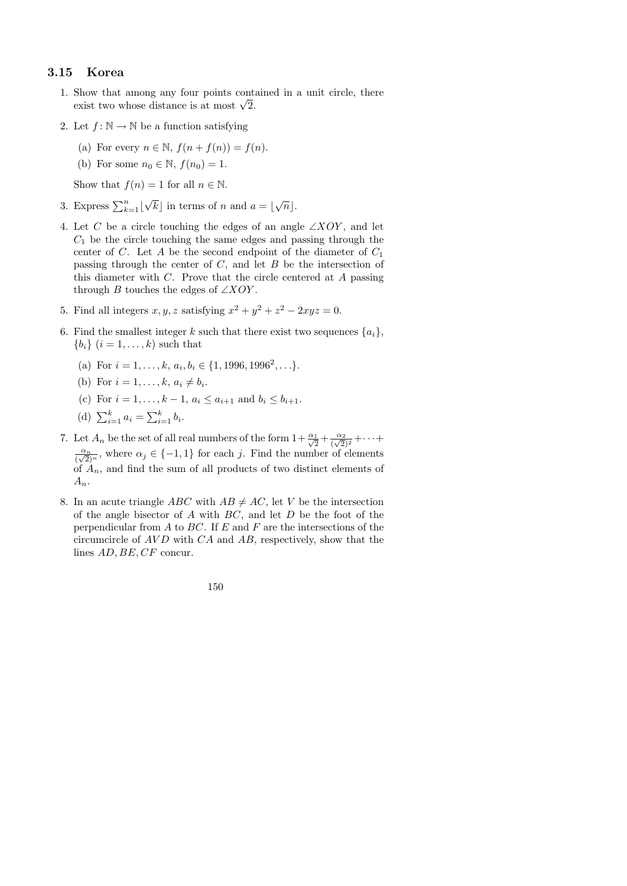## 3.15 Korea

1. Show that among any four points contained in a unit circle, there exist two whose distance is at most $\sqrt{2}$.

2. Let $f\colon \mathbb{N} \to \mathbb{N}$ be a function satisfying

   (a) For every $n \in \mathbb{N}$, $f(n + f(n)) = f(n)$.

   (b) For some $n_0 \in \mathbb{N}$, $f(n_0) = 1$.

   Show that $f(n) = 1$ for all $n \in \mathbb{N}$.

3. Express $\sum_{k=1}^{n} \lfloor \sqrt{k} \rfloor$ in terms of $n$ and $a = \lfloor \sqrt{n} \rfloor$.

4. Let $C$ be a circle touching the edges of an angle $\angle XOY$, and let $C_1$ be the circle touching the same edges and passing through the center of $C$. Let $A$ be the second endpoint of the diameter of $C_1$ passing through the center of $C$, and let $B$ be the intersection of this diameter with $C$. Prove that the circle centered at $A$ passing through $B$ touches the edges of $\angle XOY$.

5. Find all integers $x, y, z$ satisfying $x^2 + y^2 + z^2 - 2xyz = 0$.

6. Find the smallest integer $k$ such that there exist two sequences $\{a_i\}$, $\{b_i\}$ $(i = 1, \ldots, k)$ such that

   (a) For $i = 1, \ldots, k$, $a_i, b_i \in \{1, 1996, 1996^2, \ldots\}$.

   (b) For $i = 1, \ldots, k$, $a_i \neq b_i$.

   (c) For $i = 1, \ldots, k-1$, $a_i \leq a_{i+1}$ and $b_i \leq b_{i+1}$.

   (d) $\sum_{i=1}^{k} a_i = \sum_{i=1}^{k} b_i$.

7. Let $A_n$ be the set of all real numbers of the form $1 + \frac{\alpha_1}{\sqrt{2}} + \frac{\alpha_2}{(\sqrt{2})^2} + \cdots + \frac{\alpha_n}{(\sqrt{2})^n}$, where $\alpha_j \in \{-1, 1\}$ for each $j$. Find the number of elements of $A_n$, and find the sum of all products of two distinct elements of $A_n$.

8. In an acute triangle $ABC$ with $AB \neq AC$, let $V$ be the intersection of the angle bisector of $A$ with $BC$, and let $D$ be the foot of the perpendicular from $A$ to $BC$. If $E$ and $F$ are the intersections of the circumcircle of $AVD$ with $CA$ and $AB$, respectively, show that the lines $AD, BE, CF$ concur.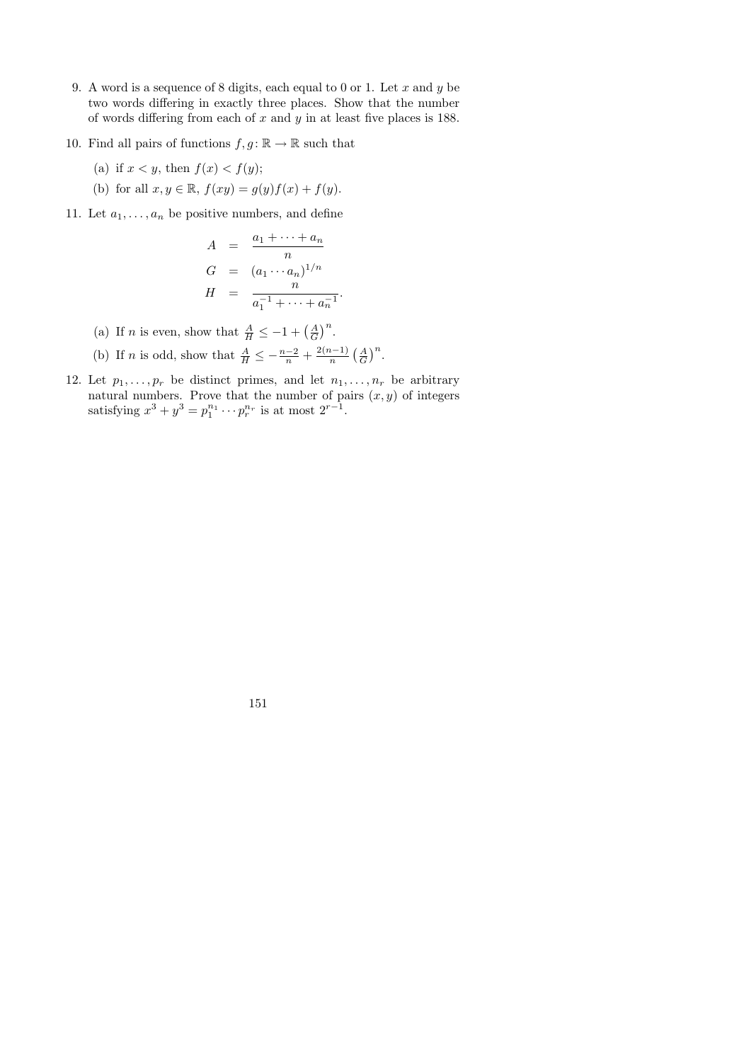9. A word is a sequence of 8 digits, each equal to 0 or 1. Let $x$ and $y$ be two words differing in exactly three places. Show that the number of words differing from each of $x$ and $y$ in at least five places is 188.

10. Find all pairs of functions $f, g\colon \mathbb{R} \to \mathbb{R}$ such that

    (a) if $x < y$, then $f(x) < f(y)$;

    (b) for all $x, y \in \mathbb{R}$, $f(xy) = g(y)f(x) + f(y)$.

11. Let $a_1, \ldots, a_n$ be positive numbers, and define

$$
\begin{aligned}
A &= \frac{a_1 + \cdots + a_n}{n} \\
G &= (a_1 \cdots a_n)^{1/n} \\
H &= \frac{n}{a_1^{-1} + \cdots + a_n^{-1}}.
\end{aligned}
$$

    (a) If $n$ is even, show that $\frac{A}{H} \le -1 + \left(\frac{A}{G}\right)^n$.

    (b) If $n$ is odd, show that $\frac{A}{H} \le -\frac{n-2}{n} + \frac{2(n-1)}{n}\left(\frac{A}{G}\right)^n$.

12. Let $p_1, \ldots, p_r$ be distinct primes, and let $n_1, \ldots, n_r$ be arbitrary natural numbers. Prove that the number of pairs $(x, y)$ of integers satisfying $x^3 + y^3 = p_1^{n_1} \cdots p_r^{n_r}$ is at most $2^{r-1}$.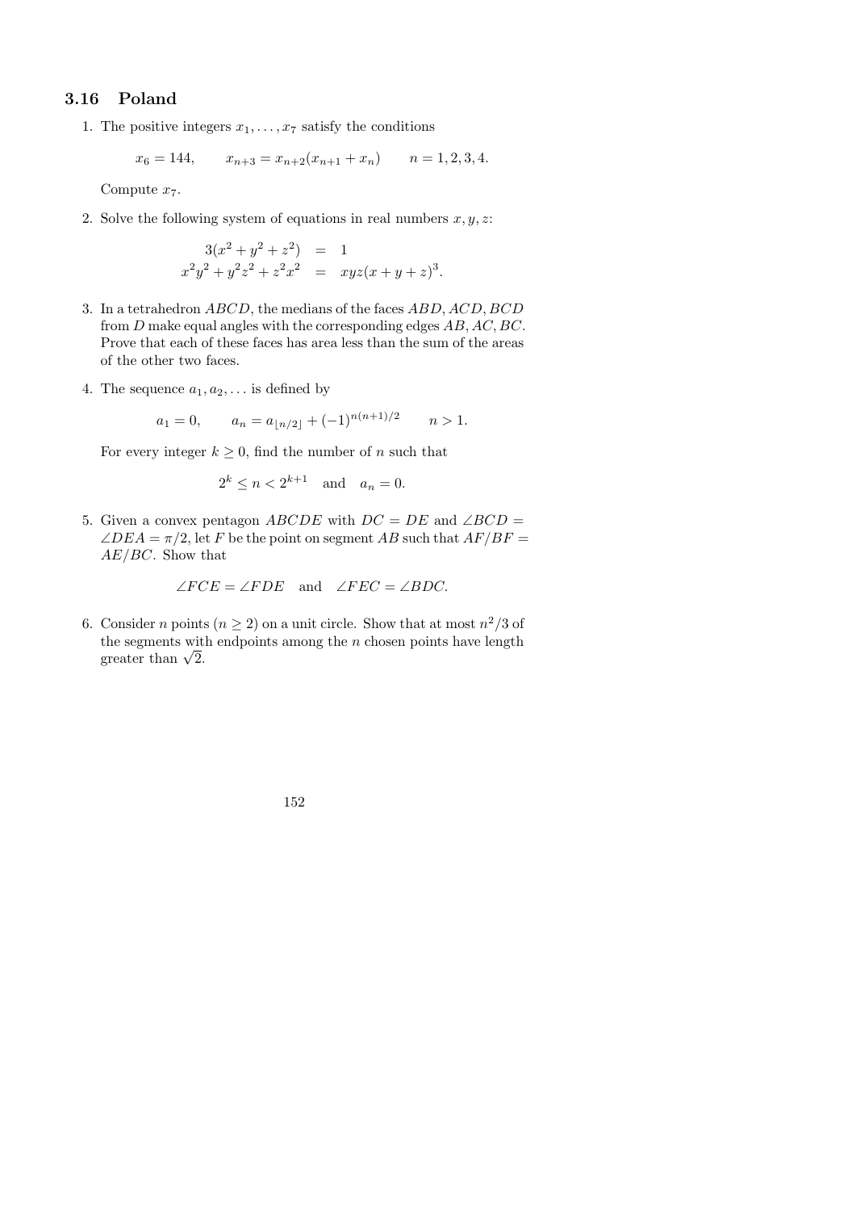## 3.16 Poland

1. The positive integers $x_1, \dots, x_7$ satisfy the conditions

$$x_6 = 144, \qquad x_{n+3} = x_{n+2}(x_{n+1} + x_n) \qquad n = 1, 2, 3, 4.$$

   Compute $x_7$.

2. Solve the following system of equations in real numbers $x, y, z$:

$$\begin{aligned} 3(x^2 + y^2 + z^2) &= 1 \\ x^2y^2 + y^2z^2 + z^2x^2 &= xyz(x + y + z)^3. \end{aligned}$$

3. In a tetrahedron $ABCD$, the medians of the faces $ABD, ACD, BCD$ from $D$ make equal angles with the corresponding edges $AB, AC, BC$. Prove that each of these faces has area less than the sum of the areas of the other two faces.

4. The sequence $a_1, a_2, \dots$ is defined by

$$a_1 = 0, \qquad a_n = a_{\lfloor n/2 \rfloor} + (-1)^{n(n+1)/2} \qquad n > 1.$$

   For every integer $k \geq 0$, find the number of $n$ such that

$$2^k \leq n < 2^{k+1} \quad \text{and} \quad a_n = 0.$$

5. Given a convex pentagon $ABCDE$ with $DC = DE$ and $\angle BCD = \angle DEA = \pi/2$, let $F$ be the point on segment $AB$ such that $AF/BF = AE/BC$. Show that

$$\angle FCE = \angle FDE \quad \text{and} \quad \angle FEC = \angle BDC.$$

6. Consider $n$ points ($n \geq 2$) on a unit circle. Show that at most $n^2/3$ of the segments with endpoints among the $n$ chosen points have length greater than $\sqrt{2}$.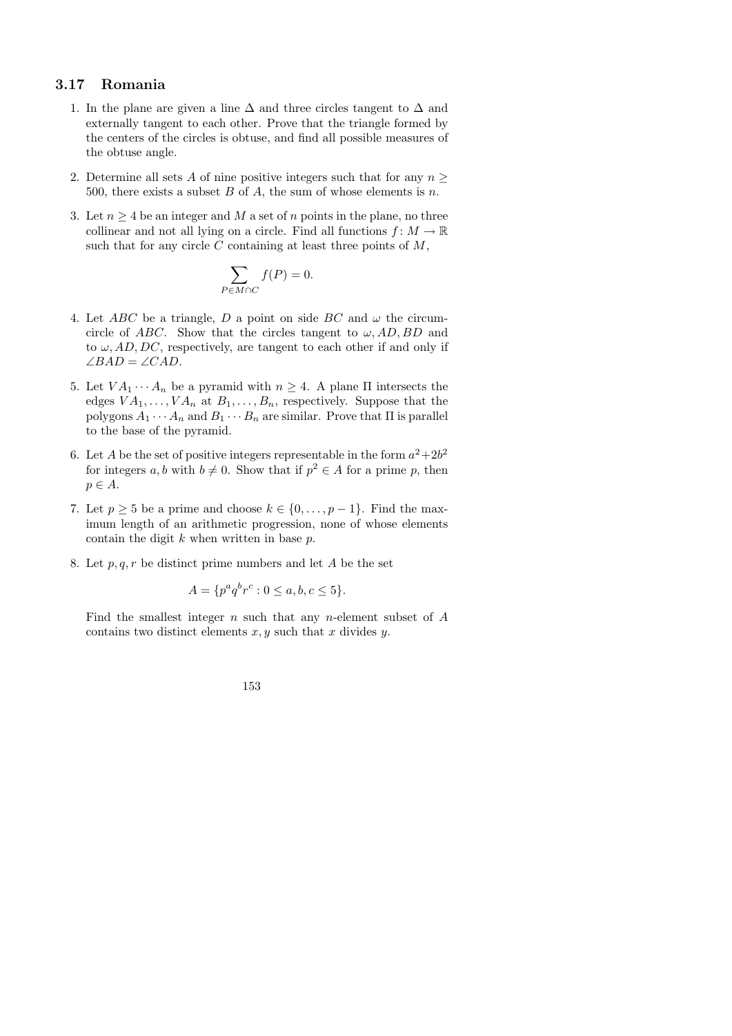### 3.17 Romania

1. In the plane are given a line $\Delta$ and three circles tangent to $\Delta$ and externally tangent to each other. Prove that the triangle formed by the centers of the circles is obtuse, and find all possible measures of the obtuse angle.

2. Determine all sets $A$ of nine positive integers such that for any $n \geq 500$, there exists a subset $B$ of $A$, the sum of whose elements is $n$.

3. Let $n \geq 4$ be an integer and $M$ a set of $n$ points in the plane, no three collinear and not all lying on a circle. Find all functions $f \colon M \to \mathbb{R}$ such that for any circle $C$ containing at least three points of $M$,
$$\sum_{P \in M \cap C} f(P) = 0.$$

4. Let $ABC$ be a triangle, $D$ a point on side $BC$ and $\omega$ the circumcircle of $ABC$. Show that the circles tangent to $\omega, AD, BD$ and to $\omega, AD, DC$, respectively, are tangent to each other if and only if $\angle BAD = \angle CAD$.

5. Let $VA_1 \cdots A_n$ be a pyramid with $n \geq 4$. A plane $\Pi$ intersects the edges $VA_1, \ldots, VA_n$ at $B_1, \ldots, B_n$, respectively. Suppose that the polygons $A_1 \cdots A_n$ and $B_1 \cdots B_n$ are similar. Prove that $\Pi$ is parallel to the base of the pyramid.

6. Let $A$ be the set of positive integers representable in the form $a^2 + 2b^2$ for integers $a, b$ with $b \neq 0$. Show that if $p^2 \in A$ for a prime $p$, then $p \in A$.

7. Let $p \geq 5$ be a prime and choose $k \in \{0, \ldots, p-1\}$. Find the maximum length of an arithmetic progression, none of whose elements contain the digit $k$ when written in base $p$.

8. Let $p, q, r$ be distinct prime numbers and let $A$ be the set
$$A = \{p^a q^b r^c : 0 \leq a, b, c \leq 5\}.$$
Find the smallest integer $n$ such that any $n$-element subset of $A$ contains two distinct elements $x, y$ such that $x$ divides $y$.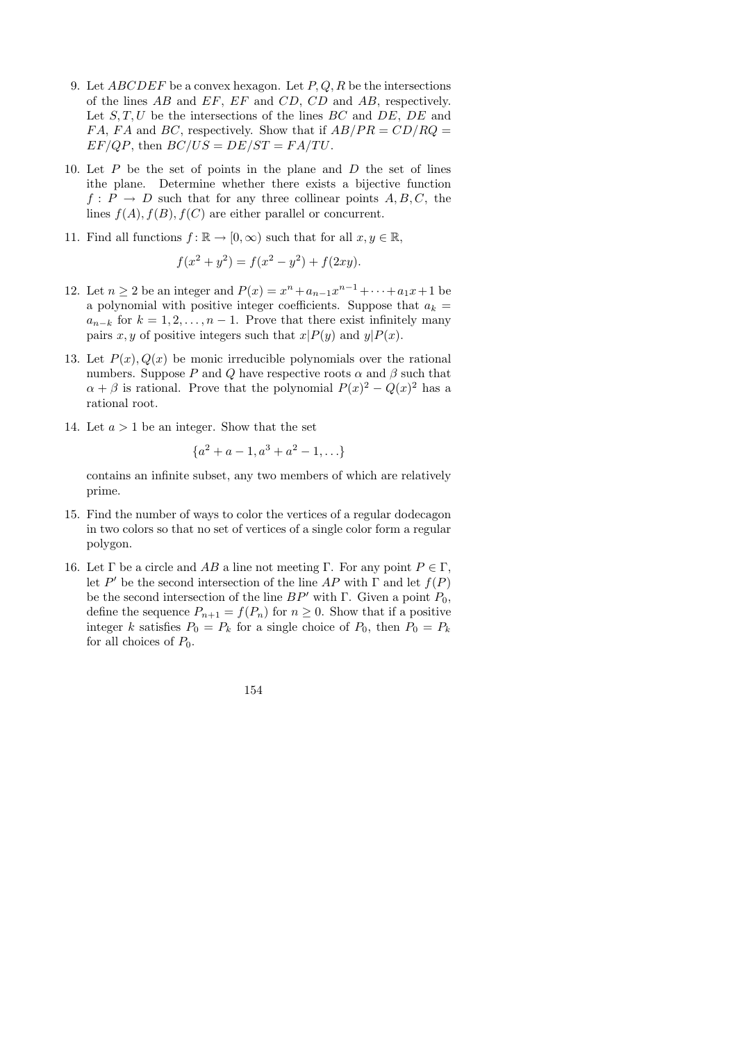9. Let $ABCDEF$ be a convex hexagon. Let $P, Q, R$ be the intersections of the lines $AB$ and $EF$, $EF$ and $CD$, $CD$ and $AB$, respectively. Let $S, T, U$ be the intersections of the lines $BC$ and $DE$, $DE$ and $FA$, $FA$ and $BC$, respectively. Show that if $AB/PR = CD/RQ = EF/QP$, then $BC/US = DE/ST = FA/TU$.

10. Let $P$ be the set of points in the plane and $D$ the set of lines ithe plane. Determine whether there exists a bijective function $f : P \to D$ such that for any three collinear points $A, B, C$, the lines $f(A), f(B), f(C)$ are either parallel or concurrent.

11. Find all functions $f : \mathbb{R} \to [0, \infty)$ such that for all $x, y \in \mathbb{R}$,
$$f(x^2 + y^2) = f(x^2 - y^2) + f(2xy).$$

12. Let $n \geq 2$ be an integer and $P(x) = x^n + a_{n-1}x^{n-1} + \cdots + a_1 x + 1$ be a polynomial with positive integer coefficients. Suppose that $a_k = a_{n-k}$ for $k = 1, 2, \ldots, n-1$. Prove that there exist infinitely many pairs $x, y$ of positive integers such that $x | P(y)$ and $y | P(x)$.

13. Let $P(x), Q(x)$ be monic irreducible polynomials over the rational numbers. Suppose $P$ and $Q$ have respective roots $\alpha$ and $\beta$ such that $\alpha + \beta$ is rational. Prove that the polynomial $P(x)^2 - Q(x)^2$ has a rational root.

14. Let $a > 1$ be an integer. Show that the set
$$\{a^2 + a - 1, a^3 + a^2 - 1, \ldots\}$$
contains an infinite subset, any two members of which are relatively prime.

15. Find the number of ways to color the vertices of a regular dodecagon in two colors so that no set of vertices of a single color form a regular polygon.

16. Let $\Gamma$ be a circle and $AB$ a line not meeting $\Gamma$. For any point $P \in \Gamma$, let $P'$ be the second intersection of the line $AP$ with $\Gamma$ and let $f(P)$ be the second intersection of the line $BP'$ with $\Gamma$. Given a point $P_0$, define the sequence $P_{n+1} = f(P_n)$ for $n \geq 0$. Show that if a positive integer $k$ satisfies $P_0 = P_k$ for a single choice of $P_0$, then $P_0 = P_k$ for all choices of $P_0$.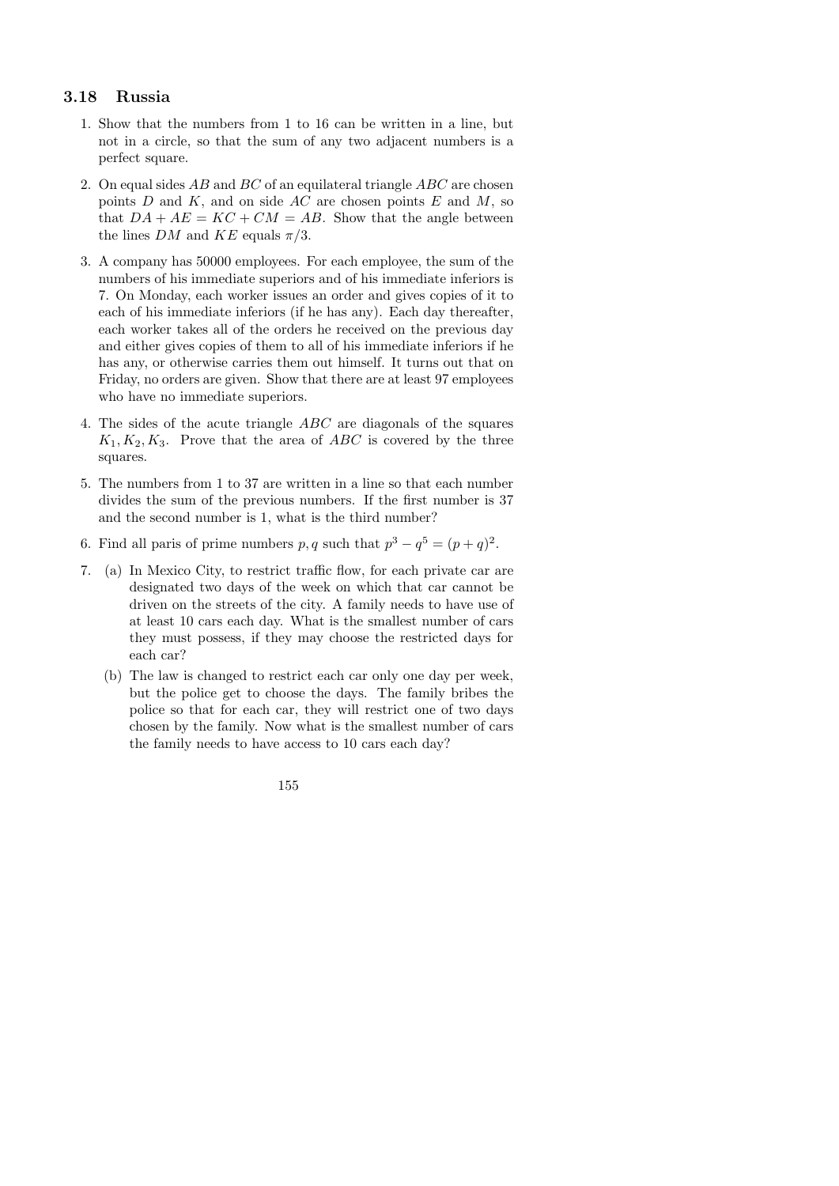## 3.18 Russia

1. Show that the numbers from 1 to 16 can be written in a line, but not in a circle, so that the sum of any two adjacent numbers is a perfect square.

2. On equal sides $AB$ and $BC$ of an equilateral triangle $ABC$ are chosen points $D$ and $K$, and on side $AC$ are chosen points $E$ and $M$, so that $DA + AE = KC + CM = AB$. Show that the angle between the lines $DM$ and $KE$ equals $\pi/3$.

3. A company has 50000 employees. For each employee, the sum of the numbers of his immediate superiors and of his immediate inferiors is 7. On Monday, each worker issues an order and gives copies of it to each of his immediate inferiors (if he has any). Each day thereafter, each worker takes all of the orders he received on the previous day and either gives copies of them to all of his immediate inferiors if he has any, or otherwise carries them out himself. It turns out that on Friday, no orders are given. Show that there are at least 97 employees who have no immediate superiors.

4. The sides of the acute triangle $ABC$ are diagonals of the squares $K_1, K_2, K_3$. Prove that the area of $ABC$ is covered by the three squares.

5. The numbers from 1 to 37 are written in a line so that each number divides the sum of the previous numbers. If the first number is 37 and the second number is 1, what is the third number?

6. Find all paris of prime numbers $p, q$ such that $p^3 - q^5 = (p + q)^2$.

7. (a) In Mexico City, to restrict traffic flow, for each private car are designated two days of the week on which that car cannot be driven on the streets of the city. A family needs to have use of at least 10 cars each day. What is the smallest number of cars they must possess, if they may choose the restricted days for each car?

   (b) The law is changed to restrict each car only one day per week, but the police get to choose the days. The family bribes the police so that for each car, they will restrict one of two days chosen by the family. Now what is the smallest number of cars the family needs to have access to 10 cars each day?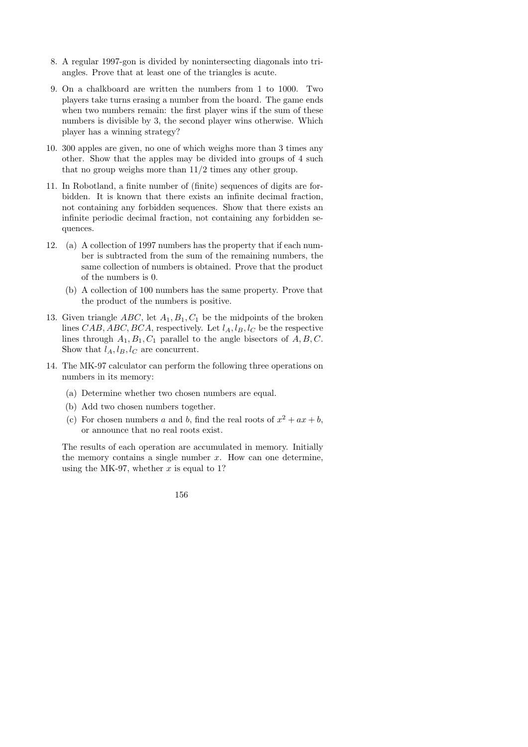8. A regular 1997-gon is divided by nonintersecting diagonals into triangles. Prove that at least one of the triangles is acute.

9. On a chalkboard are written the numbers from 1 to 1000. Two players take turns erasing a number from the board. The game ends when two numbers remain: the first player wins if the sum of these numbers is divisible by 3, the second player wins otherwise. Which player has a winning strategy?

10. 300 apples are given, no one of which weighs more than 3 times any other. Show that the apples may be divided into groups of 4 such that no group weighs more than $11/2$ times any other group.

11. In Robotland, a finite number of (finite) sequences of digits are forbidden. It is known that there exists an infinite decimal fraction, not containing any forbidden sequences. Show that there exists an infinite periodic decimal fraction, not containing any forbidden sequences.

12. (a) A collection of 1997 numbers has the property that if each number is subtracted from the sum of the remaining numbers, the same collection of numbers is obtained. Prove that the product of the numbers is 0.

    (b) A collection of 100 numbers has the same property. Prove that the product of the numbers is positive.

13. Given triangle $ABC$, let $A_1, B_1, C_1$ be the midpoints of the broken lines $CAB, ABC, BCA$, respectively. Let $l_A, l_B, l_C$ be the respective lines through $A_1, B_1, C_1$ parallel to the angle bisectors of $A, B, C$. Show that $l_A, l_B, l_C$ are concurrent.

14. The MK-97 calculator can perform the following three operations on numbers in its memory:

    (a) Determine whether two chosen numbers are equal.

    (b) Add two chosen numbers together.

    (c) For chosen numbers $a$ and $b$, find the real roots of $x^2 + ax + b$, or announce that no real roots exist.

    The results of each operation are accumulated in memory. Initially the memory contains a single number $x$. How can one determine, using the MK-97, whether $x$ is equal to 1?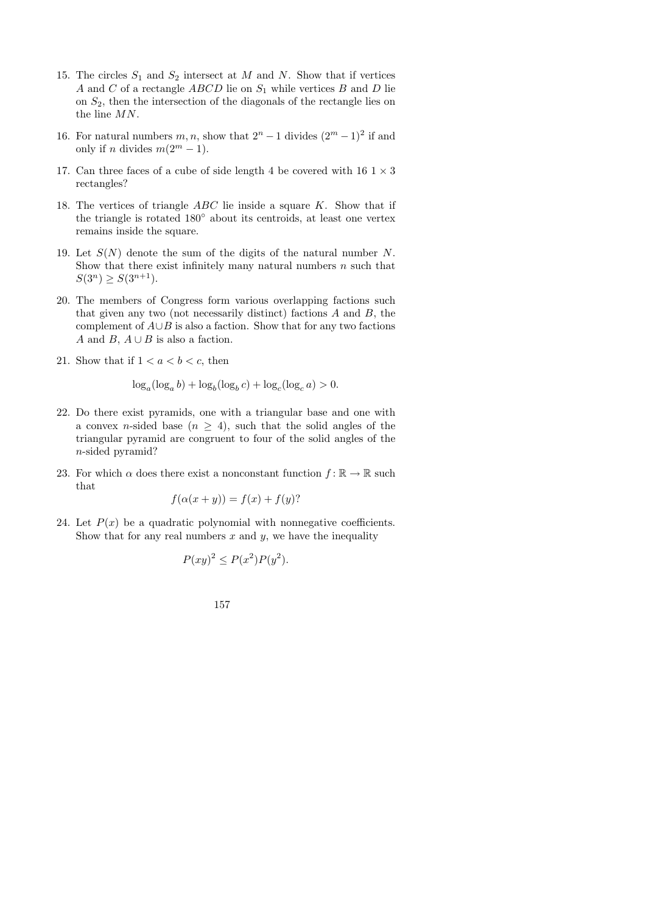15. The circles $S_1$ and $S_2$ intersect at $M$ and $N$. Show that if vertices $A$ and $C$ of a rectangle $ABCD$ lie on $S_1$ while vertices $B$ and $D$ lie on $S_2$, then the intersection of the diagonals of the rectangle lies on the line $MN$.

16. For natural numbers $m, n$, show that $2^n - 1$ divides $(2^m - 1)^2$ if and only if $n$ divides $m(2^m - 1)$.

17. Can three faces of a cube of side length 4 be covered with 16 $1 \times 3$ rectangles?

18. The vertices of triangle $ABC$ lie inside a square $K$. Show that if the triangle is rotated $180^\circ$ about its centroids, at least one vertex remains inside the square.

19. Let $S(N)$ denote the sum of the digits of the natural number $N$. Show that there exist infinitely many natural numbers $n$ such that $S(3^n) \geq S(3^{n+1})$.

20. The members of Congress form various overlapping factions such that given any two (not necessarily distinct) factions $A$ and $B$, the complement of $A \cup B$ is also a faction. Show that for any two factions $A$ and $B$, $A \cup B$ is also a faction.

21. Show that if $1 < a < b < c$, then

$$\log_a(\log_a b) + \log_b(\log_b c) + \log_c(\log_c a) > 0.$$

22. Do there exist pyramids, one with a triangular base and one with a convex $n$-sided base ($n \geq 4$), such that the solid angles of the triangular pyramid are congruent to four of the solid angles of the $n$-sided pyramid?

23. For which $\alpha$ does there exist a nonconstant function $f \colon \mathbb{R} \to \mathbb{R}$ such that

$$f(\alpha(x + y)) = f(x) + f(y)?$$

24. Let $P(x)$ be a quadratic polynomial with nonnegative coefficients. Show that for any real numbers $x$ and $y$, we have the inequality

$$P(xy)^2 \leq P(x^2)P(y^2).$$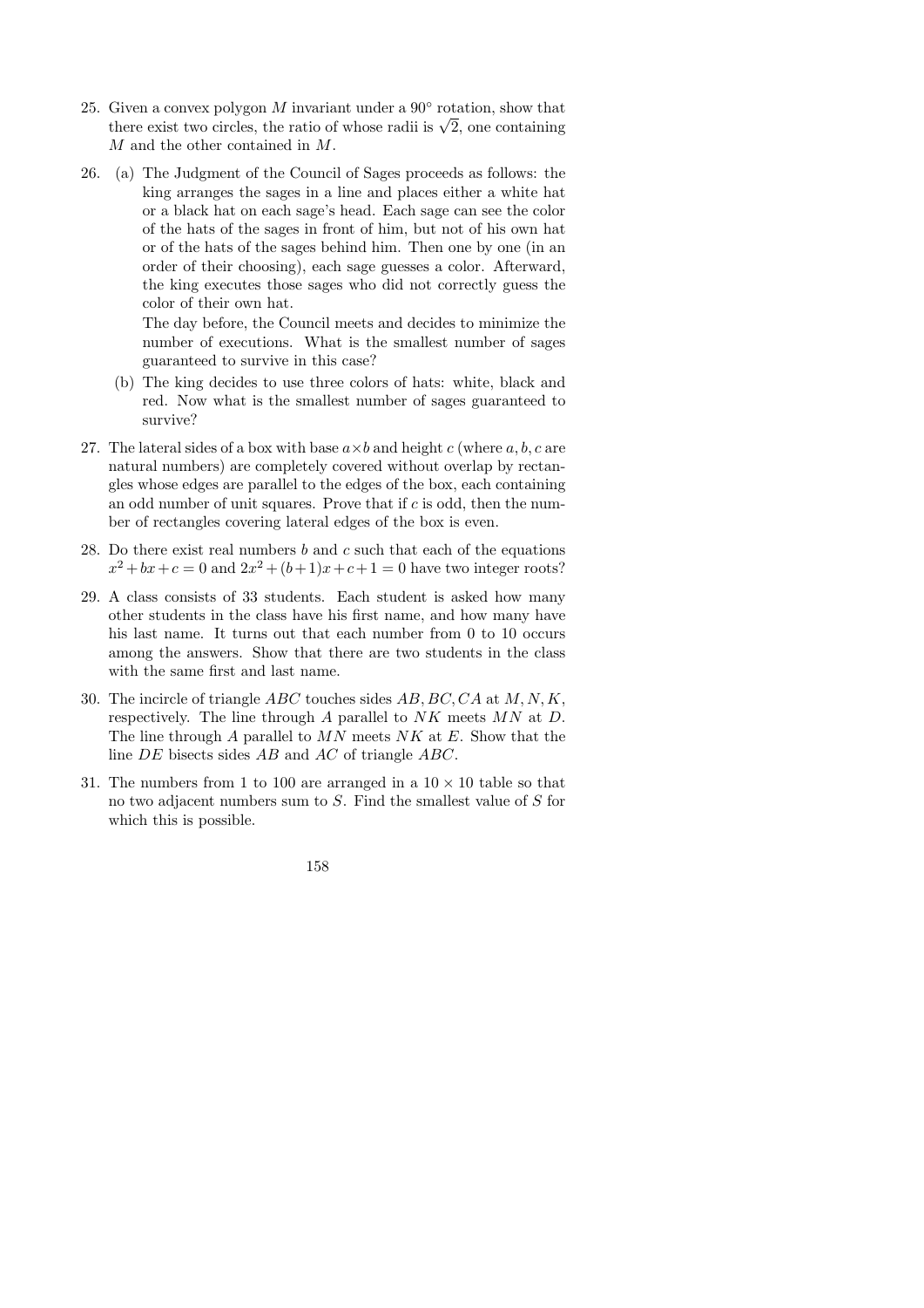25. Given a convex polygon $M$ invariant under a $90^\circ$ rotation, show that there exist two circles, the ratio of whose radii is $\sqrt{2}$, one containing $M$ and the other contained in $M$.

26. (a) The Judgment of the Council of Sages proceeds as follows: the king arranges the sages in a line and places either a white hat or a black hat on each sage's head. Each sage can see the color of the hats of the sages in front of him, but not of his own hat or of the hats of the sages behind him. Then one by one (in an order of their choosing), each sage guesses a color. Afterward, the king executes those sages who did not correctly guess the color of their own hat.

    The day before, the Council meets and decides to minimize the number of executions. What is the smallest number of sages guaranteed to survive in this case?

    (b) The king decides to use three colors of hats: white, black and red. Now what is the smallest number of sages guaranteed to survive?

27. The lateral sides of a box with base $a \times b$ and height $c$ (where $a, b, c$ are natural numbers) are completely covered without overlap by rectangles whose edges are parallel to the edges of the box, each containing an odd number of unit squares. Prove that if $c$ is odd, then the number of rectangles covering lateral edges of the box is even.

28. Do there exist real numbers $b$ and $c$ such that each of the equations $x^2 + bx + c = 0$ and $2x^2 + (b+1)x + c + 1 = 0$ have two integer roots?

29. A class consists of 33 students. Each student is asked how many other students in the class have his first name, and how many have his last name. It turns out that each number from 0 to 10 occurs among the answers. Show that there are two students in the class with the same first and last name.

30. The incircle of triangle $ABC$ touches sides $AB, BC, CA$ at $M, N, K$, respectively. The line through $A$ parallel to $NK$ meets $MN$ at $D$. The line through $A$ parallel to $MN$ meets $NK$ at $E$. Show that the line $DE$ bisects sides $AB$ and $AC$ of triangle $ABC$.

31. The numbers from 1 to 100 are arranged in a $10 \times 10$ table so that no two adjacent numbers sum to $S$. Find the smallest value of $S$ for which this is possible.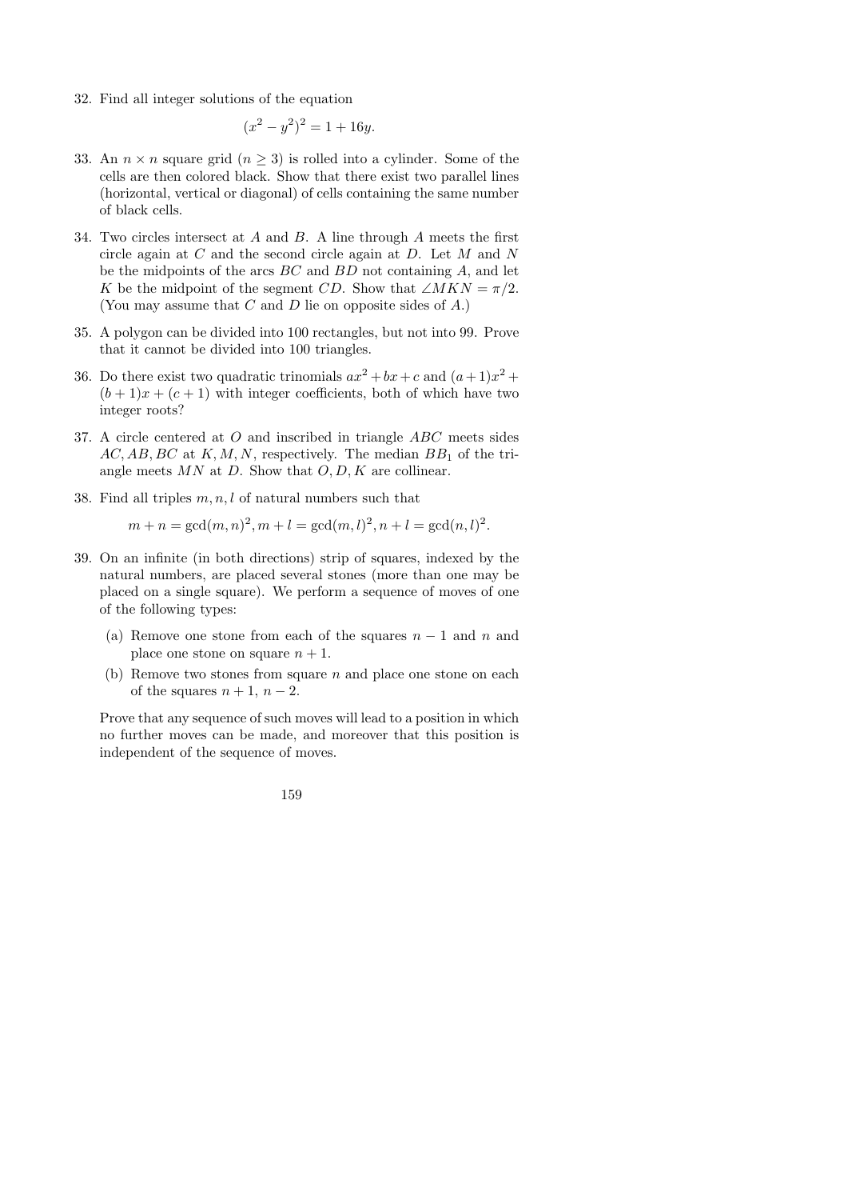32. Find all integer solutions of the equation

$$(x^2 - y^2)^2 = 1 + 16y.$$

33. An $n \times n$ square grid ($n \geq 3$) is rolled into a cylinder. Some of the cells are then colored black. Show that there exist two parallel lines (horizontal, vertical or diagonal) of cells containing the same number of black cells.

34. Two circles intersect at $A$ and $B$. A line through $A$ meets the first circle again at $C$ and the second circle again at $D$. Let $M$ and $N$ be the midpoints of the arcs $BC$ and $BD$ not containing $A$, and let $K$ be the midpoint of the segment $CD$. Show that $\angle MKN = \pi/2$. (You may assume that $C$ and $D$ lie on opposite sides of $A$.)

35. A polygon can be divided into 100 rectangles, but not into 99. Prove that it cannot be divided into 100 triangles.

36. Do there exist two quadratic trinomials $ax^2 + bx + c$ and $(a+1)x^2 + (b+1)x + (c+1)$ with integer coefficients, both of which have two integer roots?

37. A circle centered at $O$ and inscribed in triangle $ABC$ meets sides $AC, AB, BC$ at $K, M, N$, respectively. The median $BB_1$ of the triangle meets $MN$ at $D$. Show that $O, D, K$ are collinear.

38. Find all triples $m, n, l$ of natural numbers such that

$$m + n = \gcd(m,n)^2, m + l = \gcd(m,l)^2, n + l = \gcd(n,l)^2.$$

39. On an infinite (in both directions) strip of squares, indexed by the natural numbers, are placed several stones (more than one may be placed on a single square). We perform a sequence of moves of one of the following types:

    (a) Remove one stone from each of the squares $n-1$ and $n$ and place one stone on square $n+1$.

    (b) Remove two stones from square $n$ and place one stone on each of the squares $n+1$, $n-2$.

    Prove that any sequence of such moves will lead to a position in which no further moves can be made, and moreover that this position is independent of the sequence of moves.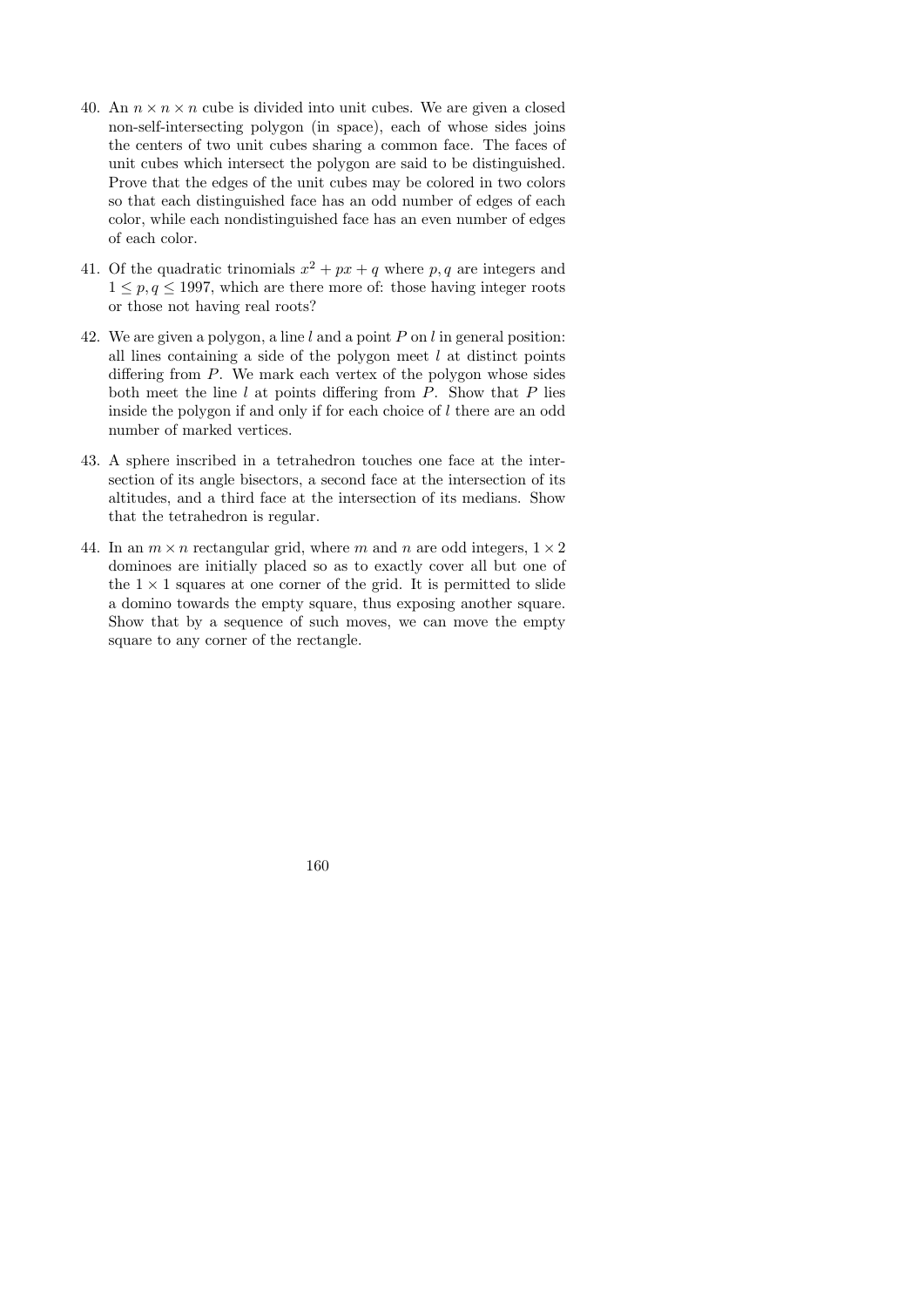40. An $n \times n \times n$ cube is divided into unit cubes. We are given a closed non-self-intersecting polygon (in space), each of whose sides joins the centers of two unit cubes sharing a common face. The faces of unit cubes which intersect the polygon are said to be distinguished. Prove that the edges of the unit cubes may be colored in two colors so that each distinguished face has an odd number of edges of each color, while each nondistinguished face has an even number of edges of each color.

41. Of the quadratic trinomials $x^2 + px + q$ where $p, q$ are integers and $1 \leq p, q \leq 1997$, which are there more of: those having integer roots or those not having real roots?

42. We are given a polygon, a line $l$ and a point $P$ on $l$ in general position: all lines containing a side of the polygon meet $l$ at distinct points differing from $P$. We mark each vertex of the polygon whose sides both meet the line $l$ at points differing from $P$. Show that $P$ lies inside the polygon if and only if for each choice of $l$ there are an odd number of marked vertices.

43. A sphere inscribed in a tetrahedron touches one face at the intersection of its angle bisectors, a second face at the intersection of its altitudes, and a third face at the intersection of its medians. Show that the tetrahedron is regular.

44. In an $m \times n$ rectangular grid, where $m$ and $n$ are odd integers, $1 \times 2$ dominoes are initially placed so as to exactly cover all but one of the $1 \times 1$ squares at one corner of the grid. It is permitted to slide a domino towards the empty square, thus exposing another square. Show that by a sequence of such moves, we can move the empty square to any corner of the rectangle.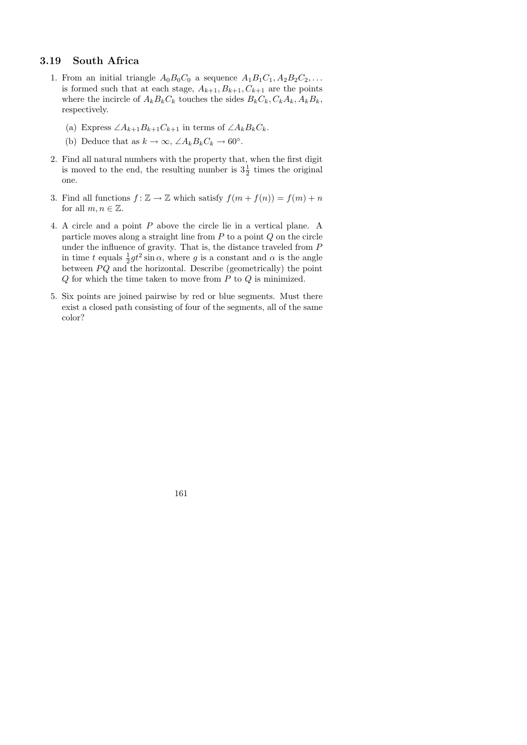## 3.19 South Africa

1. From an initial triangle $A_0B_0C_0$ a sequence $A_1B_1C_1, A_2B_2C_2, \ldots$ is formed such that at each stage, $A_{k+1}, B_{k+1}, C_{k+1}$ are the points where the incircle of $A_kB_kC_k$ touches the sides $B_kC_k, C_kA_k, A_kB_k$, respectively.

   (a) Express $\angle A_{k+1}B_{k+1}C_{k+1}$ in terms of $\angle A_kB_kC_k$.

   (b) Deduce that as $k \to \infty$, $\angle A_kB_kC_k \to 60^\circ$.

2. Find all natural numbers with the property that, when the first digit is moved to the end, the resulting number is $3\frac{1}{2}$ times the original one.

3. Find all functions $f \colon \mathbb{Z} \to \mathbb{Z}$ which satisfy $f(m + f(n)) = f(m) + n$ for all $m, n \in \mathbb{Z}$.

4. A circle and a point $P$ above the circle lie in a vertical plane. A particle moves along a straight line from $P$ to a point $Q$ on the circle under the influence of gravity. That is, the distance traveled from $P$ in time $t$ equals $\frac{1}{2}gt^2 \sin\alpha$, where $g$ is a constant and $\alpha$ is the angle between $PQ$ and the horizontal. Describe (geometrically) the point $Q$ for which the time taken to move from $P$ to $Q$ is minimized.

5. Six points are joined pairwise by red or blue segments. Must there exist a closed path consisting of four of the segments, all of the same color?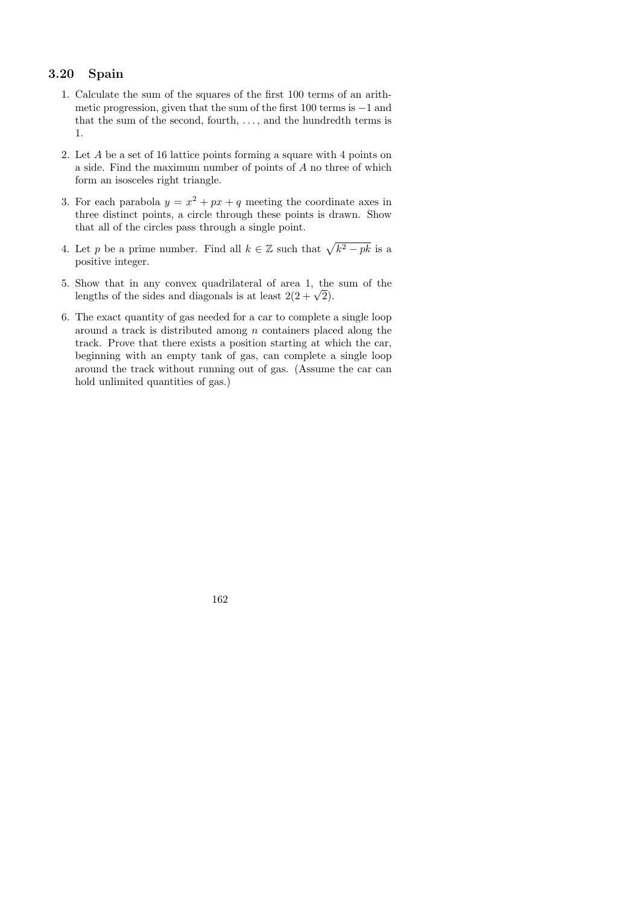## 3.20 Spain

1. Calculate the sum of the squares of the first 100 terms of an arithmetic progression, given that the sum of the first 100 terms is $-1$ and that the sum of the second, fourth, $\dots$, and the hundredth terms is 1.

2. Let $A$ be a set of 16 lattice points forming a square with 4 points on a side. Find the maximum number of points of $A$ no three of which form an isosceles right triangle.

3. For each parabola $y = x^2 + px + q$ meeting the coordinate axes in three distinct points, a circle through these points is drawn. Show that all of the circles pass through a single point.

4. Let $p$ be a prime number. Find all $k \in \mathbb{Z}$ such that $\sqrt{k^2 - pk}$ is a positive integer.

5. Show that in any convex quadrilateral of area 1, the sum of the lengths of the sides and diagonals is at least $2(2 + \sqrt{2})$.

6. The exact quantity of gas needed for a car to complete a single loop around a track is distributed among $n$ containers placed along the track. Prove that there exists a position starting at which the car, beginning with an empty tank of gas, can complete a single loop around the track without running out of gas. (Assume the car can hold unlimited quantities of gas.)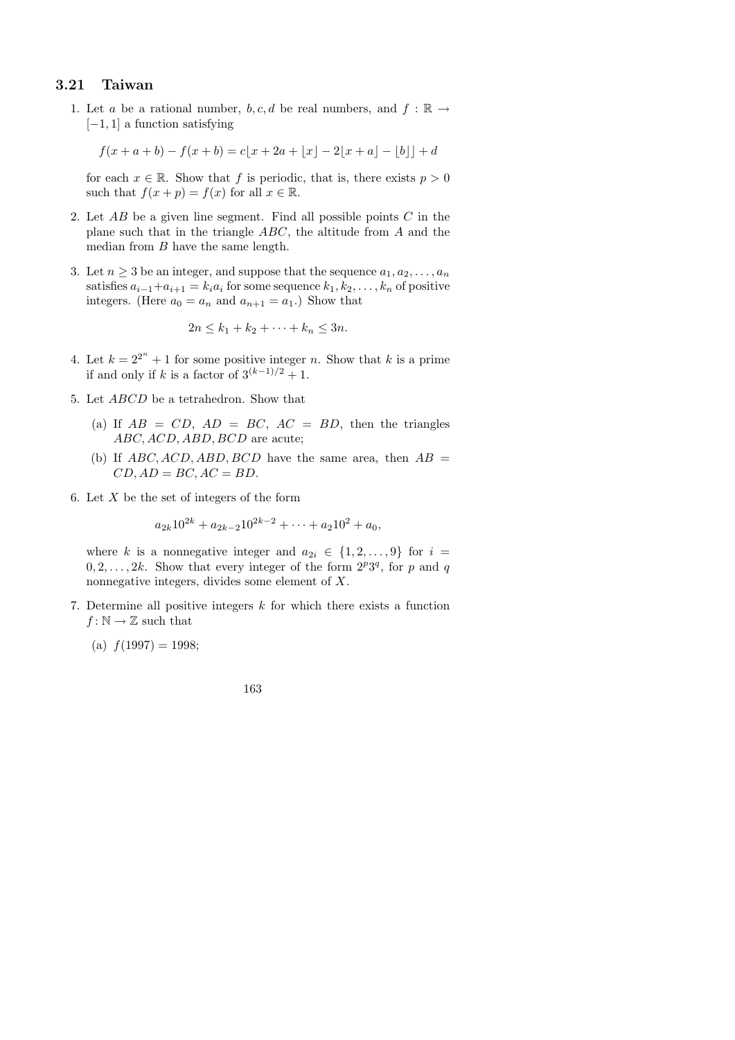## 3.21 Taiwan

1. Let $a$ be a rational number, $b, c, d$ be real numbers, and $f : \mathbb{R} \to [-1, 1]$ a function satisfying

$$f(x + a + b) - f(x + b) = c\lfloor x + 2a + \lfloor x \rfloor - 2\lfloor x + a \rfloor - \lfloor b \rfloor \rfloor + d$$

for each $x \in \mathbb{R}$. Show that $f$ is periodic, that is, there exists $p > 0$ such that $f(x + p) = f(x)$ for all $x \in \mathbb{R}$.

2. Let $AB$ be a given line segment. Find all possible points $C$ in the plane such that in the triangle $ABC$, the altitude from $A$ and the median from $B$ have the same length.

3. Let $n \geq 3$ be an integer, and suppose that the sequence $a_1, a_2, \ldots, a_n$ satisfies $a_{i-1} + a_{i+1} = k_i a_i$ for some sequence $k_1, k_2, \ldots, k_n$ of positive integers. (Here $a_0 = a_n$ and $a_{n+1} = a_1$.) Show that

$$2n \leq k_1 + k_2 + \cdots + k_n \leq 3n.$$

4. Let $k = 2^{2^n} + 1$ for some positive integer $n$. Show that $k$ is a prime if and only if $k$ is a factor of $3^{(k-1)/2} + 1$.

5. Let $ABCD$ be a tetrahedron. Show that

   (a) If $AB = CD$, $AD = BC$, $AC = BD$, then the triangles $ABC, ACD, ABD, BCD$ are acute;

   (b) If $ABC, ACD, ABD, BCD$ have the same area, then $AB = CD, AD = BC, AC = BD$.

6. Let $X$ be the set of integers of the form

$$a_{2k}10^{2k} + a_{2k-2}10^{2k-2} + \cdots + a_2 10^2 + a_0,$$

where $k$ is a nonnegative integer and $a_{2i} \in \{1, 2, \ldots, 9\}$ for $i = 0, 2, \ldots, 2k$. Show that every integer of the form $2^p 3^q$, for $p$ and $q$ nonnegative integers, divides some element of $X$.

7. Determine all positive integers $k$ for which there exists a function $f : \mathbb{N} \to \mathbb{Z}$ such that

   (a) $f(1997) = 1998$;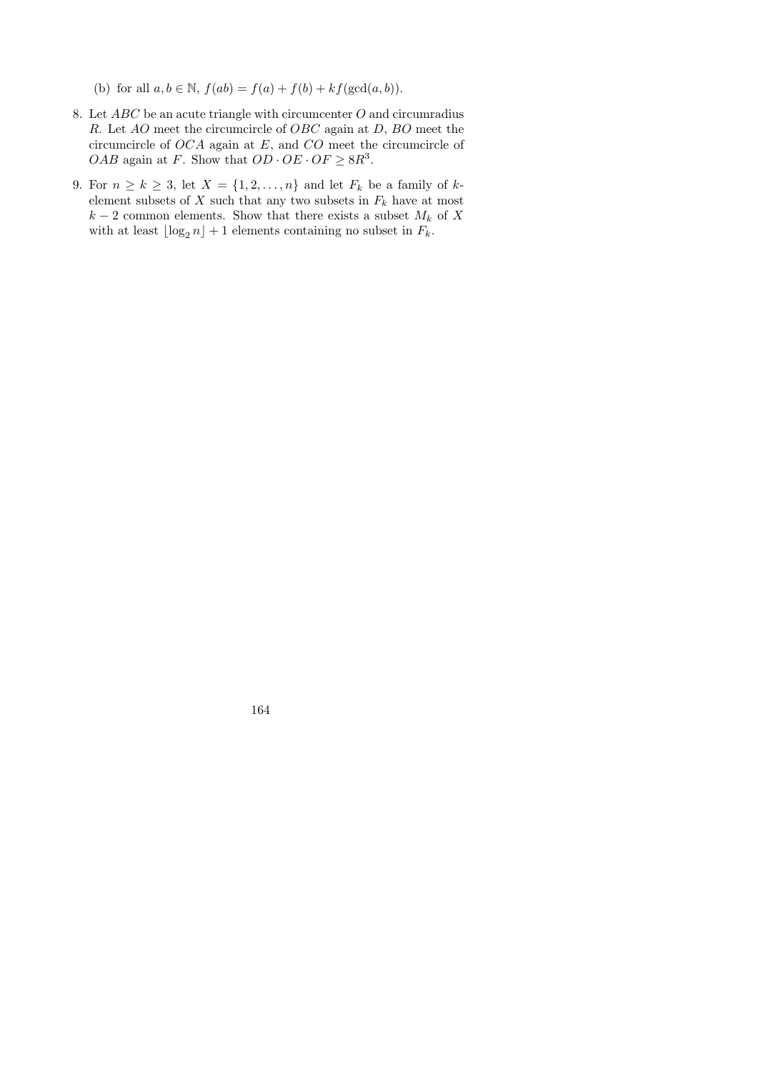(b) for all $a, b \in \mathbb{N}$, $f(ab) = f(a) + f(b) + kf(\gcd(a, b))$.

8. Let $ABC$ be an acute triangle with circumcenter $O$ and circumradius $R$. Let $AO$ meet the circumcircle of $OBC$ again at $D$, $BO$ meet the circumcircle of $OCA$ again at $E$, and $CO$ meet the circumcircle of $OAB$ again at $F$. Show that $OD \cdot OE \cdot OF \geq 8R^3$.

9. For $n \geq k \geq 3$, let $X = \{1, 2, \ldots, n\}$ and let $F_k$ be a family of $k$-element subsets of $X$ such that any two subsets in $F_k$ have at most $k - 2$ common elements. Show that there exists a subset $M_k$ of $X$ with at least $\lfloor \log_2 n \rfloor + 1$ elements containing no subset in $F_k$.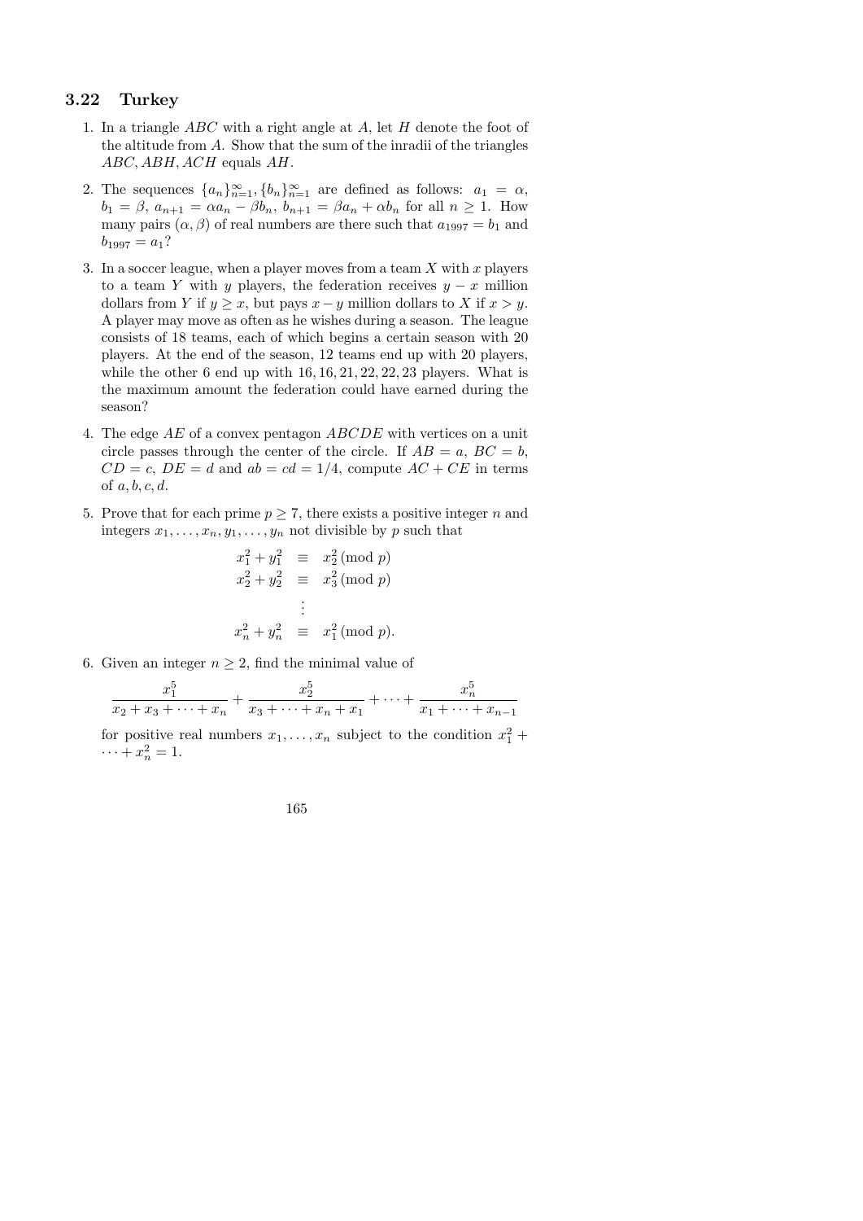## 3.22 Turkey

1. In a triangle $ABC$ with a right angle at $A$, let $H$ denote the foot of the altitude from $A$. Show that the sum of the inradii of the triangles $ABC, ABH, ACH$ equals $AH$.

2. The sequences $\{a_n\}_{n=1}^{\infty}, \{b_n\}_{n=1}^{\infty}$ are defined as follows: $a_1 = \alpha$, $b_1 = \beta$, $a_{n+1} = \alpha a_n - \beta b_n$, $b_{n+1} = \beta a_n + \alpha b_n$ for all $n \geq 1$. How many pairs $(\alpha, \beta)$ of real numbers are there such that $a_{1997} = b_1$ and $b_{1997} = a_1$?

3. In a soccer league, when a player moves from a team $X$ with $x$ players to a team $Y$ with $y$ players, the federation receives $y - x$ million dollars from $Y$ if $y \geq x$, but pays $x - y$ million dollars to $X$ if $x > y$. A player may move as often as he wishes during a season. The league consists of 18 teams, each of which begins a certain season with 20 players. At the end of the season, 12 teams end up with 20 players, while the other 6 end up with $16, 16, 21, 22, 22, 23$ players. What is the maximum amount the federation could have earned during the season?

4. The edge $AE$ of a convex pentagon $ABCDE$ with vertices on a unit circle passes through the center of the circle. If $AB = a$, $BC = b$, $CD = c$, $DE = d$ and $ab = cd = 1/4$, compute $AC + CE$ in terms of $a, b, c, d$.

5. Prove that for each prime $p \geq 7$, there exists a positive integer $n$ and integers $x_1, \ldots, x_n, y_1, \ldots, y_n$ not divisible by $p$ such that

$$
\begin{aligned}
x_1^2 + y_1^2 &\equiv x_2^2 \pmod{p} \\
x_2^2 + y_2^2 &\equiv x_3^2 \pmod{p} \\
&\vdots \\
x_n^2 + y_n^2 &\equiv x_1^2 \pmod{p}.
\end{aligned}
$$

6. Given an integer $n \geq 2$, find the minimal value of

$$
\frac{x_1^5}{x_2 + x_3 + \cdots + x_n} + \frac{x_2^5}{x_3 + \cdots + x_n + x_1} + \cdots + \frac{x_n^5}{x_1 + \cdots + x_{n-1}}
$$

for positive real numbers $x_1, \ldots, x_n$ subject to the condition $x_1^2 + \cdots + x_n^2 = 1$.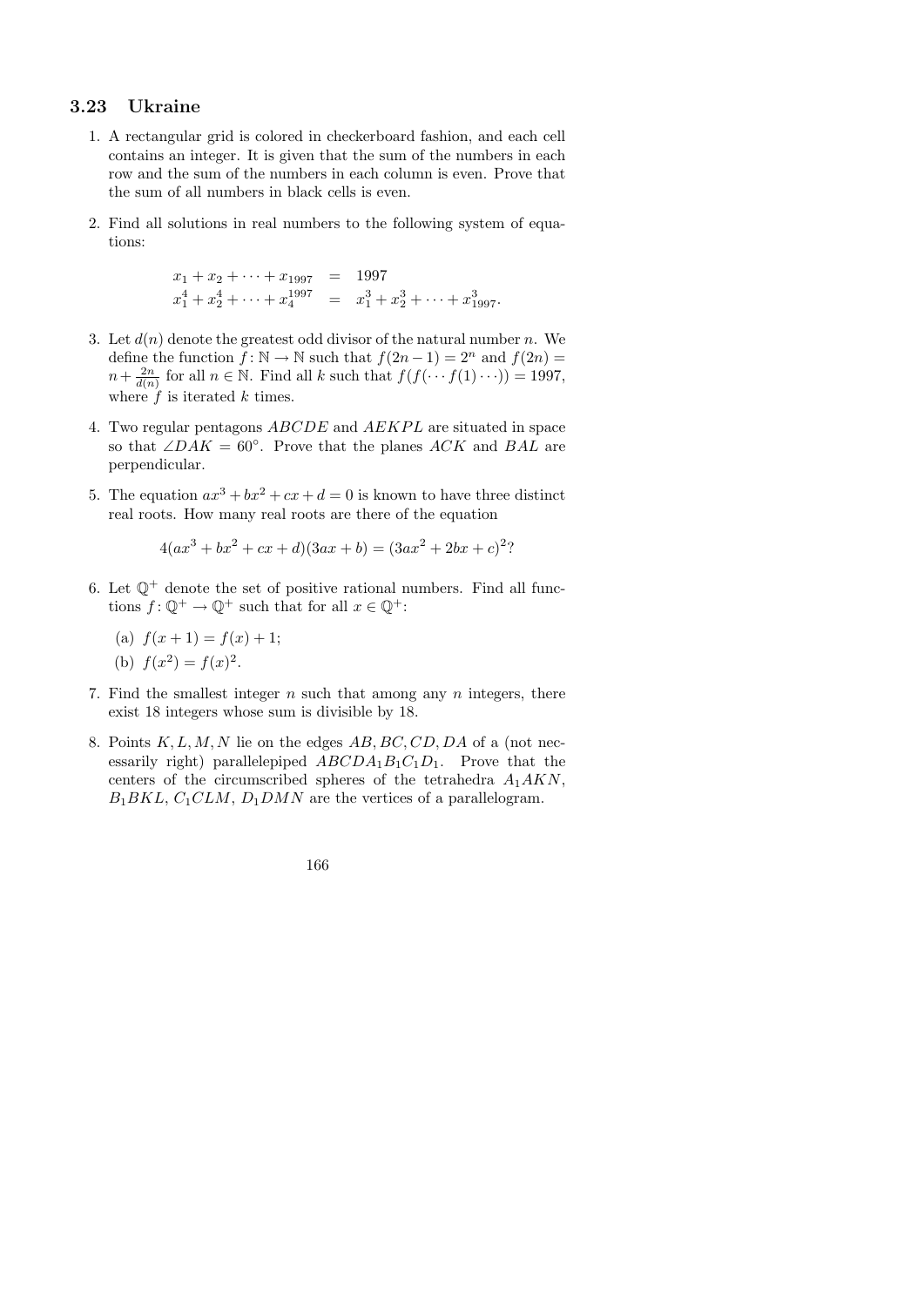## 3.23 Ukraine

1. A rectangular grid is colored in checkerboard fashion, and each cell contains an integer. It is given that the sum of the numbers in each row and the sum of the numbers in each column is even. Prove that the sum of all numbers in black cells is even.

2. Find all solutions in real numbers to the following system of equations:

$$\begin{aligned} x_1 + x_2 + \cdots + x_{1997} &= 1997 \\ x_1^4 + x_2^4 + \cdots + x_4^{1997} &= x_1^3 + x_2^3 + \cdots + x_{1997}^3. \end{aligned}$$

3. Let $d(n)$ denote the greatest odd divisor of the natural number $n$. We define the function $f\colon \mathbb{N} \to \mathbb{N}$ such that $f(2n-1) = 2^n$ and $f(2n) = n + \frac{2n}{d(n)}$ for all $n \in \mathbb{N}$. Find all $k$ such that $f(f(\cdots f(1)\cdots)) = 1997$, where $f$ is iterated $k$ times.

4. Two regular pentagons $ABCDE$ and $AEKPL$ are situated in space so that $\angle DAK = 60^\circ$. Prove that the planes $ACK$ and $BAL$ are perpendicular.

5. The equation $ax^3 + bx^2 + cx + d = 0$ is known to have three distinct real roots. How many real roots are there of the equation

$$4(ax^3 + bx^2 + cx + d)(3ax + b) = (3ax^2 + 2bx + c)^2?$$

6. Let $\mathbb{Q}^+$ denote the set of positive rational numbers. Find all functions $f\colon \mathbb{Q}^+ \to \mathbb{Q}^+$ such that for all $x \in \mathbb{Q}^+$:

   (a) $f(x+1) = f(x) + 1$;

   (b) $f(x^2) = f(x)^2$.

7. Find the smallest integer $n$ such that among any $n$ integers, there exist 18 integers whose sum is divisible by 18.

8. Points $K, L, M, N$ lie on the edges $AB, BC, CD, DA$ of a (not necessarily right) parallelepiped $ABCDA_1B_1C_1D_1$. Prove that the centers of the circumscribed spheres of the tetrahedra $A_1AKN$, $B_1BKL$, $C_1CLM$, $D_1DMN$ are the vertices of a parallelogram.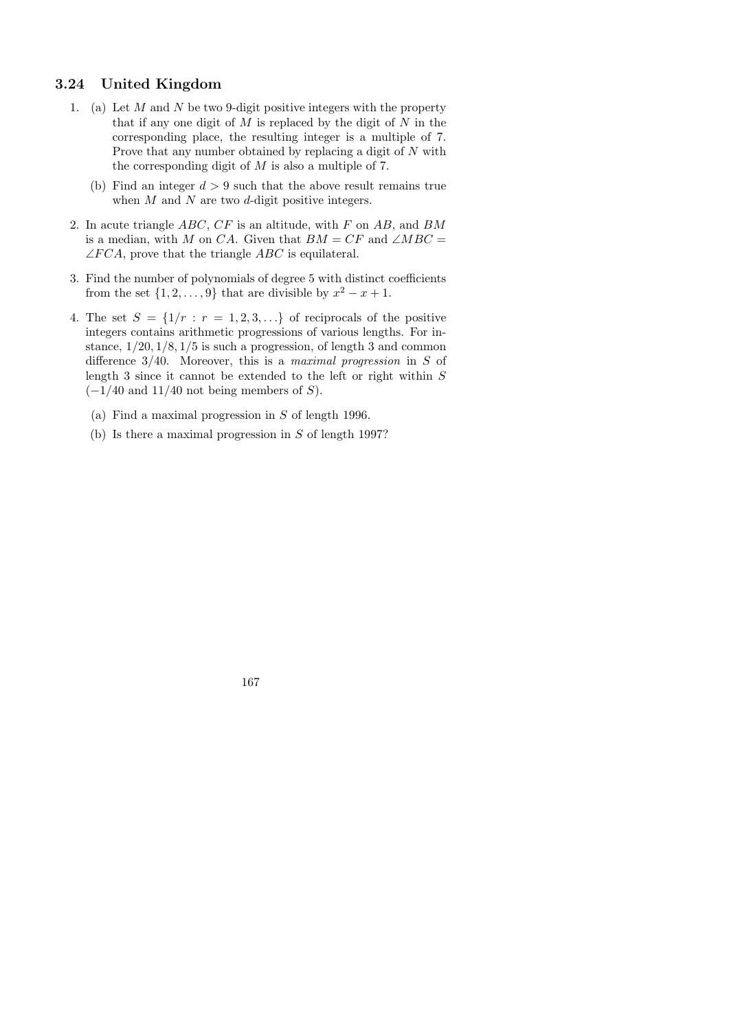## 3.24 United Kingdom

1. (a) Let $M$ and $N$ be two 9-digit positive integers with the property that if any one digit of $M$ is replaced by the digit of $N$ in the corresponding place, the resulting integer is a multiple of 7. Prove that any number obtained by replacing a digit of $N$ with the corresponding digit of $M$ is also a multiple of 7.

   (b) Find an integer $d > 9$ such that the above result remains true when $M$ and $N$ are two $d$-digit positive integers.

2. In acute triangle $ABC$, $CF$ is an altitude, with $F$ on $AB$, and $BM$ is a median, with $M$ on $CA$. Given that $BM = CF$ and $\angle MBC = \angle FCA$, prove that the triangle $ABC$ is equilateral.

3. Find the number of polynomials of degree 5 with distinct coefficients from the set $\{1, 2, \ldots, 9\}$ that are divisible by $x^2 - x + 1$.

4. The set $S = \{1/r : r = 1, 2, 3, \ldots\}$ of reciprocals of the positive integers contains arithmetic progressions of various lengths. For instance, $1/20, 1/8, 1/5$ is such a progression, of length 3 and common difference $3/40$. Moreover, this is a *maximal progression* in $S$ of length 3 since it cannot be extended to the left or right within $S$ ($-1/40$ and $11/40$ not being members of $S$).

   (a) Find a maximal progression in $S$ of length 1996.

   (b) Is there a maximal progression in $S$ of length 1997?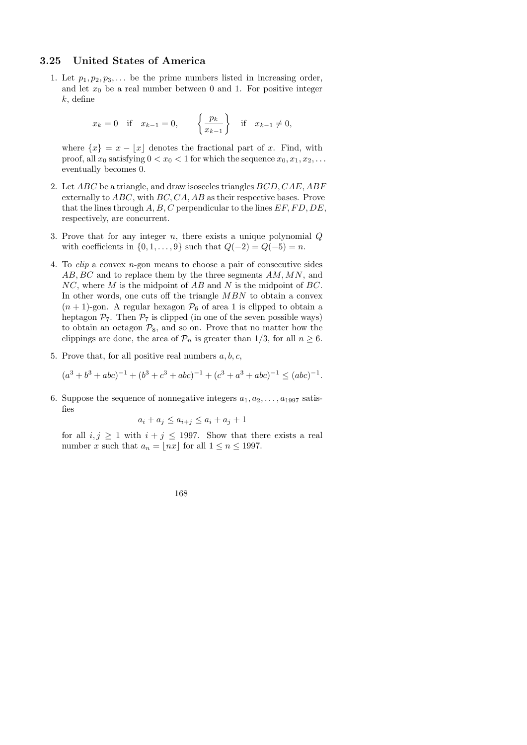## 3.25 United States of America

1. Let $p_1, p_2, p_3, \ldots$ be the prime numbers listed in increasing order, and let $x_0$ be a real number between 0 and 1. For positive integer $k$, define

$$x_k = 0 \quad \text{if} \quad x_{k-1} = 0, \qquad \left\{ \frac{p_k}{x_{k-1}} \right\} \quad \text{if} \quad x_{k-1} \neq 0,$$

where $\{x\} = x - \lfloor x \rfloor$ denotes the fractional part of $x$. Find, with proof, all $x_0$ satisfying $0 < x_0 < 1$ for which the sequence $x_0, x_1, x_2, \ldots$ eventually becomes 0.

2. Let $ABC$ be a triangle, and draw isosceles triangles $BCD, CAE, ABF$ externally to $ABC$, with $BC, CA, AB$ as their respective bases. Prove that the lines through $A, B, C$ perpendicular to the lines $EF, FD, DE$, respectively, are concurrent.

3. Prove that for any integer $n$, there exists a unique polynomial $Q$ with coefficients in $\{0, 1, \ldots, 9\}$ such that $Q(-2) = Q(-5) = n$.

4. To *clip* a convex $n$-gon means to choose a pair of consecutive sides $AB, BC$ and to replace them by the three segments $AM, MN$, and $NC$, where $M$ is the midpoint of $AB$ and $N$ is the midpoint of $BC$. In other words, one cuts off the triangle $MBN$ to obtain a convex $(n+1)$-gon. A regular hexagon $\mathcal{P}_6$ of area 1 is clipped to obtain a heptagon $\mathcal{P}_7$. Then $\mathcal{P}_7$ is clipped (in one of the seven possible ways) to obtain an octagon $\mathcal{P}_8$, and so on. Prove that no matter how the clippings are done, the area of $\mathcal{P}_n$ is greater than $1/3$, for all $n \geq 6$.

5. Prove that, for all positive real numbers $a, b, c$,

$$(a^3 + b^3 + abc)^{-1} + (b^3 + c^3 + abc)^{-1} + (c^3 + a^3 + abc)^{-1} \leq (abc)^{-1}.$$

6. Suppose the sequence of nonnegative integers $a_1, a_2, \ldots, a_{1997}$ satisfies

$$a_i + a_j \leq a_{i+j} \leq a_i + a_j + 1$$

for all $i, j \geq 1$ with $i + j \leq 1997$. Show that there exists a real number $x$ such that $a_n = \lfloor nx \rfloor$ for all $1 \leq n \leq 1997$.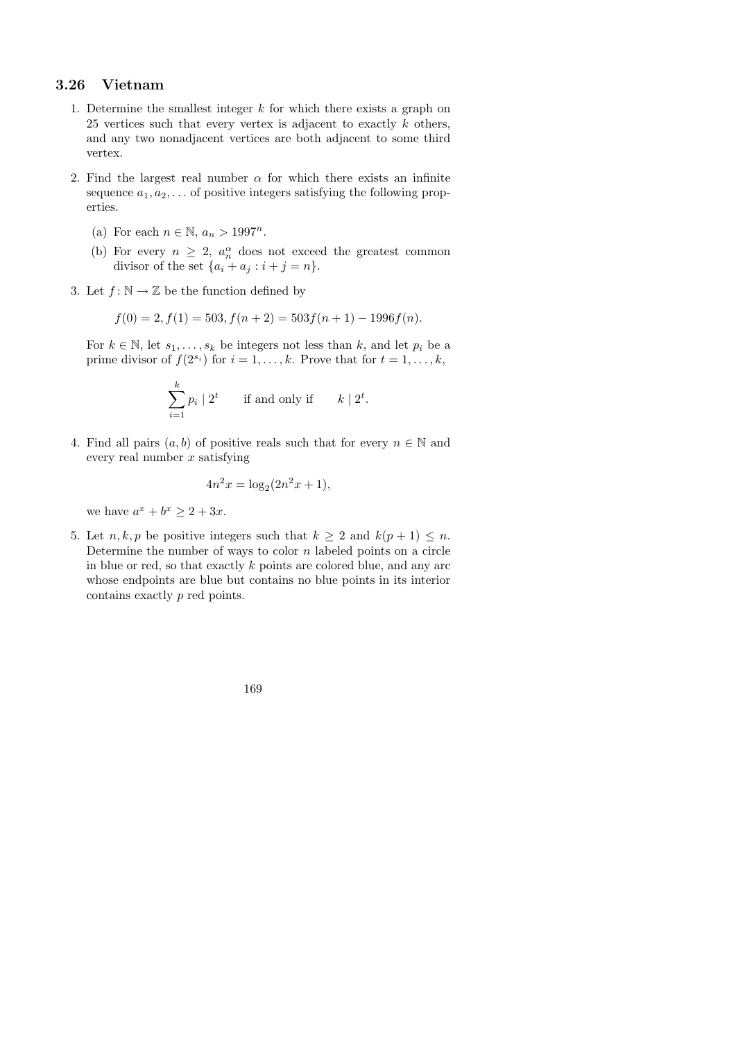## 3.26 Vietnam

1. Determine the smallest integer $k$ for which there exists a graph on 25 vertices such that every vertex is adjacent to exactly $k$ others, and any two nonadjacent vertices are both adjacent to some third vertex.

2. Find the largest real number $\alpha$ for which there exists an infinite sequence $a_1, a_2, \ldots$ of positive integers satisfying the following properties.

   (a) For each $n \in \mathbb{N}$, $a_n > 1997^n$.

   (b) For every $n \geq 2$, $a_n^\alpha$ does not exceed the greatest common divisor of the set $\{a_i + a_j : i + j = n\}$.

3. Let $f \colon \mathbb{N} \to \mathbb{Z}$ be the function defined by

$$f(0) = 2, f(1) = 503, f(n+2) = 503f(n+1) - 1996f(n).$$

   For $k \in \mathbb{N}$, let $s_1, \ldots, s_k$ be integers not less than $k$, and let $p_i$ be a prime divisor of $f(2^{s_i})$ for $i = 1, \ldots, k$. Prove that for $t = 1, \ldots, k$,

$$\sum_{i=1}^{k} p_i \mid 2^t \qquad \text{if and only if} \qquad k \mid 2^t.$$

4. Find all pairs $(a, b)$ of positive reals such that for every $n \in \mathbb{N}$ and every real number $x$ satisfying

$$4n^2 x = \log_2(2n^2 x + 1),$$

   we have $a^x + b^x \geq 2 + 3x$.

5. Let $n, k, p$ be positive integers such that $k \geq 2$ and $k(p+1) \leq n$. Determine the number of ways to color $n$ labeled points on a circle in blue or red, so that exactly $k$ points are colored blue, and any arc whose endpoints are blue but contains no blue points in its interior contains exactly $p$ red points.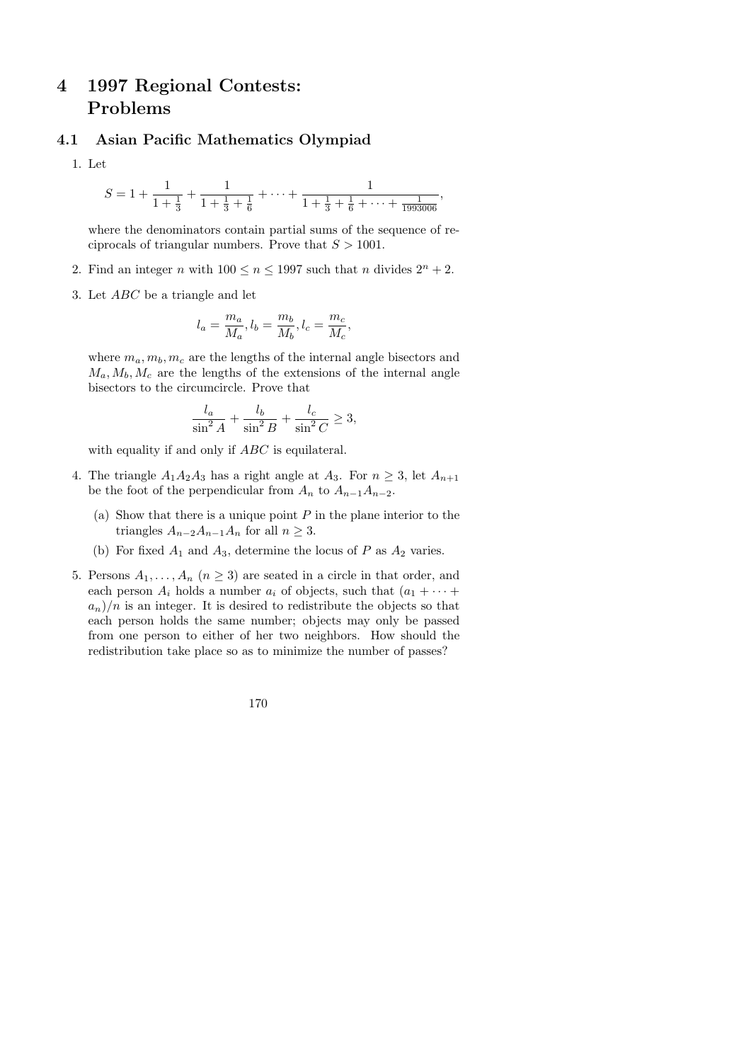# 4 1997 Regional Contests: Problems

## 4.1 Asian Pacific Mathematics Olympiad

1. Let

$$S = 1 + \frac{1}{1+\frac{1}{3}} + \frac{1}{1+\frac{1}{3}+\frac{1}{6}} + \cdots + \frac{1}{1+\frac{1}{3}+\frac{1}{6}+\cdots+\frac{1}{1993006}},$$

   where the denominators contain partial sums of the sequence of reciprocals of triangular numbers. Prove that $S > 1001$.

2. Find an integer $n$ with $100 \leq n \leq 1997$ such that $n$ divides $2^n + 2$.

3. Let $ABC$ be a triangle and let

$$l_a = \frac{m_a}{M_a}, l_b = \frac{m_b}{M_b}, l_c = \frac{m_c}{M_c},$$

   where $m_a, m_b, m_c$ are the lengths of the internal angle bisectors and $M_a, M_b, M_c$ are the lengths of the extensions of the internal angle bisectors to the circumcircle. Prove that

$$\frac{l_a}{\sin^2 A} + \frac{l_b}{\sin^2 B} + \frac{l_c}{\sin^2 C} \geq 3,$$

   with equality if and only if $ABC$ is equilateral.

4. The triangle $A_1A_2A_3$ has a right angle at $A_3$. For $n \geq 3$, let $A_{n+1}$ be the foot of the perpendicular from $A_n$ to $A_{n-1}A_{n-2}$.

   (a) Show that there is a unique point $P$ in the plane interior to the triangles $A_{n-2}A_{n-1}A_n$ for all $n \geq 3$.

   (b) For fixed $A_1$ and $A_3$, determine the locus of $P$ as $A_2$ varies.

5. Persons $A_1, \ldots, A_n$ ($n \geq 3$) are seated in a circle in that order, and each person $A_i$ holds a number $a_i$ of objects, such that $(a_1 + \cdots + a_n)/n$ is an integer. It is desired to redistribute the objects so that each person holds the same number; objects may only be passed from one person to either of her two neighbors. How should the redistribution take place so as to minimize the number of passes?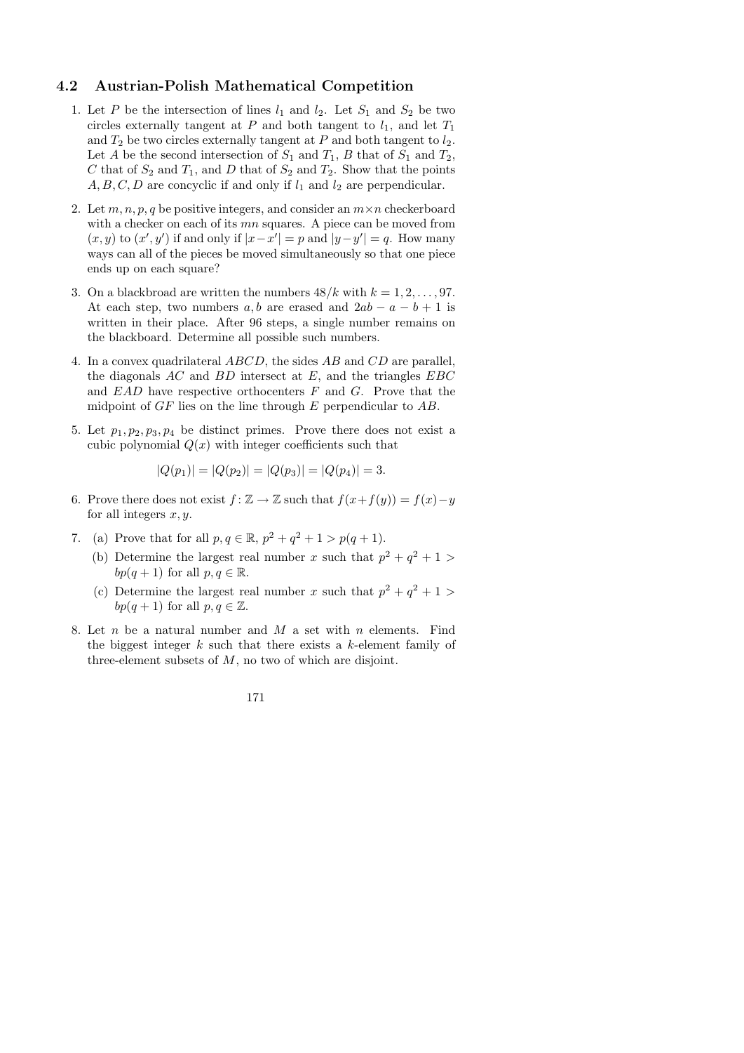## 4.2 Austrian-Polish Mathematical Competition

1. Let $P$ be the intersection of lines $l_1$ and $l_2$. Let $S_1$ and $S_2$ be two circles externally tangent at $P$ and both tangent to $l_1$, and let $T_1$ and $T_2$ be two circles externally tangent at $P$ and both tangent to $l_2$. Let $A$ be the second intersection of $S_1$ and $T_1$, $B$ that of $S_1$ and $T_2$, $C$ that of $S_2$ and $T_1$, and $D$ that of $S_2$ and $T_2$. Show that the points $A, B, C, D$ are concyclic if and only if $l_1$ and $l_2$ are perpendicular.

2. Let $m, n, p, q$ be positive integers, and consider an $m \times n$ checkerboard with a checker on each of its $mn$ squares. A piece can be moved from $(x, y)$ to $(x', y')$ if and only if $|x - x'| = p$ and $|y - y'| = q$. How many ways can all of the pieces be moved simultaneously so that one piece ends up on each square?

3. On a blackbroad are written the numbers $48/k$ with $k = 1, 2, \ldots, 97$. At each step, two numbers $a, b$ are erased and $2ab - a - b + 1$ is written in their place. After 96 steps, a single number remains on the blackboard. Determine all possible such numbers.

4. In a convex quadrilateral $ABCD$, the sides $AB$ and $CD$ are parallel, the diagonals $AC$ and $BD$ intersect at $E$, and the triangles $EBC$ and $EAD$ have respective orthocenters $F$ and $G$. Prove that the midpoint of $GF$ lies on the line through $E$ perpendicular to $AB$.

5. Let $p_1, p_2, p_3, p_4$ be distinct primes. Prove there does not exist a cubic polynomial $Q(x)$ with integer coefficients such that

$$|Q(p_1)| = |Q(p_2)| = |Q(p_3)| = |Q(p_4)| = 3.$$

6. Prove there does not exist $f : \mathbb{Z} \to \mathbb{Z}$ such that $f(x + f(y)) = f(x) - y$ for all integers $x, y$.

7. (a) Prove that for all $p, q \in \mathbb{R}$, $p^2 + q^2 + 1 > p(q + 1)$.

   (b) Determine the largest real number $x$ such that $p^2 + q^2 + 1 > bp(q + 1)$ for all $p, q \in \mathbb{R}$.

   (c) Determine the largest real number $x$ such that $p^2 + q^2 + 1 > bp(q + 1)$ for all $p, q \in \mathbb{Z}$.

8. Let $n$ be a natural number and $M$ a set with $n$ elements. Find the biggest integer $k$ such that there exists a $k$-element family of three-element subsets of $M$, no two of which are disjoint.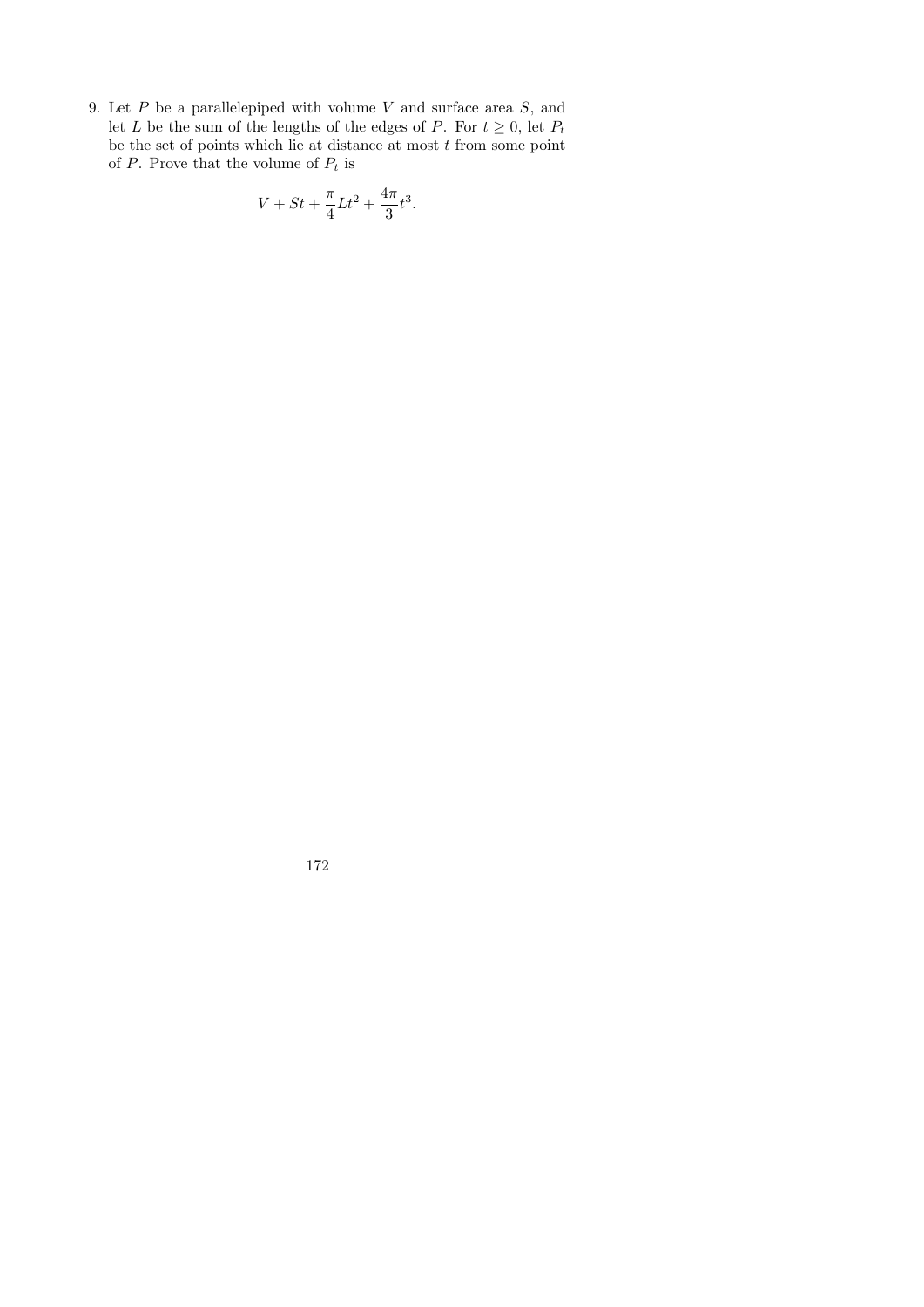9. Let $P$ be a parallelepiped with volume $V$ and surface area $S$, and let $L$ be the sum of the lengths of the edges of $P$. For $t \geq 0$, let $P_t$ be the set of points which lie at distance at most $t$ from some point of $P$. Prove that the volume of $P_t$ is

$$V + St + \frac{\pi}{4}Lt^2 + \frac{4\pi}{3}t^3.$$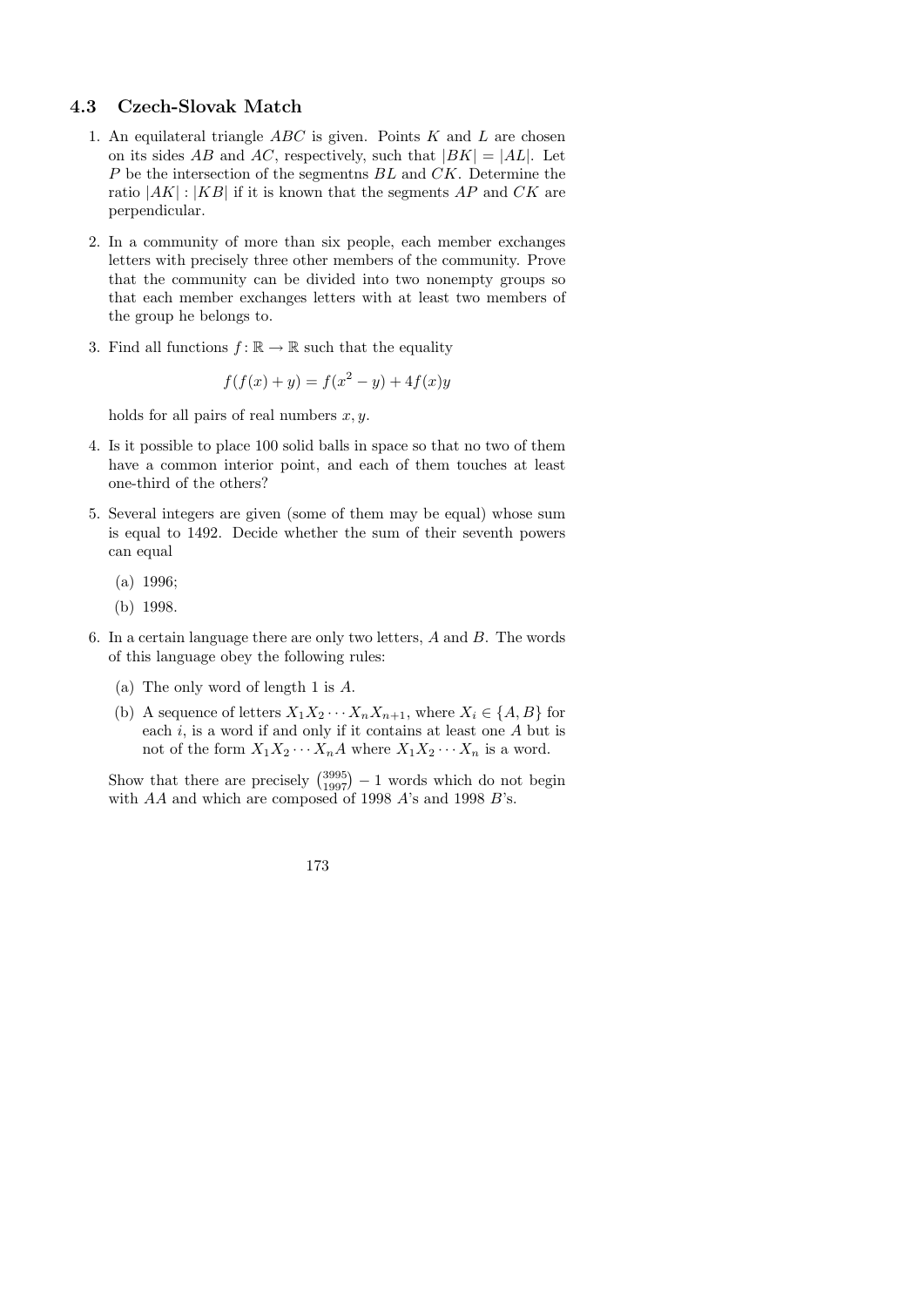### 4.3 Czech-Slovak Match

1. An equilateral triangle $ABC$ is given. Points $K$ and $L$ are chosen on its sides $AB$ and $AC$, respectively, such that $|BK| = |AL|$. Let $P$ be the intersection of the segmentns $BL$ and $CK$. Determine the ratio $|AK| : |KB|$ if it is known that the segments $AP$ and $CK$ are perpendicular.

2. In a community of more than six people, each member exchanges letters with precisely three other members of the community. Prove that the community can be divided into two nonempty groups so that each member exchanges letters with at least two members of the group he belongs to.

3. Find all functions $f : \mathbb{R} \to \mathbb{R}$ such that the equality

$$f(f(x) + y) = f(x^2 - y) + 4f(x)y$$

holds for all pairs of real numbers $x, y$.

4. Is it possible to place 100 solid balls in space so that no two of them have a common interior point, and each of them touches at least one-third of the others?

5. Several integers are given (some of them may be equal) whose sum is equal to 1492. Decide whether the sum of their seventh powers can equal

   (a) 1996;

   (b) 1998.

6. In a certain language there are only two letters, $A$ and $B$. The words of this language obey the following rules:

   (a) The only word of length 1 is $A$.

   (b) A sequence of letters $X_1X_2 \cdots X_nX_{n+1}$, where $X_i \in \{A, B\}$ for each $i$, is a word if and only if it contains at least one $A$ but is not of the form $X_1X_2 \cdots X_nA$ where $X_1X_2 \cdots X_n$ is a word.

   Show that there are precisely $\binom{3995}{1997} - 1$ words which do not begin with $AA$ and which are composed of 1998 $A$'s and 1998 $B$'s.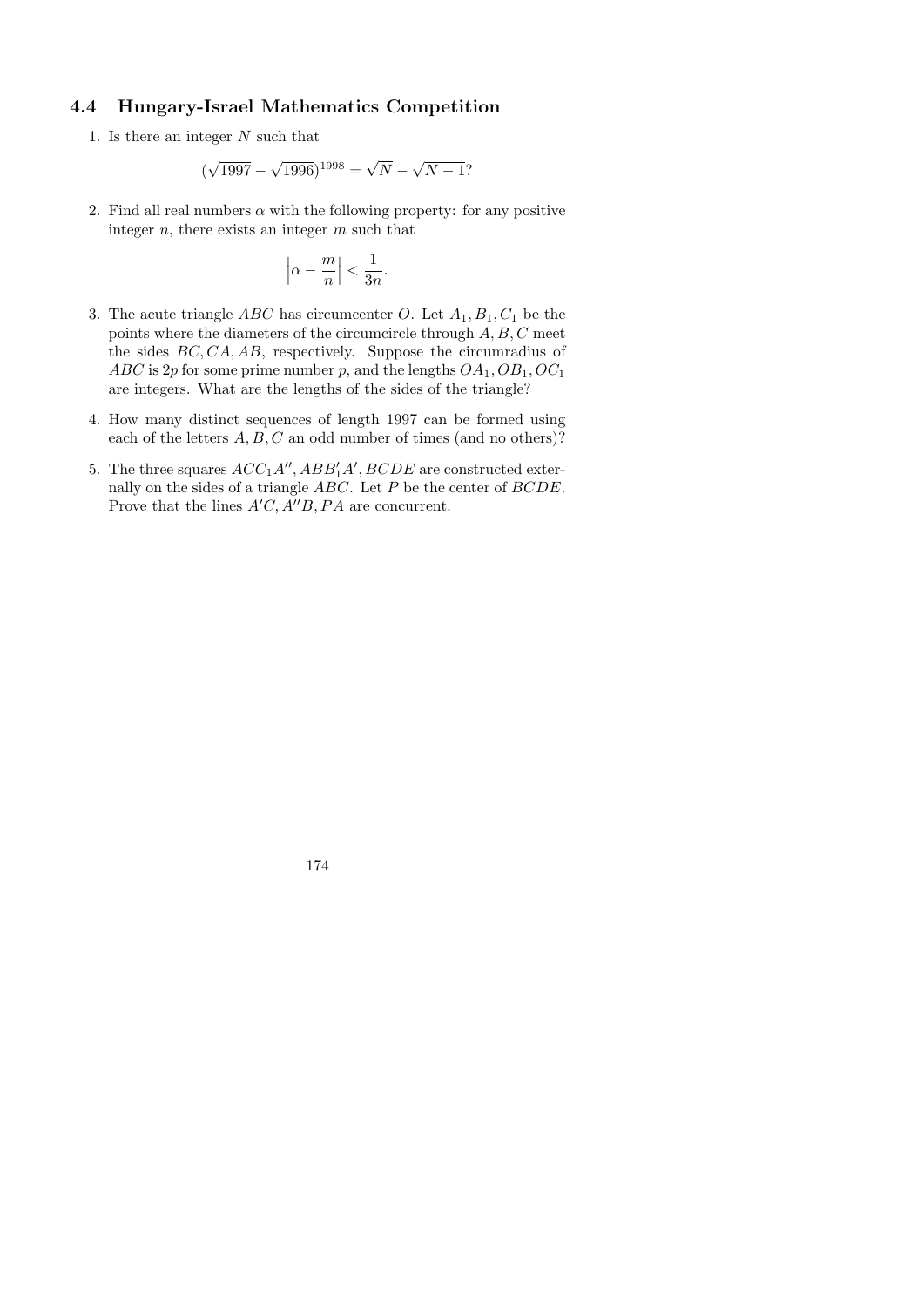## 4.4 Hungary-Israel Mathematics Competition

1. Is there an integer $N$ such that

$$(\sqrt{1997}-\sqrt{1996})^{1998}=\sqrt{N}-\sqrt{N-1}?$$

2. Find all real numbers $\alpha$ with the following property: for any positive integer $n$, there exists an integer $m$ such that

$$\left|\alpha-\frac{m}{n}\right|<\frac{1}{3n}.$$

3. The acute triangle $ABC$ has circumcenter $O$. Let $A_1, B_1, C_1$ be the points where the diameters of the circumcircle through $A, B, C$ meet the sides $BC, CA, AB$, respectively. Suppose the circumradius of $ABC$ is $2p$ for some prime number $p$, and the lengths $OA_1, OB_1, OC_1$ are integers. What are the lengths of the sides of the triangle?

4. How many distinct sequences of length 1997 can be formed using each of the letters $A, B, C$ an odd number of times (and no others)?

5. The three squares $ACC_1A''$, $ABB_1'A'$, $BCDE$ are constructed externally on the sides of a triangle $ABC$. Let $P$ be the center of $BCDE$. Prove that the lines $A'C, A''B, PA$ are concurrent.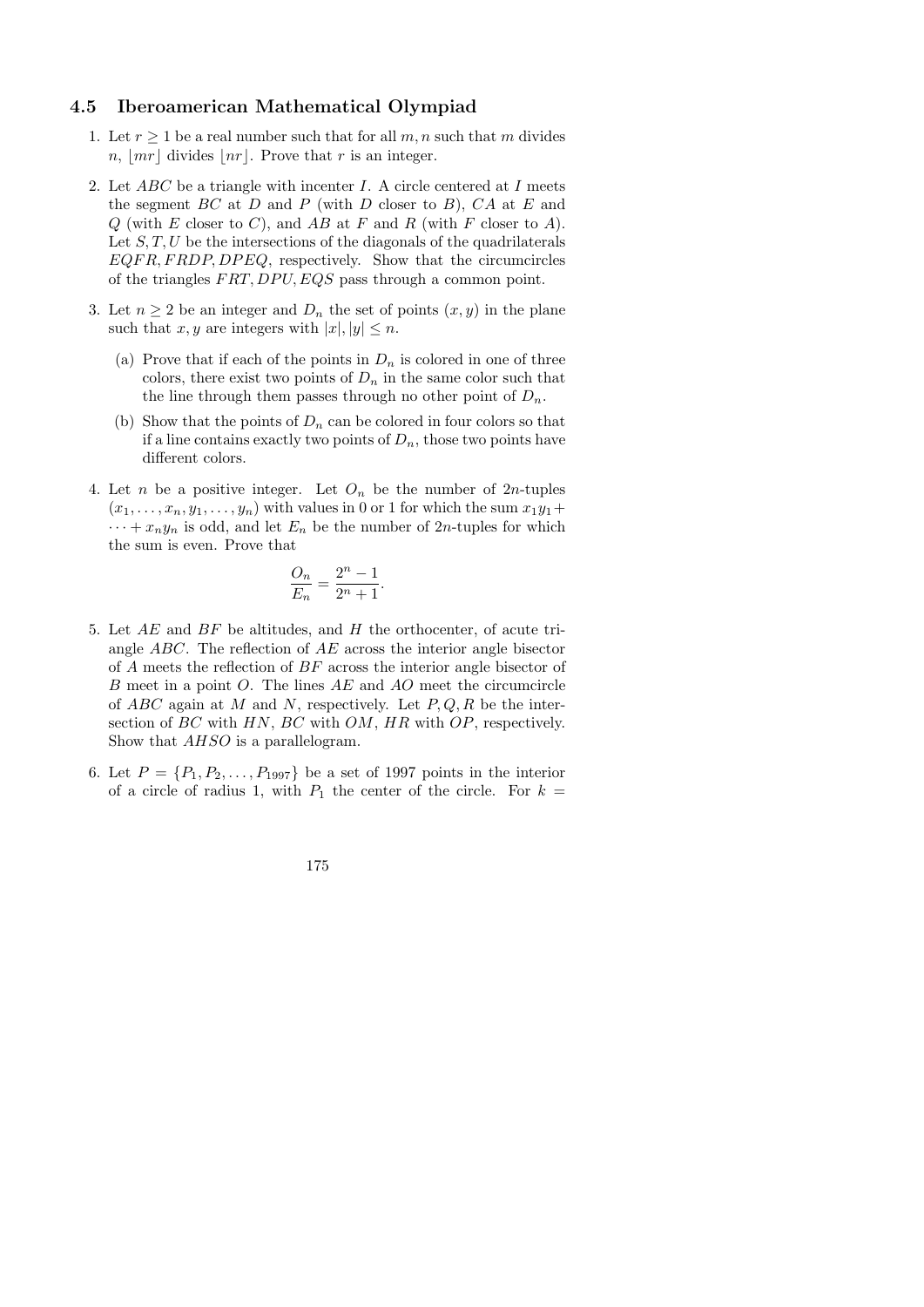## 4.5 Iberoamerican Mathematical Olympiad

1. Let $r \geq 1$ be a real number such that for all $m, n$ such that $m$ divides $n$, $\lfloor mr \rfloor$ divides $\lfloor nr \rfloor$. Prove that $r$ is an integer.

2. Let $ABC$ be a triangle with incenter $I$. A circle centered at $I$ meets the segment $BC$ at $D$ and $P$ (with $D$ closer to $B$), $CA$ at $E$ and $Q$ (with $E$ closer to $C$), and $AB$ at $F$ and $R$ (with $F$ closer to $A$). Let $S, T, U$ be the intersections of the diagonals of the quadrilaterals $EQFR, FRDP, DPEQ$, respectively. Show that the circumcircles of the triangles $FRT, DPU, EQS$ pass through a common point.

3. Let $n \geq 2$ be an integer and $D_n$ the set of points $(x, y)$ in the plane such that $x, y$ are integers with $|x|, |y| \leq n$.

   (a) Prove that if each of the points in $D_n$ is colored in one of three colors, there exist two points of $D_n$ in the same color such that the line through them passes through no other point of $D_n$.

   (b) Show that the points of $D_n$ can be colored in four colors so that if a line contains exactly two points of $D_n$, those two points have different colors.

4. Let $n$ be a positive integer. Let $O_n$ be the number of $2n$-tuples $(x_1, \ldots, x_n, y_1, \ldots, y_n)$ with values in 0 or 1 for which the sum $x_1y_1 + \cdots + x_ny_n$ is odd, and let $E_n$ be the number of $2n$-tuples for which the sum is even. Prove that

$$\frac{O_n}{E_n} = \frac{2^n - 1}{2^n + 1}.$$

5. Let $AE$ and $BF$ be altitudes, and $H$ the orthocenter, of acute triangle $ABC$. The reflection of $AE$ across the interior angle bisector of $A$ meets the reflection of $BF$ across the interior angle bisector of $B$ meet in a point $O$. The lines $AE$ and $AO$ meet the circumcircle of $ABC$ again at $M$ and $N$, respectively. Let $P, Q, R$ be the intersection of $BC$ with $HN$, $BC$ with $OM$, $HR$ with $OP$, respectively. Show that $AHSO$ is a parallelogram.

6. Let $P = \{P_1, P_2, \ldots, P_{1997}\}$ be a set of 1997 points in the interior of a circle of radius 1, with $P_1$ the center of the circle. For $k =$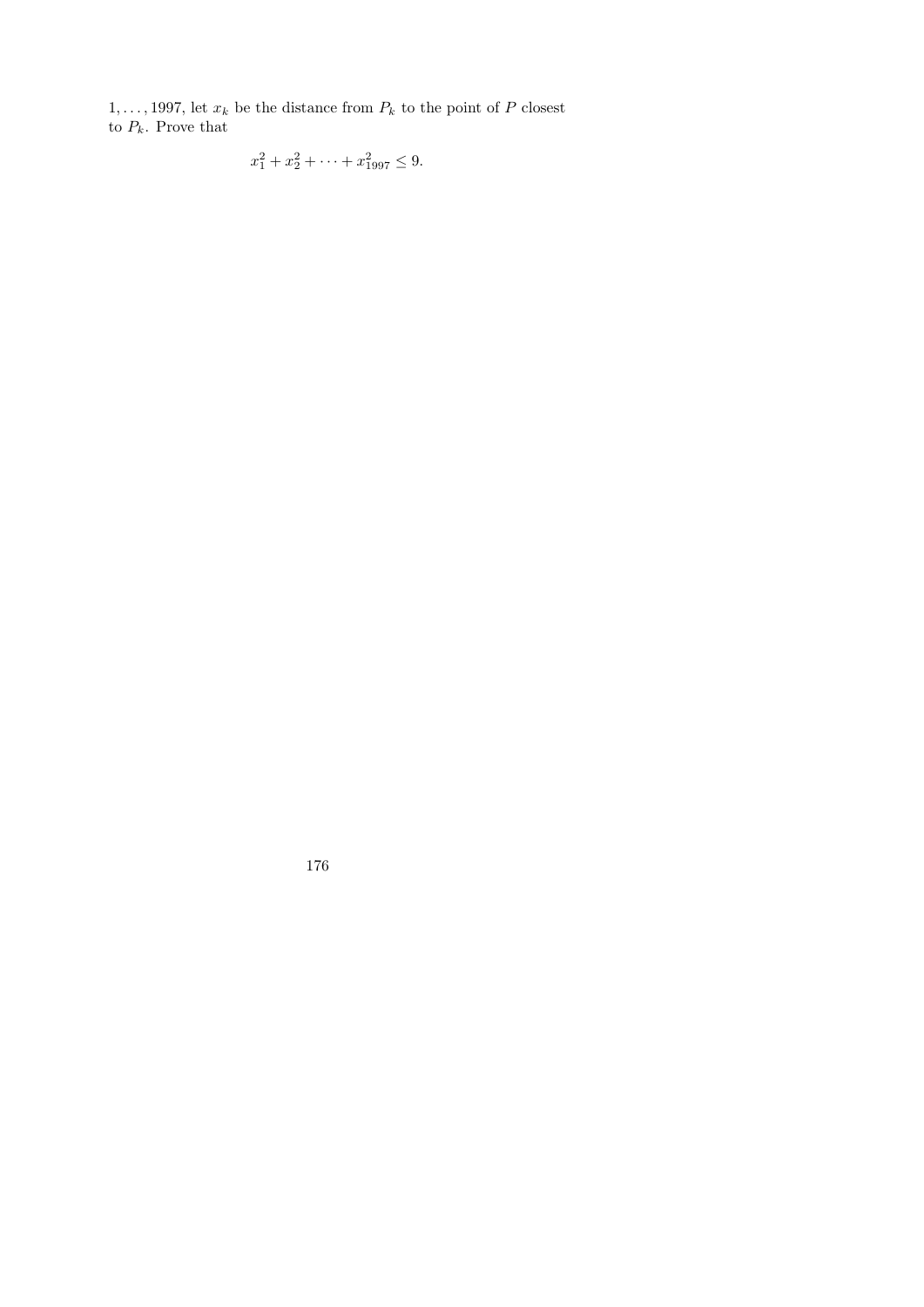$1, \ldots, 1997$, let $x_k$ be the distance from $P_k$ to the point of $P$ closest to $P_k$. Prove that

$$x_1^2 + x_2^2 + \cdots + x_{1997}^2 \leq 9.$$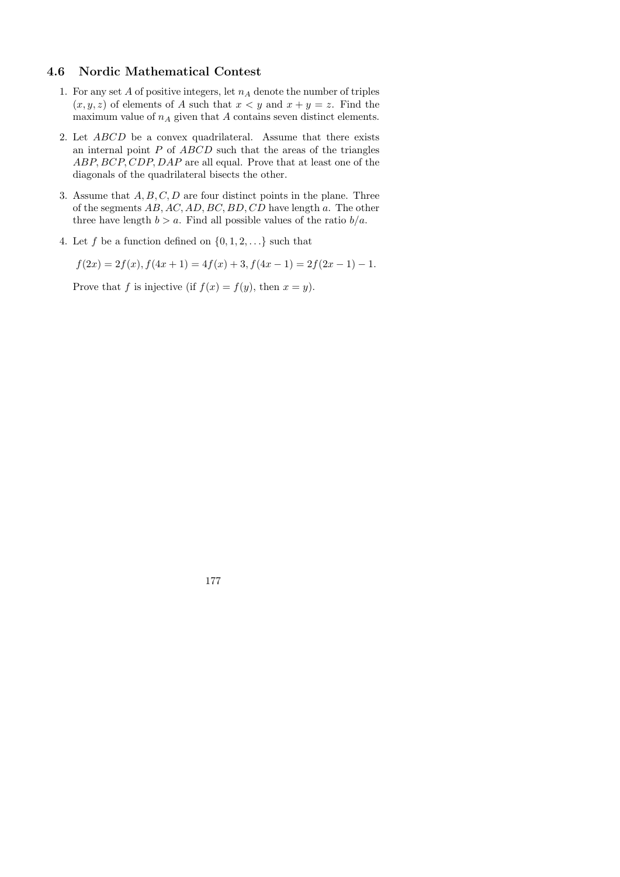### 4.6 Nordic Mathematical Contest

1. For any set $A$ of positive integers, let $n_A$ denote the number of triples $(x, y, z)$ of elements of $A$ such that $x < y$ and $x + y = z$. Find the maximum value of $n_A$ given that $A$ contains seven distinct elements.

2. Let $ABCD$ be a convex quadrilateral. Assume that there exists an internal point $P$ of $ABCD$ such that the areas of the triangles $ABP, BCP, CDP, DAP$ are all equal. Prove that at least one of the diagonals of the quadrilateral bisects the other.

3. Assume that $A, B, C, D$ are four distinct points in the plane. Three of the segments $AB, AC, AD, BC, BD, CD$ have length $a$. The other three have length $b > a$. Find all possible values of the ratio $b/a$.

4. Let $f$ be a function defined on $\{0, 1, 2, \ldots\}$ such that

   $$f(2x) = 2f(x), f(4x+1) = 4f(x) + 3, f(4x-1) = 2f(2x-1) - 1.$$

   Prove that $f$ is injective (if $f(x) = f(y)$, then $x = y$).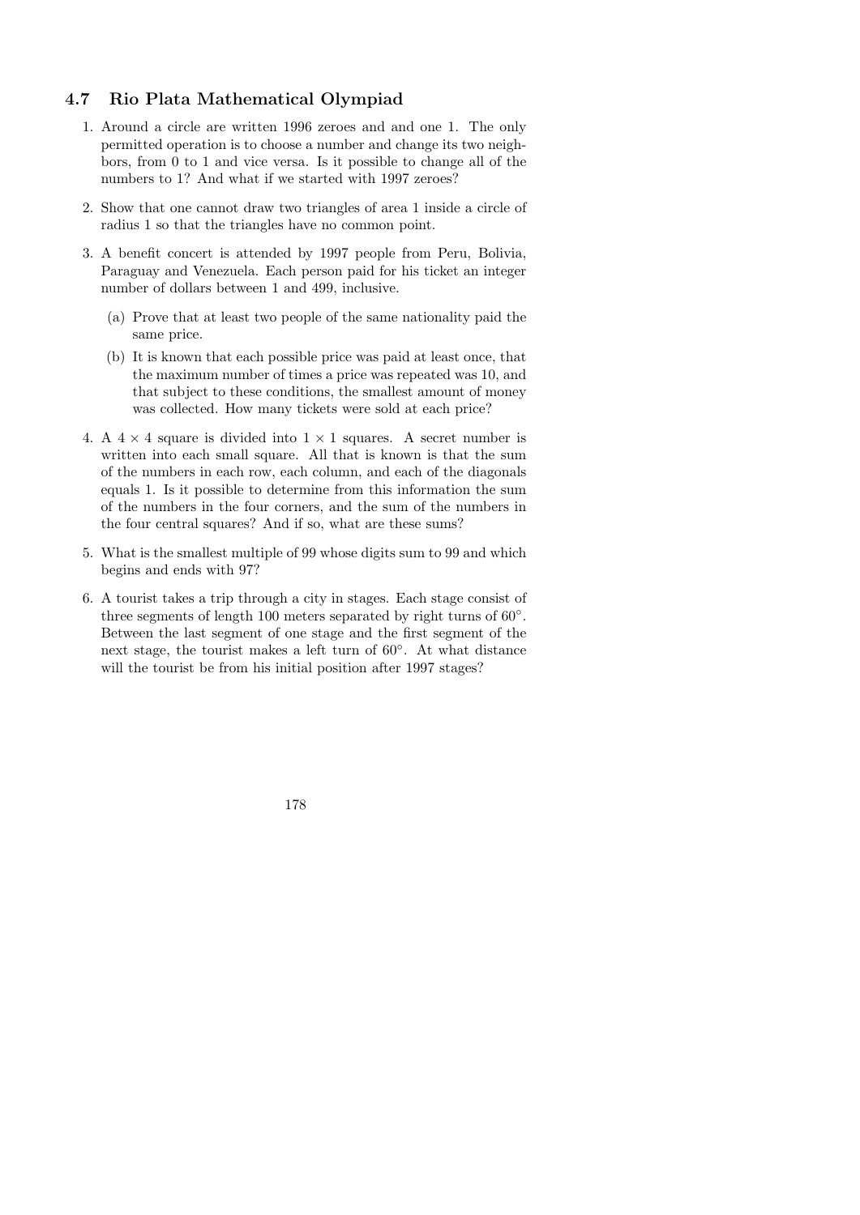## 4.7 Rio Plata Mathematical Olympiad

1. Around a circle are written 1996 zeroes and and one 1. The only permitted operation is to choose a number and change its two neighbors, from 0 to 1 and vice versa. Is it possible to change all of the numbers to 1? And what if we started with 1997 zeroes?

2. Show that one cannot draw two triangles of area 1 inside a circle of radius 1 so that the triangles have no common point.

3. A benefit concert is attended by 1997 people from Peru, Bolivia, Paraguay and Venezuela. Each person paid for his ticket an integer number of dollars between 1 and 499, inclusive.

   (a) Prove that at least two people of the same nationality paid the same price.

   (b) It is known that each possible price was paid at least once, that the maximum number of times a price was repeated was 10, and that subject to these conditions, the smallest amount of money was collected. How many tickets were sold at each price?

4. A $4 \times 4$ square is divided into $1 \times 1$ squares. A secret number is written into each small square. All that is known is that the sum of the numbers in each row, each column, and each of the diagonals equals 1. Is it possible to determine from this information the sum of the numbers in the four corners, and the sum of the numbers in the four central squares? And if so, what are these sums?

5. What is the smallest multiple of 99 whose digits sum to 99 and which begins and ends with 97?

6. A tourist takes a trip through a city in stages. Each stage consist of three segments of length 100 meters separated by right turns of $60^\circ$. Between the last segment of one stage and the first segment of the next stage, the tourist makes a left turn of $60^\circ$. At what distance will the tourist be from his initial position after 1997 stages?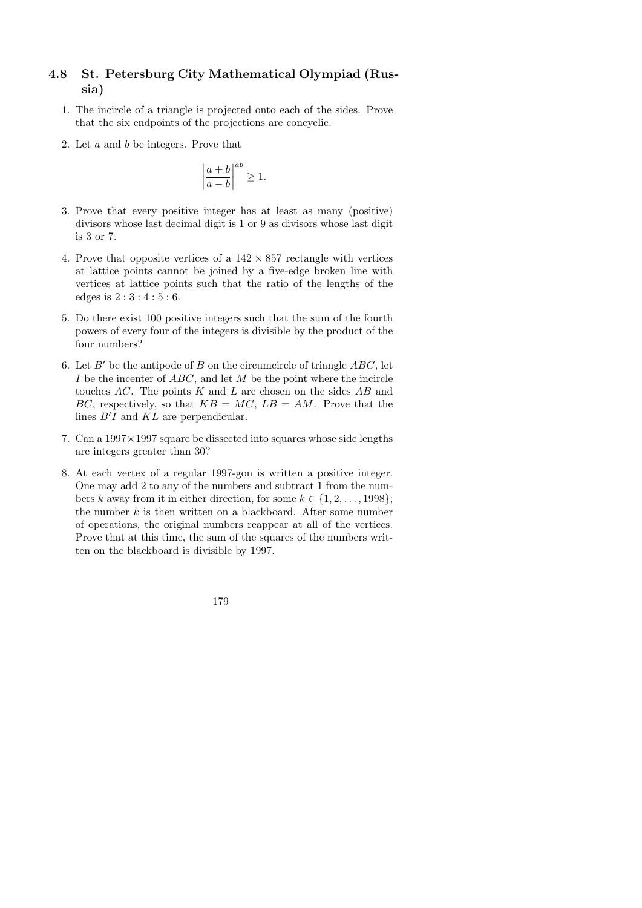## 4.8 St. Petersburg City Mathematical Olympiad (Russia)

1. The incircle of a triangle is projected onto each of the sides. Prove that the six endpoints of the projections are concyclic.

2. Let $a$ and $b$ be integers. Prove that

$$\left|\frac{a+b}{a-b}\right|^{ab} \geq 1.$$

3. Prove that every positive integer has at least as many (positive) divisors whose last decimal digit is 1 or 9 as divisors whose last digit is 3 or 7.

4. Prove that opposite vertices of a $142 \times 857$ rectangle with vertices at lattice points cannot be joined by a five-edge broken line with vertices at lattice points such that the ratio of the lengths of the edges is $2:3:4:5:6$.

5. Do there exist 100 positive integers such that the sum of the fourth powers of every four of the integers is divisible by the product of the four numbers?

6. Let $B'$ be the antipode of $B$ on the circumcircle of triangle $ABC$, let $I$ be the incenter of $ABC$, and let $M$ be the point where the incircle touches $AC$. The points $K$ and $L$ are chosen on the sides $AB$ and $BC$, respectively, so that $KB = MC$, $LB = AM$. Prove that the lines $B'I$ and $KL$ are perpendicular.

7. Can a $1997 \times 1997$ square be dissected into squares whose side lengths are integers greater than 30?

8. At each vertex of a regular 1997-gon is written a positive integer. One may add 2 to any of the numbers and subtract 1 from the numbers $k$ away from it in either direction, for some $k \in \{1, 2, \ldots, 1998\}$; the number $k$ is then written on a blackboard. After some number of operations, the original numbers reappear at all of the vertices. Prove that at this time, the sum of the squares of the numbers written on the blackboard is divisible by 1997.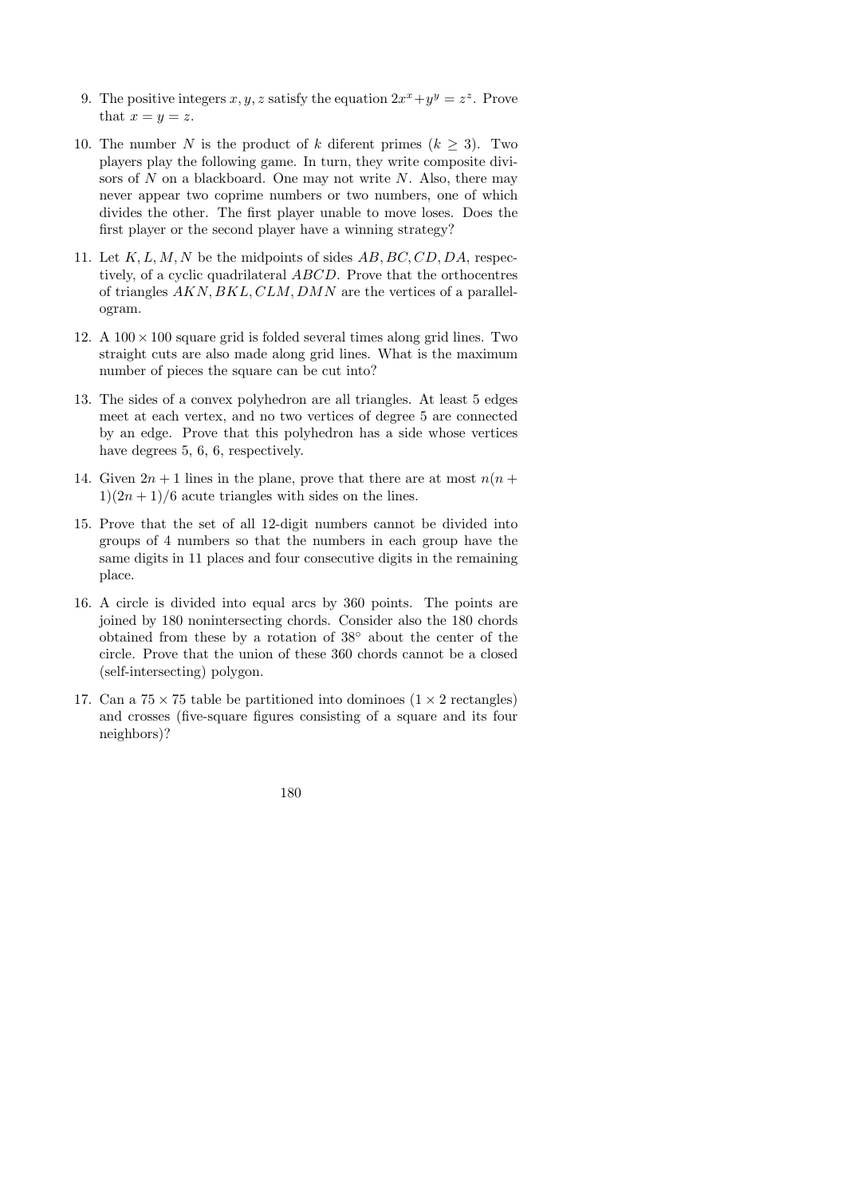9. The positive integers $x, y, z$ satisfy the equation $2x^x + y^y = z^z$. Prove that $x = y = z$.

10. The number $N$ is the product of $k$ diferent primes ($k \geq 3$). Two players play the following game. In turn, they write composite divisors of $N$ on a blackboard. One may not write $N$. Also, there may never appear two coprime numbers or two numbers, one of which divides the other. The first player unable to move loses. Does the first player or the second player have a winning strategy?

11. Let $K, L, M, N$ be the midpoints of sides $AB, BC, CD, DA$, respectively, of a cyclic quadrilateral $ABCD$. Prove that the orthocentres of triangles $AKN, BKL, CLM, DMN$ are the vertices of a parallelogram.

12. A $100 \times 100$ square grid is folded several times along grid lines. Two straight cuts are also made along grid lines. What is the maximum number of pieces the square can be cut into?

13. The sides of a convex polyhedron are all triangles. At least 5 edges meet at each vertex, and no two vertices of degree 5 are connected by an edge. Prove that this polyhedron has a side whose vertices have degrees 5, 6, 6, respectively.

14. Given $2n + 1$ lines in the plane, prove that there are at most $n(n + 1)(2n + 1)/6$ acute triangles with sides on the lines.

15. Prove that the set of all 12-digit numbers cannot be divided into groups of 4 numbers so that the numbers in each group have the same digits in 11 places and four consecutive digits in the remaining place.

16. A circle is divided into equal arcs by 360 points. The points are joined by 180 nonintersecting chords. Consider also the 180 chords obtained from these by a rotation of $38^\circ$ about the center of the circle. Prove that the union of these 360 chords cannot be a closed (self-intersecting) polygon.

17. Can a $75 \times 75$ table be partitioned into dominoes ($1 \times 2$ rectangles) and crosses (five-square figures consisting of a square and its four neighbors)?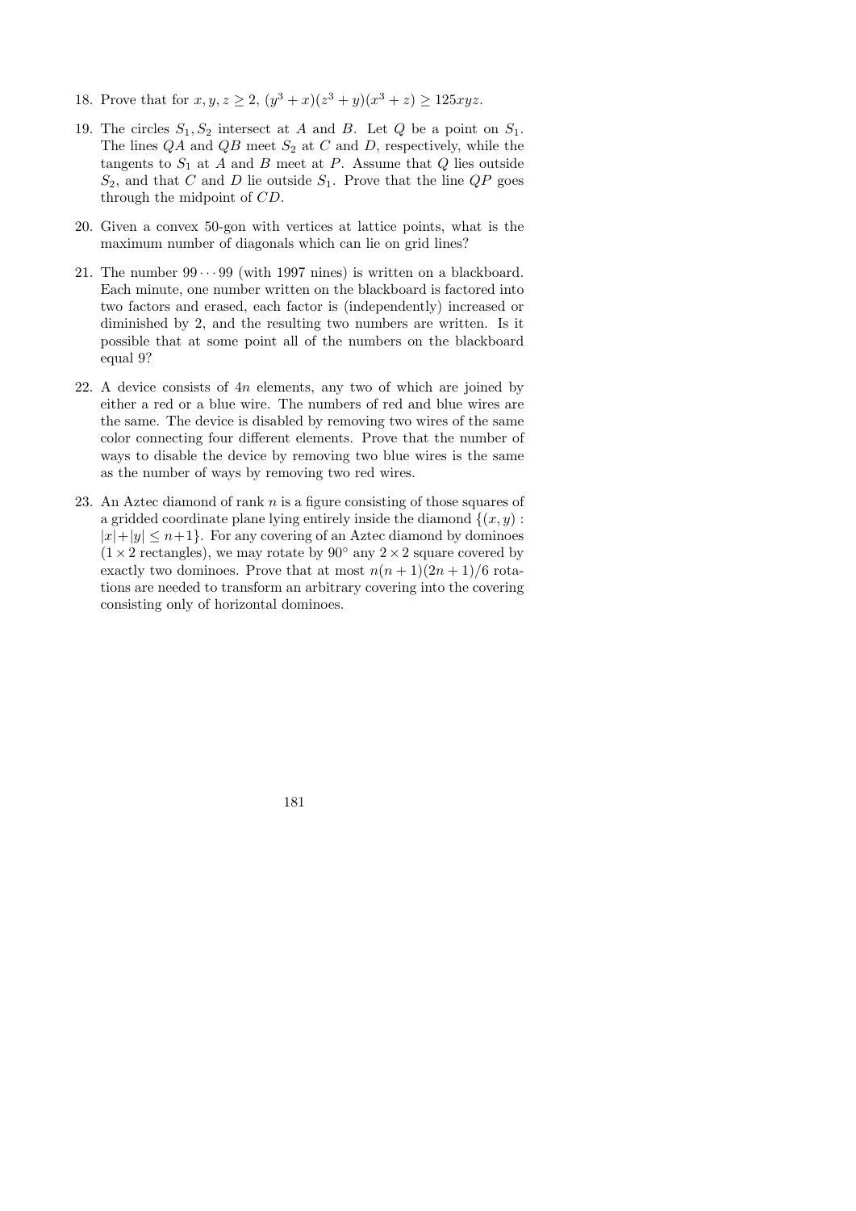18. Prove that for $x, y, z \geq 2$, $(y^3 + x)(z^3 + y)(x^3 + z) \geq 125xyz$.

19. The circles $S_1, S_2$ intersect at $A$ and $B$. Let $Q$ be a point on $S_1$. The lines $QA$ and $QB$ meet $S_2$ at $C$ and $D$, respectively, while the tangents to $S_1$ at $A$ and $B$ meet at $P$. Assume that $Q$ lies outside $S_2$, and that $C$ and $D$ lie outside $S_1$. Prove that the line $QP$ goes through the midpoint of $CD$.

20. Given a convex 50-gon with vertices at lattice points, what is the maximum number of diagonals which can lie on grid lines?

21. The number $99 \cdots 99$ (with 1997 nines) is written on a blackboard. Each minute, one number written on the blackboard is factored into two factors and erased, each factor is (independently) increased or diminished by 2, and the resulting two numbers are written. Is it possible that at some point all of the numbers on the blackboard equal 9?

22. A device consists of $4n$ elements, any two of which are joined by either a red or a blue wire. The numbers of red and blue wires are the same. The device is disabled by removing two wires of the same color connecting four different elements. Prove that the number of ways to disable the device by removing two blue wires is the same as the number of ways by removing two red wires.

23. An Aztec diamond of rank $n$ is a figure consisting of those squares of a gridded coordinate plane lying entirely inside the diamond $\{(x, y) : |x| + |y| \leq n+1\}$. For any covering of an Aztec diamond by dominoes ($1 \times 2$ rectangles), we may rotate by $90^\circ$ any $2 \times 2$ square covered by exactly two dominoes. Prove that at most $n(n+1)(2n+1)/6$ rotations are needed to transform an arbitrary covering into the covering consisting only of horizontal dominoes.